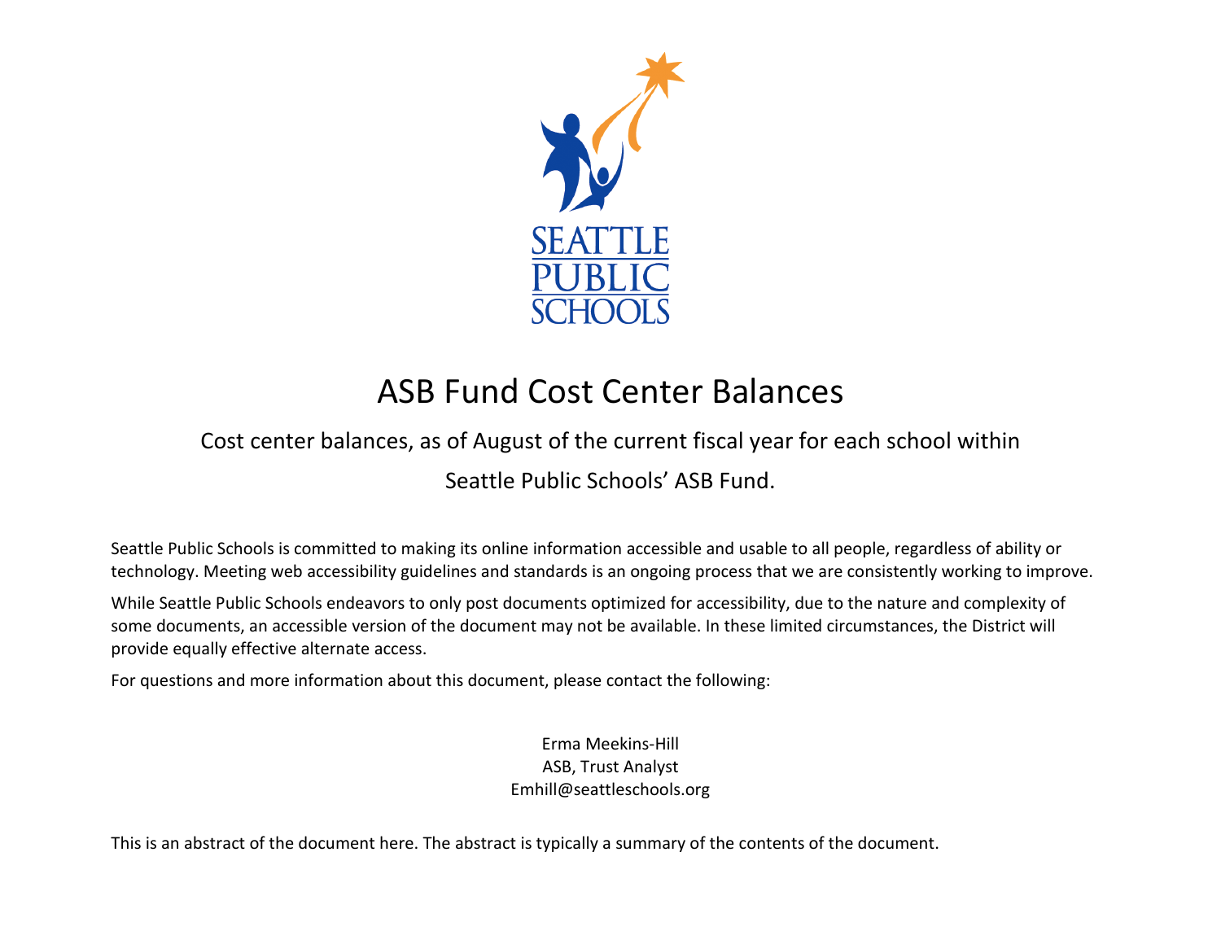SEATTLE PUBLIC SCHOOLS

# ASB Fund Cost Center Balances

Cost center balances, as of August of the current fiscal year for each school within Seattle Public Schools' ASB Fund.

Seattle Public Schools is committed to making its online information accessible and usable to all people, regardless of ability or technology. Meeting web accessibility guidelines and standards is an ongoing process that we are consistently working to improve.

While Seattle Public Schools endeavors to only post documents optimized for accessibility, due to the nature and complexity of some documents, an accessible version of the document may not be available. In these limited circumstances, the District will provide equally effective alternate access.

For questions and more information about this document, please contact the following:

Erma Meekins-Hill
ASB, Trust Analyst
Emhill@seattleschools.org

This is an abstract of the document here. The abstract is typically a summary of the contents of the document.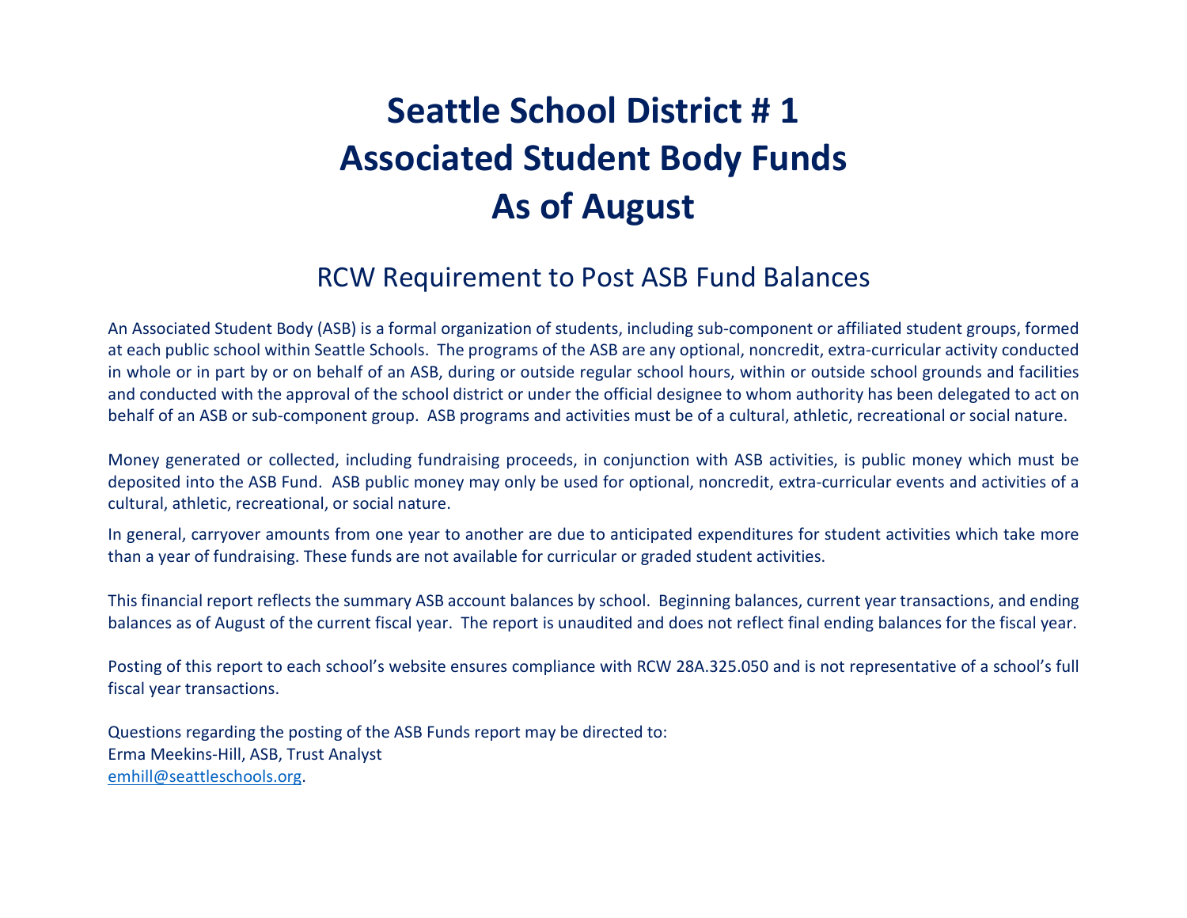# Seattle School District # 1
# Associated Student Body Funds
# As of August

## RCW Requirement to Post ASB Fund Balances

An Associated Student Body (ASB) is a formal organization of students, including sub-component or affiliated student groups, formed at each public school within Seattle Schools. The programs of the ASB are any optional, noncredit, extra-curricular activity conducted in whole or in part by or on behalf of an ASB, during or outside regular school hours, within or outside school grounds and facilities and conducted with the approval of the school district or under the official designee to whom authority has been delegated to act on behalf of an ASB or sub-component group. ASB programs and activities must be of a cultural, athletic, recreational or social nature.

Money generated or collected, including fundraising proceeds, in conjunction with ASB activities, is public money which must be deposited into the ASB Fund. ASB public money may only be used for optional, noncredit, extra-curricular events and activities of a cultural, athletic, recreational, or social nature.

In general, carryover amounts from one year to another are due to anticipated expenditures for student activities which take more than a year of fundraising. These funds are not available for curricular or graded student activities.

This financial report reflects the summary ASB account balances by school. Beginning balances, current year transactions, and ending balances as of August of the current fiscal year. The report is unaudited and does not reflect final ending balances for the fiscal year.

Posting of this report to each school's website ensures compliance with RCW 28A.325.050 and is not representative of a school's full fiscal year transactions.

Questions regarding the posting of the ASB Funds report may be directed to:
Erma Meekins-Hill, ASB, Trust Analyst
emhill@seattleschools.org.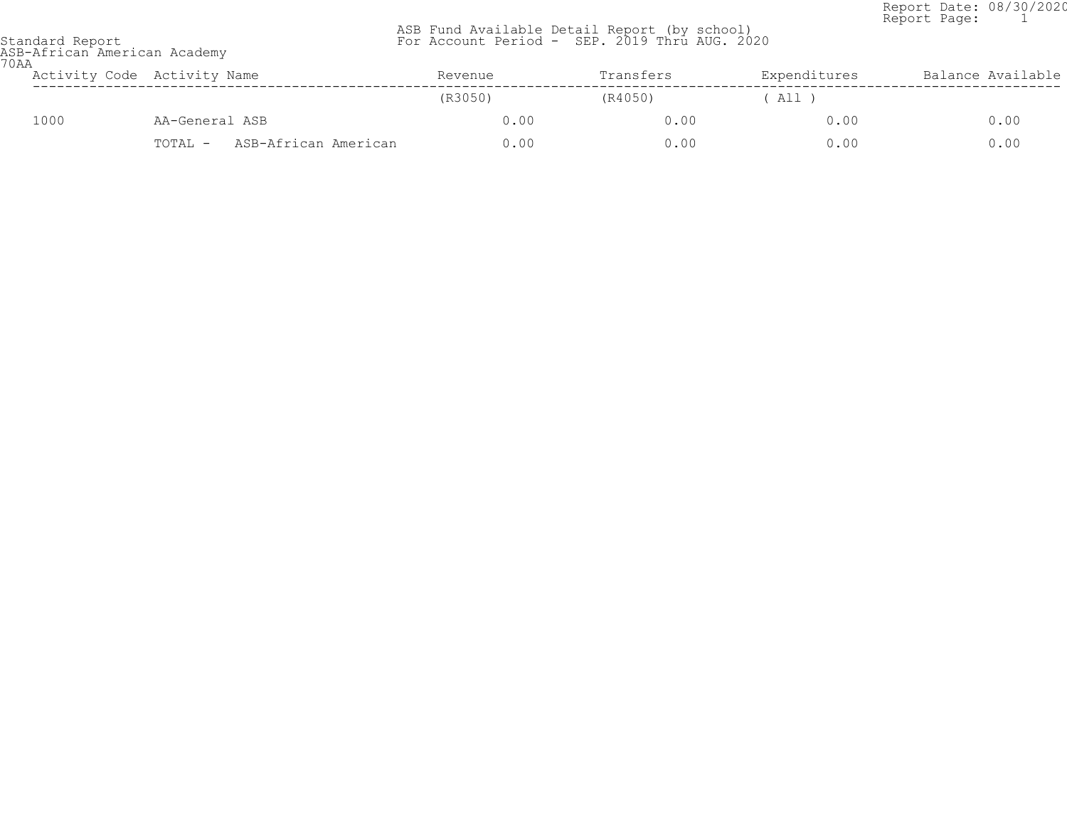Report Date: 08/30/2020
Report Page: 1

Standard Report
ASB-African American Academy
70AA

ASB Fund Available Detail Report (by school)
For Account Period - SEP. 2019 Thru AUG. 2020

| Activity Code | Activity Name | Revenue | Transfers | Expenditures | Balance Available |
|---|---|---|---|---|---|
| | | (R3050) | (R4050) | ( All ) | |
| 1000 | AA-General ASB | 0.00 | 0.00 | 0.00 | 0.00 |
| | TOTAL - ASB-African American | 0.00 | 0.00 | 0.00 | 0.00 |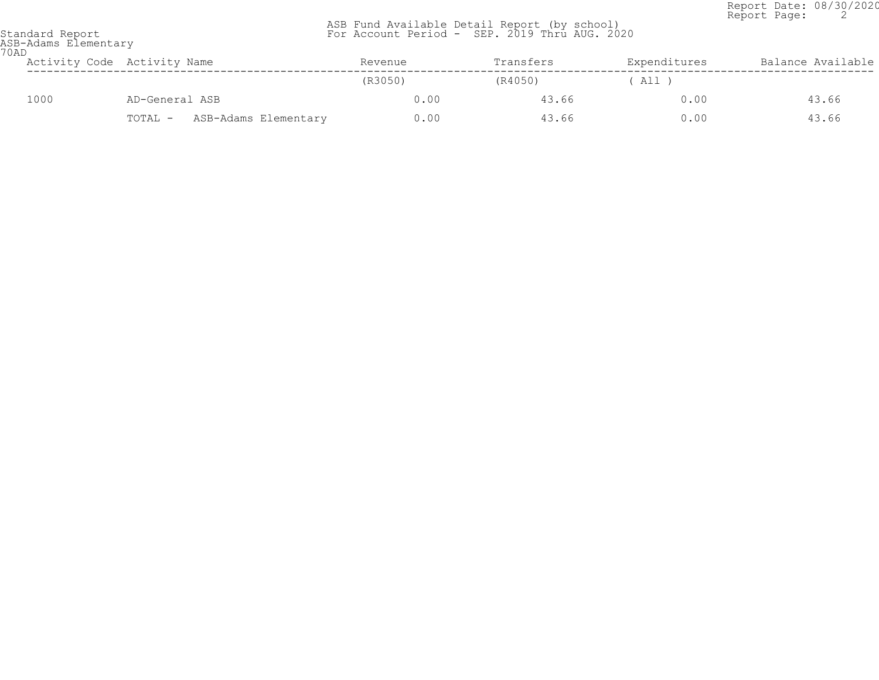Standard Report
ASB-Adams Elementary
70AD

ASB Fund Available Detail Report (by school)
For Account Period - SEP. 2019 Thru AUG. 2020

Report Date: 08/30/2020
Report Page: 2

| Activity Code | Activity Name | Revenue | Transfers | Expenditures | Balance Available |
|---|---|---|---|---|---|
| | | (R3050) | (R4050) | ( All ) | |
| 1000 | AD-General ASB | 0.00 | 43.66 | 0.00 | 43.66 |
| | TOTAL - ASB-Adams Elementary | 0.00 | 43.66 | 0.00 | 43.66 |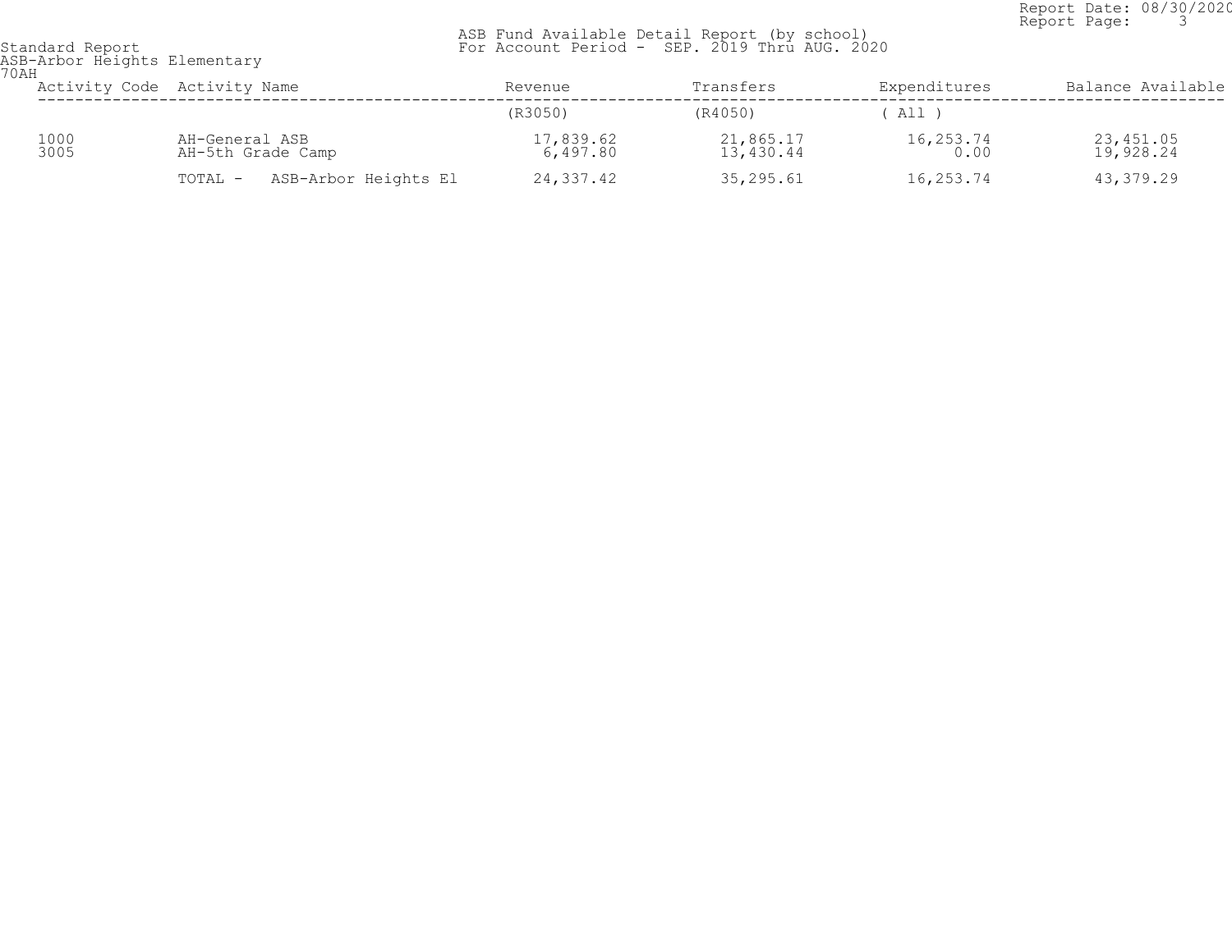Standard Report
ASB-Arbor Heights Elementary
70AH

ASB Fund Available Detail Report (by school)
For Account Period - SEP. 2019 Thru AUG. 2020

Report Date: 08/30/2020
Report Page: 3

| Activity Code | Activity Name | Revenue | Transfers | Expenditures | Balance Available |
|---|---|---|---|---|---|
| | | (R3050) | (R4050) | ( All ) | |
| 1000 | AH-General ASB | 17,839.62 | 21,865.17 | 16,253.74 | 23,451.05 |
| 3005 | AH-5th Grade Camp | 6,497.80 | 13,430.44 | 0.00 | 19,928.24 |
| | TOTAL - ASB-Arbor Heights El | 24,337.42 | 35,295.61 | 16,253.74 | 43,379.29 |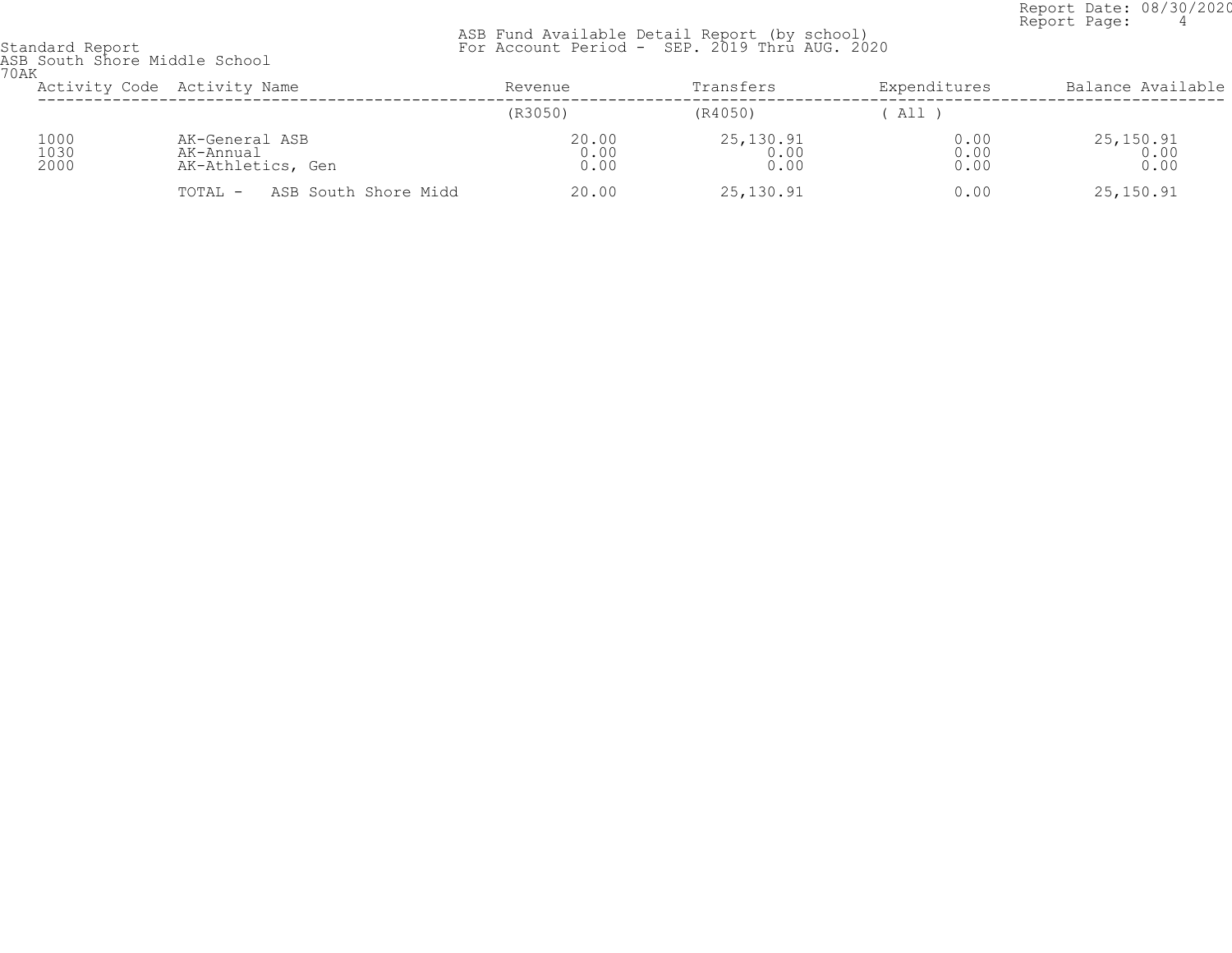Report Date: 08/30/2020
Report Page: 4

Standard Report
ASB South Shore Middle School
70AK

ASB Fund Available Detail Report (by school)
For Account Period - SEP. 2019 Thru AUG. 2020

| Activity Code | Activity Name | Revenue | Transfers | Expenditures | Balance Available |
|---|---|---|---|---|---|
| | | (R3050) | (R4050) | ( All ) | |
| 1000 | AK-General ASB | 20.00 | 25,130.91 | 0.00 | 25,150.91 |
| 1030 | AK-Annual | 0.00 | 0.00 | 0.00 | 0.00 |
| 2000 | AK-Athletics, Gen | 0.00 | 0.00 | 0.00 | 0.00 |
| | TOTAL - ASB South Shore Midd | 20.00 | 25,130.91 | 0.00 | 25,150.91 |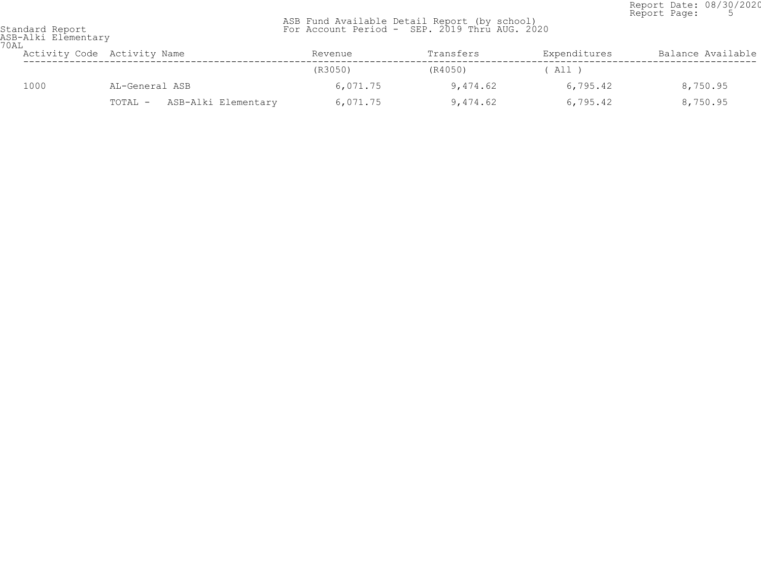Standard Report
ASB-Alki Elementary
70AL

ASB Fund Available Detail Report (by school)
For Account Period - SEP. 2019 Thru AUG. 2020

Report Date: 08/30/2020

| Activity Code | Activity Name | Revenue | Transfers | Expenditures | Balance Available |
|---|---|---|---|---|---|
| | | (R3050) | (R4050) | ( All ) | |
| 1000 | AL-General ASB | 6,071.75 | 9,474.62 | 6,795.42 | 8,750.95 |
| | TOTAL - ASB-Alki Elementary | 6,071.75 | 9,474.62 | 6,795.42 | 8,750.95 |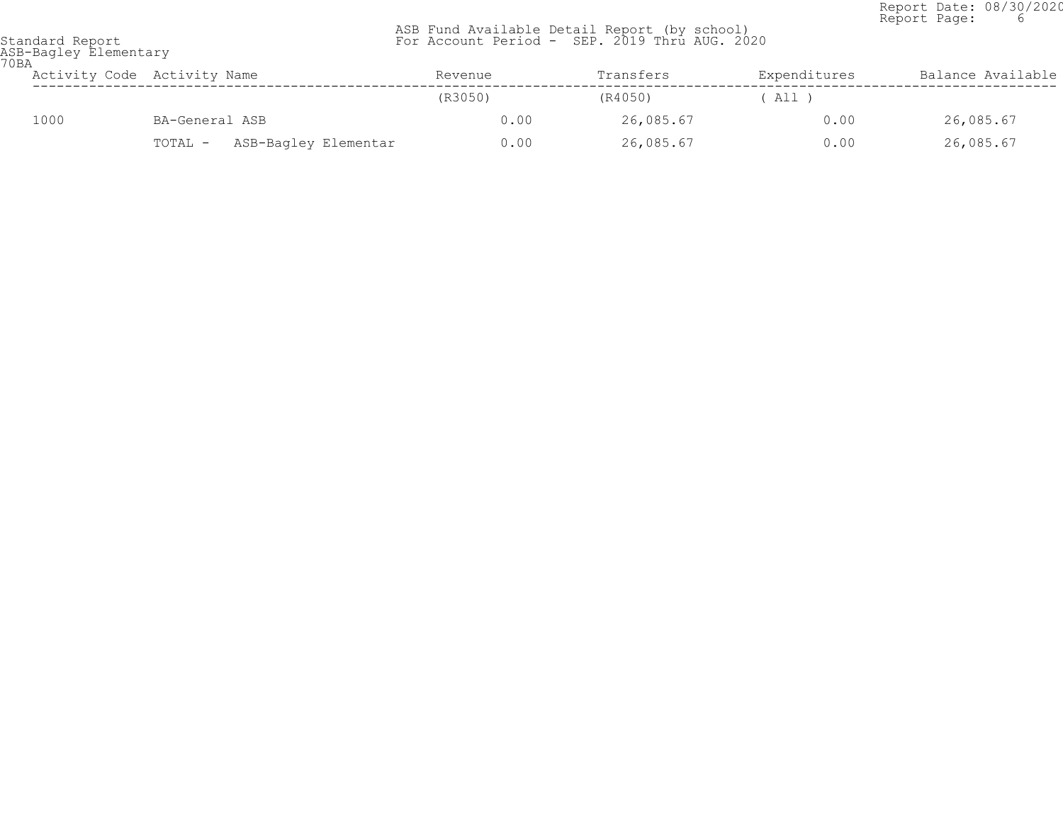Standard Report
ASB-Bagley Elementary
70BA

ASB Fund Available Detail Report (by school)
For Account Period - SEP. 2019 Thru AUG. 2020

Report Date: 08/30/2020

| Activity Code | Activity Name | Revenue | Transfers | Expenditures | Balance Available |
|---|---|---|---|---|---|
| | | (R3050) | (R4050) | ( All ) | |
| 1000 | BA-General ASB | 0.00 | 26,085.67 | 0.00 | 26,085.67 |
| | TOTAL - ASB-Bagley Elementar | 0.00 | 26,085.67 | 0.00 | 26,085.67 |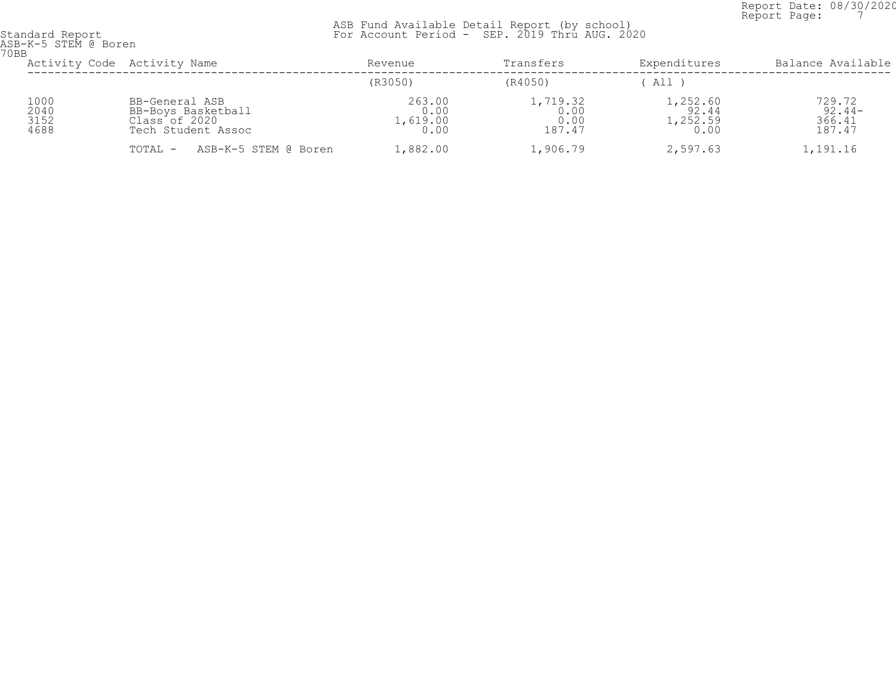Standard Report
ASB-K-5 STEM @ Boren
70BB

# ASB Fund Available Detail Report (by school)

For Account Period - SEP. 2019 Thru AUG. 2020

Report Date: 08/30/2020

| Activity Code | Activity Name | Revenue | Transfers | Expenditures | Balance Available |
|---|---|---|---|---|---|
| | | (R3050) | (R4050) | ( All ) | |
| 1000 | BB-General ASB | 263.00 | 1,719.32 | 1,252.60 | 729.72 |
| 2040 | BB-Boys Basketball | 0.00 | 0.00 | 92.44 | 92.44- |
| 3152 | Class of 2020 | 1,619.00 | 0.00 | 1,252.59 | 366.41 |
| 4688 | Tech Student Assoc | 0.00 | 187.47 | 0.00 | 187.47 |
| | TOTAL - ASB-K-5 STEM @ Boren | 1,882.00 | 1,906.79 | 2,597.63 | 1,191.16 |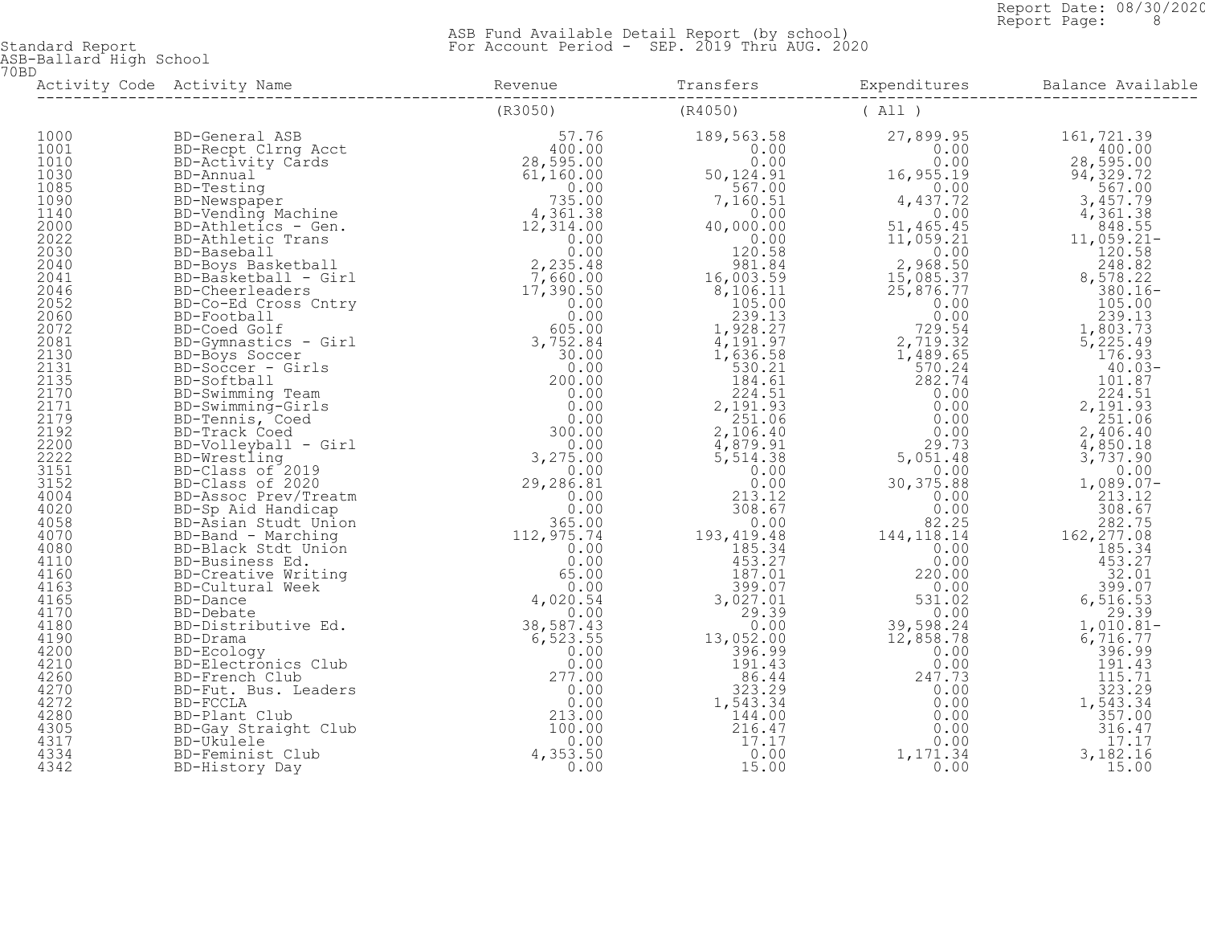Standard Report
ASB-Ballard High School
70BD

ASB Fund Available Detail Report (by school)
For Account Period - SEP. 2019 Thru AUG. 2020

| Activity Code | Activity Name | Revenue | Transfers | Expenditures | Balance Available |
|---|---|---|---|---|---|
| | | (R3050) | (R4050) | ( All ) | |
| 1000 | BD-General ASB | 57.76 | 189,563.58 | 27,899.95 | 161,721.39 |
| 1001 | BD-Recpt Clrng Acct | 400.00 | 0.00 | 0.00 | 400.00 |
| 1010 | BD-Activity Cards | 28,595.00 | 0.00 | 0.00 | 28,595.00 |
| 1030 | BD-Annual | 61,160.00 | 50,124.91 | 16,955.19 | 94,329.72 |
| 1085 | BD-Testing | 0.00 | 567.00 | 0.00 | 567.00 |
| 1090 | BD-Newspaper | 735.00 | 7,160.51 | 4,437.72 | 3,457.79 |
| 1140 | BD-Vending Machine | 4,361.38 | 0.00 | 0.00 | 4,361.38 |
| 2000 | BD-Athletics - Gen. | 12,314.00 | 40,000.00 | 51,465.45 | 848.55 |
| 2022 | BD-Athletic Trans | 0.00 | 0.00 | 11,059.21 | 11,059.21- |
| 2030 | BD-Baseball | 0.00 | 120.58 | 0.00 | 120.58 |
| 2040 | BD-Boys Basketball | 2,235.48 | 981.84 | 2,968.50 | 248.82 |
| 2041 | BD-Basketball - Girl | 7,660.00 | 16,003.59 | 15,085.37 | 8,578.22 |
| 2046 | BD-Cheerleaders | 17,390.50 | 8,106.11 | 25,876.77 | 380.16- |
| 2052 | BD-Co-Ed Cross Cntry | 0.00 | 105.00 | 0.00 | 105.00 |
| 2060 | BD-Football | 0.00 | 239.13 | 0.00 | 239.13 |
| 2072 | BD-Coed Golf | 605.00 | 1,928.27 | 729.54 | 1,803.73 |
| 2081 | BD-Gymnastics - Girl | 3,752.84 | 4,191.97 | 2,719.32 | 5,225.49 |
| 2130 | BD-Boys Soccer | 30.00 | 1,636.58 | 1,489.65 | 176.93 |
| 2131 | BD-Soccer - Girls | 0.00 | 530.21 | 570.24 | 40.03- |
| 2135 | BD-Softball | 200.00 | 184.61 | 282.74 | 101.87 |
| 2170 | BD-Swimming Team | 0.00 | 224.51 | 0.00 | 224.51 |
| 2171 | BD-Swimming-Girls | 0.00 | 2,191.93 | 0.00 | 2,191.93 |
| 2179 | BD-Tennis, Coed | 0.00 | 251.06 | 0.00 | 251.06 |
| 2192 | BD-Track Coed | 300.00 | 2,106.40 | 0.00 | 2,406.40 |
| 2200 | BD-Volleyball - Girl | 0.00 | 4,879.91 | 29.73 | 4,850.18 |
| 2222 | BD-Wrestling | 3,275.00 | 5,514.38 | 5,051.48 | 3,737.90 |
| 3151 | BD-Class of 2019 | 0.00 | 0.00 | 0.00 | 0.00 |
| 3152 | BD-Class of 2020 | 29,286.81 | 0.00 | 30,375.88 | 1,089.07- |
| 4004 | BD-Assoc Prev/Treatm | 0.00 | 213.12 | 0.00 | 213.12 |
| 4020 | BD-Sp Aid Handicap | 0.00 | 308.67 | 0.00 | 308.67 |
| 4058 | BD-Asian Studt Union | 365.00 | 0.00 | 82.25 | 282.75 |
| 4070 | BD-Band - Marching | 112,975.74 | 193,419.48 | 144,118.14 | 162,277.08 |
| 4080 | BD-Black Stdt Union | 0.00 | 185.34 | 0.00 | 185.34 |
| 4110 | BD-Business Ed. | 0.00 | 453.27 | 0.00 | 453.27 |
| 4160 | BD-Creative Writing | 65.00 | 187.01 | 220.00 | 32.01 |
| 4163 | BD-Cultural Week | 0.00 | 399.07 | 0.00 | 399.07 |
| 4165 | BD-Dance | 4,020.54 | 3,027.01 | 531.02 | 6,516.53 |
| 4170 | BD-Debate | 0.00 | 29.39 | 0.00 | 29.39 |
| 4180 | BD-Distributive Ed. | 38,587.43 | 0.00 | 39,598.24 | 1,010.81- |
| 4190 | BD-Drama | 6,523.55 | 13,052.00 | 12,858.78 | 6,716.77 |
| 4200 | BD-Ecology | 0.00 | 396.99 | 0.00 | 396.99 |
| 4210 | BD-Electronics Club | 0.00 | 191.43 | 0.00 | 191.43 |
| 4260 | BD-French Club | 277.00 | 86.44 | 247.73 | 115.71 |
| 4270 | BD-Fut. Bus. Leaders | 0.00 | 323.29 | 0.00 | 323.29 |
| 4272 | BD-FCCLA | 0.00 | 1,543.34 | 0.00 | 1,543.34 |
| 4280 | BD-Plant Club | 213.00 | 144.00 | 0.00 | 357.00 |
| 4305 | BD-Gay Straight Club | 100.00 | 216.47 | 0.00 | 316.47 |
| 4317 | BD-Ukulele | 0.00 | 17.17 | 0.00 | 17.17 |
| 4334 | BD-Feminist Club | 4,353.50 | 0.00 | 1,171.34 | 3,182.16 |
| 4342 | BD-History Day | 0.00 | 15.00 | 0.00 | 15.00 |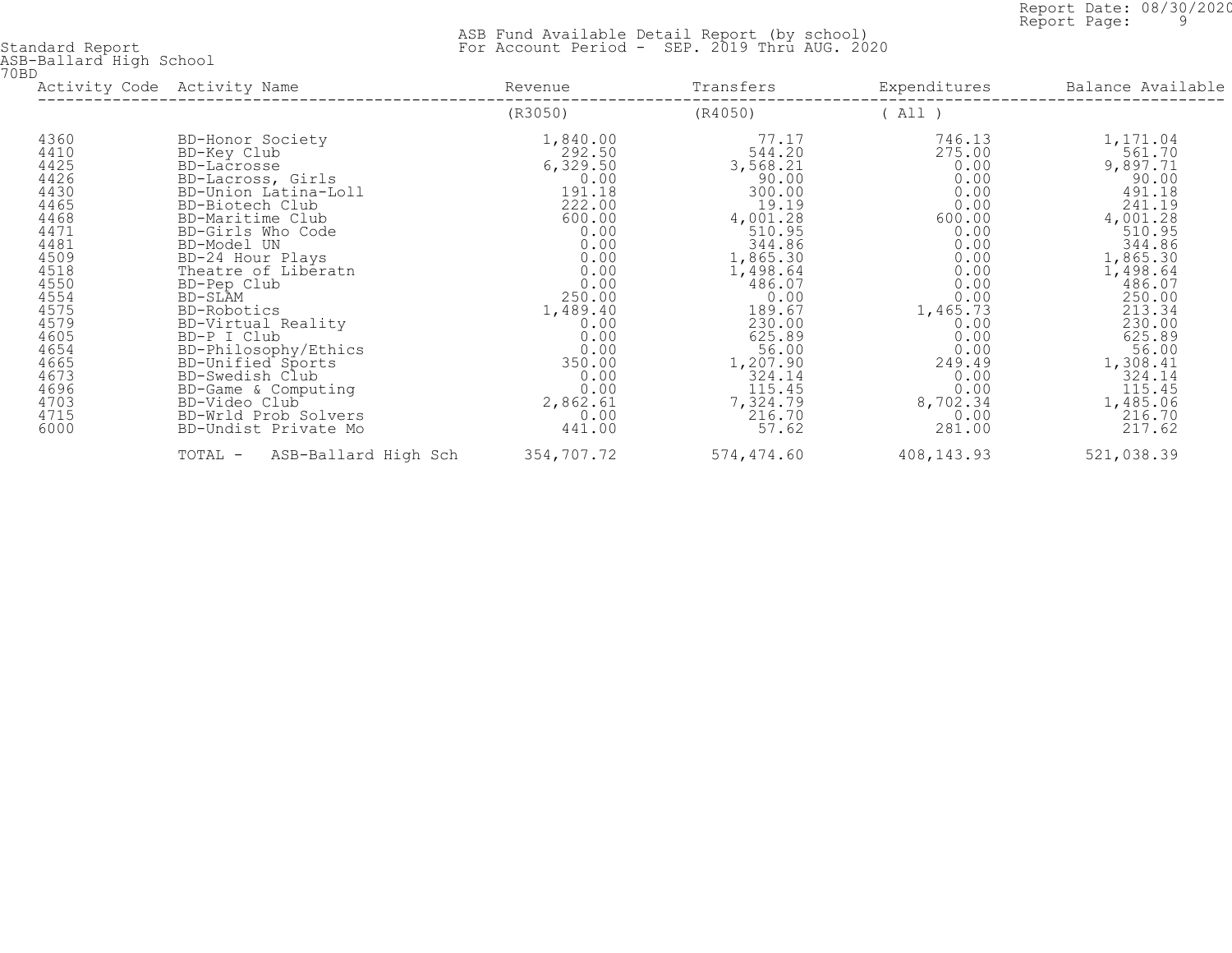Standard Report
ASB-Ballard High School
70BD

ASB Fund Available Detail Report (by school)
For Account Period - SEP. 2019 Thru AUG. 2020

Report Date: 08/30/2020
Report Page: 9

| Activity Code | Activity Name | Revenue | Transfers | Expenditures | Balance Available |
|---|---|---|---|---|---|
| | | (R3050) | (R4050) | ( All ) | |
| 4360 | BD-Honor Society | 1,840.00 | 77.17 | 746.13 | 1,171.04 |
| 4410 | BD-Key Club | 292.50 | 544.20 | 275.00 | 561.70 |
| 4425 | BD-Lacrosse | 6,329.50 | 3,568.21 | 0.00 | 9,897.71 |
| 4426 | BD-Lacross, Girls | 0.00 | 90.00 | 0.00 | 90.00 |
| 4430 | BD-Union Latina-Loll | 191.18 | 300.00 | 0.00 | 491.18 |
| 4465 | BD-Biotech Club | 222.00 | 19.19 | 0.00 | 241.19 |
| 4468 | BD-Maritime Club | 600.00 | 4,001.28 | 600.00 | 4,001.28 |
| 4471 | BD-Girls Who Code | 0.00 | 510.95 | 0.00 | 510.95 |
| 4481 | BD-Model UN | 0.00 | 344.86 | 0.00 | 344.86 |
| 4509 | BD-24 Hour Plays | 0.00 | 1,865.30 | 0.00 | 1,865.30 |
| 4518 | Theatre of Liberatn | 0.00 | 1,498.64 | 0.00 | 1,498.64 |
| 4550 | BD-Pep Club | 0.00 | 486.07 | 0.00 | 486.07 |
| 4554 | BD-SLAM | 250.00 | 0.00 | 0.00 | 250.00 |
| 4575 | BD-Robotics | 1,489.40 | 189.67 | 1,465.73 | 213.34 |
| 4579 | BD-Virtual Reality | 0.00 | 230.00 | 0.00 | 230.00 |
| 4605 | BD-P I Club | 0.00 | 625.89 | 0.00 | 625.89 |
| 4654 | BD-Philosophy/Ethics | 0.00 | 56.00 | 0.00 | 56.00 |
| 4665 | BD-Unified Sports | 350.00 | 1,207.90 | 249.49 | 1,308.41 |
| 4673 | BD-Swedish Club | 0.00 | 324.14 | 0.00 | 324.14 |
| 4696 | BD-Game & Computing | 0.00 | 115.45 | 0.00 | 115.45 |
| 4703 | BD-Video Club | 2,862.61 | 7,324.79 | 8,702.34 | 1,485.06 |
| 4715 | BD-Wrld Prob Solvers | 0.00 | 216.70 | 0.00 | 216.70 |
| 6000 | BD-Undist Private Mo | 441.00 | 57.62 | 281.00 | 217.62 |
| | TOTAL - ASB-Ballard High Sch | 354,707.72 | 574,474.60 | 408,143.93 | 521,038.39 |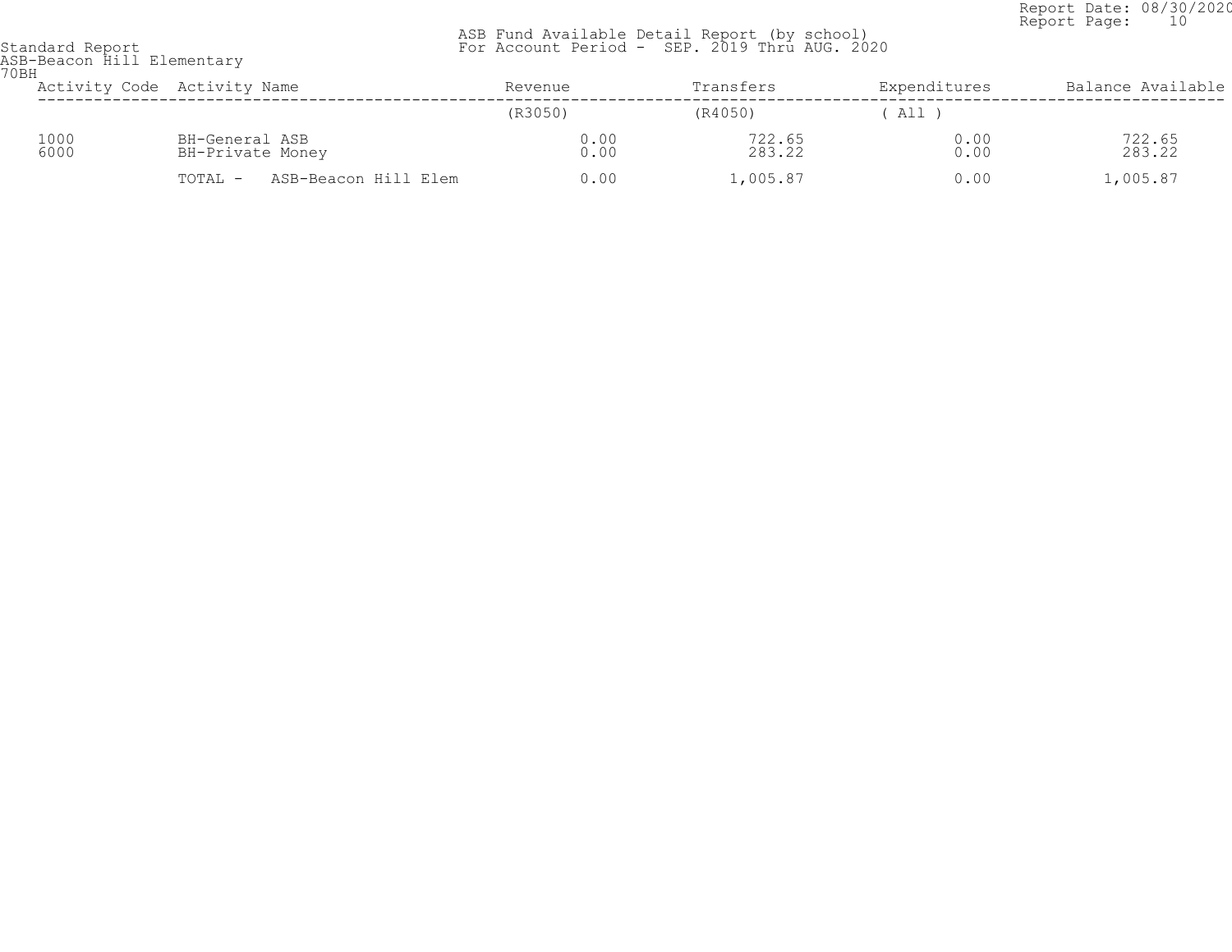Standard Report
ASB-Beacon Hill Elementary
70BH

ASB Fund Available Detail Report (by school)
For Account Period - SEP. 2019 Thru AUG. 2020

Report Date: 08/30/2020

| Activity Code | Activity Name | Revenue | Transfers | Expenditures | Balance Available |
|---|---|---|---|---|---|
| | | (R3050) | (R4050) | ( All ) | |
| 1000 | BH-General ASB | 0.00 | 722.65 | 0.00 | 722.65 |
| 6000 | BH-Private Money | 0.00 | 283.22 | 0.00 | 283.22 |
| | TOTAL - ASB-Beacon Hill Elem | 0.00 | 1,005.87 | 0.00 | 1,005.87 |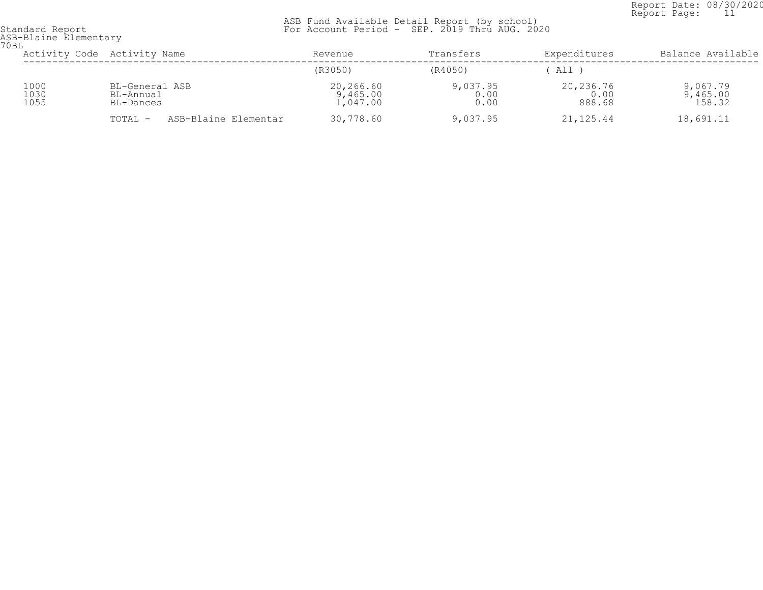Standard Report
ASB-Blaine Elementary
70BL

ASB Fund Available Detail Report (by school)
For Account Period - SEP. 2019 Thru AUG. 2020

Report Date: 08/30/2020
Report Page: 11

| Activity Code | Activity Name | Revenue | Transfers | Expenditures | Balance Available |
|---|---|---|---|---|---|
| | | (R3050) | (R4050) | ( All ) | |
| 1000 | BL-General ASB | 20,266.60 | 9,037.95 | 20,236.76 | 9,067.79 |
| 1030 | BL-Annual | 9,465.00 | 0.00 | 0.00 | 9,465.00 |
| 1055 | BL-Dances | 1,047.00 | 0.00 | 888.68 | 158.32 |
| | TOTAL - ASB-Blaine Elementar | 30,778.60 | 9,037.95 | 21,125.44 | 18,691.11 |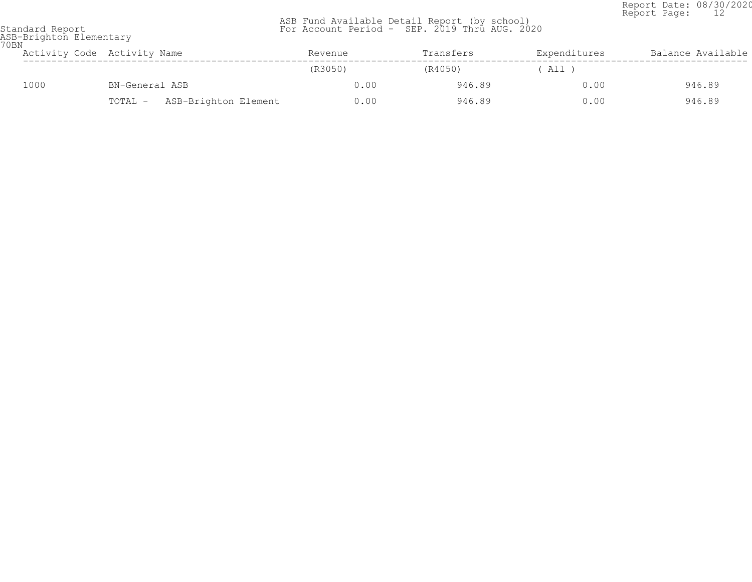Standard Report
ASB-Brighton Elementary
70BN

ASB Fund Available Detail Report (by school)
For Account Period - SEP. 2019 Thru AUG. 2020

Report Date: 08/30/2020
Report Page: 12

| Activity Code | Activity Name | Revenue | Transfers | Expenditures | Balance Available |
|---|---|---|---|---|---|
| | | (R3050) | (R4050) | ( All ) | |
| 1000 | BN-General ASB | 0.00 | 946.89 | 0.00 | 946.89 |
| | TOTAL - ASB-Brighton Element | 0.00 | 946.89 | 0.00 | 946.89 |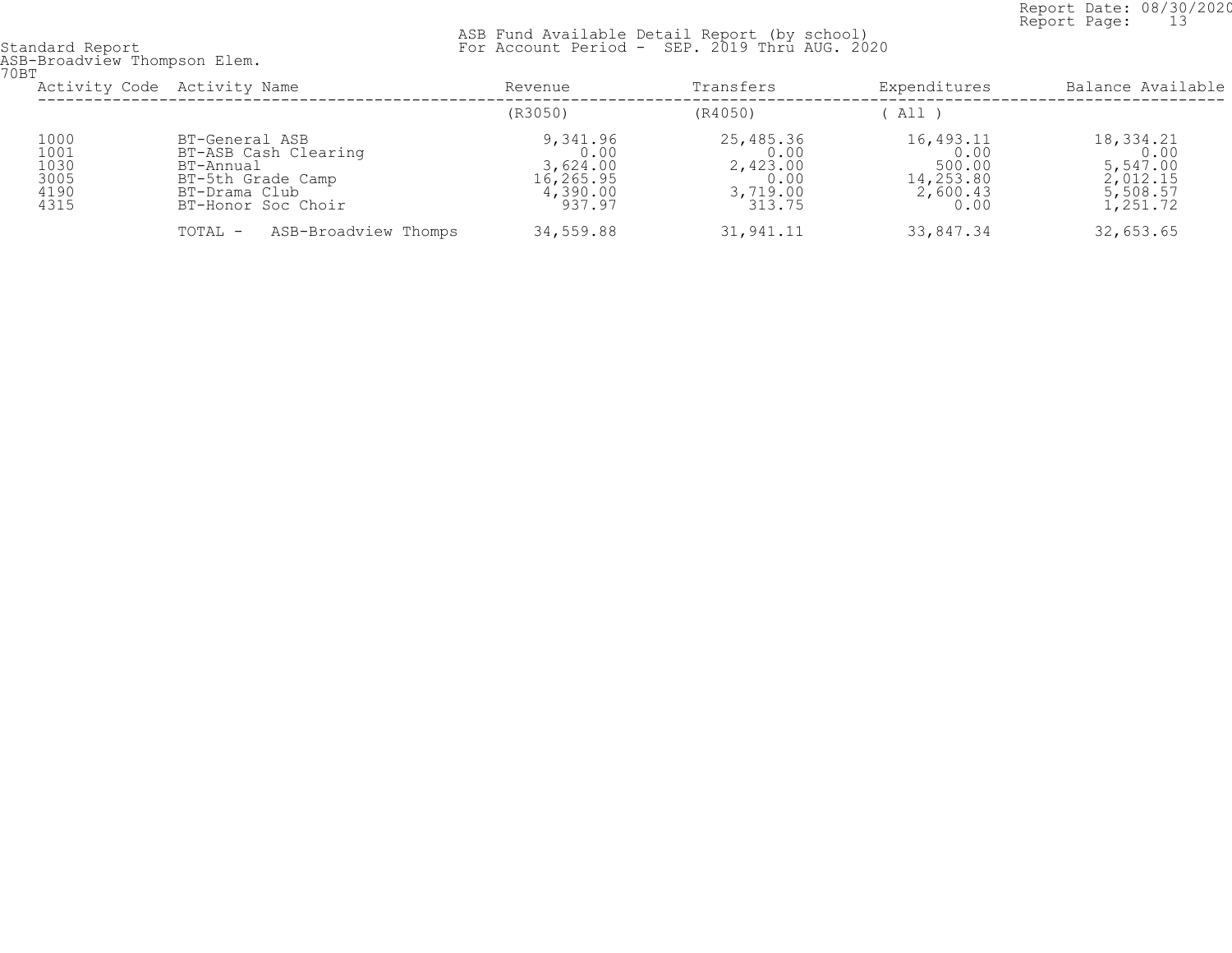Standard Report
ASB-Broadview Thompson Elem.
70BT

ASB Fund Available Detail Report (by school)
For Account Period - SEP. 2019 Thru AUG. 2020

Report Date: 08/30/2020

| Activity Code | Activity Name | Revenue | Transfers | Expenditures | Balance Available |
|---|---|---|---|---|---|
| | | (R3050) | (R4050) | ( All ) | |
| 1000 | BT-General ASB | 9,341.96 | 25,485.36 | 16,493.11 | 18,334.21 |
| 1001 | BT-ASB Cash Clearing | 0.00 | 0.00 | 0.00 | 0.00 |
| 1030 | BT-Annual | 3,624.00 | 2,423.00 | 500.00 | 5,547.00 |
| 3005 | BT-5th Grade Camp | 16,265.95 | 0.00 | 14,253.80 | 2,012.15 |
| 4190 | BT-Drama Club | 4,390.00 | 3,719.00 | 2,600.43 | 5,508.57 |
| 4315 | BT-Honor Soc Choir | 937.97 | 313.75 | 0.00 | 1,251.72 |
| | TOTAL - ASB-Broadview Thomps | 34,559.88 | 31,941.11 | 33,847.34 | 32,653.65 |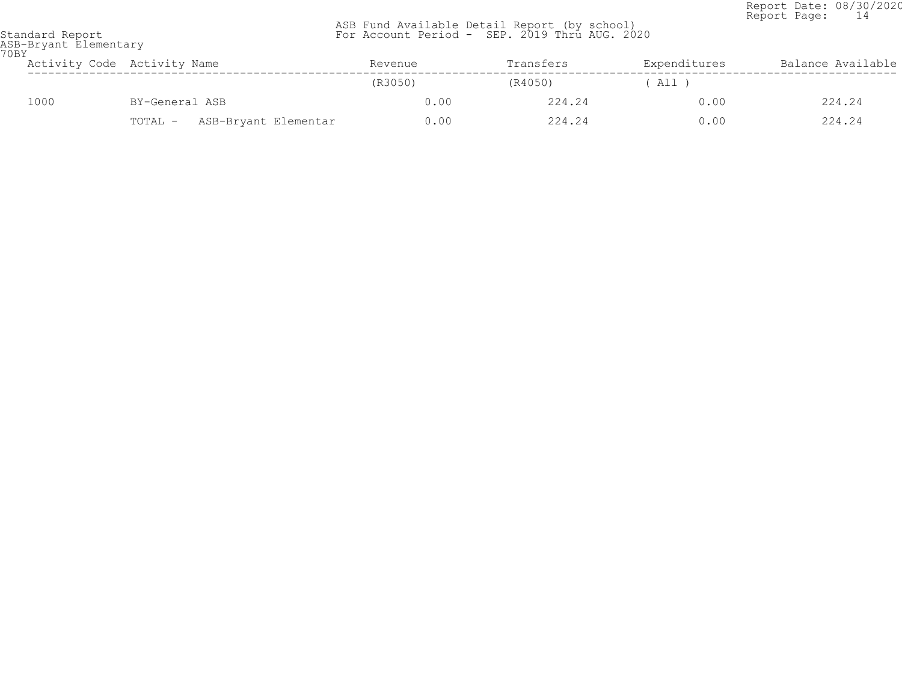Standard Report
ASB-Bryant Elementary
70BY

ASB Fund Available Detail Report (by school)
For Account Period - SEP. 2019 Thru AUG. 2020

Report Date: 08/30/2020

| Activity Code | Activity Name | Revenue | Transfers | Expenditures | Balance Available |
|---|---|---|---|---|---|
| | | (R3050) | (R4050) | ( All ) | |
| 1000 | BY-General ASB | 0.00 | 224.24 | 0.00 | 224.24 |
| | TOTAL - ASB-Bryant Elementar | 0.00 | 224.24 | 0.00 | 224.24 |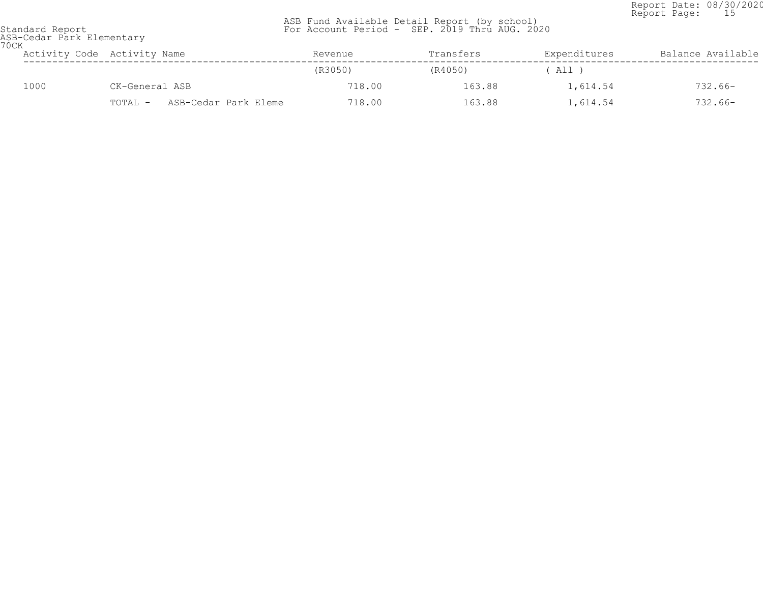Standard Report
ASB-Cedar Park Elementary
70CK

ASB Fund Available Detail Report (by school)
For Account Period - SEP. 2019 Thru AUG. 2020

Report Date: 08/30/2020

| Activity Code | Activity Name | Revenue | Transfers | Expenditures | Balance Available |
|---|---|---|---|---|---|
| | | (R3050) | (R4050) | ( All ) | |
| 1000 | CK-General ASB | 718.00 | 163.88 | 1,614.54 | 732.66- |
| | TOTAL - ASB-Cedar Park Eleme | 718.00 | 163.88 | 1,614.54 | 732.66- |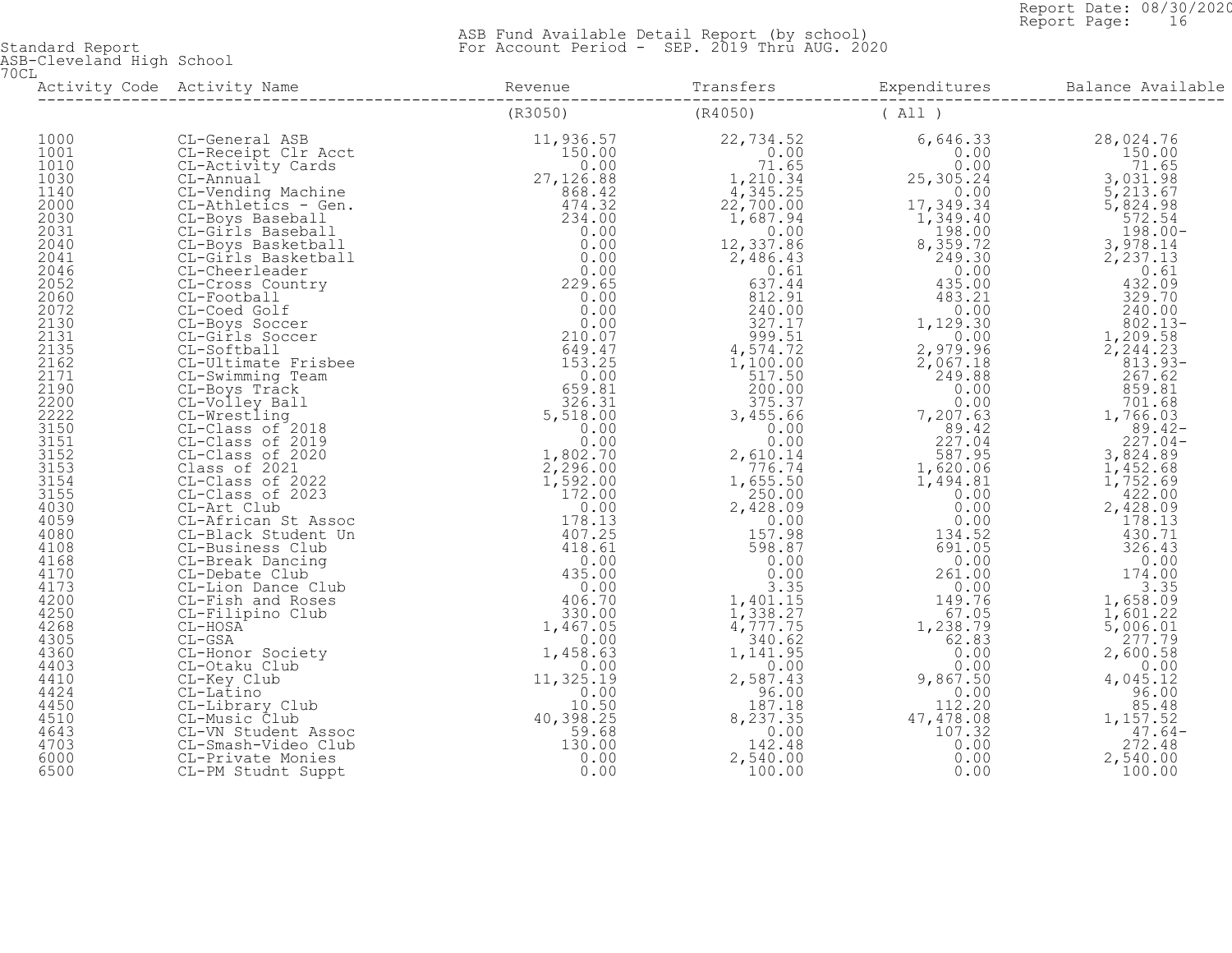Standard Report
ASB-Cleveland High School
70CL

ASB Fund Available Detail Report (by school)
For Account Period - SEP. 2019 Thru AUG. 2020

| Activity Code | Activity Name | Revenue | Transfers | Expenditures | Balance Available |
|---|---|---|---|---|---|
| | | (R3050) | (R4050) | ( All ) | |
| 1000 | CL-General ASB | 11,936.57 | 22,734.52 | 6,646.33 | 28,024.76 |
| 1001 | CL-Receipt Clr Acct | 150.00 | 0.00 | 0.00 | 150.00 |
| 1010 | CL-Activity Cards | 0.00 | 71.65 | 0.00 | 71.65 |
| 1030 | CL-Annual | 27,126.88 | 1,210.34 | 25,305.24 | 3,031.98 |
| 1140 | CL-Vending Machine | 868.42 | 4,345.25 | 0.00 | 5,213.67 |
| 2000 | CL-Athletics - Gen. | 474.32 | 22,700.00 | 17,349.34 | 5,824.98 |
| 2030 | CL-Boys Baseball | 234.00 | 1,687.94 | 1,349.40 | 572.54 |
| 2031 | CL-Girls Baseball | 0.00 | 0.00 | 198.00 | 198.00- |
| 2040 | CL-Boys Basketball | 0.00 | 12,337.86 | 8,359.72 | 3,978.14 |
| 2041 | CL-Girls Basketball | 0.00 | 2,486.43 | 249.30 | 2,237.13 |
| 2046 | CL-Cheerleader | 0.00 | 0.61 | 0.00 | 0.61 |
| 2052 | CL-Cross Country | 229.65 | 637.44 | 435.00 | 432.09 |
| 2060 | CL-Football | 0.00 | 812.91 | 483.21 | 329.70 |
| 2072 | CL-Coed Golf | 0.00 | 240.00 | 0.00 | 240.00 |
| 2130 | CL-Boys Soccer | 0.00 | 327.17 | 1,129.30 | 802.13- |
| 2131 | CL-Girls Soccer | 210.07 | 999.51 | 0.00 | 1,209.58 |
| 2135 | CL-Softball | 649.47 | 4,574.72 | 2,979.96 | 2,244.23 |
| 2162 | CL-Ultimate Frisbee | 153.25 | 1,100.00 | 2,067.18 | 813.93- |
| 2171 | CL-Swimming Team | 0.00 | 517.50 | 249.88 | 267.62 |
| 2190 | CL-Boys Track | 659.81 | 200.00 | 0.00 | 859.81 |
| 2200 | CL-Volley Ball | 326.31 | 375.37 | 0.00 | 701.68 |
| 2222 | CL-Wrestling | 5,518.00 | 3,455.66 | 7,207.63 | 1,766.03 |
| 3150 | CL-Class of 2018 | 0.00 | 0.00 | 89.42 | 89.42- |
| 3151 | CL-Class of 2019 | 0.00 | 0.00 | 227.04 | 227.04- |
| 3152 | CL-Class of 2020 | 1,802.70 | 2,610.14 | 587.95 | 3,824.89 |
| 3153 | Class of 2021 | 2,296.00 | 776.74 | 1,620.06 | 1,452.68 |
| 3154 | CL-Class of 2022 | 1,592.00 | 1,655.50 | 1,494.81 | 1,752.69 |
| 3155 | CL-Class of 2023 | 172.00 | 250.00 | 0.00 | 422.00 |
| 4030 | CL-Art Club | 0.00 | 2,428.09 | 0.00 | 2,428.09 |
| 4059 | CL-African St Assoc | 178.13 | 0.00 | 0.00 | 178.13 |
| 4080 | CL-Black Student Un | 407.25 | 157.98 | 134.52 | 430.71 |
| 4108 | CL-Business Club | 418.61 | 598.87 | 691.05 | 326.43 |
| 4168 | CL-Break Dancing | 0.00 | 0.00 | 0.00 | 0.00 |
| 4170 | CL-Debate Club | 435.00 | 0.00 | 261.00 | 174.00 |
| 4173 | CL-Lion Dance Club | 0.00 | 3.35 | 0.00 | 3.35 |
| 4200 | CL-Fish and Roses | 406.70 | 1,401.15 | 149.76 | 1,658.09 |
| 4250 | CL-Filipino Club | 330.00 | 1,338.27 | 67.05 | 1,601.22 |
| 4268 | CL-HOSA | 1,467.05 | 4,777.75 | 1,238.79 | 5,006.01 |
| 4305 | CL-GSA | 0.00 | 340.62 | 62.83 | 277.79 |
| 4360 | CL-Honor Society | 1,458.63 | 1,141.95 | 0.00 | 2,600.58 |
| 4403 | CL-Otaku Club | 0.00 | 0.00 | 0.00 | 0.00 |
| 4410 | CL-Key Club | 11,325.19 | 2,587.43 | 9,867.50 | 4,045.12 |
| 4424 | CL-Latino | 0.00 | 96.00 | 0.00 | 96.00 |
| 4450 | CL-Library Club | 10.50 | 187.18 | 112.20 | 85.48 |
| 4510 | CL-Music Club | 40,398.25 | 8,237.35 | 47,478.08 | 1,157.52 |
| 4643 | CL-VN Student Assoc | 59.68 | 0.00 | 107.32 | 47.64- |
| 4703 | CL-Smash-Video Club | 130.00 | 142.48 | 0.00 | 272.48 |
| 6000 | CL-Private Monies | 0.00 | 2,540.00 | 0.00 | 2,540.00 |
| 6500 | CL-PM Studnt Suppt | 0.00 | 100.00 | 0.00 | 100.00 |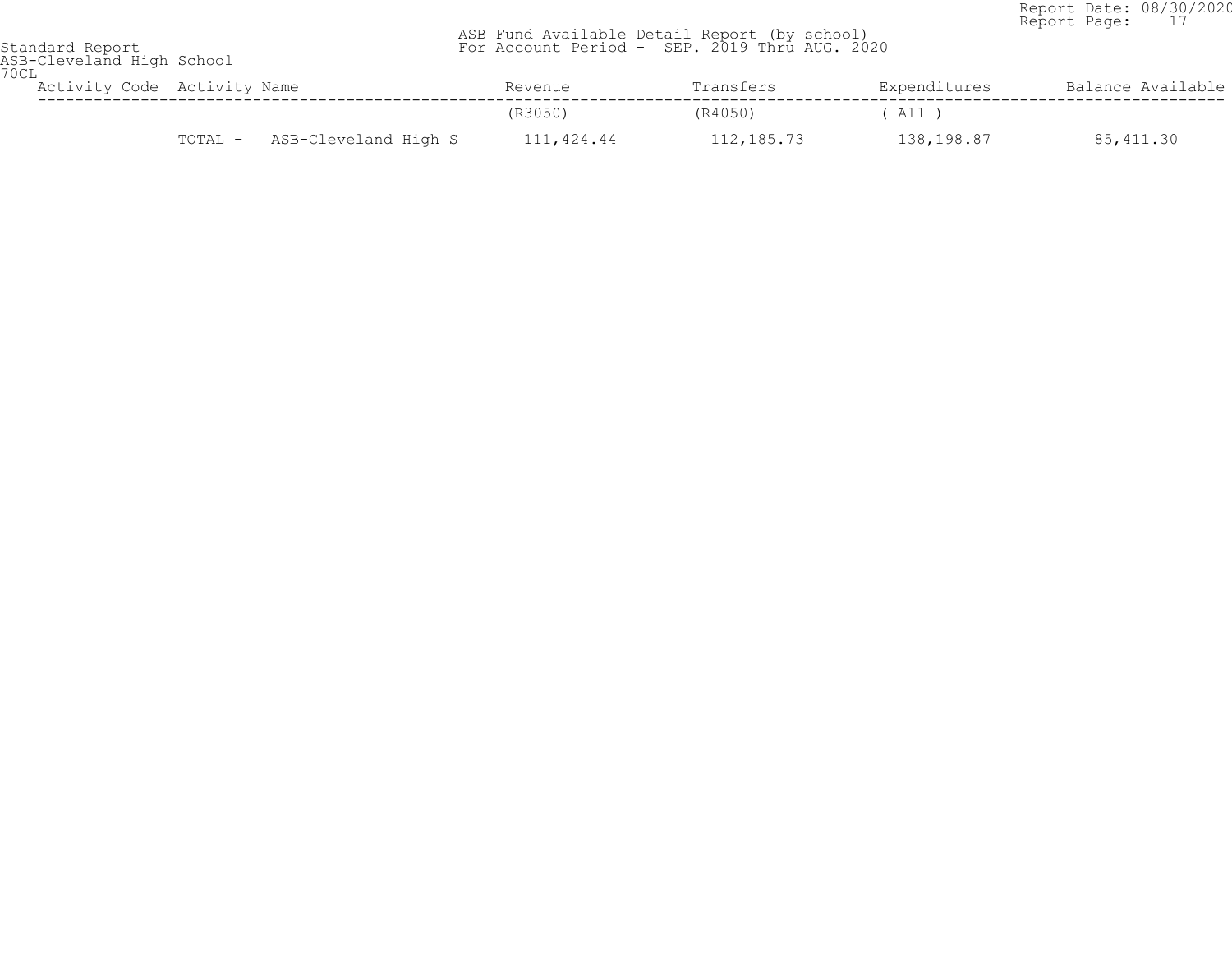Standard Report
ASB-Cleveland High School
70CL

ASB Fund Available Detail Report (by school)
For Account Period - SEP. 2019 Thru AUG. 2020

Report Date: 08/30/2020
Report Page: 17

| Activity Code | Activity Name | Revenue | Transfers | Expenditures | Balance Available |
|---|---|---|---|---|---|
| | | (R3050) | (R4050) | ( All ) | |
| | TOTAL - ASB-Cleveland High S | 111,424.44 | 112,185.73 | 138,198.87 | 85,411.30 |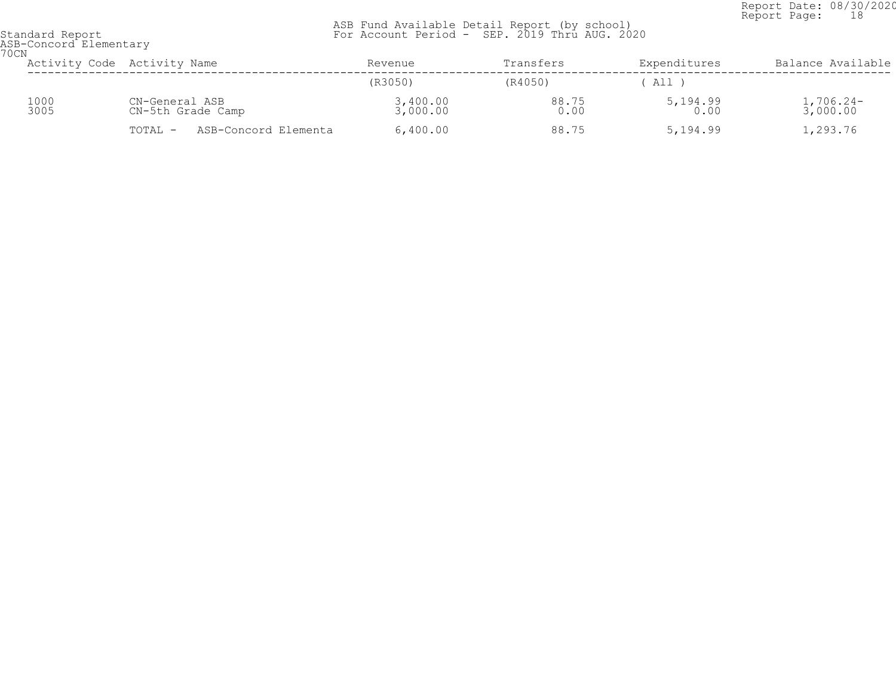Standard Report
ASB-Concord Elementary
70CN

ASB Fund Available Detail Report (by school)
For Account Period - SEP. 2019 Thru AUG. 2020

Report Date: 08/30/2020
Report Page: 18

| Activity Code | Activity Name | Revenue | Transfers | Expenditures | Balance Available |
|---|---|---|---|---|---|
| | | (R3050) | (R4050) | ( All ) | |
| 1000 | CN-General ASB | 3,400.00 | 88.75 | 5,194.99 | 1,706.24- |
| 3005 | CN-5th Grade Camp | 3,000.00 | 0.00 | 0.00 | 3,000.00 |
| | TOTAL - ASB-Concord Elementa | 6,400.00 | 88.75 | 5,194.99 | 1,293.76 |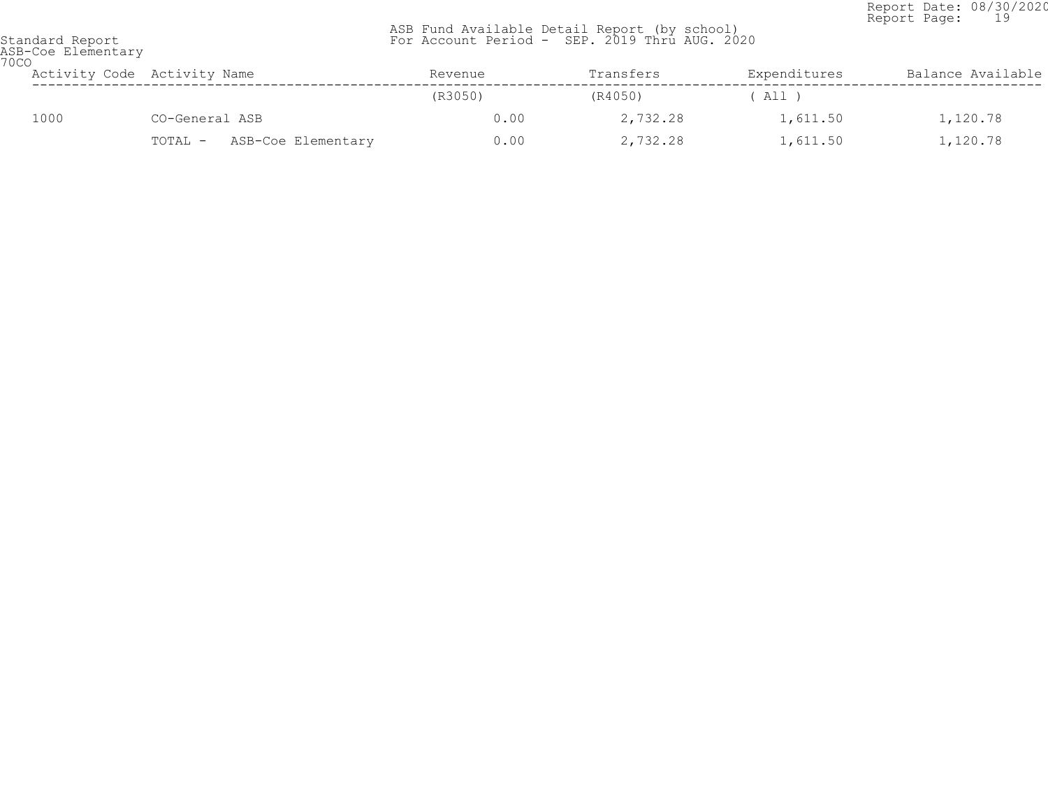Standard Report
ASB-Coe Elementary
70CO

ASB Fund Available Detail Report (by school)
For Account Period - SEP. 2019 Thru AUG. 2020

| Activity Code | Activity Name | Revenue | Transfers | Expenditures | Balance Available |
|---|---|---|---|---|---|
| | | (R3050) | (R4050) | ( All ) | |
| 1000 | CO-General ASB | 0.00 | 2,732.28 | 1,611.50 | 1,120.78 |
| | TOTAL - ASB-Coe Elementary | 0.00 | 2,732.28 | 1,611.50 | 1,120.78 |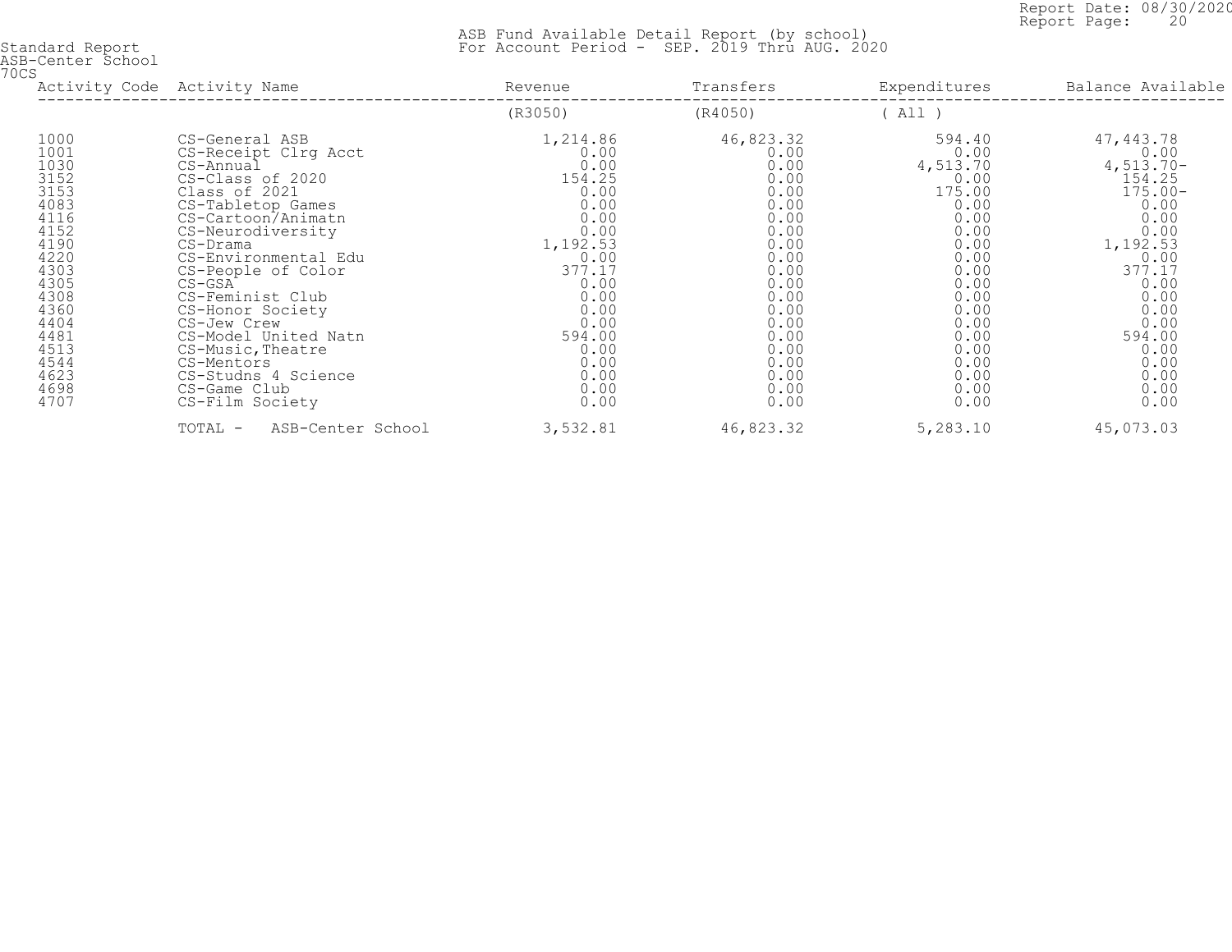Standard Report
ASB-Center School
70CS

ASB Fund Available Detail Report (by school)
For Account Period - SEP. 2019 Thru AUG. 2020

| Activity Code | Activity Name | Revenue | Transfers | Expenditures | Balance Available |
|---|---|---|---|---|---|
| | | (R3050) | (R4050) | ( All ) | |
| 1000 | CS-General ASB | 1,214.86 | 46,823.32 | 594.40 | 47,443.78 |
| 1001 | CS-Receipt Clrg Acct | 0.00 | 0.00 | 0.00 | 0.00 |
| 1030 | CS-Annual | 0.00 | 0.00 | 4,513.70 | 4,513.70- |
| 3152 | CS-Class of 2020 | 154.25 | 0.00 | 0.00 | 154.25 |
| 3153 | Class of 2021 | 0.00 | 0.00 | 175.00 | 175.00- |
| 4083 | CS-Tabletop Games | 0.00 | 0.00 | 0.00 | 0.00 |
| 4116 | CS-Cartoon/Animatn | 0.00 | 0.00 | 0.00 | 0.00 |
| 4152 | CS-Neurodiversity | 0.00 | 0.00 | 0.00 | 0.00 |
| 4190 | CS-Drama | 1,192.53 | 0.00 | 0.00 | 1,192.53 |
| 4220 | CS-Environmental Edu | 0.00 | 0.00 | 0.00 | 0.00 |
| 4303 | CS-People of Color | 377.17 | 0.00 | 0.00 | 377.17 |
| 4305 | CS-GSA | 0.00 | 0.00 | 0.00 | 0.00 |
| 4308 | CS-Feminist Club | 0.00 | 0.00 | 0.00 | 0.00 |
| 4360 | CS-Honor Society | 0.00 | 0.00 | 0.00 | 0.00 |
| 4404 | CS-Jew Crew | 0.00 | 0.00 | 0.00 | 0.00 |
| 4481 | CS-Model United Natn | 594.00 | 0.00 | 0.00 | 594.00 |
| 4513 | CS-Music,Theatre | 0.00 | 0.00 | 0.00 | 0.00 |
| 4544 | CS-Mentors | 0.00 | 0.00 | 0.00 | 0.00 |
| 4623 | CS-Studns 4 Science | 0.00 | 0.00 | 0.00 | 0.00 |
| 4698 | CS-Game Club | 0.00 | 0.00 | 0.00 | 0.00 |
| 4707 | CS-Film Society | 0.00 | 0.00 | 0.00 | 0.00 |
| | TOTAL - ASB-Center School | 3,532.81 | 46,823.32 | 5,283.10 | 45,073.03 |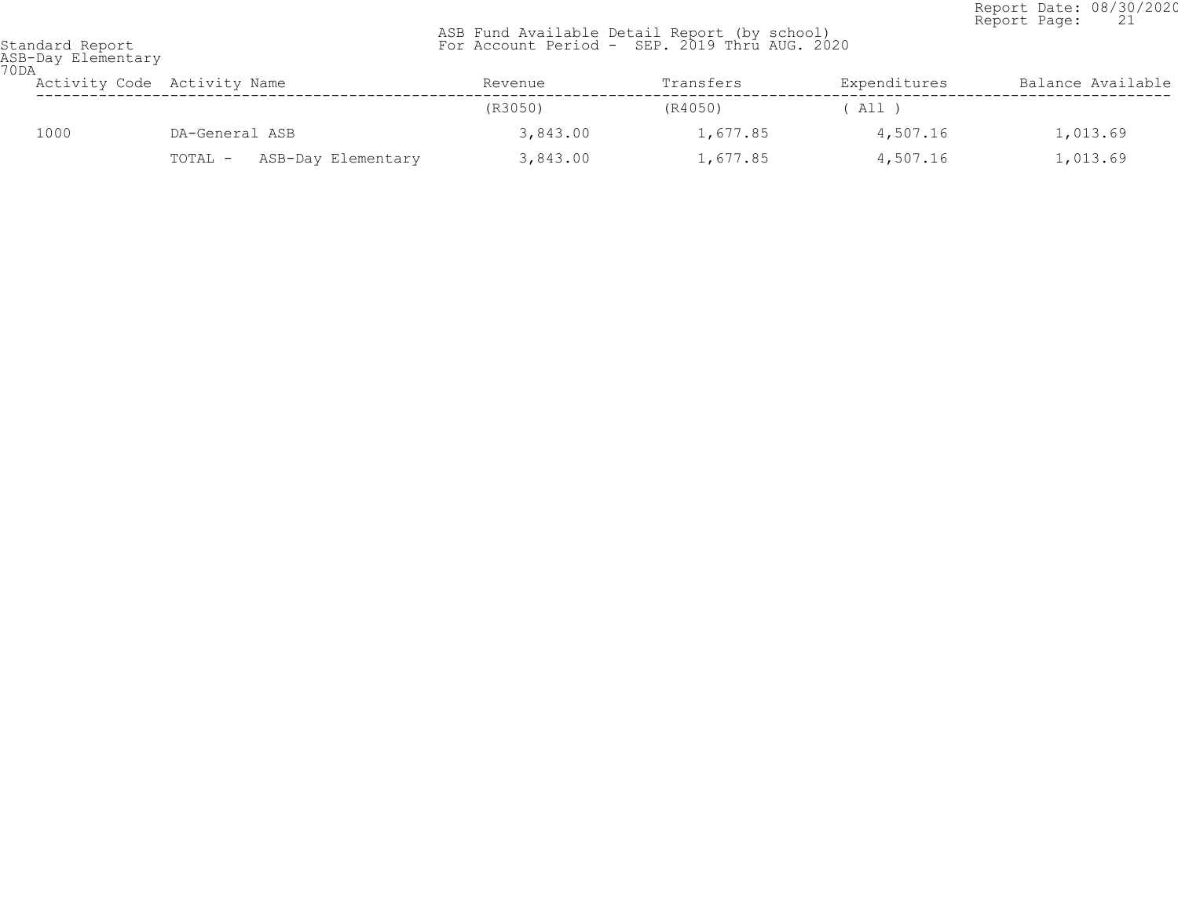Standard Report
ASB-Day Elementary
70DA

ASB Fund Available Detail Report (by school)
For Account Period - SEP. 2019 Thru AUG. 2020

| Activity Code | Activity Name | Revenue | Transfers | Expenditures | Balance Available |
|---|---|---|---|---|---|
| | | (R3050) | (R4050) | ( All ) | |
| 1000 | DA-General ASB | 3,843.00 | 1,677.85 | 4,507.16 | 1,013.69 |
| | TOTAL - ASB-Day Elementary | 3,843.00 | 1,677.85 | 4,507.16 | 1,013.69 |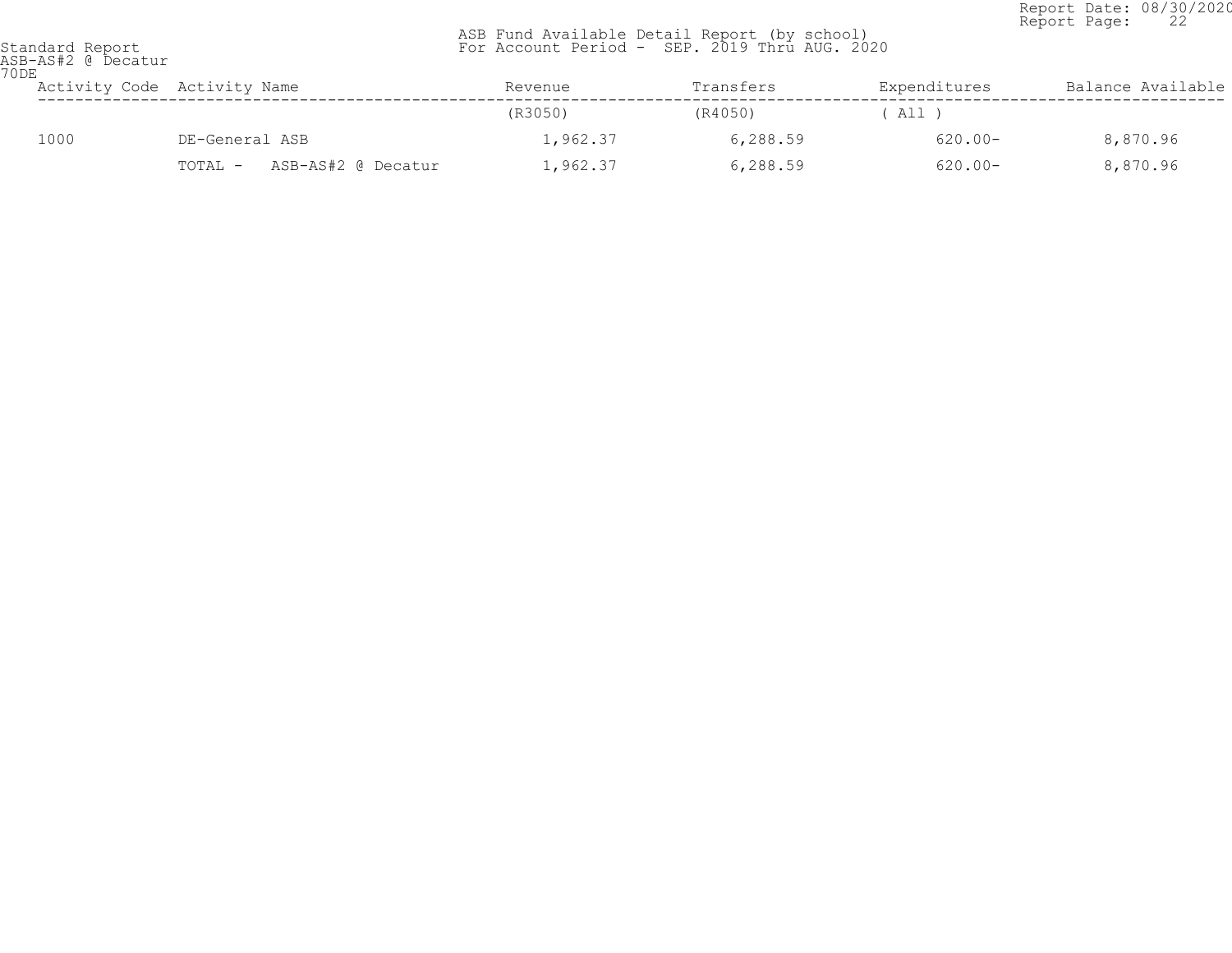Standard Report
ASB-AS#2 @ Decatur
70DE

ASB Fund Available Detail Report (by school)
For Account Period - SEP. 2019 Thru AUG. 2020

Report Date: 08/30/2020

| Activity Code | Activity Name | Revenue | Transfers | Expenditures | Balance Available |
|---|---|---|---|---|---|
| | | (R3050) | (R4050) | ( All ) | |
| 1000 | DE-General ASB | 1,962.37 | 6,288.59 | 620.00- | 8,870.96 |
| | TOTAL - ASB-AS#2 @ Decatur | 1,962.37 | 6,288.59 | 620.00- | 8,870.96 |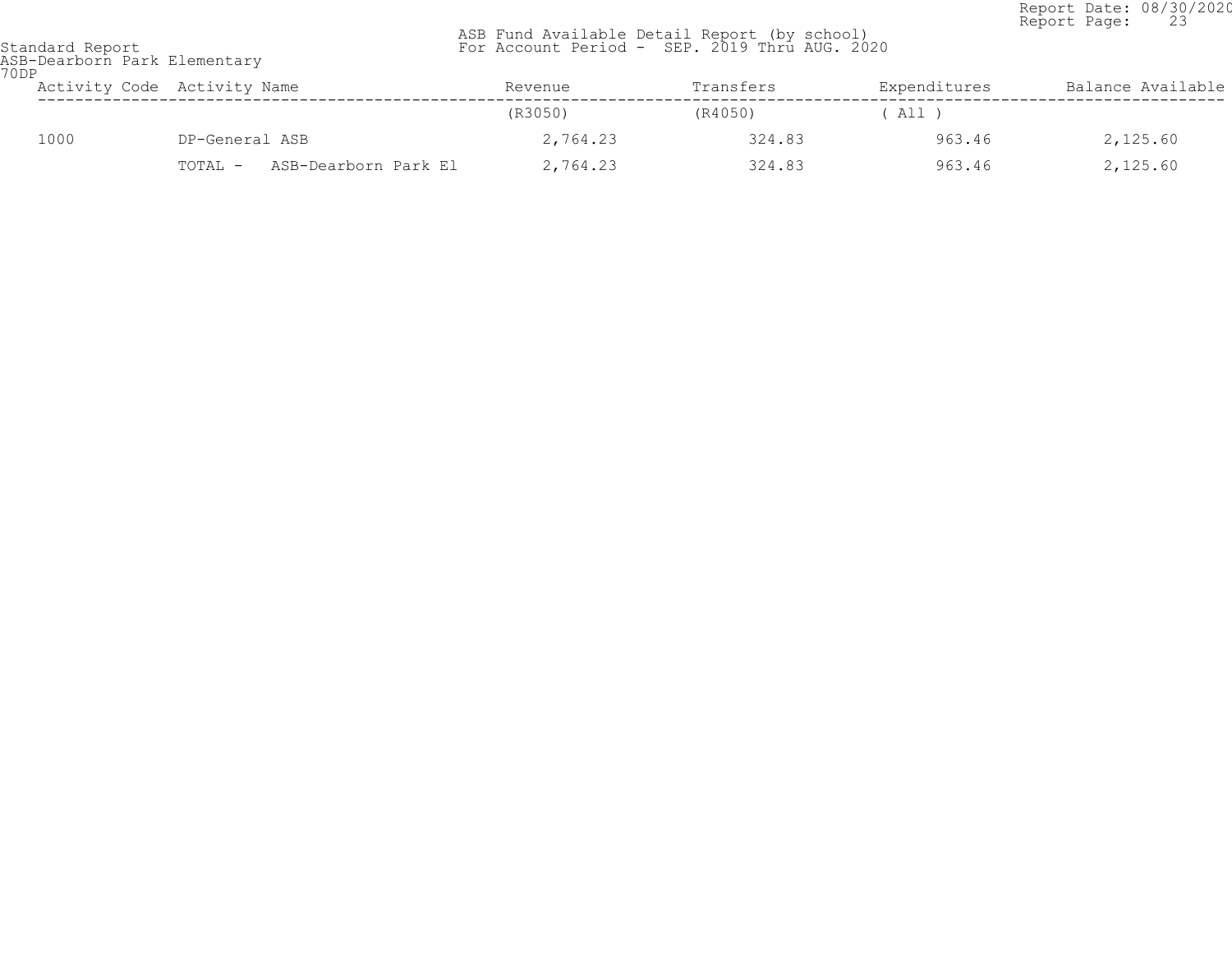Standard Report
ASB-Dearborn Park Elementary
70DP

ASB Fund Available Detail Report (by school)
For Account Period - SEP. 2019 Thru AUG. 2020

Report Date: 08/30/2020

| Activity Code | Activity Name | Revenue | Transfers | Expenditures | Balance Available |
|---|---|---|---|---|---|
| | | (R3050) | (R4050) | ( All ) | |
| 1000 | DP-General ASB | 2,764.23 | 324.83 | 963.46 | 2,125.60 |
| | TOTAL - ASB-Dearborn Park El | 2,764.23 | 324.83 | 963.46 | 2,125.60 |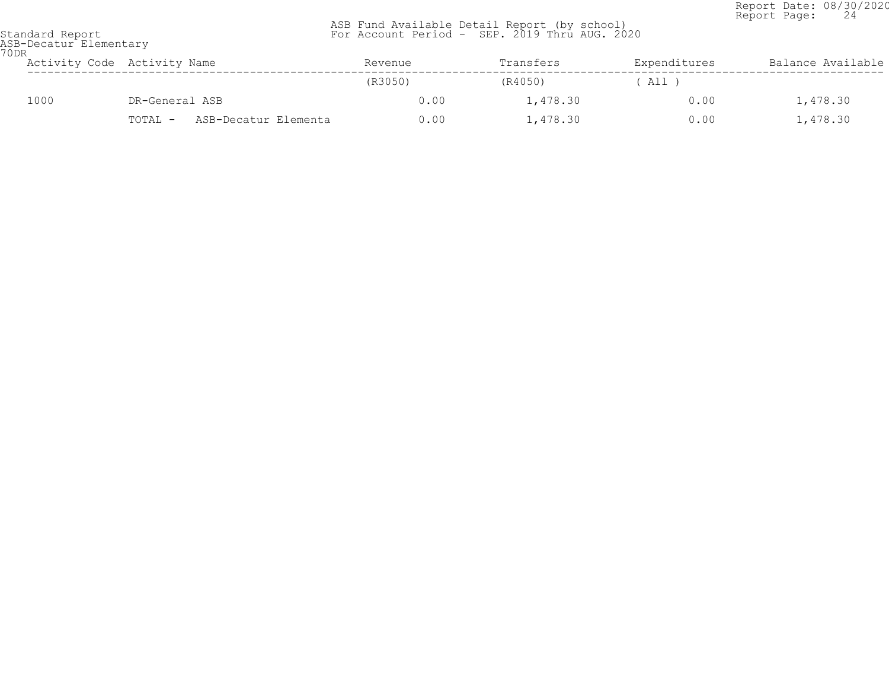Standard Report
ASB-Decatur Elementary
70DR

ASB Fund Available Detail Report (by school)
For Account Period - SEP. 2019 Thru AUG. 2020

Report Date: 08/30/2020

| Activity Code | Activity Name | Revenue | Transfers | Expenditures | Balance Available |
|---|---|---|---|---|---|
| | | (R3050) | (R4050) | ( All ) | |
| 1000 | DR-General ASB | 0.00 | 1,478.30 | 0.00 | 1,478.30 |
| | TOTAL - ASB-Decatur Elementa | 0.00 | 1,478.30 | 0.00 | 1,478.30 |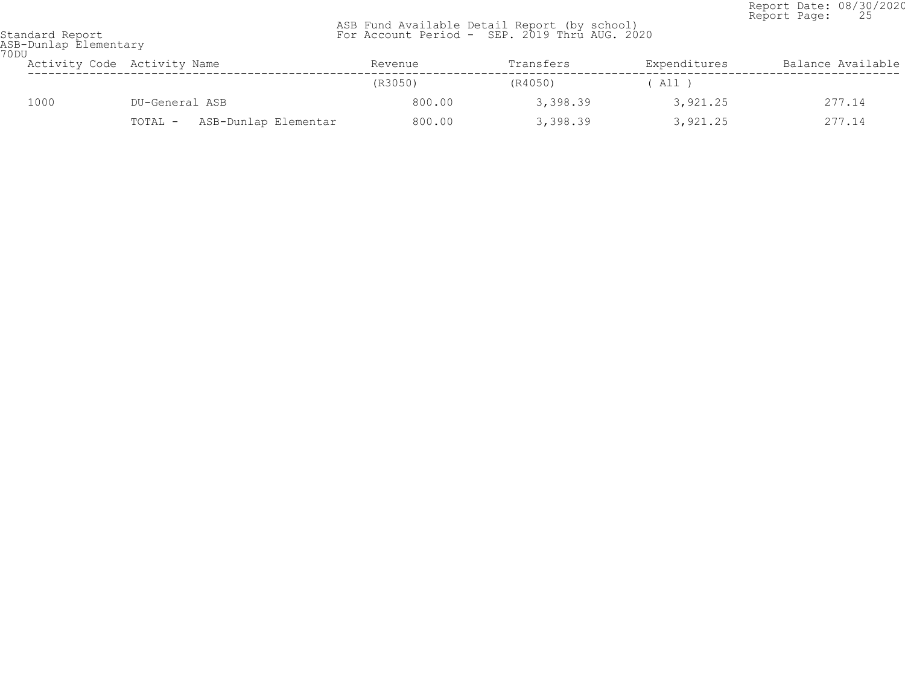Standard Report
ASB-Dunlap Elementary
70DU

ASB Fund Available Detail Report (by school)
For Account Period - SEP. 2019 Thru AUG. 2020

Report Date: 08/30/2020

| Activity Code | Activity Name | Revenue | Transfers | Expenditures | Balance Available |
|---|---|---|---|---|---|
| | | (R3050) | (R4050) | ( All ) | |
| 1000 | DU-General ASB | 800.00 | 3,398.39 | 3,921.25 | 277.14 |
| | TOTAL - ASB-Dunlap Elementar | 800.00 | 3,398.39 | 3,921.25 | 277.14 |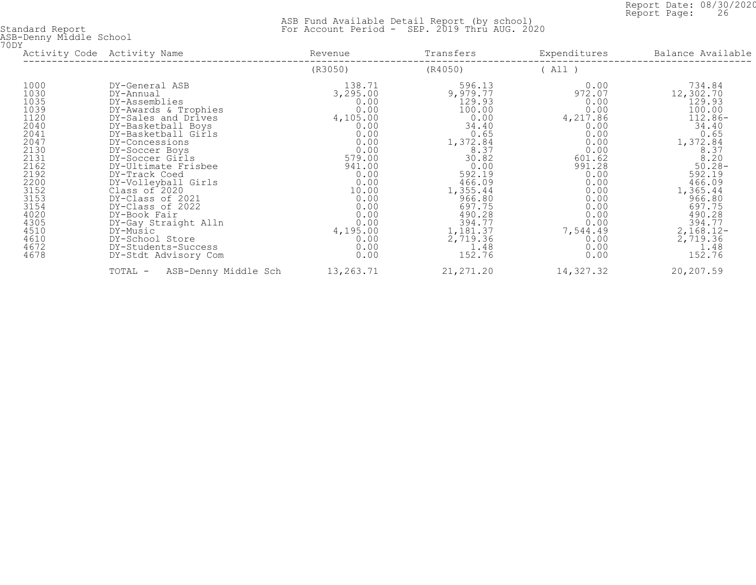Standard Report
ASB-Denny Middle School
70DY

ASB Fund Available Detail Report (by school)
For Account Period - SEP. 2019 Thru AUG. 2020

| Activity Code | Activity Name | Revenue | Transfers | Expenditures | Balance Available |
|---|---|---|---|---|---|
| | | (R3050) | (R4050) | ( All ) | |
| 1000 | DY-General ASB | 138.71 | 596.13 | 0.00 | 734.84 |
| 1030 | DY-Annual | 3,295.00 | 9,979.77 | 972.07 | 12,302.70 |
| 1035 | DY-Assemblies | 0.00 | 129.93 | 0.00 | 129.93 |
| 1039 | DY-Awards & Trophies | 0.00 | 100.00 | 0.00 | 100.00 |
| 1120 | DY-Sales and Drives | 4,105.00 | 0.00 | 4,217.86 | 112.86- |
| 2040 | DY-Basketball Boys | 0.00 | 34.40 | 0.00 | 34.40 |
| 2041 | DY-Basketball Girls | 0.00 | 0.65 | 0.00 | 0.65 |
| 2047 | DY-Concessions | 0.00 | 1,372.84 | 0.00 | 1,372.84 |
| 2130 | DY-Soccer Boys | 0.00 | 8.37 | 0.00 | 8.37 |
| 2131 | DY-Soccer Girls | 579.00 | 30.82 | 601.62 | 8.20 |
| 2162 | DY-Ultimate Frisbee | 941.00 | 0.00 | 991.28 | 50.28- |
| 2192 | DY-Track Coed | 0.00 | 592.19 | 0.00 | 592.19 |
| 2200 | DY-Volleyball Girls | 0.00 | 466.09 | 0.00 | 466.09 |
| 3152 | Class of 2020 | 10.00 | 1,355.44 | 0.00 | 1,365.44 |
| 3153 | DY-Class of 2021 | 0.00 | 966.80 | 0.00 | 966.80 |
| 3154 | DY-Class of 2022 | 0.00 | 697.75 | 0.00 | 697.75 |
| 4020 | DY-Book Fair | 0.00 | 490.28 | 0.00 | 490.28 |
| 4305 | DY-Gay Straight Alln | 0.00 | 394.77 | 0.00 | 394.77 |
| 4510 | DY-Music | 4,195.00 | 1,181.37 | 7,544.49 | 2,168.12- |
| 4610 | DY-School Store | 0.00 | 2,719.36 | 0.00 | 2,719.36 |
| 4672 | DY-Students-Success | 0.00 | 1.48 | 0.00 | 1.48 |
| 4678 | DY-Stdt Advisory Com | 0.00 | 152.76 | 0.00 | 152.76 |
| | TOTAL - ASB-Denny Middle Sch | 13,263.71 | 21,271.20 | 14,327.32 | 20,207.59 |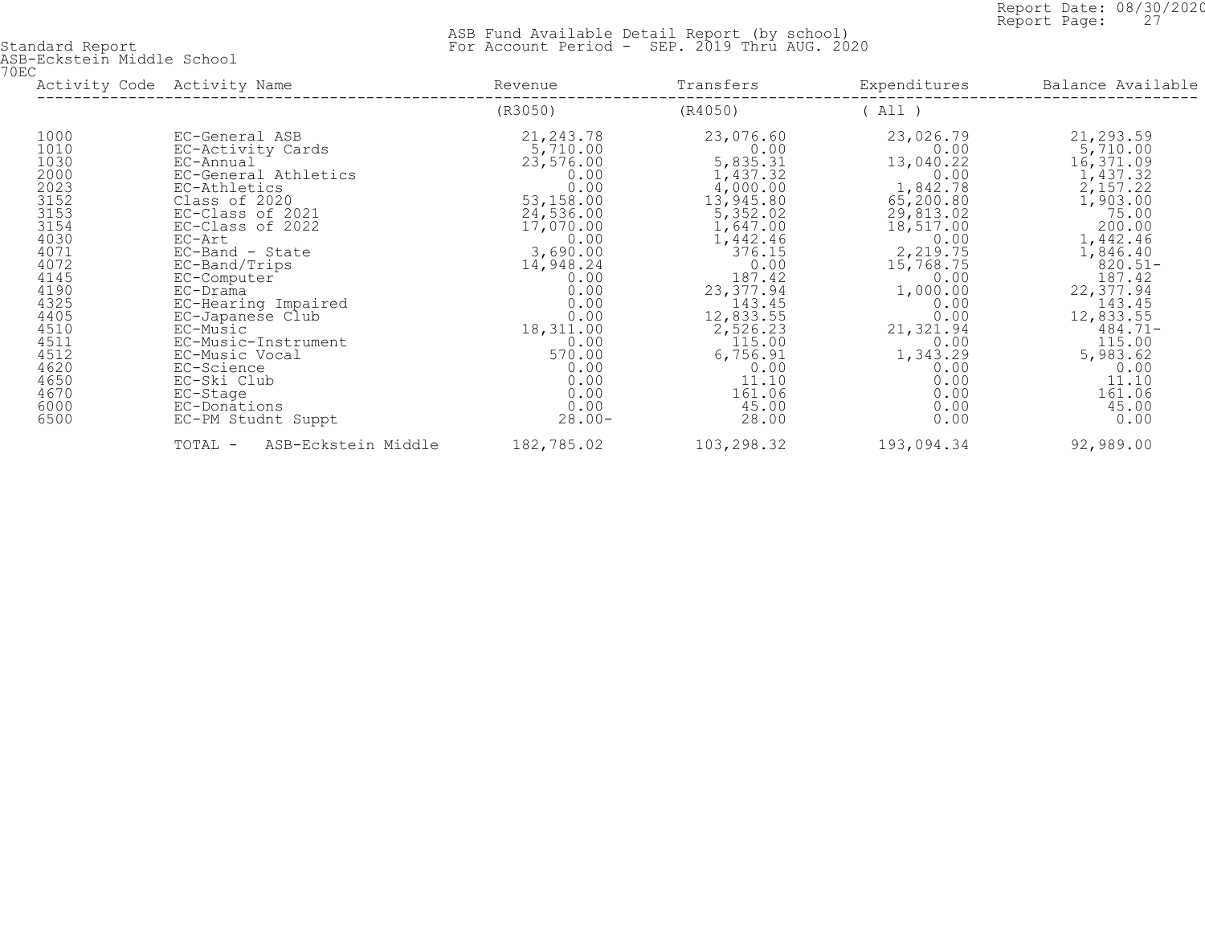Standard Report
ASB-Eckstein Middle School
70EC

ASB Fund Available Detail Report (by school)
For Account Period - SEP. 2019 Thru AUG. 2020

| Activity Code | Activity Name | Revenue | Transfers | Expenditures | Balance Available |
|---|---|---|---|---|---|
| | | (R3050) | (R4050) | ( All ) | |
| 1000 | EC-General ASB | 21,243.78 | 23,076.60 | 23,026.79 | 21,293.59 |
| 1010 | EC-Activity Cards | 5,710.00 | 0.00 | 0.00 | 5,710.00 |
| 1030 | EC-Annual | 23,576.00 | 5,835.31 | 13,040.22 | 16,371.09 |
| 2000 | EC-General Athletics | 0.00 | 1,437.32 | 0.00 | 1,437.32 |
| 2023 | EC-Athletics | 0.00 | 4,000.00 | 1,842.78 | 2,157.22 |
| 3152 | Class of 2020 | 53,158.00 | 13,945.80 | 65,200.80 | 1,903.00 |
| 3153 | EC-Class of 2021 | 24,536.00 | 5,352.02 | 29,813.02 | 75.00 |
| 3154 | EC-Class of 2022 | 17,070.00 | 1,647.00 | 18,517.00 | 200.00 |
| 4030 | EC-Art | 0.00 | 1,442.46 | 0.00 | 1,442.46 |
| 4071 | EC-Band - State | 3,690.00 | 376.15 | 2,219.75 | 1,846.40 |
| 4072 | EC-Band/Trips | 14,948.24 | 0.00 | 15,768.75 | 820.51- |
| 4145 | EC-Computer | 0.00 | 187.42 | 0.00 | 187.42 |
| 4190 | EC-Drama | 0.00 | 23,377.94 | 1,000.00 | 22,377.94 |
| 4325 | EC-Hearing Impaired | 0.00 | 143.45 | 0.00 | 143.45 |
| 4405 | EC-Japanese Club | 0.00 | 12,833.55 | 0.00 | 12,833.55 |
| 4510 | EC-Music | 18,311.00 | 2,526.23 | 21,321.94 | 484.71- |
| 4511 | EC-Music-Instrument | 0.00 | 115.00 | 0.00 | 115.00 |
| 4512 | EC-Music Vocal | 570.00 | 6,756.91 | 1,343.29 | 5,983.62 |
| 4620 | EC-Science | 0.00 | 0.00 | 0.00 | 0.00 |
| 4650 | EC-Ski Club | 0.00 | 11.10 | 0.00 | 11.10 |
| 4670 | EC-Stage | 0.00 | 161.06 | 0.00 | 161.06 |
| 6000 | EC-Donations | 0.00 | 45.00 | 0.00 | 45.00 |
| 6500 | EC-PM Studnt Suppt | 28.00- | 28.00 | 0.00 | 0.00 |
| | TOTAL - ASB-Eckstein Middle | 182,785.02 | 103,298.32 | 193,094.34 | 92,989.00 |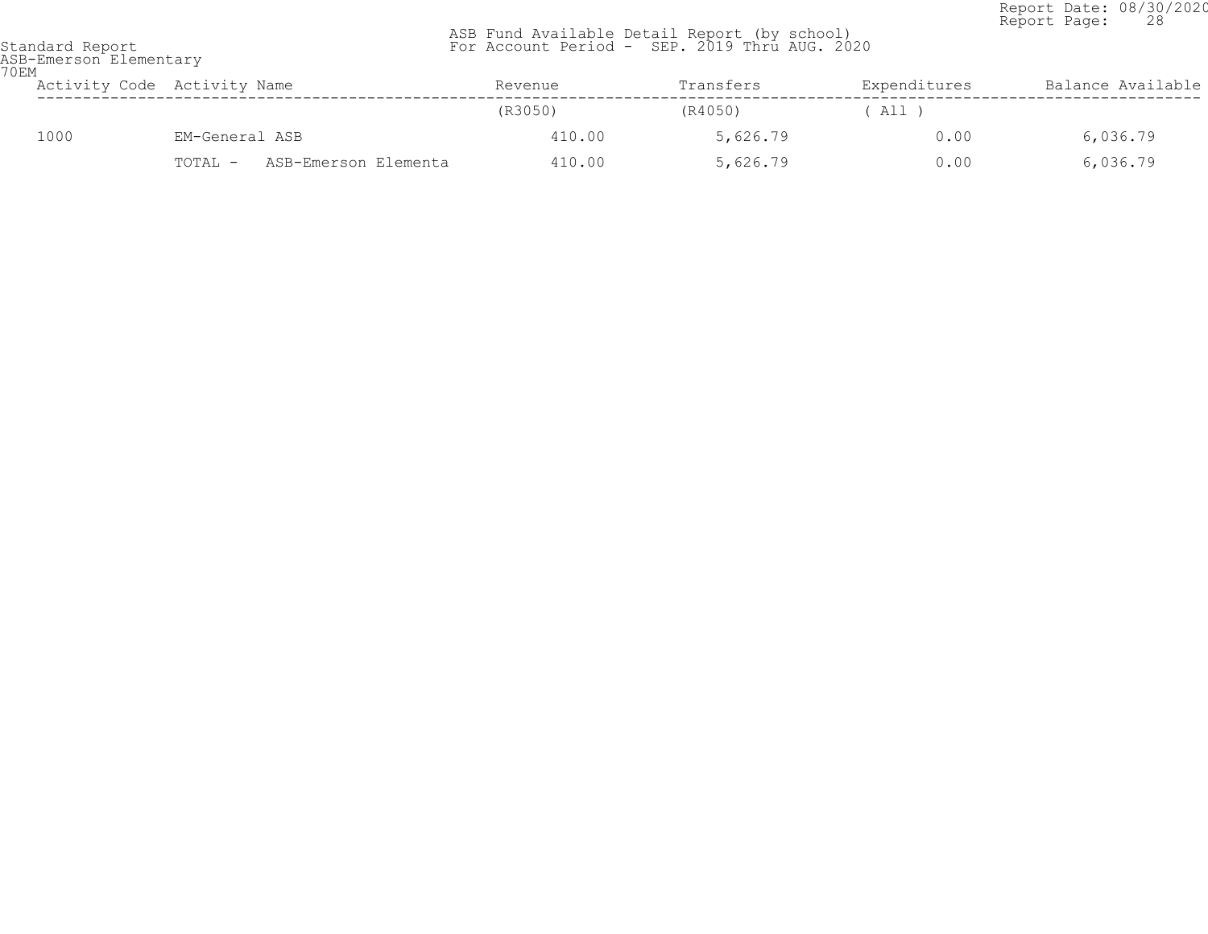Standard Report
ASB-Emerson Elementary
70EM

ASB Fund Available Detail Report (by school)
For Account Period - SEP. 2019 Thru AUG. 2020

Report Date: 08/30/2020

| Activity Code | Activity Name | Revenue | Transfers | Expenditures | Balance Available |
|---|---|---|---|---|---|
| | | (R3050) | (R4050) | ( All ) | |
| 1000 | EM-General ASB | 410.00 | 5,626.79 | 0.00 | 6,036.79 |
| | TOTAL - ASB-Emerson Elementa | 410.00 | 5,626.79 | 0.00 | 6,036.79 |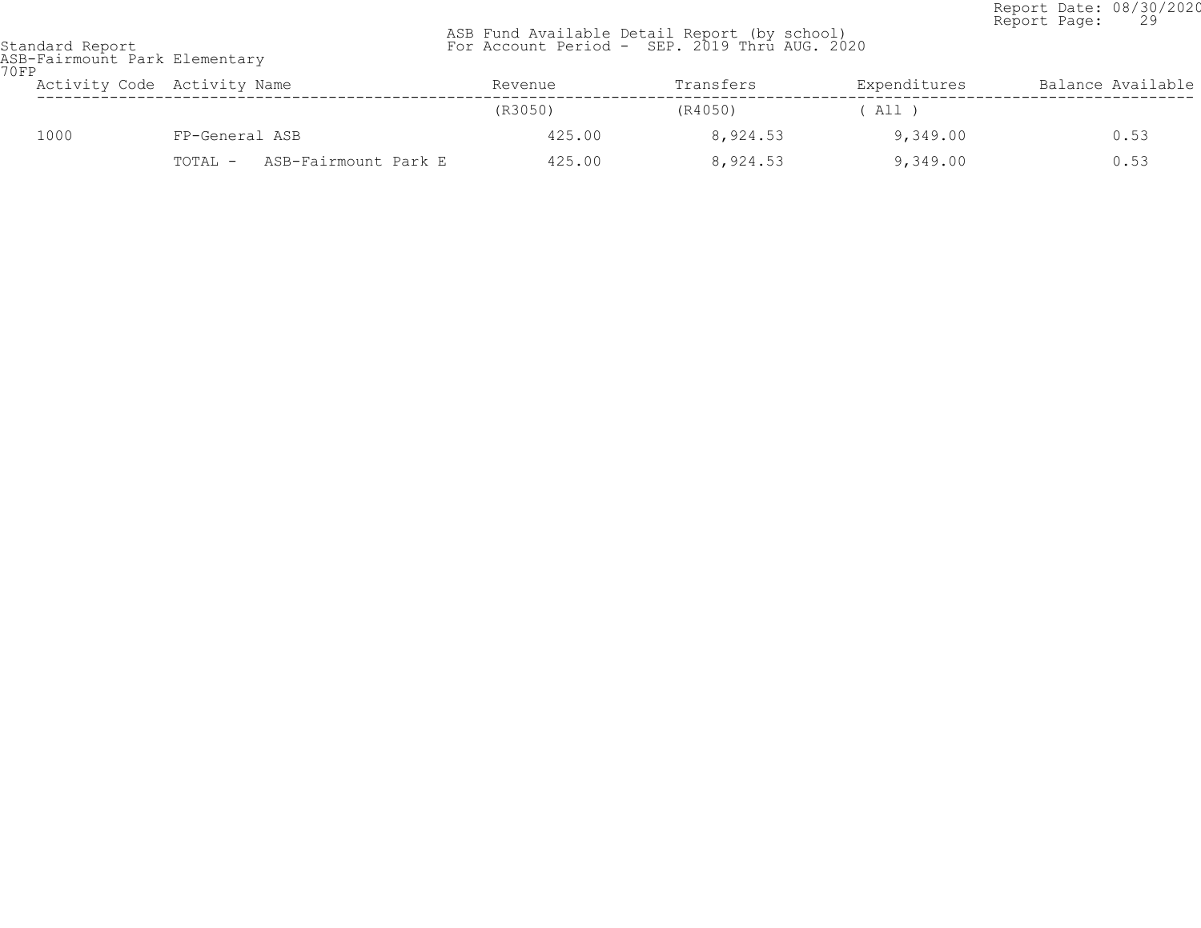Report Date: 08/30/2020

Standard Report

ASB-Fairmount Park Elementary

70FP

ASB Fund Available Detail Report (by school)

For Account Period - SEP. 2019 Thru AUG. 2020

| Activity Code | Activity Name | Revenue | Transfers | Expenditures | Balance Available |
|---|---|---|---|---|---|
| | | (R3050) | (R4050) | ( All ) | |
| 1000 | FP-General ASB | 425.00 | 8,924.53 | 9,349.00 | 0.53 |
| | TOTAL - ASB-Fairmount Park E | 425.00 | 8,924.53 | 9,349.00 | 0.53 |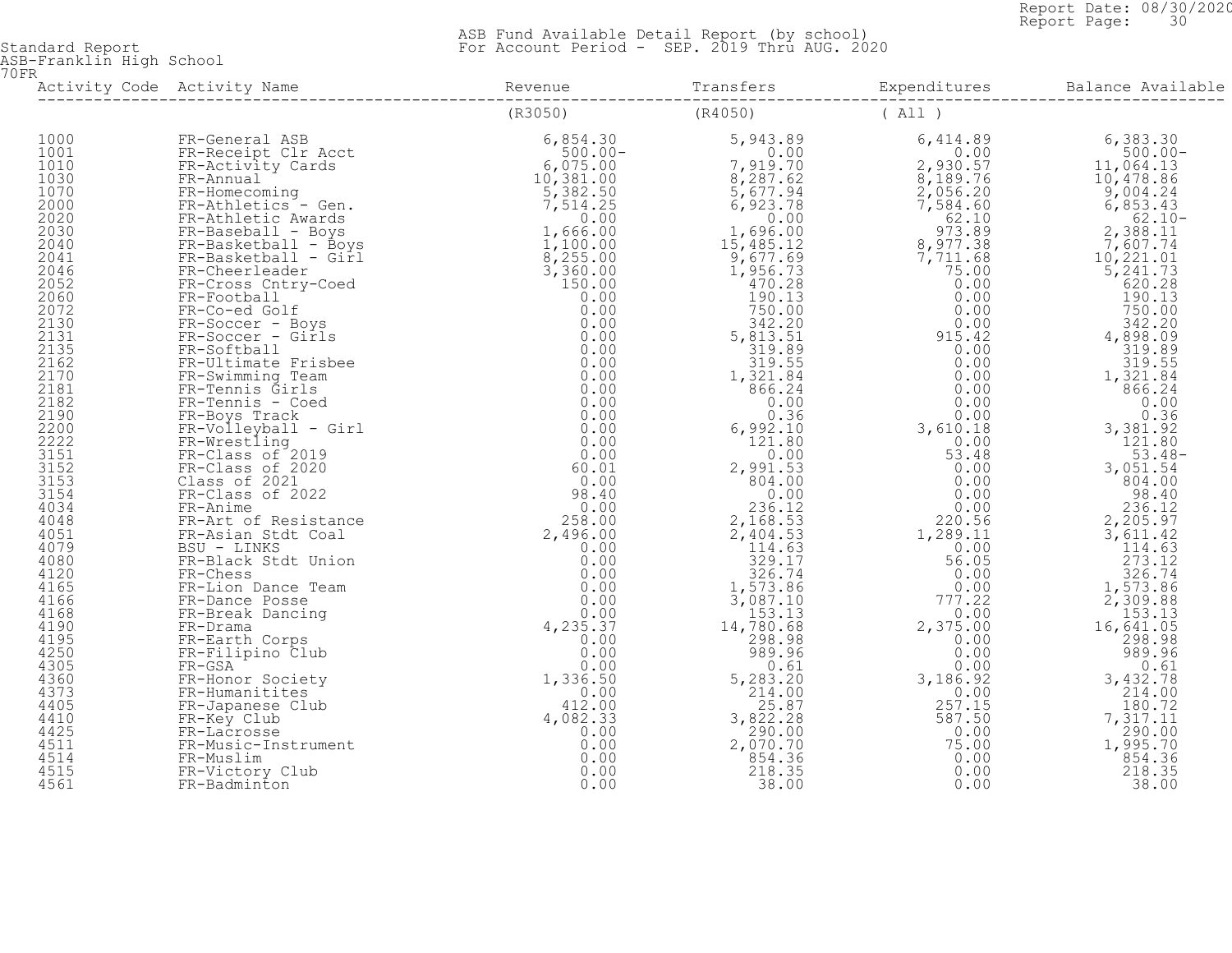Standard Report
ASB-Franklin High School
70FR

# ASB Fund Available Detail Report (by school)
For Account Period - SEP. 2019 Thru AUG. 2020

Report Date: 08/30/2020

| Activity Code | Activity Name | Revenue | Transfers | Expenditures | Balance Available |
|---|---|---|---|---|---|
| | | (R3050) | (R4050) | ( All ) | |
| 1000 | FR-General ASB | 6,854.30 | 5,943.89 | 6,414.89 | 6,383.30 |
| 1001 | FR-Receipt Clr Acct | 500.00- | 0.00 | 0.00 | 500.00- |
| 1010 | FR-Activity Cards | 6,075.00 | 7,919.70 | 2,930.57 | 11,064.13 |
| 1030 | FR-Annual | 10,381.00 | 8,287.62 | 8,189.76 | 10,478.86 |
| 1070 | FR-Homecoming | 5,382.50 | 5,677.94 | 2,056.20 | 9,004.24 |
| 2000 | FR-Athletics - Gen. | 7,514.25 | 6,923.78 | 7,584.60 | 6,853.43 |
| 2020 | FR-Athletic Awards | 0.00 | 0.00 | 62.10 | 62.10- |
| 2030 | FR-Baseball - Boys | 1,666.00 | 1,696.00 | 973.89 | 2,388.11 |
| 2040 | FR-Basketball - Boys | 1,100.00 | 15,485.12 | 8,977.38 | 7,607.74 |
| 2041 | FR-Basketball - Girl | 8,255.00 | 9,677.69 | 7,711.68 | 10,221.01 |
| 2046 | FR-Cheerleader | 3,360.00 | 1,956.73 | 75.00 | 5,241.73 |
| 2052 | FR-Cross Cntry-Coed | 150.00 | 470.28 | 0.00 | 620.28 |
| 2060 | FR-Football | 0.00 | 190.13 | 0.00 | 190.13 |
| 2072 | FR-Co-ed Golf | 0.00 | 750.00 | 0.00 | 750.00 |
| 2130 | FR-Soccer - Boys | 0.00 | 342.20 | 0.00 | 342.20 |
| 2131 | FR-Soccer - Girls | 0.00 | 5,813.51 | 915.42 | 4,898.09 |
| 2135 | FR-Softball | 0.00 | 319.89 | 0.00 | 319.89 |
| 2162 | FR-Ultimate Frisbee | 0.00 | 319.55 | 0.00 | 319.55 |
| 2170 | FR-Swimming Team | 0.00 | 1,321.84 | 0.00 | 1,321.84 |
| 2181 | FR-Tennis Girls | 0.00 | 866.24 | 0.00 | 866.24 |
| 2182 | FR-Tennis - Coed | 0.00 | 0.00 | 0.00 | 0.00 |
| 2190 | FR-Boys Track | 0.00 | 0.36 | 0.00 | 0.36 |
| 2200 | FR-Volleyball - Girl | 0.00 | 6,992.10 | 3,610.18 | 3,381.92 |
| 2222 | FR-Wrestling | 0.00 | 121.80 | 0.00 | 121.80 |
| 3151 | FR-Class of 2019 | 0.00 | 0.00 | 53.48 | 53.48- |
| 3152 | FR-Class of 2020 | 60.01 | 2,991.53 | 0.00 | 3,051.54 |
| 3153 | Class of 2021 | 0.00 | 804.00 | 0.00 | 804.00 |
| 3154 | FR-Class of 2022 | 98.40 | 0.00 | 0.00 | 98.40 |
| 4034 | FR-Anime | 0.00 | 236.12 | 0.00 | 236.12 |
| 4048 | FR-Art of Resistance | 258.00 | 2,168.53 | 220.56 | 2,205.97 |
| 4051 | FR-Asian Stdt Coal | 2,496.00 | 2,404.53 | 1,289.11 | 3,611.42 |
| 4079 | BSU - LINKS | 0.00 | 114.63 | 0.00 | 114.63 |
| 4080 | FR-Black Stdt Union | 0.00 | 329.17 | 56.05 | 273.12 |
| 4120 | FR-Chess | 0.00 | 326.74 | 0.00 | 326.74 |
| 4165 | FR-Lion Dance Team | 0.00 | 1,573.86 | 0.00 | 1,573.86 |
| 4166 | FR-Dance Posse | 0.00 | 3,087.10 | 777.22 | 2,309.88 |
| 4168 | FR-Break Dancing | 0.00 | 153.13 | 0.00 | 153.13 |
| 4190 | FR-Drama | 4,235.37 | 14,780.68 | 2,375.00 | 16,641.05 |
| 4195 | FR-Earth Corps | 0.00 | 298.98 | 0.00 | 298.98 |
| 4250 | FR-Filipino Club | 0.00 | 989.96 | 0.00 | 989.96 |
| 4305 | FR-GSA | 0.00 | 0.61 | 0.00 | 0.61 |
| 4360 | FR-Honor Society | 1,336.50 | 5,283.20 | 3,186.92 | 3,432.78 |
| 4373 | FR-Humanitites | 0.00 | 214.00 | 0.00 | 214.00 |
| 4405 | FR-Japanese Club | 412.00 | 25.87 | 257.15 | 180.72 |
| 4410 | FR-Key Club | 4,082.33 | 3,822.28 | 587.50 | 7,317.11 |
| 4425 | FR-Lacrosse | 0.00 | 290.00 | 0.00 | 290.00 |
| 4511 | FR-Music-Instrument | 0.00 | 2,070.70 | 75.00 | 1,995.70 |
| 4514 | FR-Muslim | 0.00 | 854.36 | 0.00 | 854.36 |
| 4515 | FR-Victory Club | 0.00 | 218.35 | 0.00 | 218.35 |
| 4561 | FR-Badminton | 0.00 | 38.00 | 0.00 | 38.00 |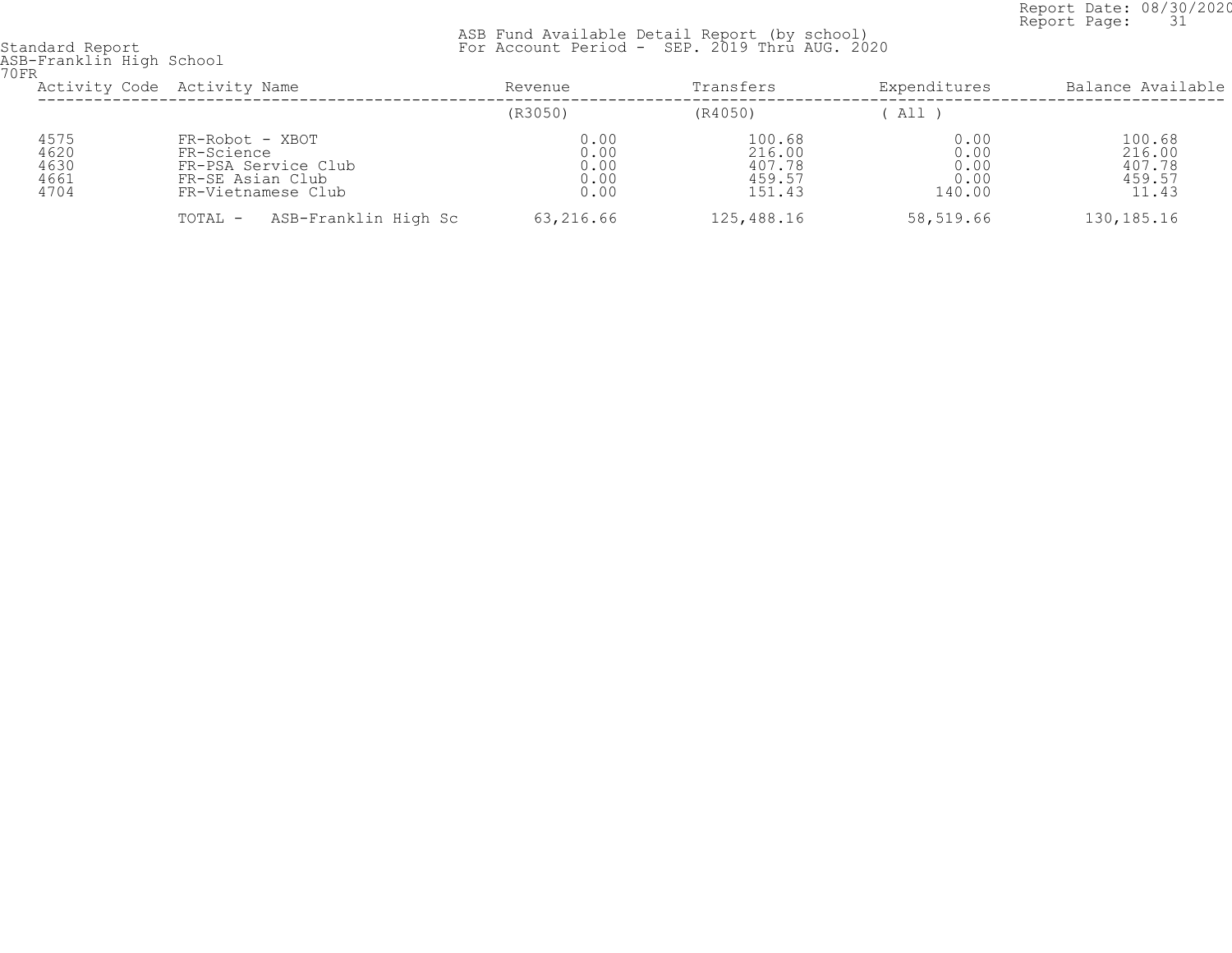Standard Report
ASB-Franklin High School
70FR

ASB Fund Available Detail Report (by school)
For Account Period - SEP. 2019 Thru AUG. 2020

| Activity Code | Activity Name | Revenue | Transfers | Expenditures | Balance Available |
|---|---|---|---|---|---|
| | | (R3050) | (R4050) | ( All ) | |
| 4575 | FR-Robot - XBOT | 0.00 | 100.68 | 0.00 | 100.68 |
| 4620 | FR-Science | 0.00 | 216.00 | 0.00 | 216.00 |
| 4630 | FR-PSA Service Club | 0.00 | 407.78 | 0.00 | 407.78 |
| 4661 | FR-SE Asian Club | 0.00 | 459.57 | 0.00 | 459.57 |
| 4704 | FR-Vietnamese Club | 0.00 | 151.43 | 140.00 | 11.43 |
| | TOTAL - ASB-Franklin High Sc | 63,216.66 | 125,488.16 | 58,519.66 | 130,185.16 |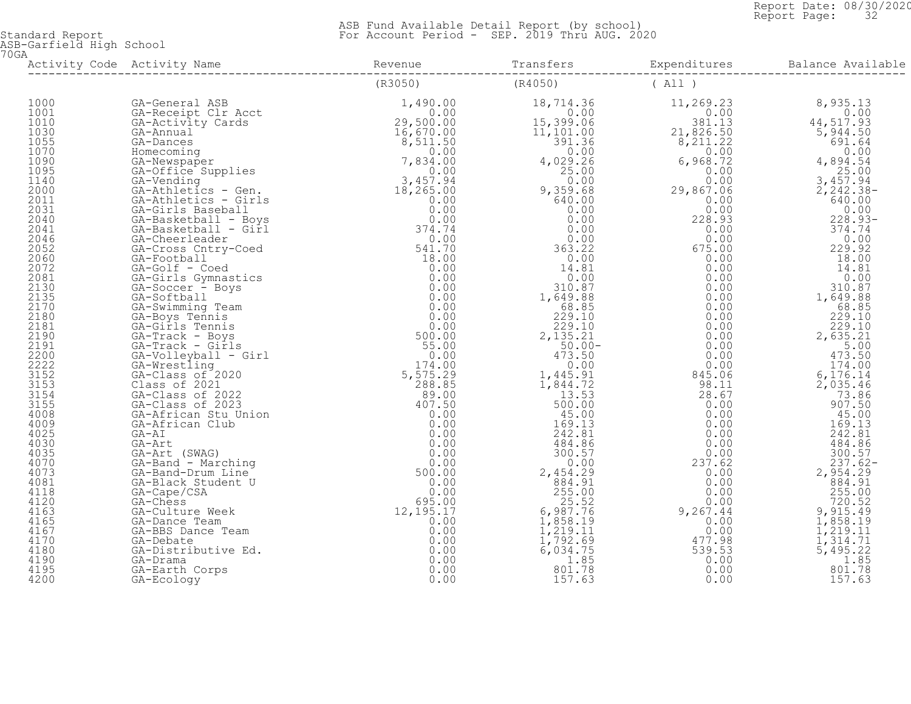Report Date: 08/30/2020
Report Page: 32

Standard Report
ASB-Garfield High School
70GA

ASB Fund Available Detail Report (by school)
For Account Period - SEP. 2019 Thru AUG. 2020

| Activity Code | Activity Name | Revenue | Transfers | Expenditures | Balance Available |
|---|---|---|---|---|---|
| | | (R3050) | (R4050) | ( All ) | |
| 1000 | GA-General ASB | 1,490.00 | 18,714.36 | 11,269.23 | 8,935.13 |
| 1001 | GA-Receipt Clr Acct | 0.00 | 0.00 | 0.00 | 0.00 |
| 1010 | GA-Activity Cards | 29,500.00 | 15,399.06 | 381.13 | 44,517.93 |
| 1030 | GA-Annual | 16,670.00 | 11,101.00 | 21,826.50 | 5,944.50 |
| 1055 | GA-Dances | 8,511.50 | 391.36 | 8,211.22 | 691.64 |
| 1070 | Homecoming | 0.00 | 0.00 | 0.00 | 0.00 |
| 1090 | GA-Newspaper | 7,834.00 | 4,029.26 | 6,968.72 | 4,894.54 |
| 1095 | GA-Office Supplies | 0.00 | 25.00 | 0.00 | 25.00 |
| 1140 | GA-Vending | 3,457.94 | 0.00 | 0.00 | 3,457.94 |
| 2000 | GA-Athletics - Gen. | 18,265.00 | 9,359.68 | 29,867.06 | 2,242.38- |
| 2011 | GA-Athletics - Girls | 0.00 | 640.00 | 0.00 | 640.00 |
| 2031 | GA-Girls Baseball | 0.00 | 0.00 | 0.00 | 0.00 |
| 2040 | GA-Basketball - Boys | 0.00 | 0.00 | 228.93 | 228.93- |
| 2041 | GA-Basketball - Girl | 374.74 | 0.00 | 0.00 | 374.74 |
| 2046 | GA-Cheerleader | 0.00 | 0.00 | 0.00 | 0.00 |
| 2052 | GA-Cross Cntry-Coed | 541.70 | 363.22 | 675.00 | 229.92 |
| 2060 | GA-Football | 18.00 | 0.00 | 0.00 | 18.00 |
| 2072 | GA-Golf - Coed | 0.00 | 14.81 | 0.00 | 14.81 |
| 2081 | GA-Girls Gymnastics | 0.00 | 0.00 | 0.00 | 0.00 |
| 2130 | GA-Soccer - Boys | 0.00 | 310.87 | 0.00 | 310.87 |
| 2135 | GA-Softball | 0.00 | 1,649.88 | 0.00 | 1,649.88 |
| 2170 | GA-Swimming Team | 0.00 | 68.85 | 0.00 | 68.85 |
| 2180 | GA-Boys Tennis | 0.00 | 229.10 | 0.00 | 229.10 |
| 2181 | GA-Girls Tennis | 0.00 | 229.10 | 0.00 | 229.10 |
| 2190 | GA-Track - Boys | 500.00 | 2,135.21 | 0.00 | 2,635.21 |
| 2191 | GA-Track - Girls | 55.00 | 50.00- | 0.00 | 5.00 |
| 2200 | GA-Volleyball - Girl | 0.00 | 473.50 | 0.00 | 473.50 |
| 2222 | GA-Wrestling | 174.00 | 0.00 | 0.00 | 174.00 |
| 3152 | GA-Class of 2020 | 5,575.29 | 1,445.91 | 845.06 | 6,176.14 |
| 3153 | Class of 2021 | 288.85 | 1,844.72 | 98.11 | 2,035.46 |
| 3154 | GA-Class of 2022 | 89.00 | 13.53 | 28.67 | 73.86 |
| 3155 | GA-Class of 2023 | 407.50 | 500.00 | 0.00 | 907.50 |
| 4008 | GA-African Stu Union | 0.00 | 45.00 | 0.00 | 45.00 |
| 4009 | GA-African Club | 0.00 | 169.13 | 0.00 | 169.13 |
| 4025 | GA-AI | 0.00 | 242.81 | 0.00 | 242.81 |
| 4030 | GA-Art | 0.00 | 484.86 | 0.00 | 484.86 |
| 4035 | GA-Art (SWAG) | 0.00 | 300.57 | 0.00 | 300.57 |
| 4070 | GA-Band - Marching | 0.00 | 0.00 | 237.62 | 237.62- |
| 4073 | GA-Band-Drum Line | 500.00 | 2,454.29 | 0.00 | 2,954.29 |
| 4081 | GA-Black Student U | 0.00 | 884.91 | 0.00 | 884.91 |
| 4118 | GA-Cape/CSA | 0.00 | 255.00 | 0.00 | 255.00 |
| 4120 | GA-Chess | 695.00 | 25.52 | 0.00 | 720.52 |
| 4163 | GA-Culture Week | 12,195.17 | 6,987.76 | 9,267.44 | 9,915.49 |
| 4165 | GA-Dance Team | 0.00 | 1,858.19 | 0.00 | 1,858.19 |
| 4167 | GA-BBS Dance Team | 0.00 | 1,219.11 | 0.00 | 1,219.11 |
| 4170 | GA-Debate | 0.00 | 1,792.69 | 477.98 | 1,314.71 |
| 4180 | GA-Distributive Ed. | 0.00 | 6,034.75 | 539.53 | 5,495.22 |
| 4190 | GA-Drama | 0.00 | 1.85 | 0.00 | 1.85 |
| 4195 | GA-Earth Corps | 0.00 | 801.78 | 0.00 | 801.78 |
| 4200 | GA-Ecology | 0.00 | 157.63 | 0.00 | 157.63 |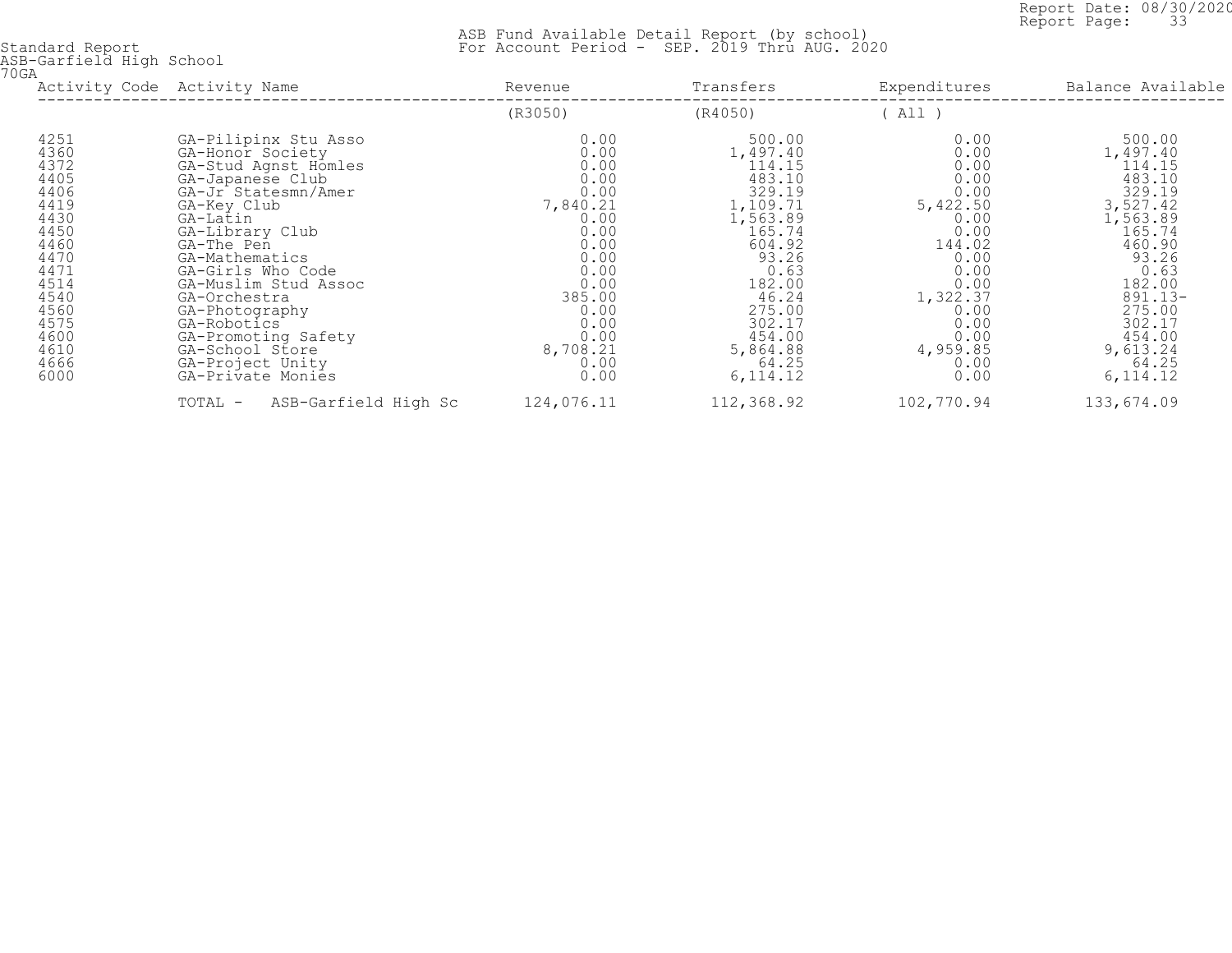Standard Report
ASB-Garfield High School
70GA

ASB Fund Available Detail Report (by school)
For Account Period - SEP. 2019 Thru AUG. 2020

Report Date: 08/30/2020
Report Page: 33

| Activity Code | Activity Name | Revenue | Transfers | Expenditures | Balance Available |
|---|---|---|---|---|---|
| | | (R3050) | (R4050) | ( All ) | |
| 4251 | GA-Pilipinx Stu Asso | 0.00 | 500.00 | 0.00 | 500.00 |
| 4360 | GA-Honor Society | 0.00 | 1,497.40 | 0.00 | 1,497.40 |
| 4372 | GA-Stud Agnst Homles | 0.00 | 114.15 | 0.00 | 114.15 |
| 4405 | GA-Japanese Club | 0.00 | 483.10 | 0.00 | 483.10 |
| 4406 | GA-Jr Statesmn/Amer | 0.00 | 329.19 | 0.00 | 329.19 |
| 4419 | GA-Key Club | 7,840.21 | 1,109.71 | 5,422.50 | 3,527.42 |
| 4430 | GA-Latin | 0.00 | 1,563.89 | 0.00 | 1,563.89 |
| 4450 | GA-Library Club | 0.00 | 165.74 | 0.00 | 165.74 |
| 4460 | GA-The Pen | 0.00 | 604.92 | 144.02 | 460.90 |
| 4470 | GA-Mathematics | 0.00 | 93.26 | 0.00 | 93.26 |
| 4471 | GA-Girls Who Code | 0.00 | 0.63 | 0.00 | 0.63 |
| 4514 | GA-Muslim Stud Assoc | 0.00 | 182.00 | 0.00 | 182.00 |
| 4540 | GA-Orchestra | 385.00 | 46.24 | 1,322.37 | 891.13- |
| 4560 | GA-Photography | 0.00 | 275.00 | 0.00 | 275.00 |
| 4575 | GA-Robotics | 0.00 | 302.17 | 0.00 | 302.17 |
| 4600 | GA-Promoting Safety | 0.00 | 454.00 | 0.00 | 454.00 |
| 4610 | GA-School Store | 8,708.21 | 5,864.88 | 4,959.85 | 9,613.24 |
| 4666 | GA-Project Unity | 0.00 | 64.25 | 0.00 | 64.25 |
| 6000 | GA-Private Monies | 0.00 | 6,114.12 | 0.00 | 6,114.12 |
| | TOTAL - ASB-Garfield High Sc | 124,076.11 | 112,368.92 | 102,770.94 | 133,674.09 |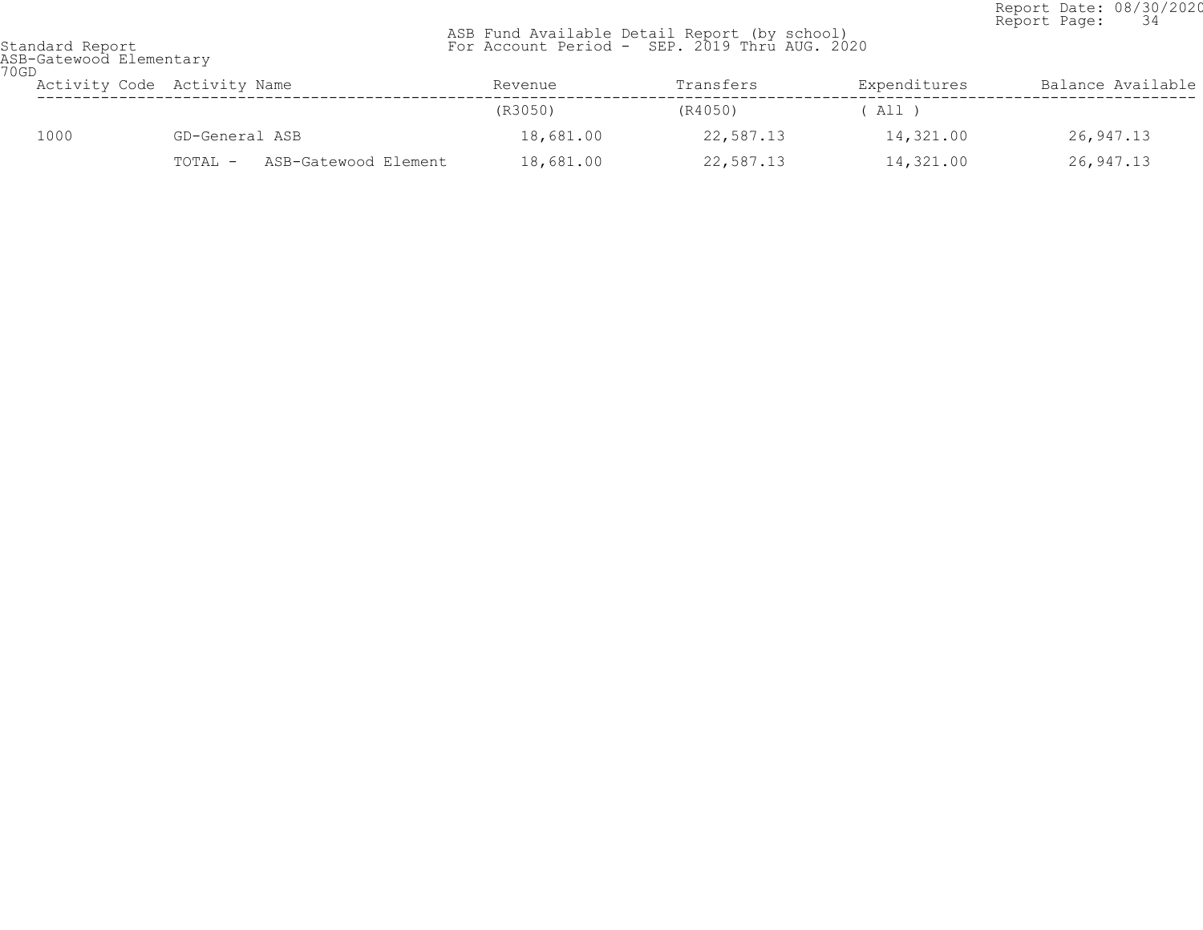Standard Report
ASB-Gatewood Elementary
70GD

ASB Fund Available Detail Report (by school)
For Account Period - SEP. 2019 Thru AUG. 2020

Report Date: 08/30/2020
Report Page: 34

| Activity Code | Activity Name | Revenue | Transfers | Expenditures | Balance Available |
|---|---|---|---|---|---|
| | | (R3050) | (R4050) | ( All ) | |
| 1000 | GD-General ASB | 18,681.00 | 22,587.13 | 14,321.00 | 26,947.13 |
| | TOTAL - ASB-Gatewood Element | 18,681.00 | 22,587.13 | 14,321.00 | 26,947.13 |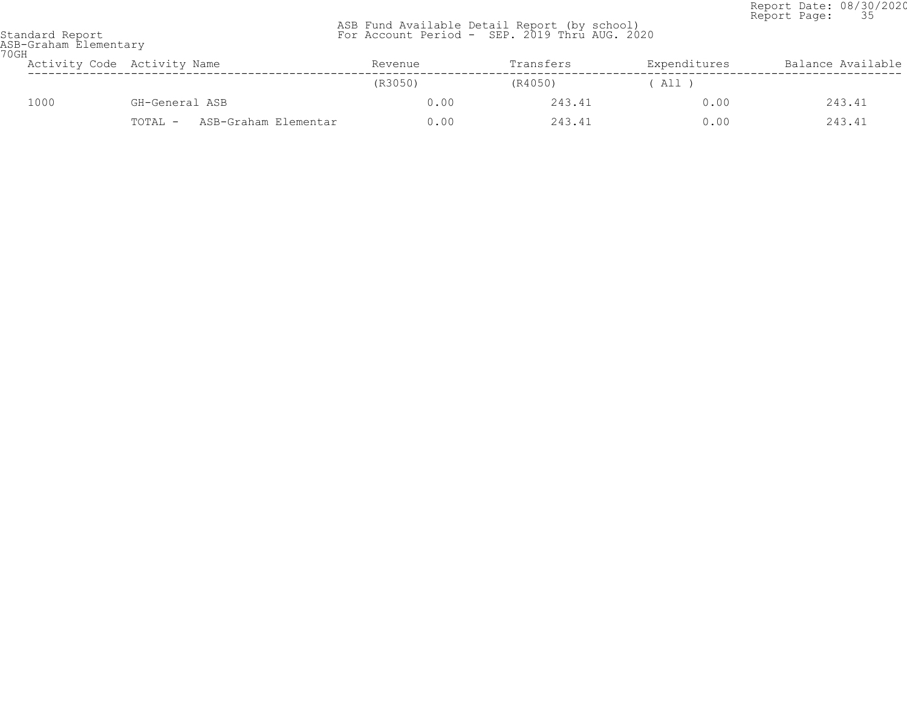Standard Report
ASB-Graham Elementary
70GH

ASB Fund Available Detail Report (by school)
For Account Period - SEP. 2019 Thru AUG. 2020

Report Date: 08/30/2020

| Activity Code | Activity Name | Revenue | Transfers | Expenditures | Balance Available |
|---|---|---|---|---|---|
| | | (R3050) | (R4050) | ( All ) | |
| 1000 | GH-General ASB | 0.00 | 243.41 | 0.00 | 243.41 |
| | TOTAL - ASB-Graham Elementar | 0.00 | 243.41 | 0.00 | 243.41 |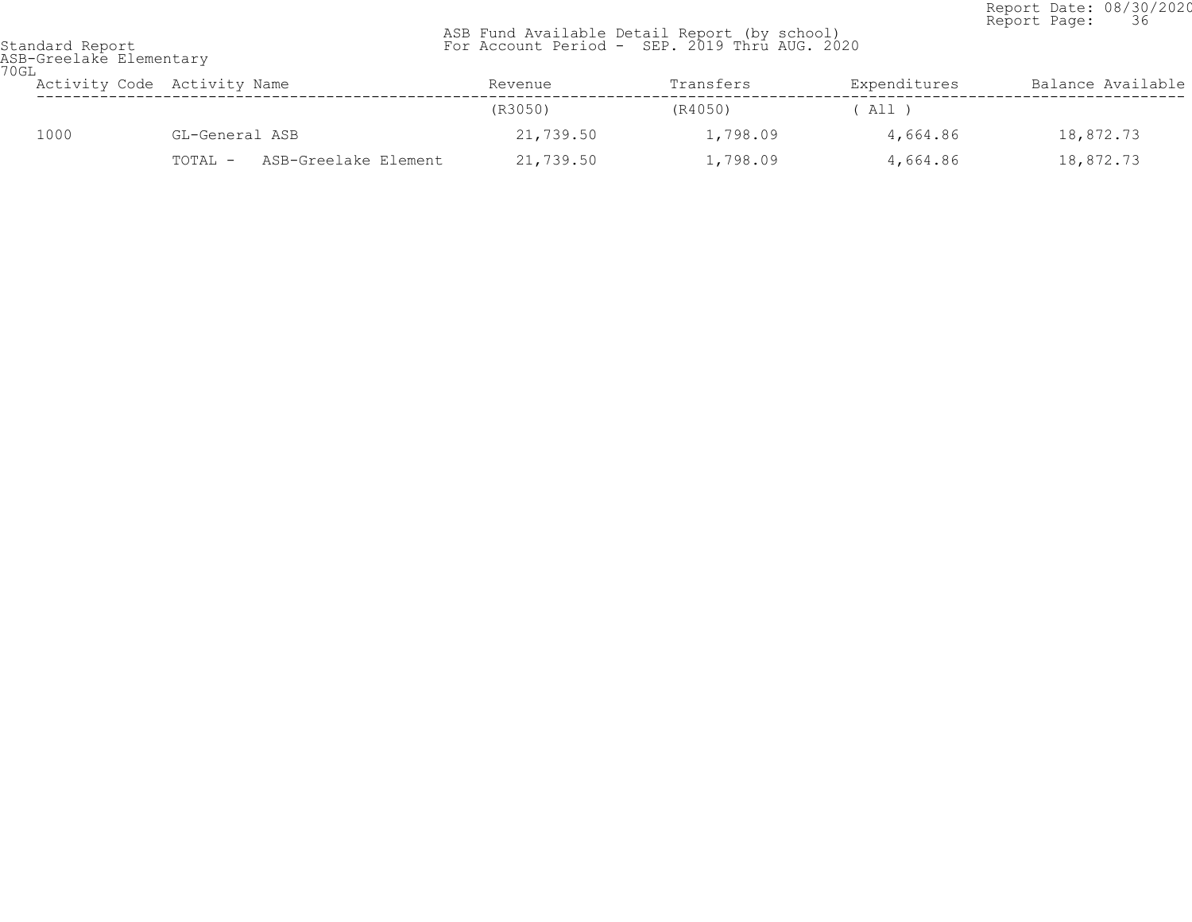Standard Report
ASB-Greelake Elementary
70GL

ASB Fund Available Detail Report (by school)
For Account Period - SEP. 2019 Thru AUG. 2020

| Activity Code | Activity Name | Revenue | Transfers | Expenditures | Balance Available |
|---|---|---|---|---|---|
| | | (R3050) | (R4050) | ( All ) | |
| 1000 | GL-General ASB | 21,739.50 | 1,798.09 | 4,664.86 | 18,872.73 |
| | TOTAL - ASB-Greelake Element | 21,739.50 | 1,798.09 | 4,664.86 | 18,872.73 |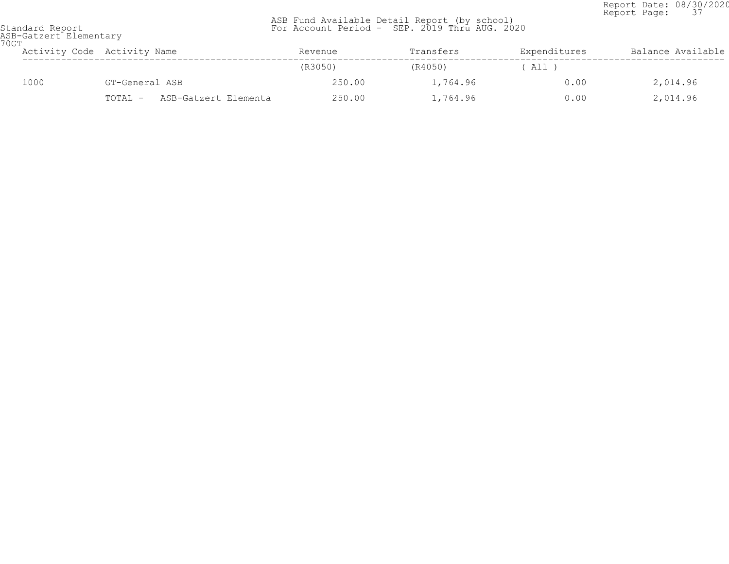Standard Report
ASB-Gatzert Elementary
70GT

ASB Fund Available Detail Report (by school)
For Account Period - SEP. 2019 Thru AUG. 2020

| Activity Code | Activity Name | Revenue | Transfers | Expenditures | Balance Available |
|---|---|---|---|---|---|
| | | (R3050) | (R4050) | ( All ) | |
| 1000 | GT-General ASB | 250.00 | 1,764.96 | 0.00 | 2,014.96 |
| | TOTAL - ASB-Gatzert Elementa | 250.00 | 1,764.96 | 0.00 | 2,014.96 |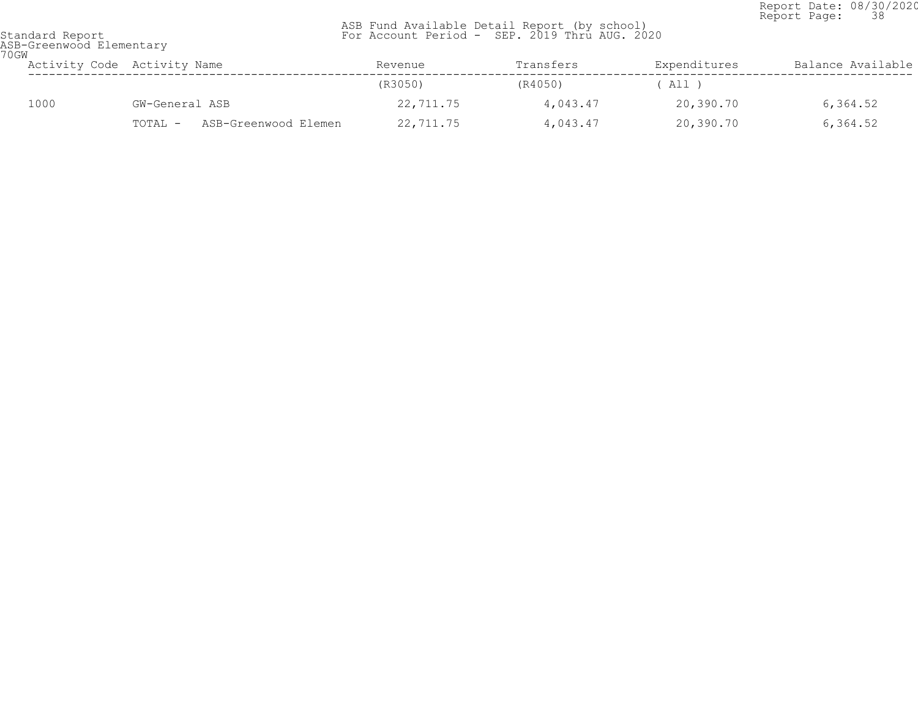Standard Report
ASB-Greenwood Elementary
70GW

ASB Fund Available Detail Report (by school)
For Account Period - SEP. 2019 Thru AUG. 2020

Report Date: 08/30/2020

| Activity Code | Activity Name | Revenue | Transfers | Expenditures | Balance Available |
|---|---|---|---|---|---|
| | | (R3050) | (R4050) | ( All ) | |
| 1000 | GW-General ASB | 22,711.75 | 4,043.47 | 20,390.70 | 6,364.52 |
| | TOTAL - ASB-Greenwood Elemen | 22,711.75 | 4,043.47 | 20,390.70 | 6,364.52 |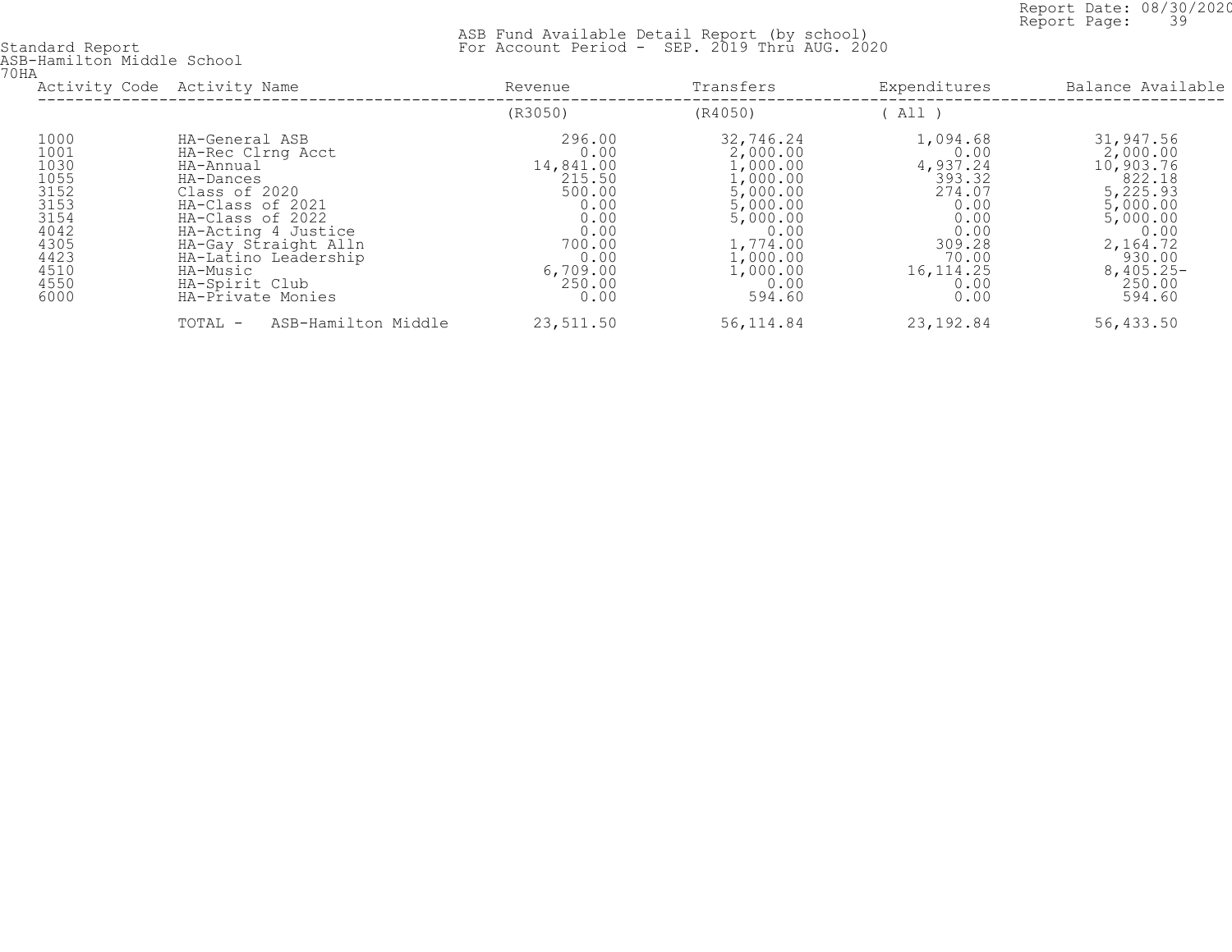Standard Report
ASB-Hamilton Middle School
70HA

ASB Fund Available Detail Report (by school)
For Account Period - SEP. 2019 Thru AUG. 2020

Report Date: 08/30/2020

| Activity Code | Activity Name | Revenue | Transfers | Expenditures | Balance Available |
|---|---|---|---|---|---|
| | | (R3050) | (R4050) | ( All ) | |
| 1000 | HA-General ASB | 296.00 | 32,746.24 | 1,094.68 | 31,947.56 |
| 1001 | HA-Rec Clrng Acct | 0.00 | 2,000.00 | 0.00 | 2,000.00 |
| 1030 | HA-Annual | 14,841.00 | 1,000.00 | 4,937.24 | 10,903.76 |
| 1055 | HA-Dances | 215.50 | 1,000.00 | 393.32 | 822.18 |
| 3152 | Class of 2020 | 500.00 | 5,000.00 | 274.07 | 5,225.93 |
| 3153 | HA-Class of 2021 | 0.00 | 5,000.00 | 0.00 | 5,000.00 |
| 3154 | HA-Class of 2022 | 0.00 | 5,000.00 | 0.00 | 5,000.00 |
| 4042 | HA-Acting 4 Justice | 0.00 | 0.00 | 0.00 | 0.00 |
| 4305 | HA-Gay Straight Alln | 700.00 | 1,774.00 | 309.28 | 2,164.72 |
| 4423 | HA-Latino Leadership | 0.00 | 1,000.00 | 70.00 | 930.00 |
| 4510 | HA-Music | 6,709.00 | 1,000.00 | 16,114.25 | 8,405.25- |
| 4550 | HA-Spirit Club | 250.00 | 0.00 | 0.00 | 250.00 |
| 6000 | HA-Private Monies | 0.00 | 594.60 | 0.00 | 594.60 |
| | TOTAL - ASB-Hamilton Middle | 23,511.50 | 56,114.84 | 23,192.84 | 56,433.50 |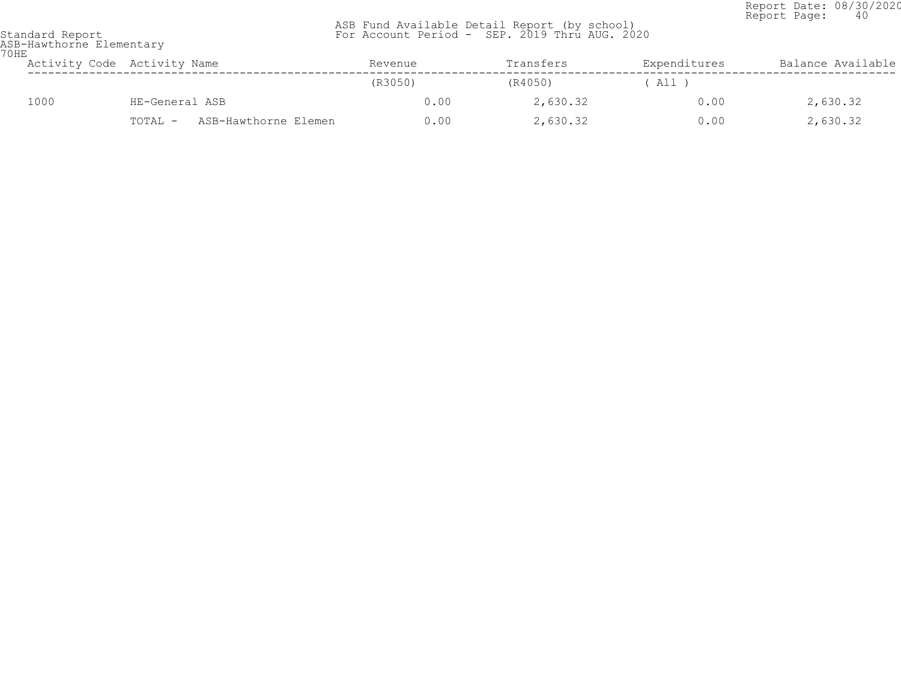Standard Report
ASB-Hawthorne Elementary
70HE

ASB Fund Available Detail Report (by school)
For Account Period - SEP. 2019 Thru AUG. 2020

Report Date: 08/30/2020

| Activity Code | Activity Name | Revenue | Transfers | Expenditures | Balance Available |
|---|---|---|---|---|---|
| | | (R3050) | (R4050) | ( All ) | |
| 1000 | HE-General ASB | 0.00 | 2,630.32 | 0.00 | 2,630.32 |
| | TOTAL - ASB-Hawthorne Elemen | 0.00 | 2,630.32 | 0.00 | 2,630.32 |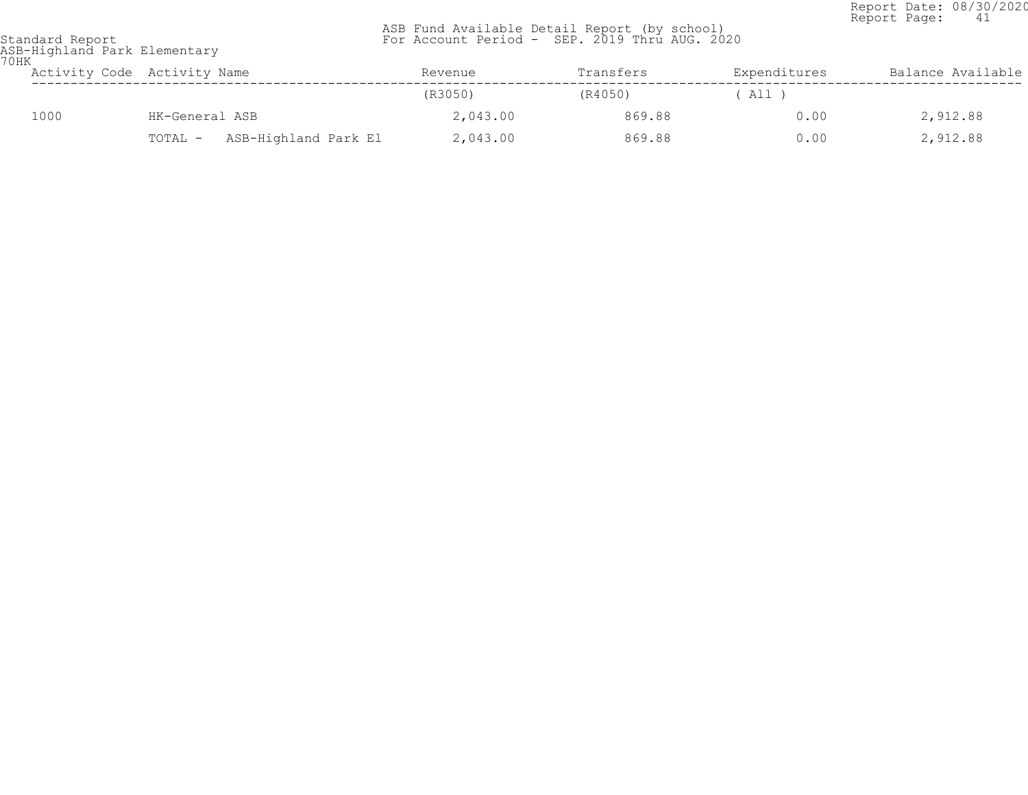Standard Report
ASB-Highland Park Elementary
70HK

ASB Fund Available Detail Report (by school)
For Account Period - SEP. 2019 Thru AUG. 2020

Report Date: 08/30/2020
Report Page: 41

| Activity Code | Activity Name | Revenue | Transfers | Expenditures | Balance Available |
|---|---|---|---|---|---|
| | | (R3050) | (R4050) | ( All ) | |
| 1000 | HK-General ASB | 2,043.00 | 869.88 | 0.00 | 2,912.88 |
| | TOTAL - ASB-Highland Park El | 2,043.00 | 869.88 | 0.00 | 2,912.88 |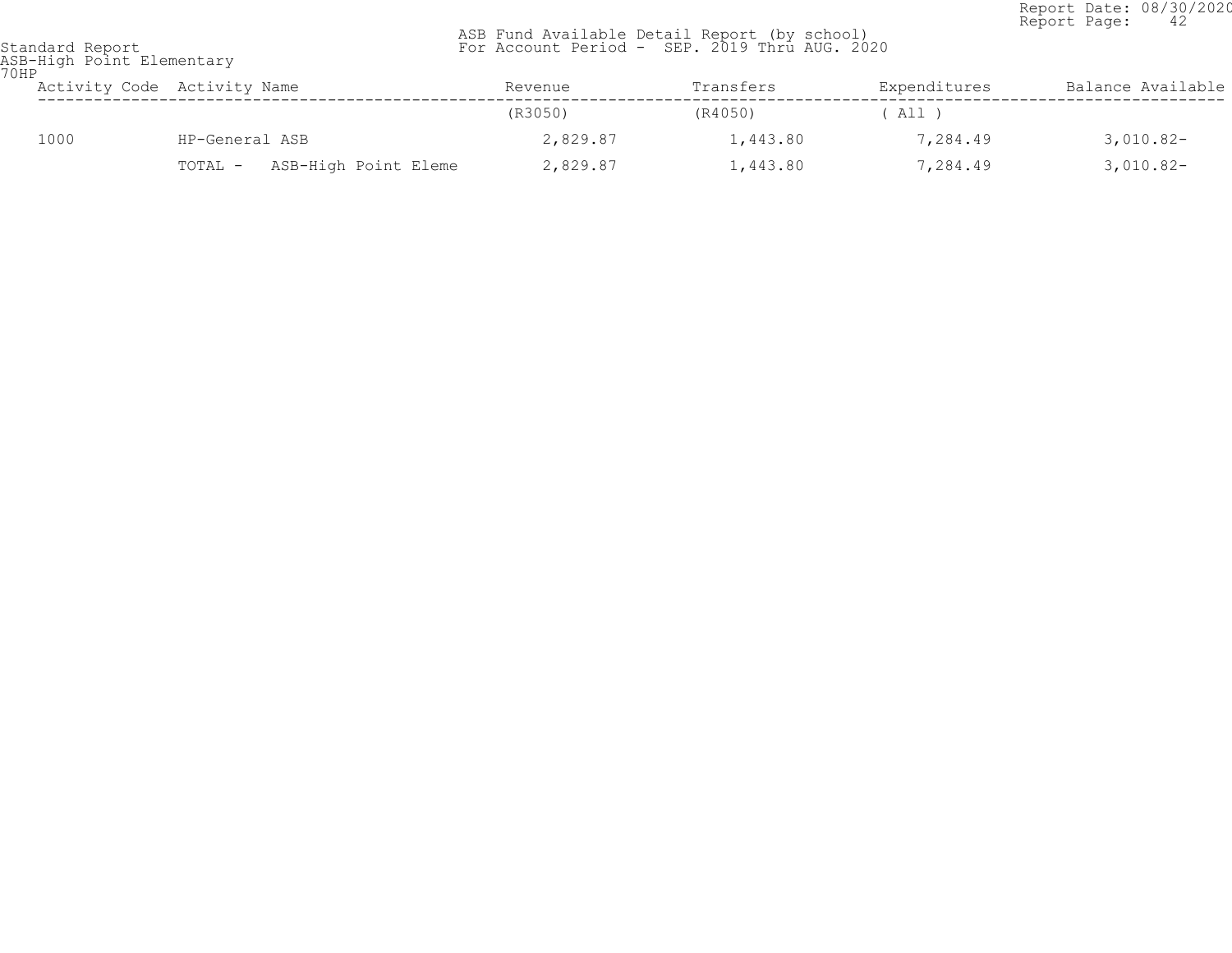Report Date: 08/30/2020
Report Page: 42

Standard Report
ASB-High Point Elementary
70HP

ASB Fund Available Detail Report (by school)
For Account Period - SEP. 2019 Thru AUG. 2020

| Activity Code | Activity Name | Revenue | Transfers | Expenditures | Balance Available |
|---|---|---|---|---|---|
| | | (R3050) | (R4050) | ( All ) | |
| 1000 | HP-General ASB | 2,829.87 | 1,443.80 | 7,284.49 | 3,010.82- |
| | TOTAL - ASB-High Point Eleme | 2,829.87 | 1,443.80 | 7,284.49 | 3,010.82- |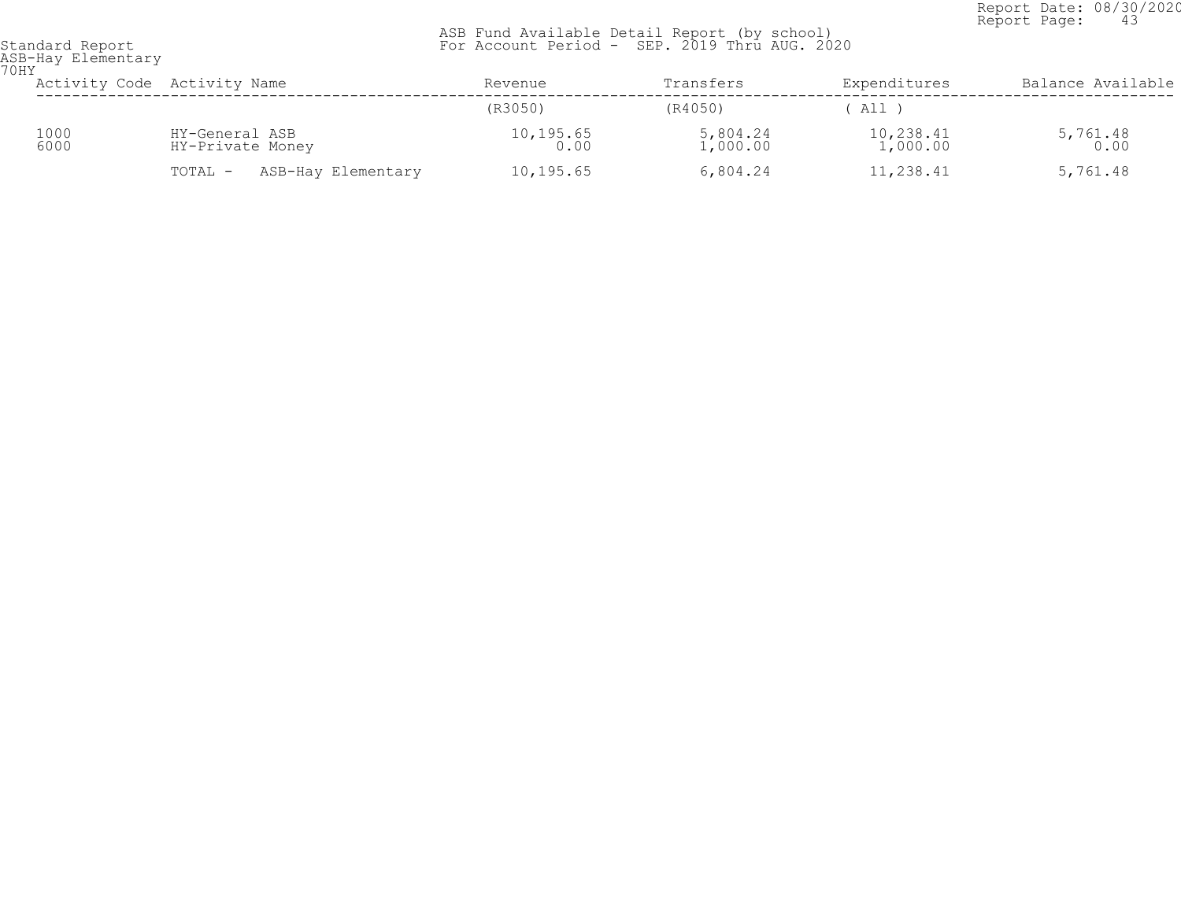Standard Report
ASB-Hay Elementary
70HY

ASB Fund Available Detail Report (by school)
For Account Period - SEP. 2019 Thru AUG. 2020

Report Date: 08/30/2020
Report Page: 43

| Activity Code | Activity Name | Revenue | Transfers | Expenditures | Balance Available |
|---|---|---|---|---|---|
| | | (R3050) | (R4050) | ( All ) | |
| 1000 | HY-General ASB | 10,195.65 | 5,804.24 | 10,238.41 | 5,761.48 |
| 6000 | HY-Private Money | 0.00 | 1,000.00 | 1,000.00 | 0.00 |
| | TOTAL - ASB-Hay Elementary | 10,195.65 | 6,804.24 | 11,238.41 | 5,761.48 |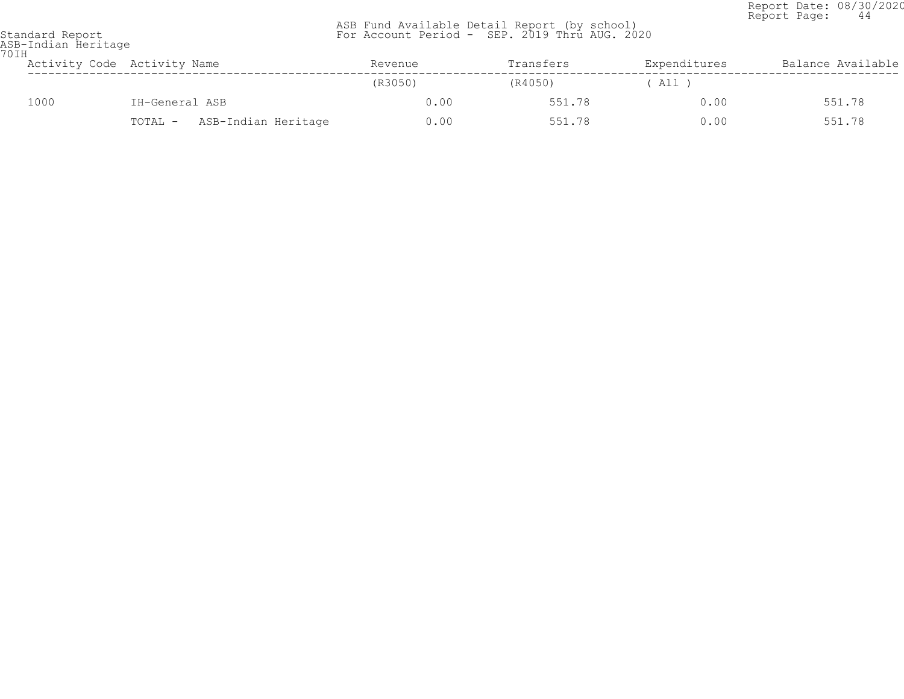Standard Report
ASB-Indian Heritage
70IH

ASB Fund Available Detail Report (by school)
For Account Period - SEP. 2019 Thru AUG. 2020

Report Date: 08/30/2020
Report Page: 44

| Activity Code | Activity Name | Revenue | Transfers | Expenditures | Balance Available |
|---|---|---|---|---|---|
| | | (R3050) | (R4050) | ( All ) | |
| 1000 | IH-General ASB | 0.00 | 551.78 | 0.00 | 551.78 |
| | TOTAL - ASB-Indian Heritage | 0.00 | 551.78 | 0.00 | 551.78 |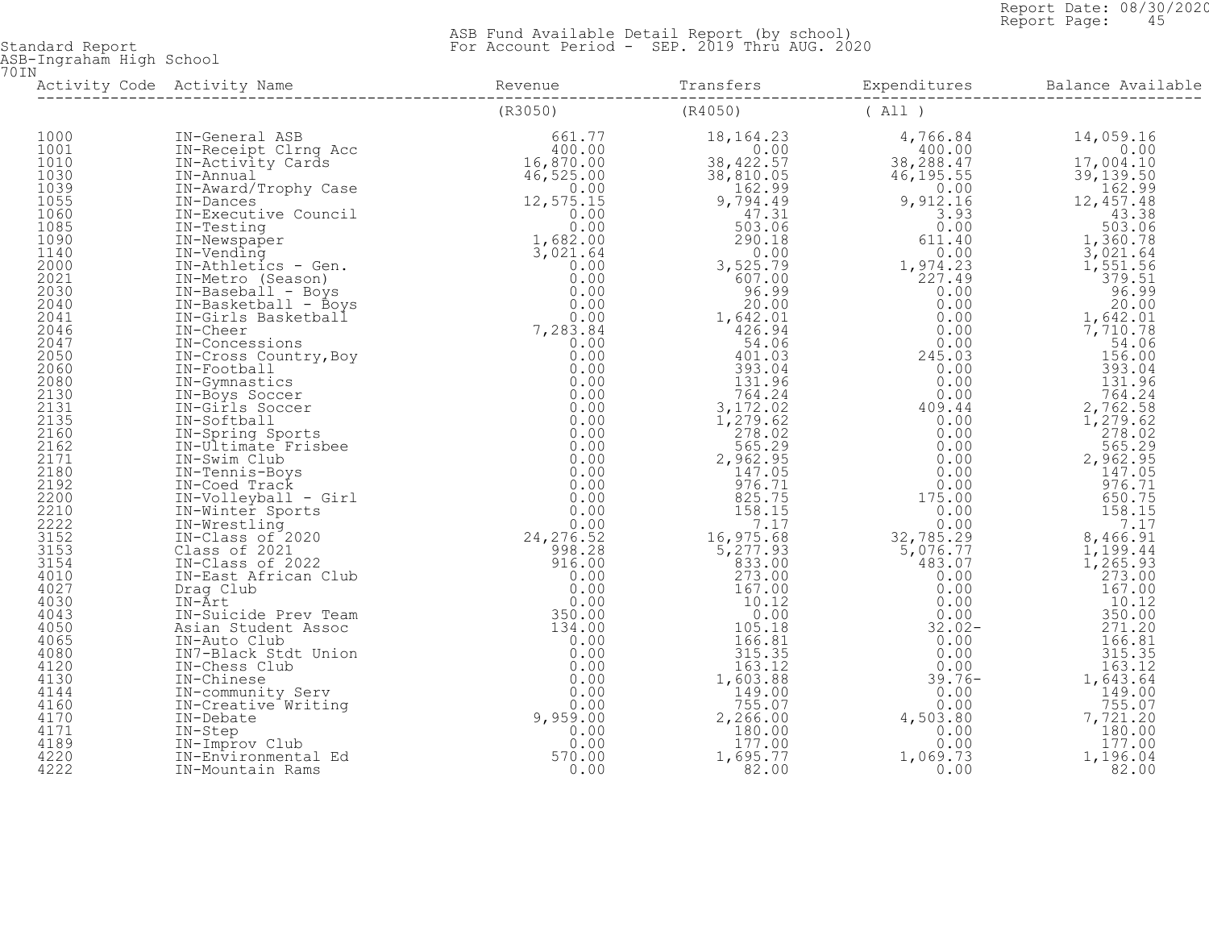Standard Report
ASB-Ingraham High School
70IN

ASB Fund Available Detail Report (by school)
For Account Period - SEP. 2019 Thru AUG. 2020

| Activity Code | Activity Name | Revenue | Transfers | Expenditures | Balance Available |
|---|---|---|---|---|---|
| | | (R3050) | (R4050) | ( All ) | |
| 1000 | IN-General ASB | 661.77 | 18,164.23 | 4,766.84 | 14,059.16 |
| 1001 | IN-Receipt Clrng Acc | 400.00 | 0.00 | 400.00 | 0.00 |
| 1010 | IN-Activity Cards | 16,870.00 | 38,422.57 | 38,288.47 | 17,004.10 |
| 1030 | IN-Annual | 46,525.00 | 38,810.05 | 46,195.55 | 39,139.50 |
| 1039 | IN-Award/Trophy Case | 0.00 | 162.99 | 0.00 | 162.99 |
| 1055 | IN-Dances | 12,575.15 | 9,794.49 | 9,912.16 | 12,457.48 |
| 1060 | IN-Executive Council | 0.00 | 47.31 | 3.93 | 43.38 |
| 1085 | IN-Testing | 0.00 | 503.06 | 0.00 | 503.06 |
| 1090 | IN-Newspaper | 1,682.00 | 290.18 | 611.40 | 1,360.78 |
| 1140 | IN-Vending | 3,021.64 | 0.00 | 0.00 | 3,021.64 |
| 2000 | IN-Athletics - Gen. | 0.00 | 3,525.79 | 1,974.23 | 1,551.56 |
| 2021 | IN-Metro (Season) | 0.00 | 607.00 | 227.49 | 379.51 |
| 2030 | IN-Baseball - Boys | 0.00 | 96.99 | 0.00 | 96.99 |
| 2040 | IN-Basketball - Boys | 0.00 | 20.00 | 0.00 | 20.00 |
| 2041 | IN-Girls Basketball | 0.00 | 1,642.01 | 0.00 | 1,642.01 |
| 2046 | IN-Cheer | 7,283.84 | 426.94 | 0.00 | 7,710.78 |
| 2047 | IN-Concessions | 0.00 | 54.06 | 0.00 | 54.06 |
| 2050 | IN-Cross Country,Boy | 0.00 | 401.03 | 245.03 | 156.00 |
| 2060 | IN-Football | 0.00 | 393.04 | 0.00 | 393.04 |
| 2080 | IN-Gymnastics | 0.00 | 131.96 | 0.00 | 131.96 |
| 2130 | IN-Boys Soccer | 0.00 | 764.24 | 0.00 | 764.24 |
| 2131 | IN-Girls Soccer | 0.00 | 3,172.02 | 409.44 | 2,762.58 |
| 2135 | IN-Softball | 0.00 | 1,279.62 | 0.00 | 1,279.62 |
| 2160 | IN-Spring Sports | 0.00 | 278.02 | 0.00 | 278.02 |
| 2162 | IN-Ultimate Frisbee | 0.00 | 565.29 | 0.00 | 565.29 |
| 2171 | IN-Swim Club | 0.00 | 2,962.95 | 0.00 | 2,962.95 |
| 2180 | IN-Tennis-Boys | 0.00 | 147.05 | 0.00 | 147.05 |
| 2192 | IN-Coed Track | 0.00 | 976.71 | 0.00 | 976.71 |
| 2200 | IN-Volleyball - Girl | 0.00 | 825.75 | 175.00 | 650.75 |
| 2210 | IN-Winter Sports | 0.00 | 158.15 | 0.00 | 158.15 |
| 2222 | IN-Wrestling | 0.00 | 7.17 | 0.00 | 7.17 |
| 3152 | IN-Class of 2020 | 24,276.52 | 16,975.68 | 32,785.29 | 8,466.91 |
| 3153 | Class of 2021 | 998.28 | 5,277.93 | 5,076.77 | 1,199.44 |
| 3154 | IN-Class of 2022 | 916.00 | 833.00 | 483.07 | 1,265.93 |
| 4010 | IN-East African Club | 0.00 | 273.00 | 0.00 | 273.00 |
| 4027 | Drag Club | 0.00 | 167.00 | 0.00 | 167.00 |
| 4030 | IN-Art | 0.00 | 10.12 | 0.00 | 10.12 |
| 4043 | IN-Suicide Prev Team | 350.00 | 0.00 | 0.00 | 350.00 |
| 4050 | Asian Student Assoc | 134.00 | 105.18 | 32.02- | 271.20 |
| 4065 | IN-Auto Club | 0.00 | 166.81 | 0.00 | 166.81 |
| 4080 | IN7-Black Stdt Union | 0.00 | 315.35 | 0.00 | 315.35 |
| 4120 | IN-Chess Club | 0.00 | 163.12 | 0.00 | 163.12 |
| 4130 | IN-Chinese | 0.00 | 1,603.88 | 39.76- | 1,643.64 |
| 4144 | IN-community Serv | 0.00 | 149.00 | 0.00 | 149.00 |
| 4160 | IN-Creative Writing | 0.00 | 755.07 | 0.00 | 755.07 |
| 4170 | IN-Debate | 9,959.00 | 2,266.00 | 4,503.80 | 7,721.20 |
| 4171 | IN-Step | 0.00 | 180.00 | 0.00 | 180.00 |
| 4189 | IN-Improv Club | 0.00 | 177.00 | 0.00 | 177.00 |
| 4220 | IN-Environmental Ed | 570.00 | 1,695.77 | 1,069.73 | 1,196.04 |
| 4222 | IN-Mountain Rams | 0.00 | 82.00 | 0.00 | 82.00 |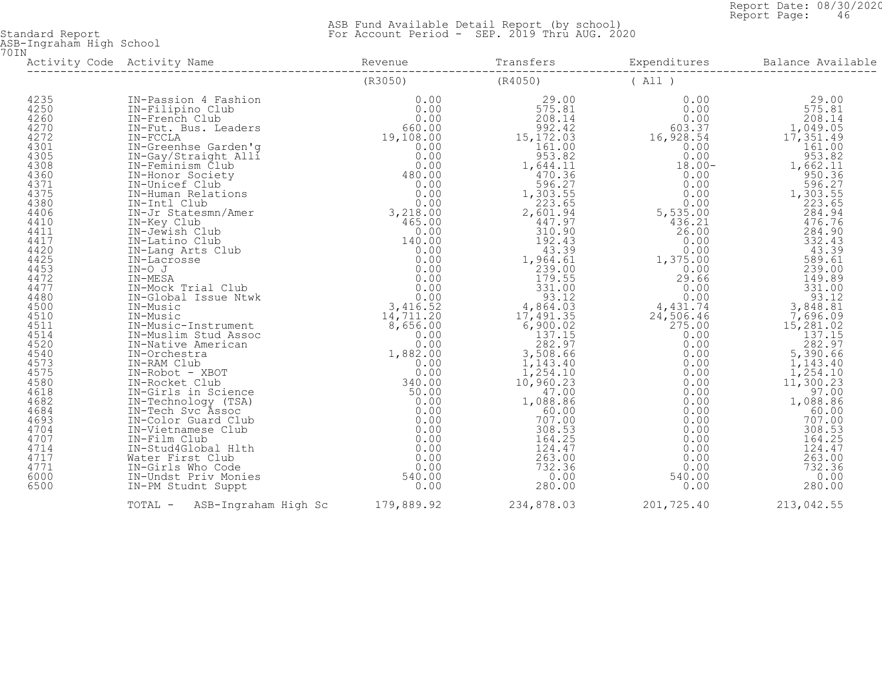Standard Report
ASB-Ingraham High School
70IN

ASB Fund Available Detail Report (by school)
For Account Period - SEP. 2019 Thru AUG. 2020

| Activity Code | Activity Name | Revenue (R3050) | Transfers (R4050) | Expenditures ( All ) | Balance Available |
|---|---|---|---|---|---|
| 4235 | IN-Passion 4 Fashion | 0.00 | 29.00 | 0.00 | 29.00 |
| 4250 | IN-Filipino Club | 0.00 | 575.81 | 0.00 | 575.81 |
| 4260 | IN-French Club | 0.00 | 208.14 | 0.00 | 208.14 |
| 4270 | IN-Fut. Bus. Leaders | 660.00 | 992.42 | 603.37 | 1,049.05 |
| 4272 | IN-FCCLA | 19,108.00 | 15,172.03 | 16,928.54 | 17,351.49 |
| 4301 | IN-Greenhse Garden'g | 0.00 | 161.00 | 0.00 | 161.00 |
| 4305 | IN-Gay/Straight Alli | 0.00 | 953.82 | 0.00 | 953.82 |
| 4308 | IN-Feminism Club | 0.00 | 1,644.11 | 18.00- | 1,662.11 |
| 4360 | IN-Honor Society | 480.00 | 470.36 | 0.00 | 950.36 |
| 4371 | IN-Unicef Club | 0.00 | 596.27 | 0.00 | 596.27 |
| 4375 | IN-Human Relations | 0.00 | 1,303.55 | 0.00 | 1,303.55 |
| 4380 | IN-Intl Club | 0.00 | 223.65 | 0.00 | 223.65 |
| 4406 | IN-Jr Statesmn/Amer | 3,218.00 | 2,601.94 | 5,535.00 | 284.94 |
| 4410 | IN-Key Club | 465.00 | 447.97 | 436.21 | 476.76 |
| 4411 | IN-Jewish Club | 0.00 | 310.90 | 26.00 | 284.90 |
| 4417 | IN-Latino Club | 140.00 | 192.43 | 0.00 | 332.43 |
| 4420 | IN-Lang Arts Club | 0.00 | 43.39 | 0.00 | 43.39 |
| 4425 | IN-Lacrosse | 0.00 | 1,964.61 | 1,375.00 | 589.61 |
| 4453 | IN-O J | 0.00 | 239.00 | 0.00 | 239.00 |
| 4472 | IN-MESA | 0.00 | 179.55 | 29.66 | 149.89 |
| 4477 | IN-Mock Trial Club | 0.00 | 331.00 | 0.00 | 331.00 |
| 4480 | IN-Global Issue Ntwk | 0.00 | 93.12 | 0.00 | 93.12 |
| 4500 | IN-Music | 3,416.52 | 4,864.03 | 4,431.74 | 3,848.81 |
| 4510 | IN-Music | 14,711.20 | 17,491.35 | 24,506.46 | 7,696.09 |
| 4511 | IN-Music-Instrument | 8,656.00 | 6,900.02 | 275.00 | 15,281.02 |
| 4514 | IN-Muslim Stud Assoc | 0.00 | 137.15 | 0.00 | 137.15 |
| 4520 | IN-Native American | 0.00 | 282.97 | 0.00 | 282.97 |
| 4540 | IN-Orchestra | 1,882.00 | 3,508.66 | 0.00 | 5,390.66 |
| 4573 | IN-RAM Club | 0.00 | 1,143.40 | 0.00 | 1,143.40 |
| 4575 | IN-Robot - XBOT | 0.00 | 1,254.10 | 0.00 | 1,254.10 |
| 4580 | IN-Rocket Club | 340.00 | 10,960.23 | 0.00 | 11,300.23 |
| 4618 | IN-Girls in Science | 50.00 | 47.00 | 0.00 | 97.00 |
| 4682 | IN-Technology (TSA) | 0.00 | 1,088.86 | 0.00 | 1,088.86 |
| 4684 | IN-Tech Svc Assoc | 0.00 | 60.00 | 0.00 | 60.00 |
| 4693 | IN-Color Guard Club | 0.00 | 707.00 | 0.00 | 707.00 |
| 4704 | IN-Vietnamese Club | 0.00 | 308.53 | 0.00 | 308.53 |
| 4707 | IN-Film Club | 0.00 | 164.25 | 0.00 | 164.25 |
| 4714 | IN-Stud4Global Hlth | 0.00 | 124.47 | 0.00 | 124.47 |
| 4717 | Water First Club | 0.00 | 263.00 | 0.00 | 263.00 |
| 4771 | IN-Girls Who Code | 0.00 | 732.36 | 0.00 | 732.36 |
| 6000 | IN-Undst Priv Monies | 540.00 | 0.00 | 540.00 | 0.00 |
| 6500 | IN-PM Studnt Suppt | 0.00 | 280.00 | 0.00 | 280.00 |
| | TOTAL - ASB-Ingraham High Sc | 179,889.92 | 234,878.03 | 201,725.40 | 213,042.55 |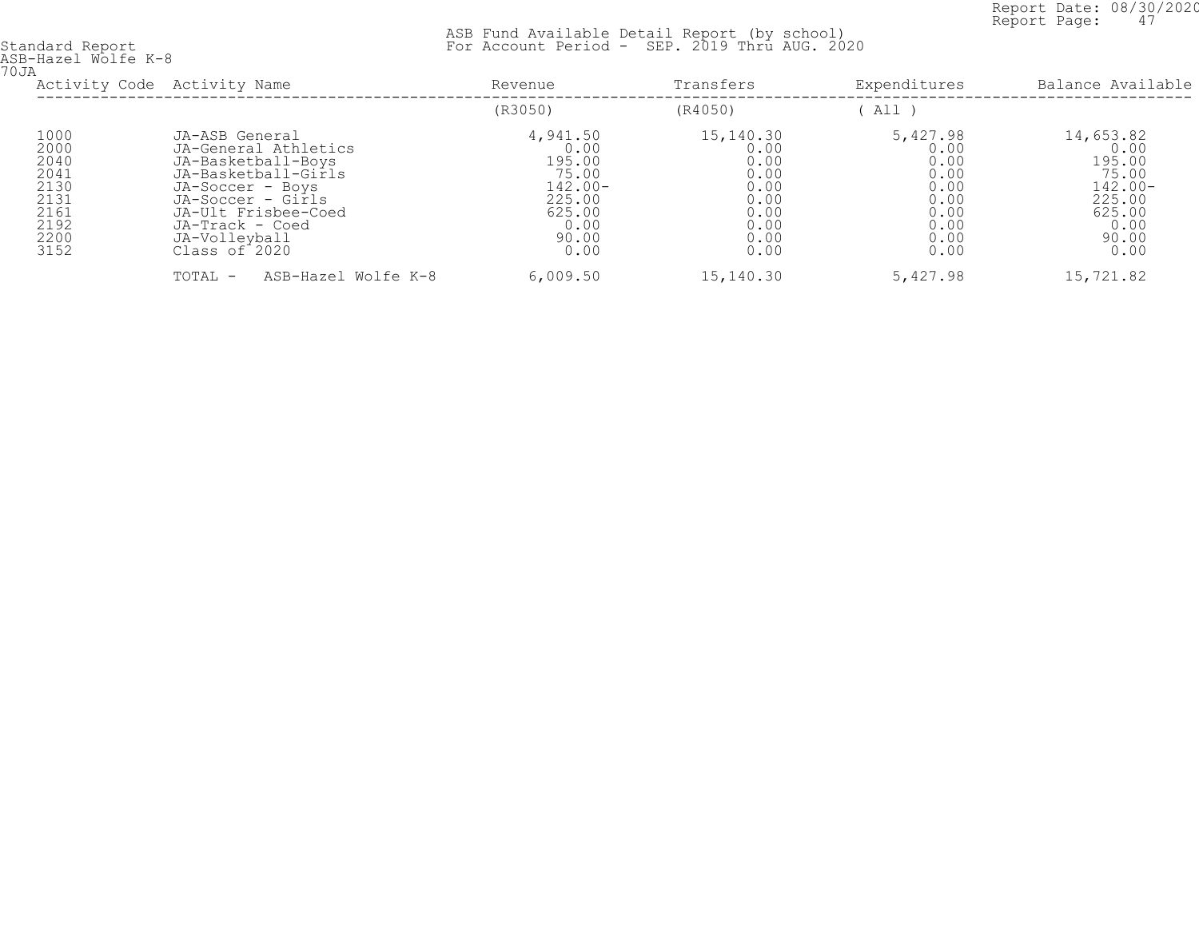Standard Report
ASB-Hazel Wolfe K-8
70JA

ASB Fund Available Detail Report (by school)
For Account Period - SEP. 2019 Thru AUG. 2020

| Activity Code | Activity Name | Revenue | Transfers | Expenditures | Balance Available |
|---|---|---|---|---|---|
| | | (R3050) | (R4050) | ( All ) | |
| 1000 | JA-ASB General | 4,941.50 | 15,140.30 | 5,427.98 | 14,653.82 |
| 2000 | JA-General Athletics | 0.00 | 0.00 | 0.00 | 0.00 |
| 2040 | JA-Basketball-Boys | 195.00 | 0.00 | 0.00 | 195.00 |
| 2041 | JA-Basketball-Girls | 75.00 | 0.00 | 0.00 | 75.00 |
| 2130 | JA-Soccer - Boys | 142.00- | 0.00 | 0.00 | 142.00- |
| 2131 | JA-Soccer - Girls | 225.00 | 0.00 | 0.00 | 225.00 |
| 2161 | JA-Ult Frisbee-Coed | 625.00 | 0.00 | 0.00 | 625.00 |
| 2192 | JA-Track - Coed | 0.00 | 0.00 | 0.00 | 0.00 |
| 2200 | JA-Volleyball | 90.00 | 0.00 | 0.00 | 90.00 |
| 3152 | Class of 2020 | 0.00 | 0.00 | 0.00 | 0.00 |
| | TOTAL - ASB-Hazel Wolfe K-8 | 6,009.50 | 15,140.30 | 5,427.98 | 15,721.82 |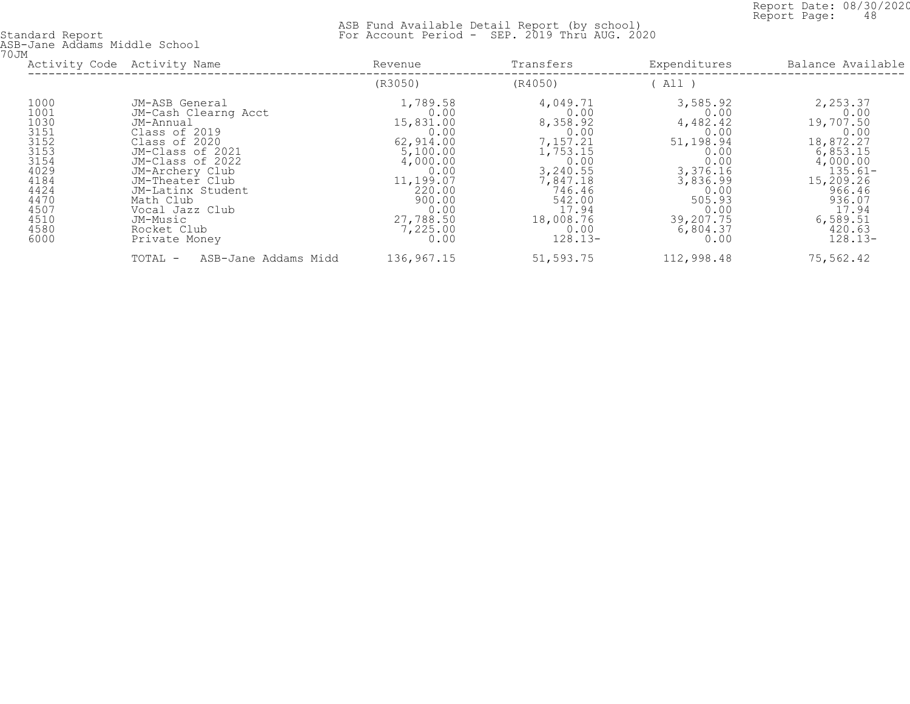Standard Report
ASB-Jane Addams Middle School
70JM

ASB Fund Available Detail Report (by school)
For Account Period - SEP. 2019 Thru AUG. 2020

Report Date: 08/30/2020
Report Page: 48

| Activity Code | Activity Name | Revenue | Transfers | Expenditures | Balance Available |
|---|---|---|---|---|---|
| | | (R3050) | (R4050) | ( All ) | |
| 1000 | JM-ASB General | 1,789.58 | 4,049.71 | 3,585.92 | 2,253.37 |
| 1001 | JM-Cash Clearng Acct | 0.00 | 0.00 | 0.00 | 0.00 |
| 1030 | JM-Annual | 15,831.00 | 8,358.92 | 4,482.42 | 19,707.50 |
| 3151 | Class of 2019 | 0.00 | 0.00 | 0.00 | 0.00 |
| 3152 | Class of 2020 | 62,914.00 | 7,157.21 | 51,198.94 | 18,872.27 |
| 3153 | JM-Class of 2021 | 5,100.00 | 1,753.15 | 0.00 | 6,853.15 |
| 3154 | JM-Class of 2022 | 4,000.00 | 0.00 | 0.00 | 4,000.00 |
| 4029 | JM-Archery Club | 0.00 | 3,240.55 | 3,376.16 | 135.61- |
| 4184 | JM-Theater Club | 11,199.07 | 7,847.18 | 3,836.99 | 15,209.26 |
| 4424 | JM-Latinx Student | 220.00 | 746.46 | 0.00 | 966.46 |
| 4470 | Math Club | 900.00 | 542.00 | 505.93 | 936.07 |
| 4507 | Vocal Jazz Club | 0.00 | 17.94 | 0.00 | 17.94 |
| 4510 | JM-Music | 27,788.50 | 18,008.76 | 39,207.75 | 6,589.51 |
| 4580 | Rocket Club | 7,225.00 | 0.00 | 6,804.37 | 420.63 |
| 6000 | Private Money | 0.00 | 128.13- | 0.00 | 128.13- |
| | TOTAL - ASB-Jane Addams Midd | 136,967.15 | 51,593.75 | 112,998.48 | 75,562.42 |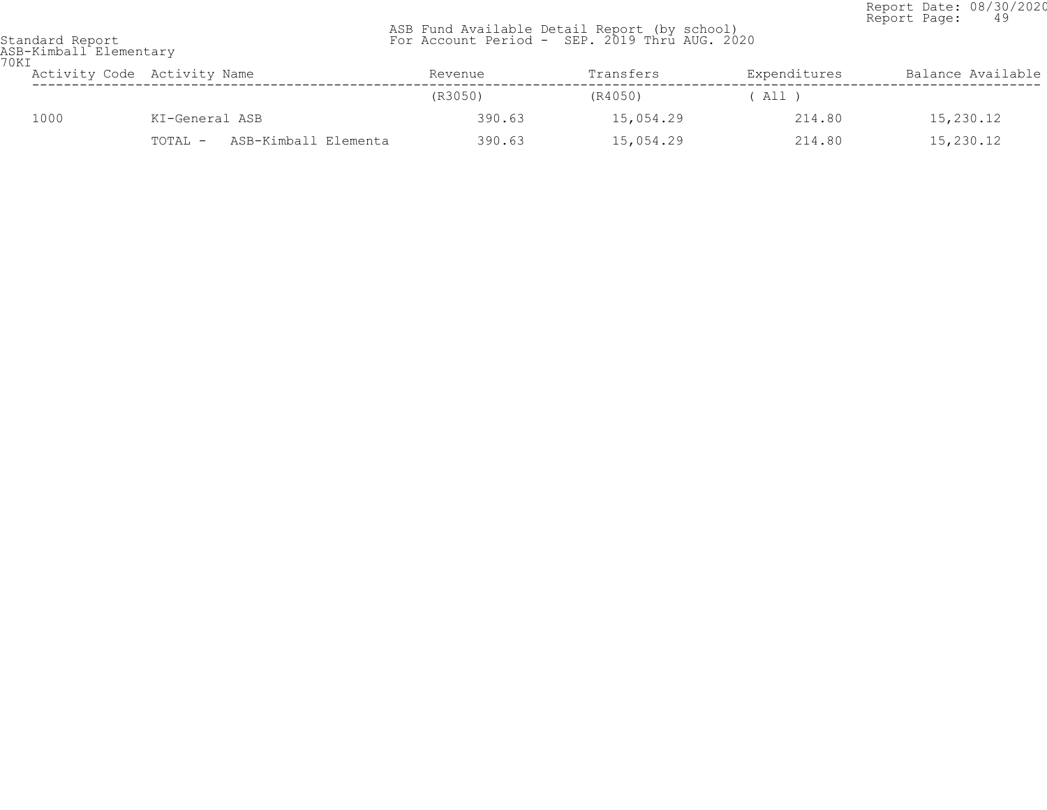Standard Report
ASB-Kimball Elementary
70KI

ASB Fund Available Detail Report (by school)
For Account Period - SEP. 2019 Thru AUG. 2020

| Activity Code | Activity Name | Revenue | Transfers | Expenditures | Balance Available |
|---|---|---|---|---|---|
| | | (R3050) | (R4050) | ( All ) | |
| 1000 | KI-General ASB | 390.63 | 15,054.29 | 214.80 | 15,230.12 |
| | TOTAL - ASB-Kimball Elementa | 390.63 | 15,054.29 | 214.80 | 15,230.12 |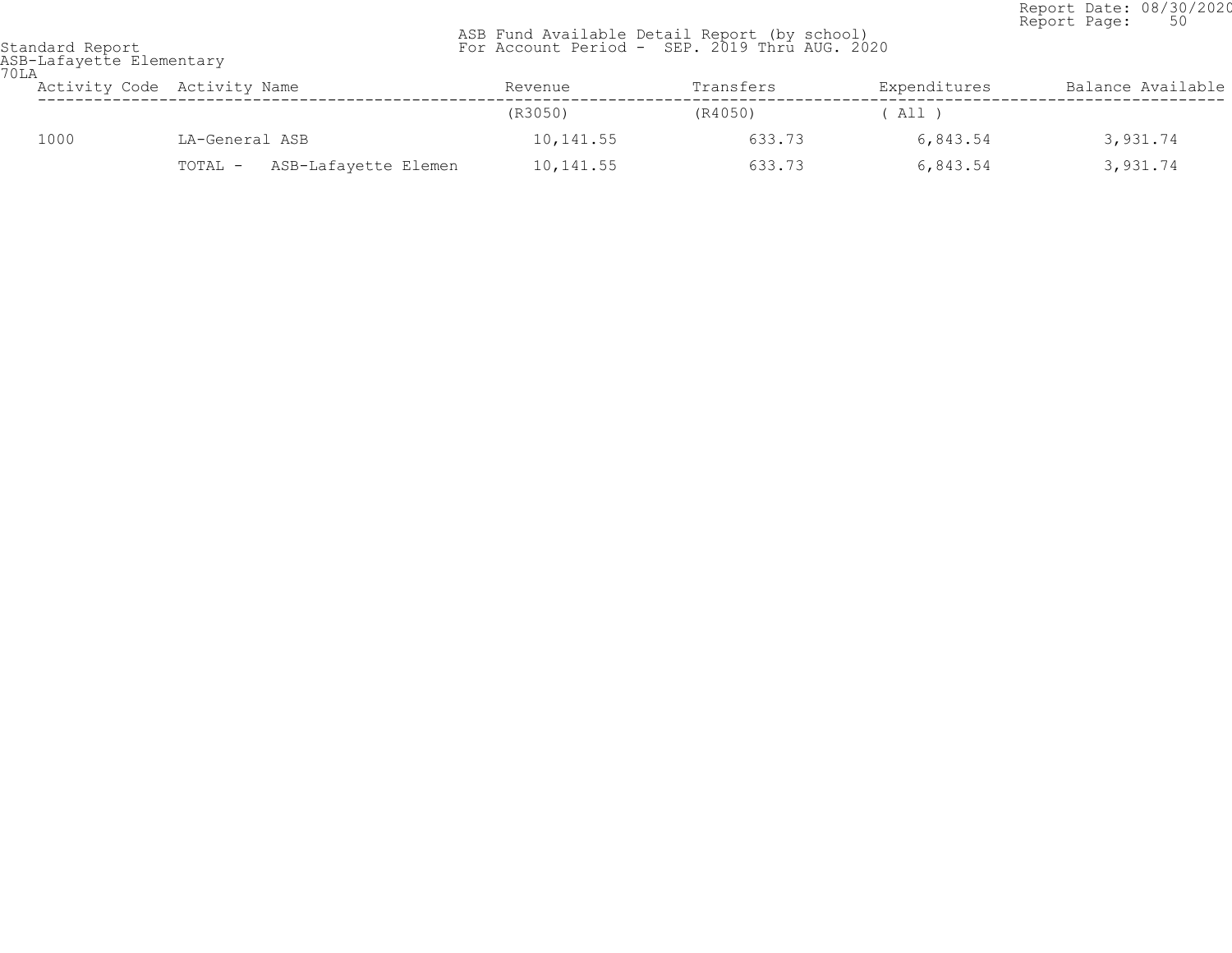Standard Report
ASB-Lafayette Elementary
70LA

ASB Fund Available Detail Report (by school)
For Account Period - SEP. 2019 Thru AUG. 2020

| Activity Code | Activity Name | Revenue | Transfers | Expenditures | Balance Available |
|---|---|---|---|---|---|
| | | (R3050) | (R4050) | ( All ) | |
| 1000 | LA-General ASB | 10,141.55 | 633.73 | 6,843.54 | 3,931.74 |
| | TOTAL - ASB-Lafayette Elemen | 10,141.55 | 633.73 | 6,843.54 | 3,931.74 |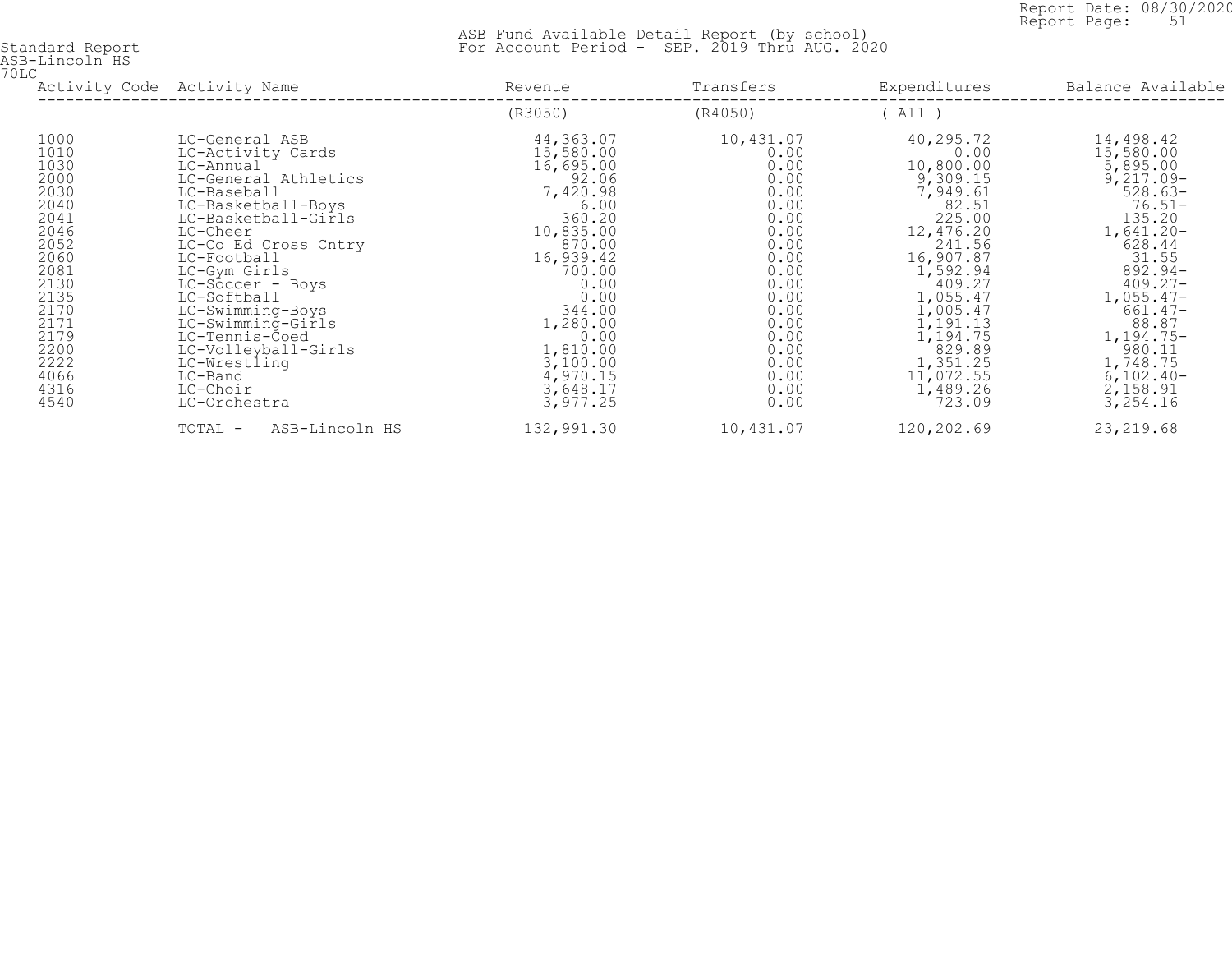Standard Report
ASB-Lincoln HS
70LC

ASB Fund Available Detail Report (by school)
For Account Period - SEP. 2019 Thru AUG. 2020

| Activity Code | Activity Name | Revenue | Transfers | Expenditures | Balance Available |
|---|---|---|---|---|---|
| | | (R3050) | (R4050) | ( All ) | |
| 1000 | LC-General ASB | 44,363.07 | 10,431.07 | 40,295.72 | 14,498.42 |
| 1010 | LC-Activity Cards | 15,580.00 | 0.00 | 0.00 | 15,580.00 |
| 1030 | LC-Annual | 16,695.00 | 0.00 | 10,800.00 | 5,895.00 |
| 2000 | LC-General Athletics | 92.06 | 0.00 | 9,309.15 | 9,217.09- |
| 2030 | LC-Baseball | 7,420.98 | 0.00 | 7,949.61 | 528.63- |
| 2040 | LC-Basketball-Boys | 6.00 | 0.00 | 82.51 | 76.51- |
| 2041 | LC-Basketball-Girls | 360.20 | 0.00 | 225.00 | 135.20 |
| 2046 | LC-Cheer | 10,835.00 | 0.00 | 12,476.20 | 1,641.20- |
| 2052 | LC-Co Ed Cross Cntry | 870.00 | 0.00 | 241.56 | 628.44 |
| 2060 | LC-Football | 16,939.42 | 0.00 | 16,907.87 | 31.55 |
| 2081 | LC-Gym Girls | 700.00 | 0.00 | 1,592.94 | 892.94- |
| 2130 | LC-Soccer - Boys | 0.00 | 0.00 | 409.27 | 409.27- |
| 2135 | LC-Softball | 0.00 | 0.00 | 1,055.47 | 1,055.47- |
| 2170 | LC-Swimming-Boys | 344.00 | 0.00 | 1,005.47 | 661.47- |
| 2171 | LC-Swimming-Girls | 1,280.00 | 0.00 | 1,191.13 | 88.87 |
| 2179 | LC-Tennis-Coed | 0.00 | 0.00 | 1,194.75 | 1,194.75- |
| 2200 | LC-Volleyball-Girls | 1,810.00 | 0.00 | 829.89 | 980.11 |
| 2222 | LC-Wrestling | 3,100.00 | 0.00 | 1,351.25 | 1,748.75 |
| 4066 | LC-Band | 4,970.15 | 0.00 | 11,072.55 | 6,102.40- |
| 4316 | LC-Choir | 3,648.17 | 0.00 | 1,489.26 | 2,158.91 |
| 4540 | LC-Orchestra | 3,977.25 | 0.00 | 723.09 | 3,254.16 |
| | TOTAL - ASB-Lincoln HS | 132,991.30 | 10,431.07 | 120,202.69 | 23,219.68 |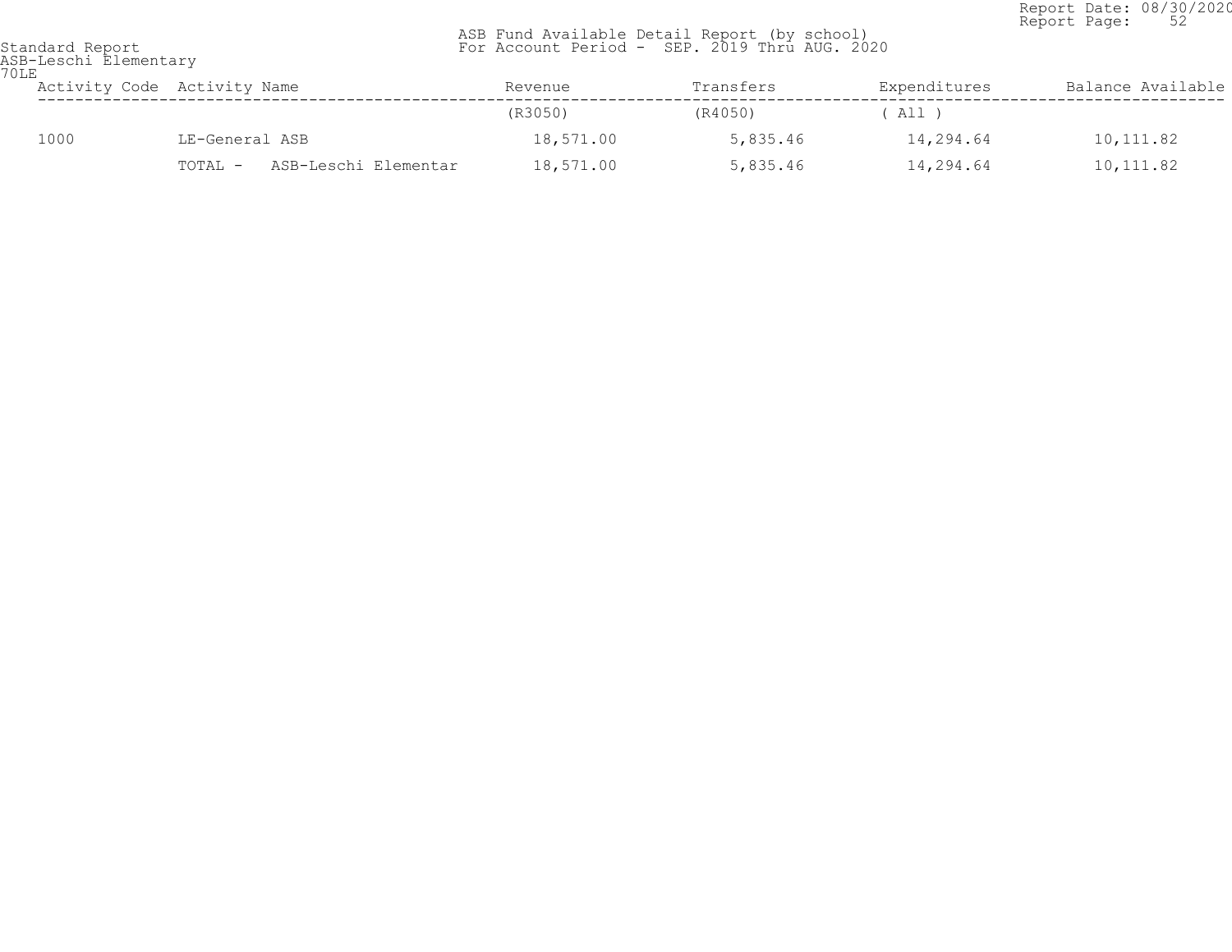Standard Report
ASB-Leschi Elementary
70LE

ASB Fund Available Detail Report (by school)
For Account Period - SEP. 2019 Thru AUG. 2020

Report Date: 08/30/2020

| Activity Code | Activity Name | Revenue | Transfers | Expenditures | Balance Available |
|---|---|---|---|---|---|
| | | (R3050) | (R4050) | ( All ) | |
| 1000 | LE-General ASB | 18,571.00 | 5,835.46 | 14,294.64 | 10,111.82 |
| | TOTAL - ASB-Leschi Elementar | 18,571.00 | 5,835.46 | 14,294.64 | 10,111.82 |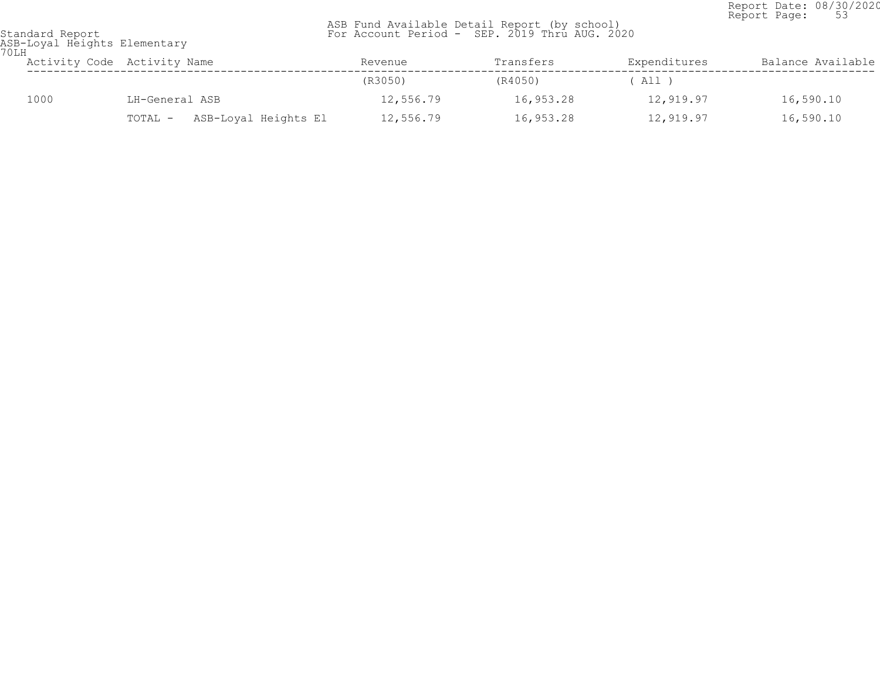Standard Report
ASB-Loyal Heights Elementary
70LH

ASB Fund Available Detail Report (by school)
For Account Period - SEP. 2019 Thru AUG. 2020

| Activity Code | Activity Name | Revenue | Transfers | Expenditures | Balance Available |
|---|---|---|---|---|---|
| | | (R3050) | (R4050) | ( All ) | |
| 1000 | LH-General ASB | 12,556.79 | 16,953.28 | 12,919.97 | 16,590.10 |
| | TOTAL - ASB-Loyal Heights El | 12,556.79 | 16,953.28 | 12,919.97 | 16,590.10 |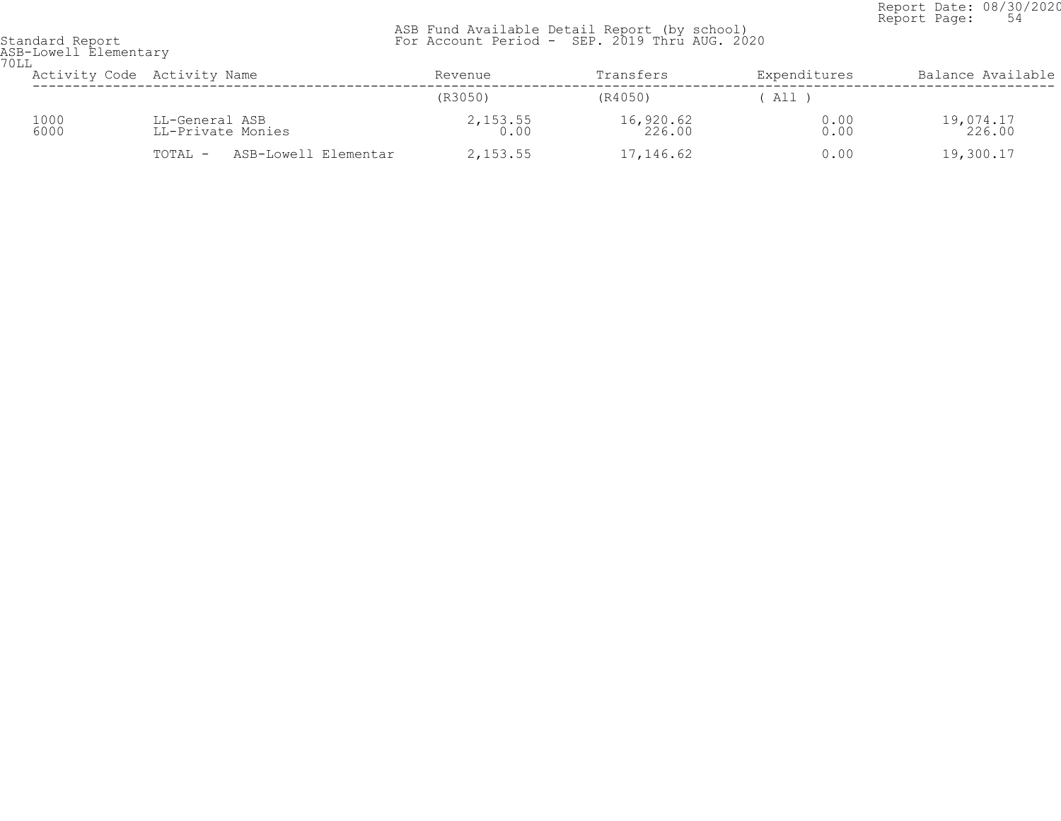Standard Report
ASB-Lowell Elementary
70LL

ASB Fund Available Detail Report (by school)
For Account Period - SEP. 2019 Thru AUG. 2020

| Activity Code | Activity Name | Revenue | Transfers | Expenditures | Balance Available |
|---|---|---|---|---|---|
| | | (R3050) | (R4050) | ( All ) | |
| 1000 | LL-General ASB | 2,153.55 | 16,920.62 | 0.00 | 19,074.17 |
| 6000 | LL-Private Monies | 0.00 | 226.00 | 0.00 | 226.00 |
| | TOTAL - ASB-Lowell Elementar | 2,153.55 | 17,146.62 | 0.00 | 19,300.17 |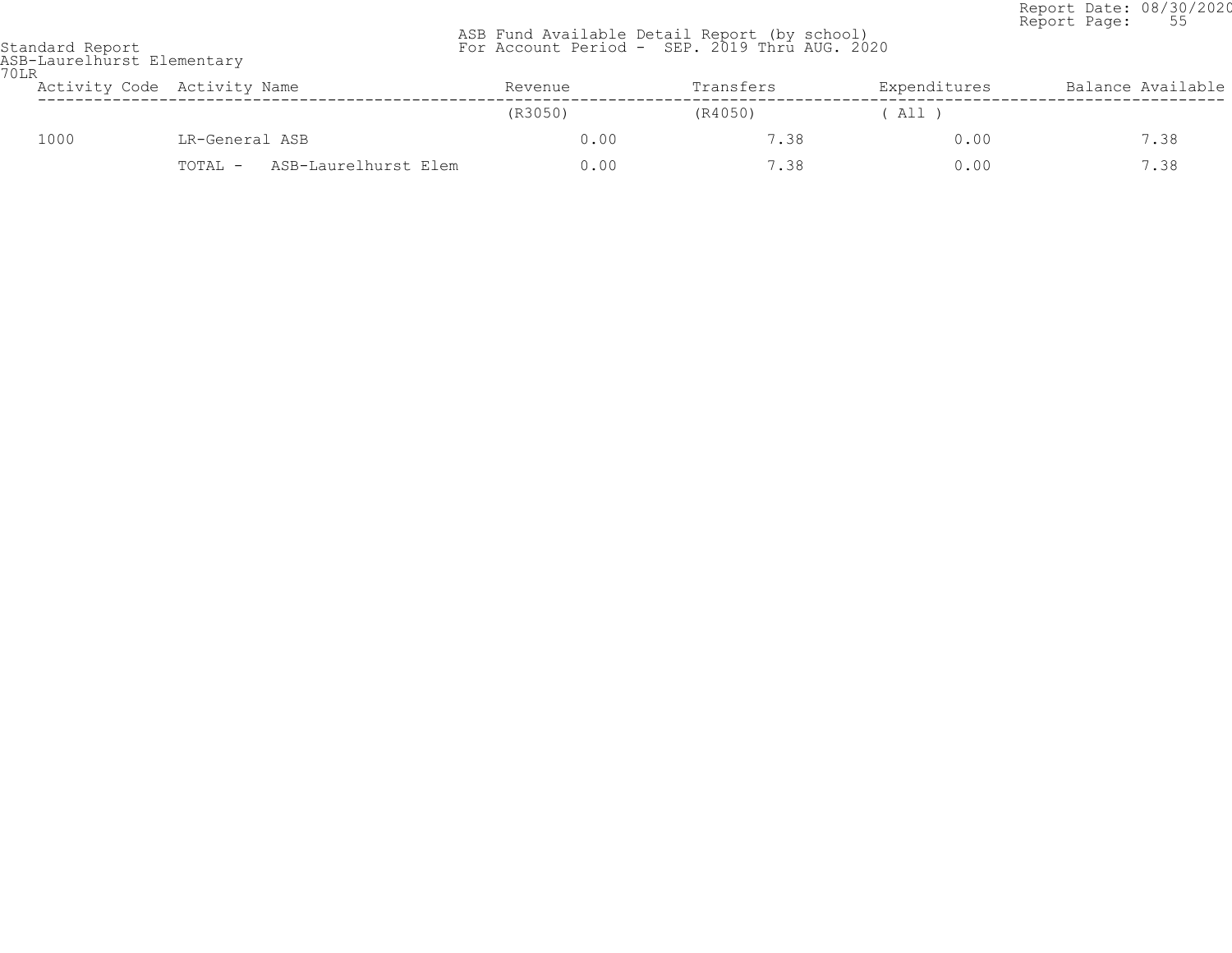Standard Report
ASB-Laurelhurst Elementary
70LR

ASB Fund Available Detail Report (by school)
For Account Period - SEP. 2019 Thru AUG. 2020

| Activity Code | Activity Name | Revenue | Transfers | Expenditures | Balance Available |
|---|---|---|---|---|---|
| | | (R3050) | (R4050) | ( All ) | |
| 1000 | LR-General ASB | 0.00 | 7.38 | 0.00 | 7.38 |
| | TOTAL - ASB-Laurelhurst Elem | 0.00 | 7.38 | 0.00 | 7.38 |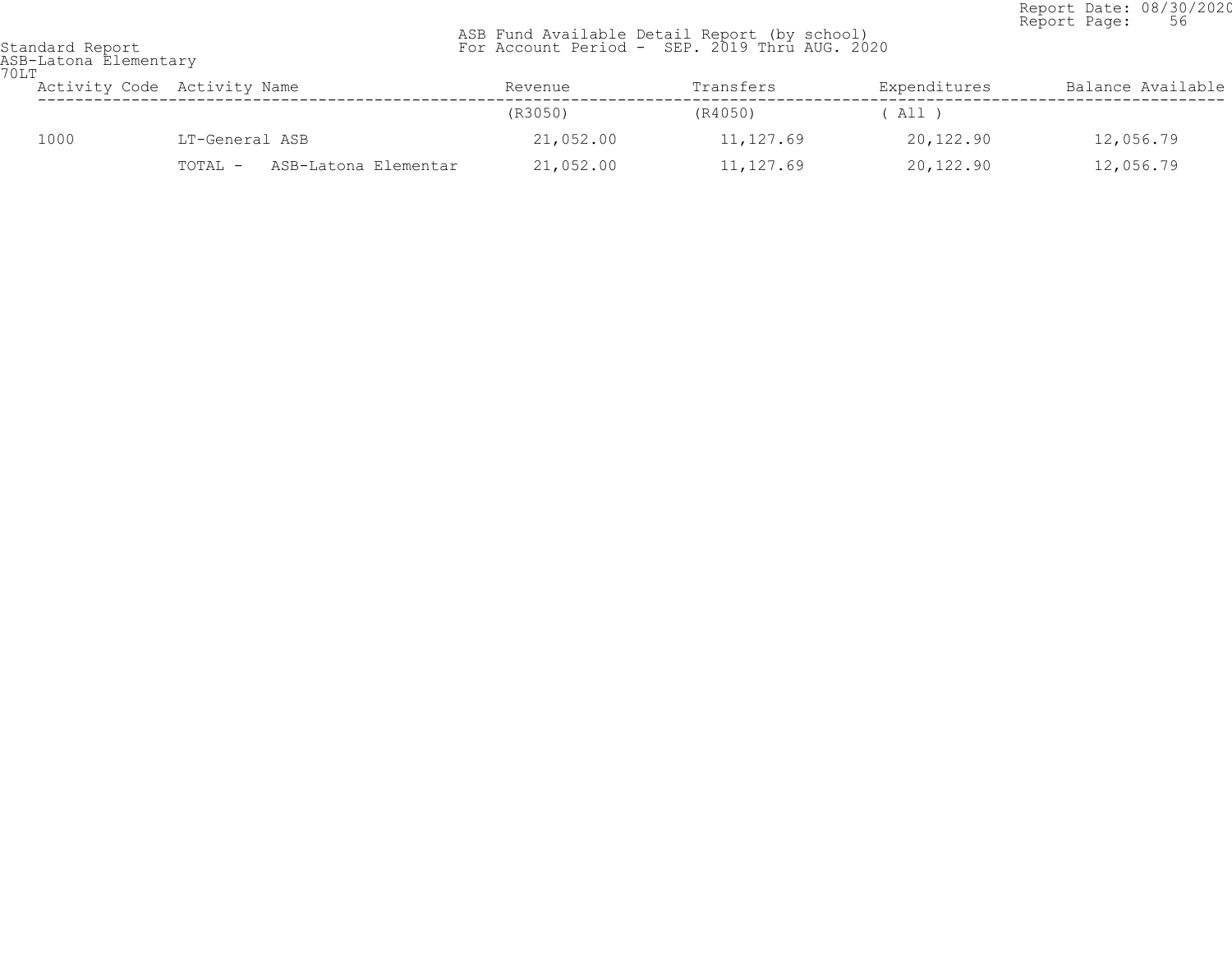Standard Report
ASB-Latona Elementary
70LT

ASB Fund Available Detail Report (by school)
For Account Period - SEP. 2019 Thru AUG. 2020

Report Date: 08/30/2020

| Activity Code | Activity Name | Revenue | Transfers | Expenditures | Balance Available |
|---|---|---|---|---|---|
| | | (R3050) | (R4050) | ( All ) | |
| 1000 | LT-General ASB | 21,052.00 | 11,127.69 | 20,122.90 | 12,056.79 |
| | TOTAL - ASB-Latona Elementar | 21,052.00 | 11,127.69 | 20,122.90 | 12,056.79 |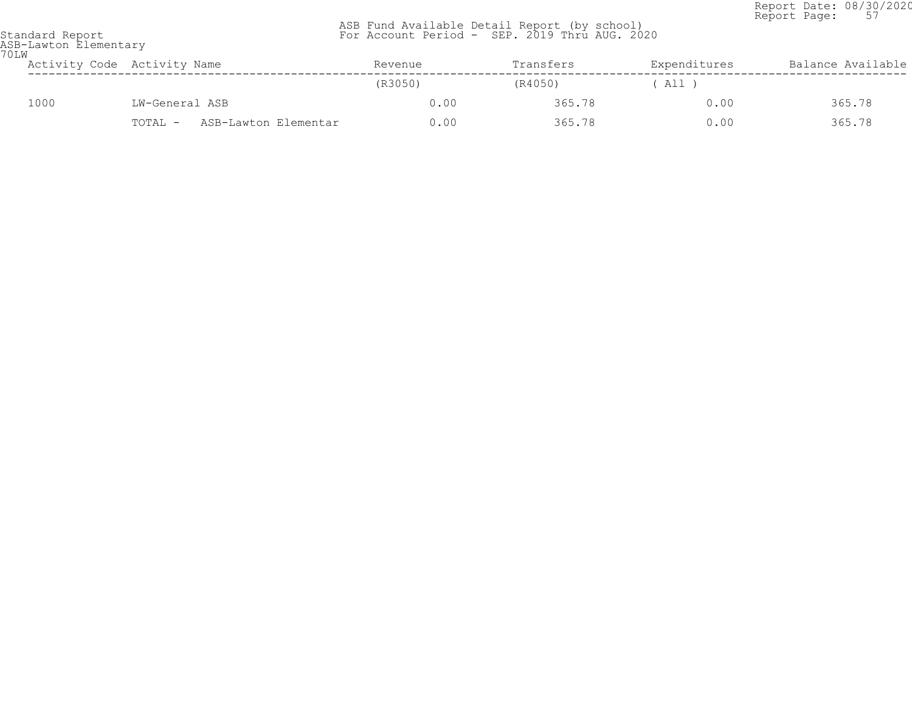Standard Report
ASB-Lawton Elementary
70LW

ASB Fund Available Detail Report (by school)
For Account Period - SEP. 2019 Thru AUG. 2020

Report Date: 08/30/2020

| Activity Code | Activity Name | Revenue | Transfers | Expenditures | Balance Available |
|---|---|---|---|---|---|
| | | (R3050) | (R4050) | ( All ) | |
| 1000 | LW-General ASB | 0.00 | 365.78 | 0.00 | 365.78 |
| | TOTAL - ASB-Lawton Elementar | 0.00 | 365.78 | 0.00 | 365.78 |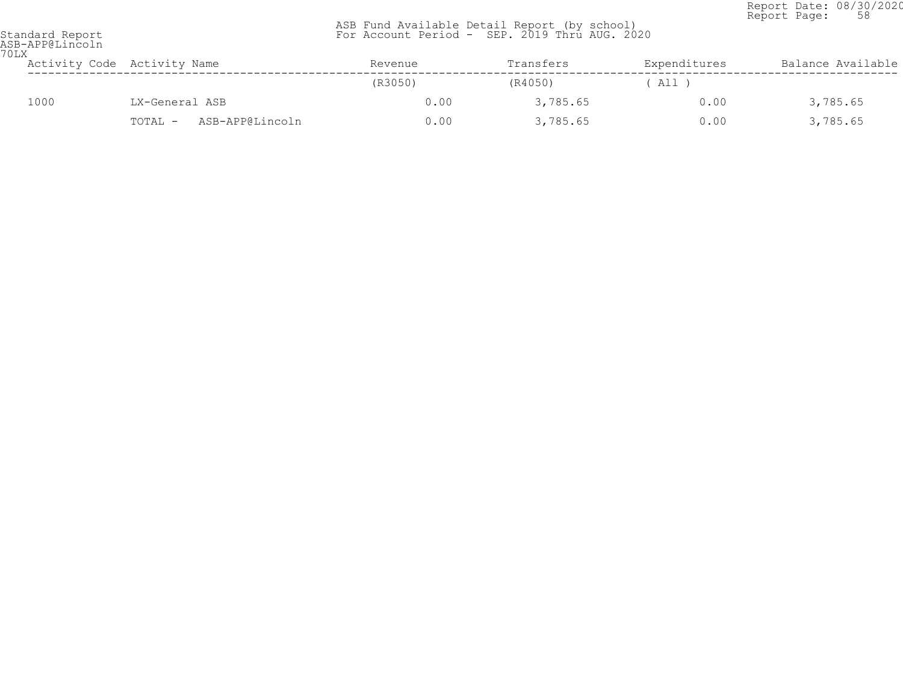Standard Report
ASB-APP@Lincoln
70LX

ASB Fund Available Detail Report (by school)
For Account Period - SEP. 2019 Thru AUG. 2020

Report Date: 08/30/2020

| Activity Code | Activity Name | Revenue | Transfers | Expenditures | Balance Available |
|---|---|---|---|---|---|
| | | (R3050) | (R4050) | ( All ) | |
| 1000 | LX-General ASB | 0.00 | 3,785.65 | 0.00 | 3,785.65 |
| | TOTAL - ASB-APP@Lincoln | 0.00 | 3,785.65 | 0.00 | 3,785.65 |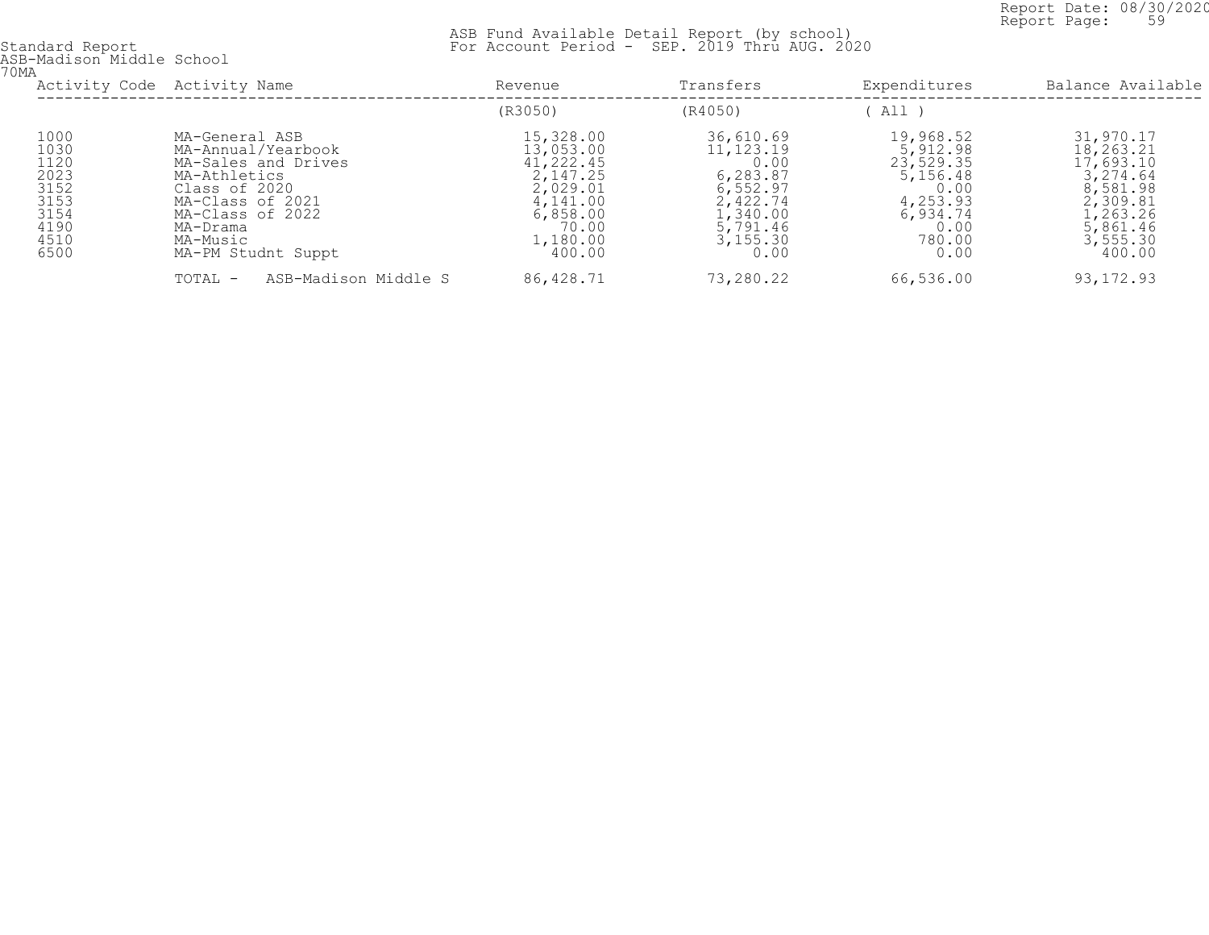Standard Report
ASB-Madison Middle School
70MA

ASB Fund Available Detail Report (by school)
For Account Period - SEP. 2019 Thru AUG. 2020

Report Date: 08/30/2020

| Activity Code | Activity Name | Revenue | Transfers | Expenditures | Balance Available |
|---|---|---|---|---|---|
| | | (R3050) | (R4050) | ( All ) | |
| 1000 | MA-General ASB | 15,328.00 | 36,610.69 | 19,968.52 | 31,970.17 |
| 1030 | MA-Annual/Yearbook | 13,053.00 | 11,123.19 | 5,912.98 | 18,263.21 |
| 1120 | MA-Sales and Drives | 41,222.45 | 0.00 | 23,529.35 | 17,693.10 |
| 2023 | MA-Athletics | 2,147.25 | 6,283.87 | 5,156.48 | 3,274.64 |
| 3152 | Class of 2020 | 2,029.01 | 6,552.97 | 0.00 | 8,581.98 |
| 3153 | MA-Class of 2021 | 4,141.00 | 2,422.74 | 4,253.93 | 2,309.81 |
| 3154 | MA-Class of 2022 | 6,858.00 | 1,340.00 | 6,934.74 | 1,263.26 |
| 4190 | MA-Drama | 70.00 | 5,791.46 | 0.00 | 5,861.46 |
| 4510 | MA-Music | 1,180.00 | 3,155.30 | 780.00 | 3,555.30 |
| 6500 | MA-PM Studnt Suppt | 400.00 | 0.00 | 0.00 | 400.00 |
| | TOTAL - ASB-Madison Middle S | 86,428.71 | 73,280.22 | 66,536.00 | 93,172.93 |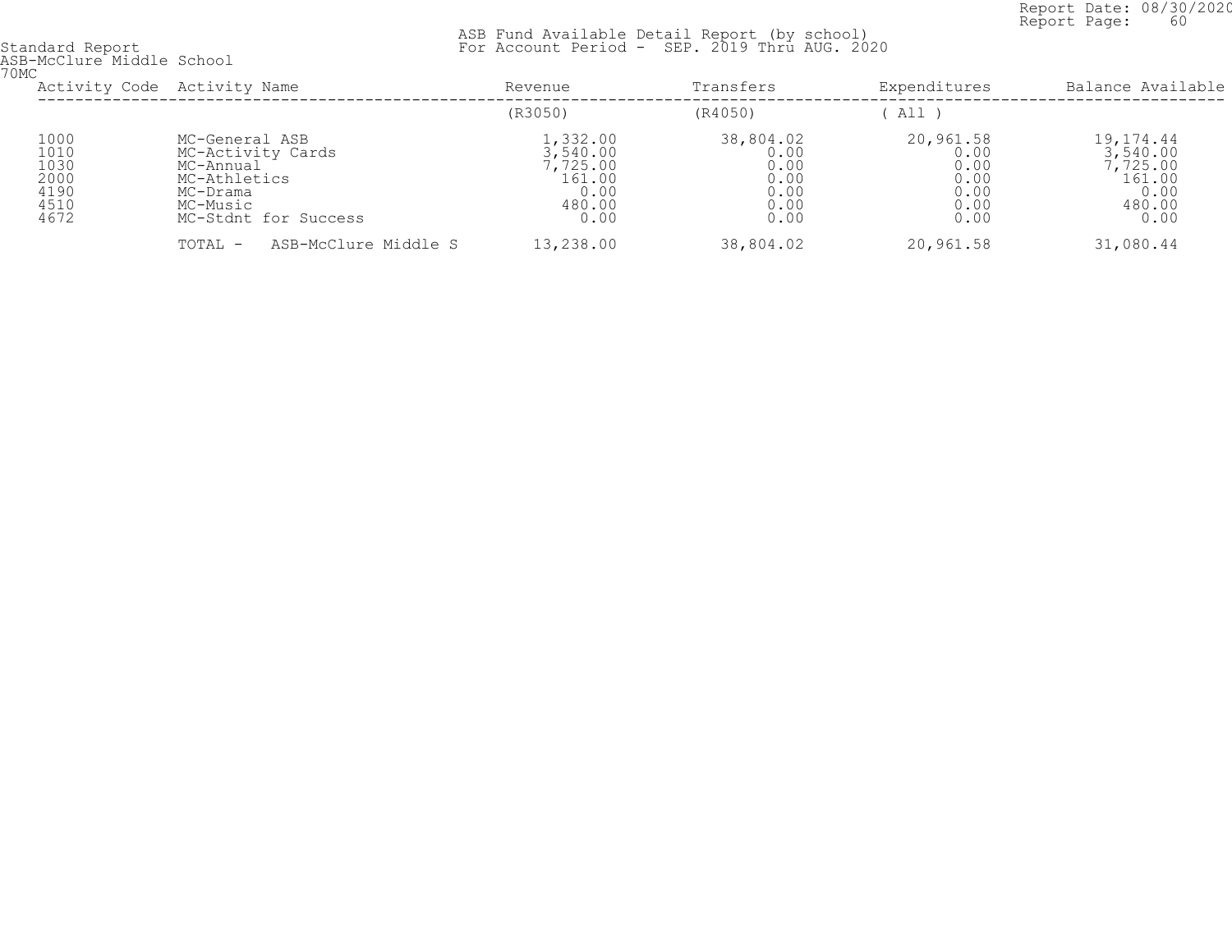Standard Report
ASB-McClure Middle School
70MC

ASB Fund Available Detail Report (by school)
For Account Period - SEP. 2019 Thru AUG. 2020

Report Date: 08/30/2020
Report Page: 60

| Activity Code | Activity Name | Revenue | Transfers | Expenditures | Balance Available |
|---|---|---|---|---|---|
| | | (R3050) | (R4050) | ( All ) | |
| 1000 | MC-General ASB | 1,332.00 | 38,804.02 | 20,961.58 | 19,174.44 |
| 1010 | MC-Activity Cards | 3,540.00 | 0.00 | 0.00 | 3,540.00 |
| 1030 | MC-Annual | 7,725.00 | 0.00 | 0.00 | 7,725.00 |
| 2000 | MC-Athletics | 161.00 | 0.00 | 0.00 | 161.00 |
| 4190 | MC-Drama | 0.00 | 0.00 | 0.00 | 0.00 |
| 4510 | MC-Music | 480.00 | 0.00 | 0.00 | 480.00 |
| 4672 | MC-Stdnt for Success | 0.00 | 0.00 | 0.00 | 0.00 |
| | TOTAL - ASB-McClure Middle S | 13,238.00 | 38,804.02 | 20,961.58 | 31,080.44 |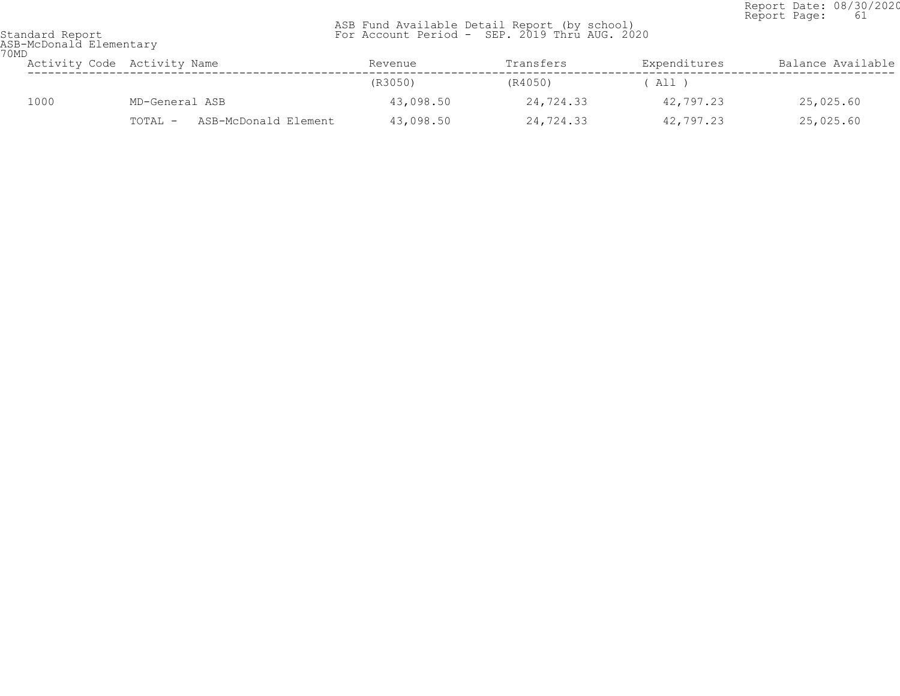Standard Report
ASB-McDonald Elementary
70MD

ASB Fund Available Detail Report (by school)
For Account Period - SEP. 2019 Thru AUG. 2020

Report Date: 08/30/2020

| Activity Code | Activity Name | Revenue | Transfers | Expenditures | Balance Available |
|---|---|---|---|---|---|
| | | (R3050) | (R4050) | ( All ) | |
| 1000 | MD-General ASB | 43,098.50 | 24,724.33 | 42,797.23 | 25,025.60 |
| | TOTAL - ASB-McDonald Element | 43,098.50 | 24,724.33 | 42,797.23 | 25,025.60 |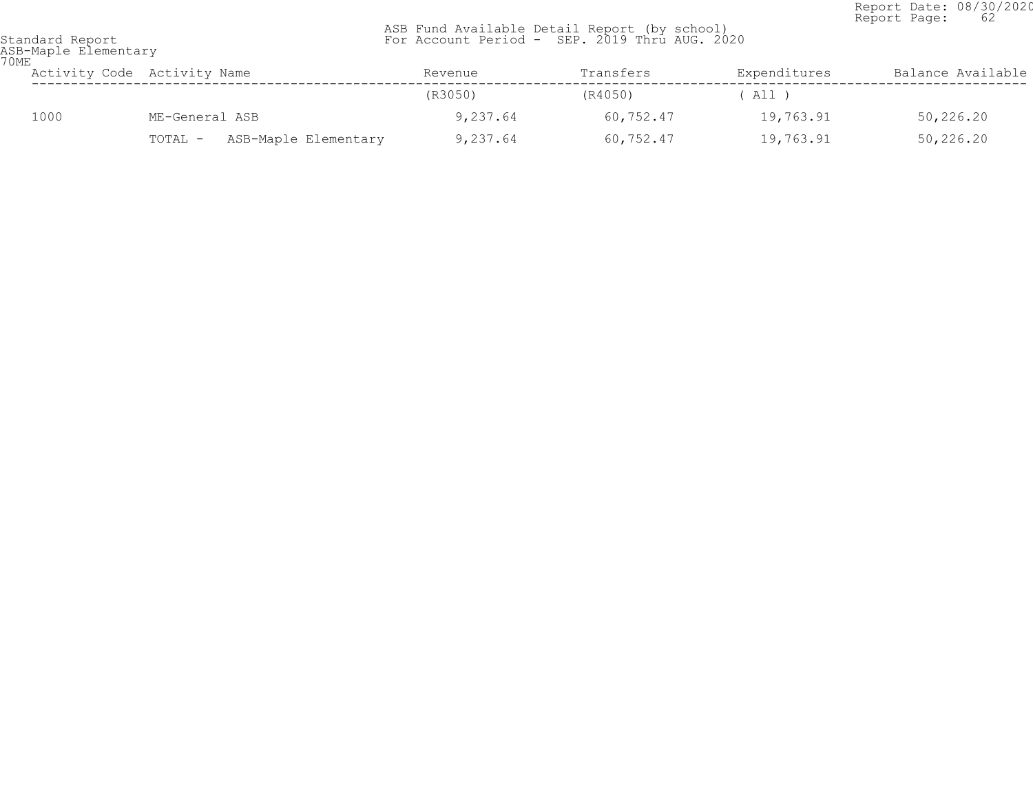Report Date: 08/30/2020
Report Page: 62

Standard Report
ASB-Maple Elementary
70ME

ASB Fund Available Detail Report (by school)
For Account Period - SEP. 2019 Thru AUG. 2020

| Activity Code | Activity Name | Revenue | Transfers | Expenditures | Balance Available |
|---|---|---|---|---|---|
| | | (R3050) | (R4050) | ( All ) | |
| 1000 | ME-General ASB | 9,237.64 | 60,752.47 | 19,763.91 | 50,226.20 |
| | TOTAL - ASB-Maple Elementary | 9,237.64 | 60,752.47 | 19,763.91 | 50,226.20 |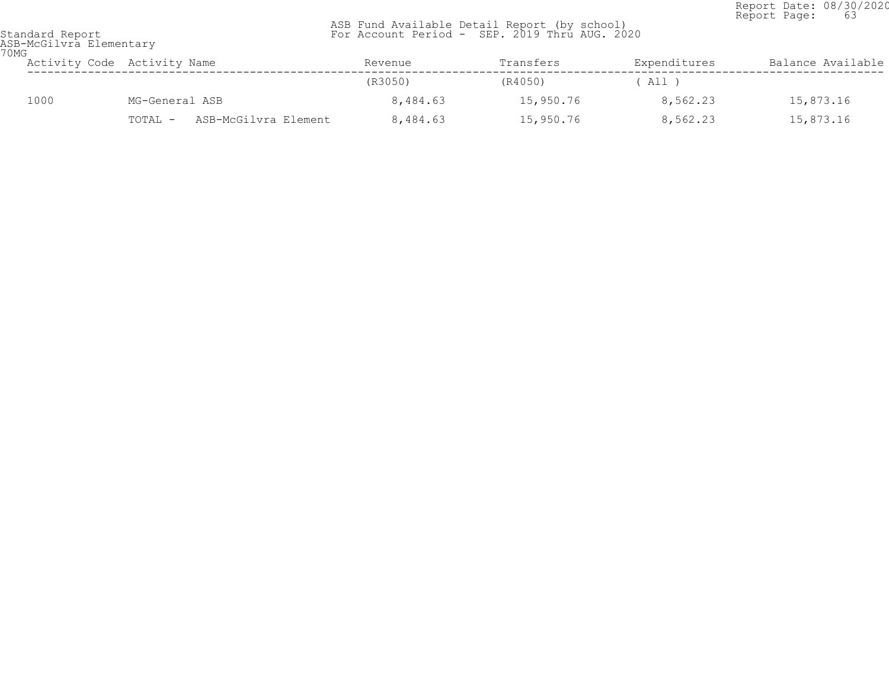Standard Report
ASB-McGilvra Elementary
70MG

ASB Fund Available Detail Report (by school)
For Account Period - SEP. 2019 Thru AUG. 2020

Report Date: 08/30/2020

| Activity Code | Activity Name | Revenue | Transfers | Expenditures | Balance Available |
|---|---|---|---|---|---|
| | | (R3050) | (R4050) | ( All ) | |
| 1000 | MG-General ASB | 8,484.63 | 15,950.76 | 8,562.23 | 15,873.16 |
| | TOTAL - ASB-McGilvra Element | 8,484.63 | 15,950.76 | 8,562.23 | 15,873.16 |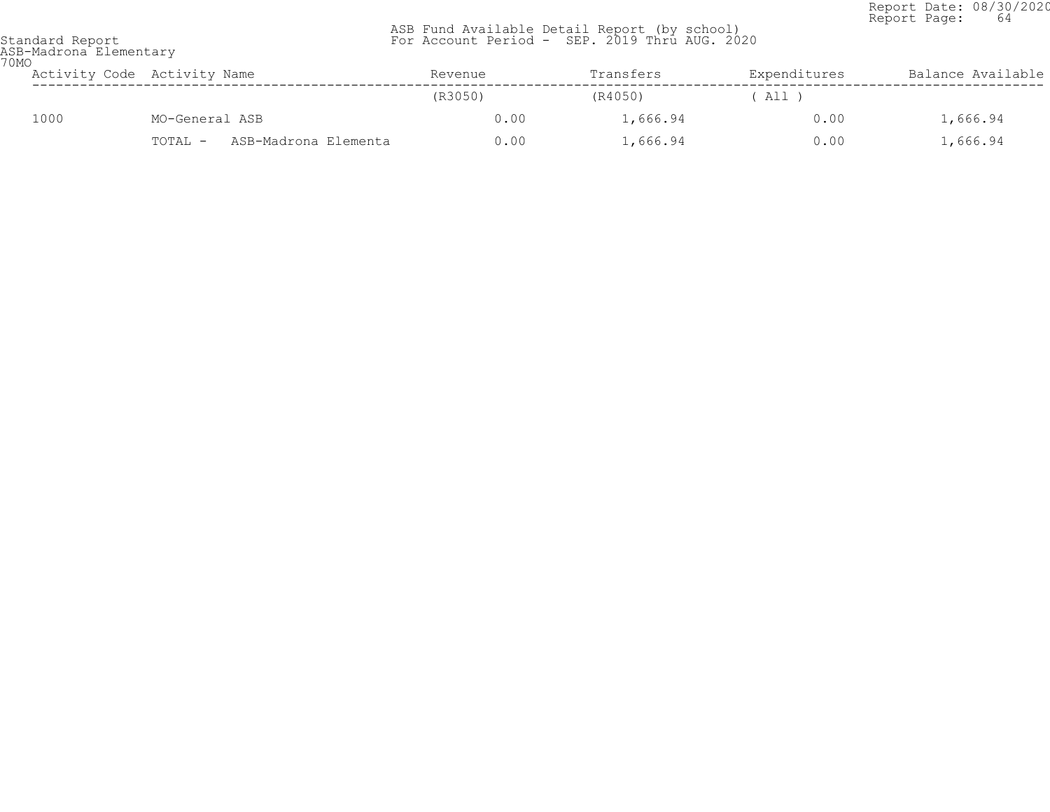Standard Report
ASB-Madrona Elementary
70MO

ASB Fund Available Detail Report (by school)
For Account Period - SEP. 2019 Thru AUG. 2020

Report Date: 08/30/2020

| Activity Code | Activity Name | Revenue | Transfers | Expenditures | Balance Available |
|---|---|---|---|---|---|
| | | (R3050) | (R4050) | ( All ) | |
| 1000 | MO-General ASB | 0.00 | 1,666.94 | 0.00 | 1,666.94 |
| | TOTAL - ASB-Madrona Elementa | 0.00 | 1,666.94 | 0.00 | 1,666.94 |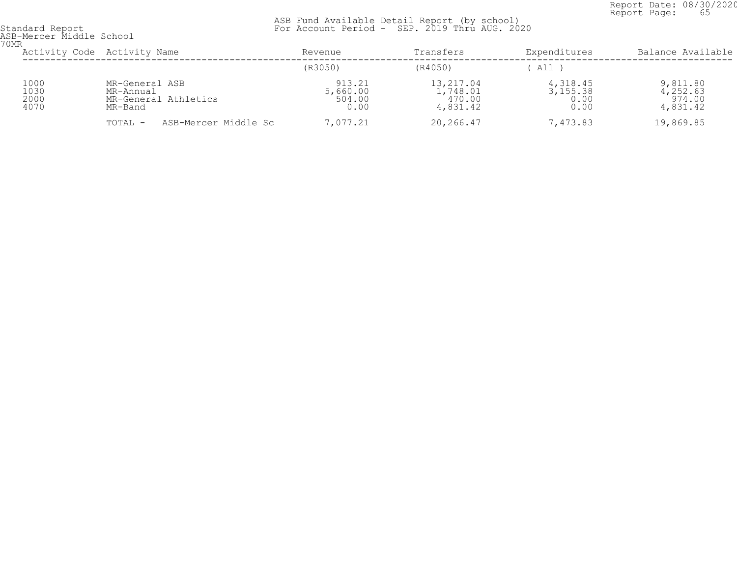Standard Report
ASB-Mercer Middle School
70MR

ASB Fund Available Detail Report (by school)
For Account Period - SEP. 2019 Thru AUG. 2020

Report Date: 08/30/2020

| Activity Code | Activity Name | Revenue | Transfers | Expenditures | Balance Available |
|---|---|---|---|---|---|
| | | (R3050) | (R4050) | ( All ) | |
| 1000 | MR-General ASB | 913.21 | 13,217.04 | 4,318.45 | 9,811.80 |
| 1030 | MR-Annual | 5,660.00 | 1,748.01 | 3,155.38 | 4,252.63 |
| 2000 | MR-General Athletics | 504.00 | 470.00 | 0.00 | 974.00 |
| 4070 | MR-Band | 0.00 | 4,831.42 | 0.00 | 4,831.42 |
| | TOTAL - ASB-Mercer Middle Sc | 7,077.21 | 20,266.47 | 7,473.83 | 19,869.85 |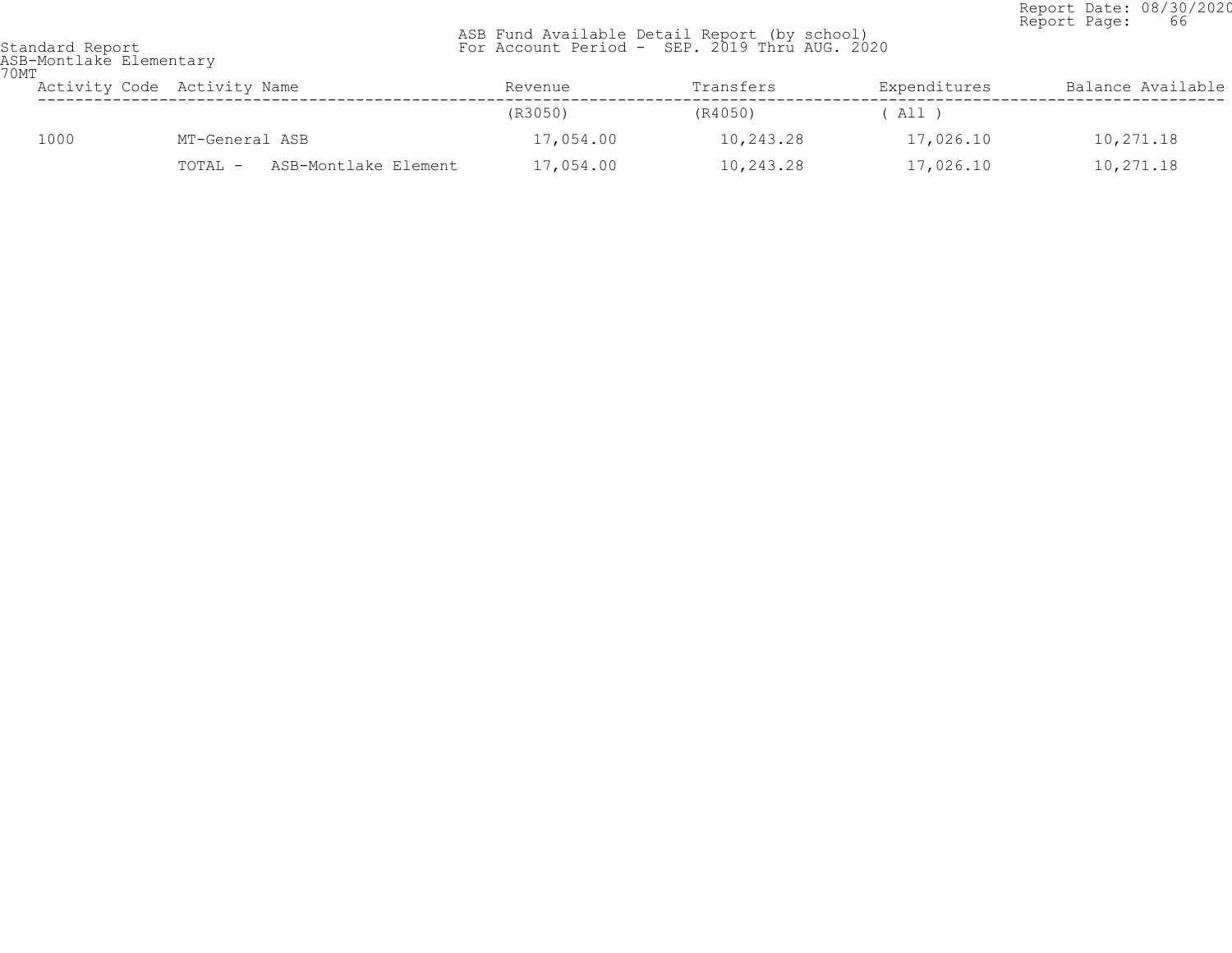Standard Report
ASB-Montlake Elementary
70MT

ASB Fund Available Detail Report (by school)
For Account Period - SEP. 2019 Thru AUG. 2020

Report Date: 08/30/2020

| Activity Code | Activity Name | Revenue | Transfers | Expenditures | Balance Available |
|---|---|---|---|---|---|
| | | (R3050) | (R4050) | ( All ) | |
| 1000 | MT-General ASB | 17,054.00 | 10,243.28 | 17,026.10 | 10,271.18 |
| | TOTAL - ASB-Montlake Element | 17,054.00 | 10,243.28 | 17,026.10 | 10,271.18 |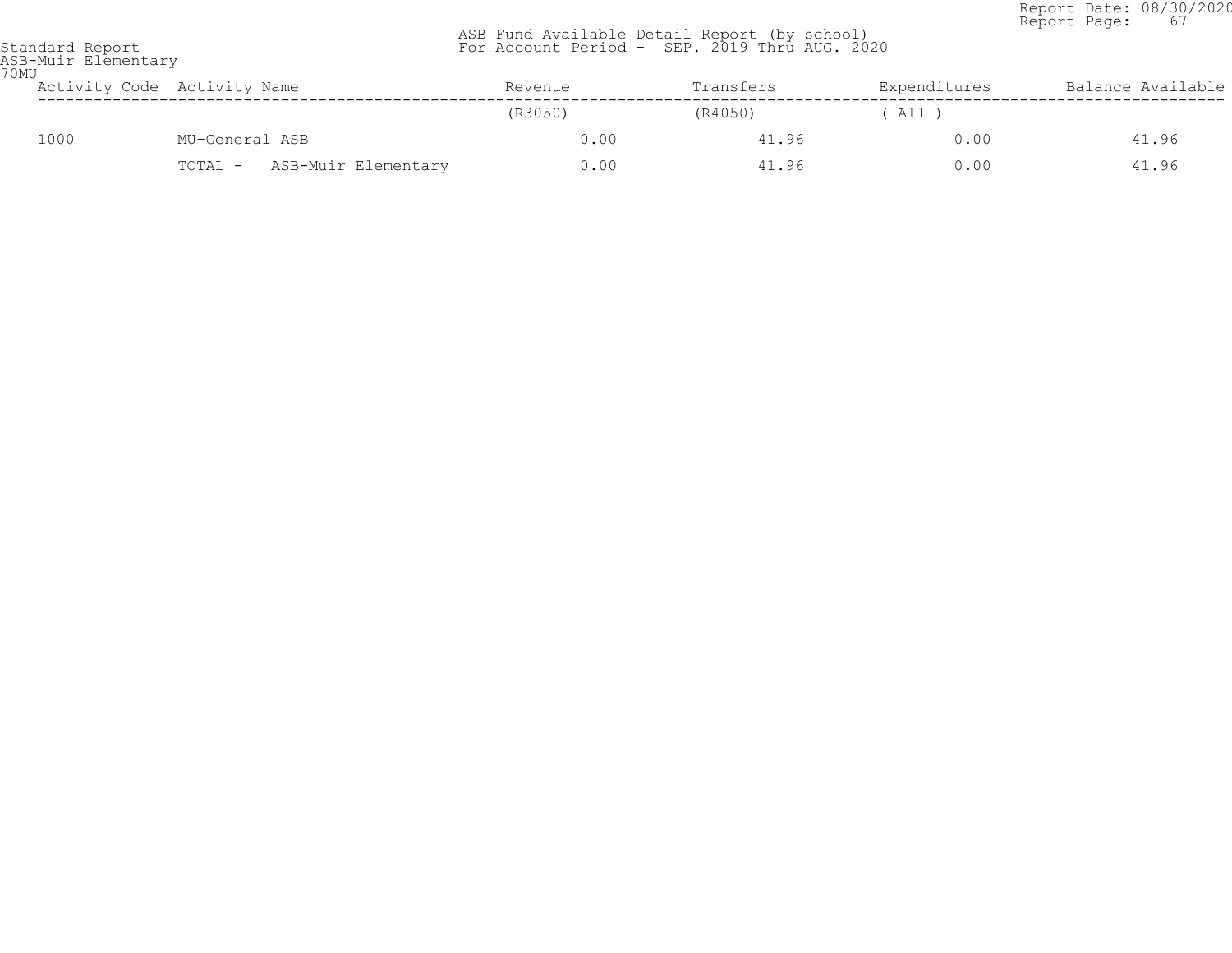Standard Report
ASB-Muir Elementary
70MU

ASB Fund Available Detail Report (by school)
For Account Period - SEP. 2019 Thru AUG. 2020

Report Date: 08/30/2020
Report Page: 67

| Activity Code | Activity Name | Revenue | Transfers | Expenditures | Balance Available |
|---|---|---|---|---|---|
| | | (R3050) | (R4050) | ( All ) | |
| 1000 | MU-General ASB | 0.00 | 41.96 | 0.00 | 41.96 |
| | TOTAL - ASB-Muir Elementary | 0.00 | 41.96 | 0.00 | 41.96 |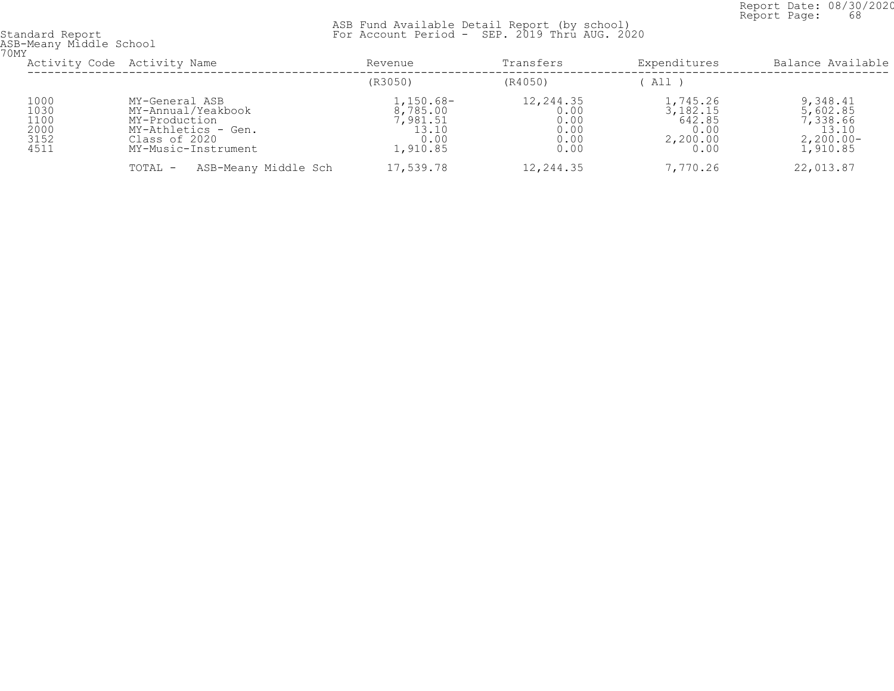Standard Report
ASB-Meany Middle School
70MY

ASB Fund Available Detail Report (by school)
For Account Period - SEP. 2019 Thru AUG. 2020

Report Date: 08/30/2020
Report Page: 68

| Activity Code | Activity Name | Revenue | Transfers | Expenditures | Balance Available |
|---|---|---|---|---|---|
| | | (R3050) | (R4050) | ( All ) | |
| 1000 | MY-General ASB | 1,150.68- | 12,244.35 | 1,745.26 | 9,348.41 |
| 1030 | MY-Annual/Yeakbook | 8,785.00 | 0.00 | 3,182.15 | 5,602.85 |
| 1100 | MY-Production | 7,981.51 | 0.00 | 642.85 | 7,338.66 |
| 2000 | MY-Athletics - Gen. | 13.10 | 0.00 | 0.00 | 13.10 |
| 3152 | Class of 2020 | 0.00 | 0.00 | 2,200.00 | 2,200.00- |
| 4511 | MY-Music-Instrument | 1,910.85 | 0.00 | 0.00 | 1,910.85 |
| | TOTAL - ASB-Meany Middle Sch | 17,539.78 | 12,244.35 | 7,770.26 | 22,013.87 |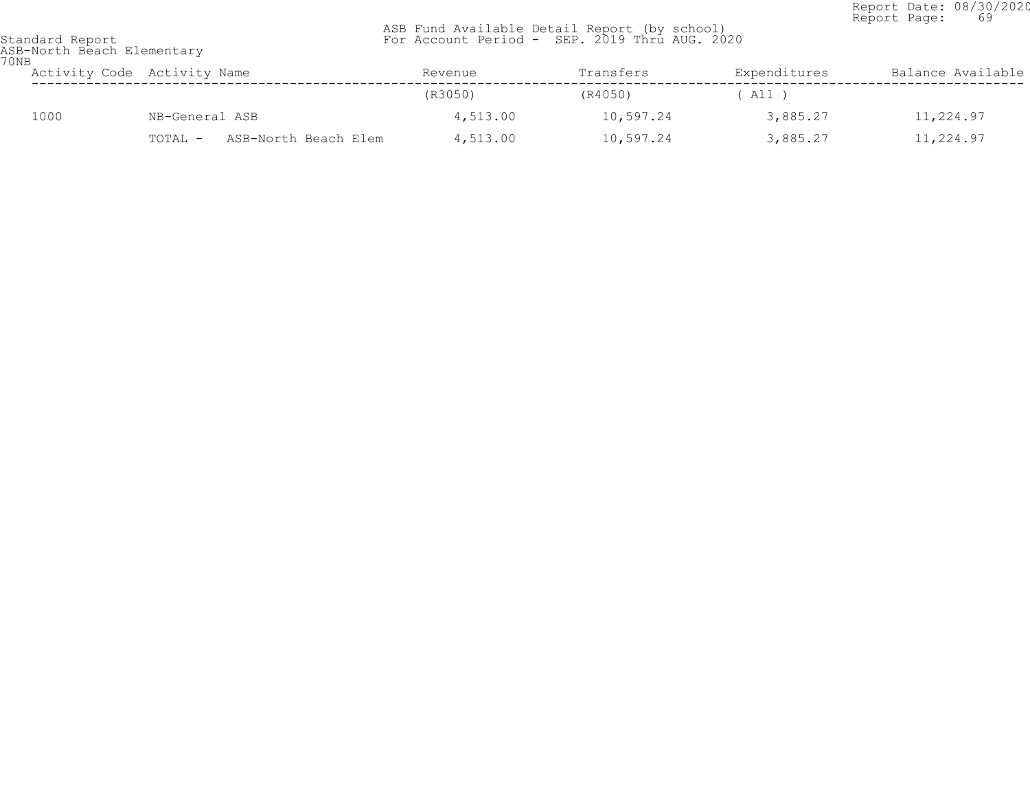Standard Report
ASB-North Beach Elementary
70NB

ASB Fund Available Detail Report (by school)
For Account Period - SEP. 2019 Thru AUG. 2020

Report Date: 08/30/2020

| Activity Code | Activity Name | Revenue | Transfers | Expenditures | Balance Available |
|---|---|---|---|---|---|
| | | (R3050) | (R4050) | ( All ) | |
| 1000 | NB-General ASB | 4,513.00 | 10,597.24 | 3,885.27 | 11,224.97 |
| | TOTAL - ASB-North Beach Elem | 4,513.00 | 10,597.24 | 3,885.27 | 11,224.97 |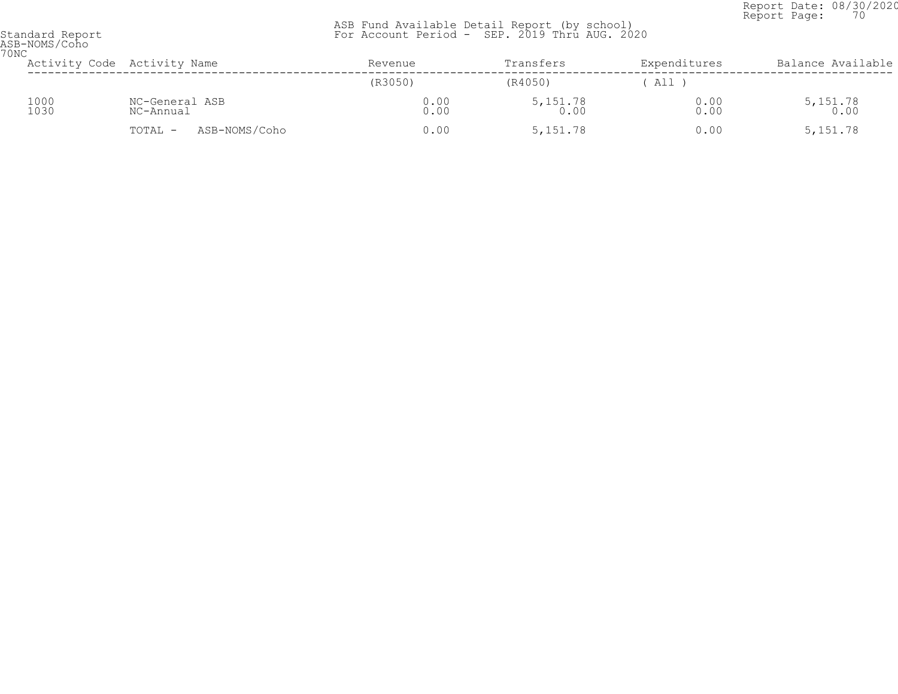Standard Report
ASB-NOMS/Coho
70NC

ASB Fund Available Detail Report (by school)
For Account Period - SEP. 2019 Thru AUG. 2020

Report Date: 08/30/2020

| Activity Code | Activity Name | Revenue | Transfers | Expenditures | Balance Available |
|---|---|---|---|---|---|
| | | (R3050) | (R4050) | ( All ) | |
| 1000 | NC-General ASB | 0.00 | 5,151.78 | 0.00 | 5,151.78 |
| 1030 | NC-Annual | 0.00 | 0.00 | 0.00 | 0.00 |
| | TOTAL - ASB-NOMS/Coho | 0.00 | 5,151.78 | 0.00 | 5,151.78 |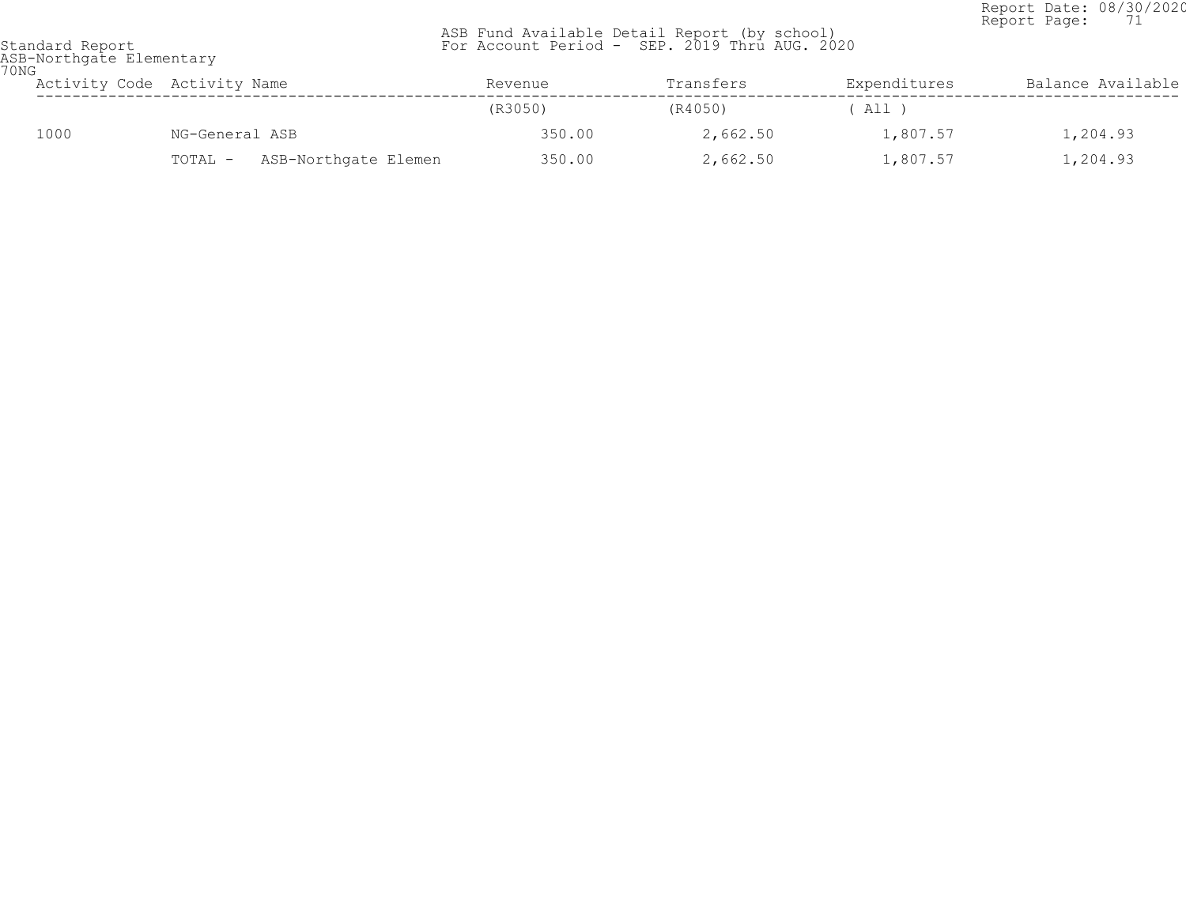Standard Report
ASB-Northgate Elementary
70NG

ASB Fund Available Detail Report (by school)
For Account Period - SEP. 2019 Thru AUG. 2020

Report Date: 08/30/2020
Report Page: 71

| Activity Code | Activity Name | Revenue | Transfers | Expenditures | Balance Available |
|---|---|---|---|---|---|
| | | (R3050) | (R4050) | ( All ) | |
| 1000 | NG-General ASB | 350.00 | 2,662.50 | 1,807.57 | 1,204.93 |
| | TOTAL - ASB-Northgate Elemen | 350.00 | 2,662.50 | 1,807.57 | 1,204.93 |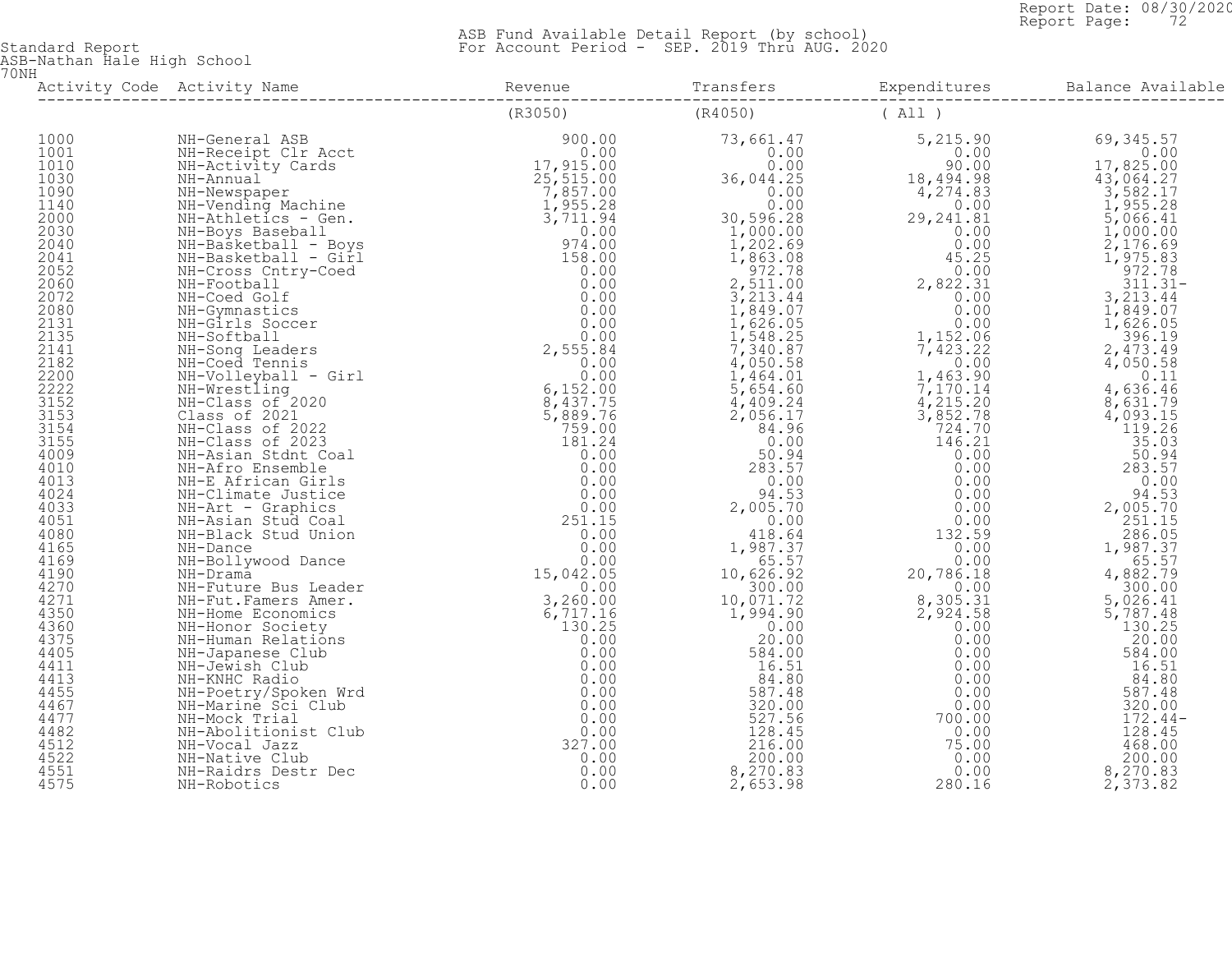Standard Report
ASB-Nathan Hale High School
70NH

ASB Fund Available Detail Report (by school)
For Account Period - SEP. 2019 Thru AUG. 2020

Report Date: 08/30/2020
Report Page: 72

| Activity Code | Activity Name | Revenue (R3050) | Transfers (R4050) | Expenditures ( All ) | Balance Available |
|---|---|---|---|---|---|
| 1000 | NH-General ASB | 900.00 | 73,661.47 | 5,215.90 | 69,345.57 |
| 1001 | NH-Receipt Clr Acct | 0.00 | 0.00 | 0.00 | 0.00 |
| 1010 | NH-Activity Cards | 17,915.00 | 0.00 | 90.00 | 17,825.00 |
| 1030 | NH-Annual | 25,515.00 | 36,044.25 | 18,494.98 | 43,064.27 |
| 1090 | NH-Newspaper | 7,857.00 | 0.00 | 4,274.83 | 3,582.17 |
| 1140 | NH-Vending Machine | 1,955.28 | 0.00 | 0.00 | 1,955.28 |
| 2000 | NH-Athletics - Gen. | 3,711.94 | 30,596.28 | 29,241.81 | 5,066.41 |
| 2030 | NH-Boys Baseball | 0.00 | 1,000.00 | 0.00 | 1,000.00 |
| 2040 | NH-Basketball - Boys | 974.00 | 1,202.69 | 0.00 | 2,176.69 |
| 2041 | NH-Basketball - Girl | 158.00 | 1,863.08 | 45.25 | 1,975.83 |
| 2052 | NH-Cross Cntry-Coed | 0.00 | 972.78 | 0.00 | 972.78 |
| 2060 | NH-Football | 0.00 | 2,511.00 | 2,822.31 | 311.31- |
| 2072 | NH-Coed Golf | 0.00 | 3,213.44 | 0.00 | 3,213.44 |
| 2080 | NH-Gymnastics | 0.00 | 1,849.07 | 0.00 | 1,849.07 |
| 2131 | NH-Girls Soccer | 0.00 | 1,626.05 | 0.00 | 1,626.05 |
| 2135 | NH-Softball | 0.00 | 1,548.25 | 1,152.06 | 396.19 |
| 2141 | NH-Song Leaders | 2,555.84 | 7,340.87 | 7,423.22 | 2,473.49 |
| 2182 | NH-Coed Tennis | 0.00 | 4,050.58 | 0.00 | 4,050.58 |
| 2200 | NH-Volleyball - Girl | 0.00 | 1,464.01 | 1,463.90 | 0.11 |
| 2222 | NH-Wrestling | 6,152.00 | 5,654.60 | 7,170.14 | 4,636.46 |
| 3152 | NH-Class of 2020 | 8,437.75 | 4,409.24 | 4,215.20 | 8,631.79 |
| 3153 | Class of 2021 | 5,889.76 | 2,056.17 | 3,852.78 | 4,093.15 |
| 3154 | NH-Class of 2022 | 759.00 | 84.96 | 724.70 | 119.26 |
| 3155 | NH-Class of 2023 | 181.24 | 0.00 | 146.21 | 35.03 |
| 4009 | NH-Asian Stdnt Coal | 0.00 | 50.94 | 0.00 | 50.94 |
| 4010 | NH-Afro Ensemble | 0.00 | 283.57 | 0.00 | 283.57 |
| 4013 | NH-E African Girls | 0.00 | 0.00 | 0.00 | 0.00 |
| 4024 | NH-Climate Justice | 0.00 | 94.53 | 0.00 | 94.53 |
| 4033 | NH-Art - Graphics | 0.00 | 2,005.70 | 0.00 | 2,005.70 |
| 4051 | NH-Asian Stud Coal | 251.15 | 0.00 | 0.00 | 251.15 |
| 4080 | NH-Black Stud Union | 0.00 | 418.64 | 132.59 | 286.05 |
| 4165 | NH-Dance | 0.00 | 1,987.37 | 0.00 | 1,987.37 |
| 4169 | NH-Bollywood Dance | 0.00 | 65.57 | 0.00 | 65.57 |
| 4190 | NH-Drama | 15,042.05 | 10,626.92 | 20,786.18 | 4,882.79 |
| 4270 | NH-Future Bus Leader | 0.00 | 300.00 | 0.00 | 300.00 |
| 4271 | NH-Fut.Famers Amer. | 3,260.00 | 10,071.72 | 8,305.31 | 5,026.41 |
| 4350 | NH-Home Economics | 6,717.16 | 1,994.90 | 2,924.58 | 5,787.48 |
| 4360 | NH-Honor Society | 130.25 | 0.00 | 0.00 | 130.25 |
| 4375 | NH-Human Relations | 0.00 | 20.00 | 0.00 | 20.00 |
| 4405 | NH-Japanese Club | 0.00 | 584.00 | 0.00 | 584.00 |
| 4411 | NH-Jewish Club | 0.00 | 16.51 | 0.00 | 16.51 |
| 4413 | NH-KNHC Radio | 0.00 | 84.80 | 0.00 | 84.80 |
| 4455 | NH-Poetry/Spoken Wrd | 0.00 | 587.48 | 0.00 | 587.48 |
| 4467 | NH-Marine Sci Club | 0.00 | 320.00 | 0.00 | 320.00 |
| 4477 | NH-Mock Trial | 0.00 | 527.56 | 700.00 | 172.44- |
| 4482 | NH-Abolitionist Club | 0.00 | 128.45 | 0.00 | 128.45 |
| 4512 | NH-Vocal Jazz | 327.00 | 216.00 | 75.00 | 468.00 |
| 4522 | NH-Native Club | 0.00 | 200.00 | 0.00 | 200.00 |
| 4551 | NH-Raidrs Destr Dec | 0.00 | 8,270.83 | 0.00 | 8,270.83 |
| 4575 | NH-Robotics | 0.00 | 2,653.98 | 280.16 | 2,373.82 |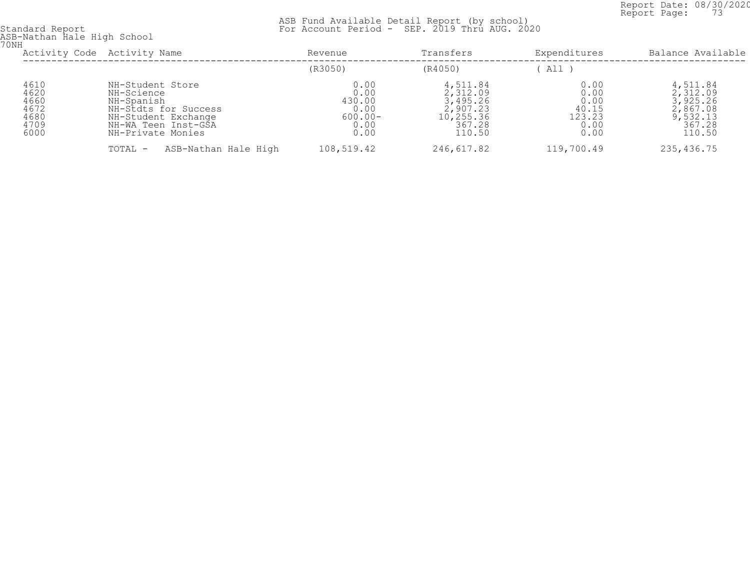Standard Report
ASB-Nathan Hale High School
70NH

ASB Fund Available Detail Report (by school)
For Account Period - SEP. 2019 Thru AUG. 2020

Report Date: 08/30/2020
Report Page: 73

| Activity Code | Activity Name | Revenue | Transfers | Expenditures | Balance Available |
|---|---|---|---|---|---|
| | | (R3050) | (R4050) | ( All ) | |
| 4610 | NH-Student Store | 0.00 | 4,511.84 | 0.00 | 4,511.84 |
| 4620 | NH-Science | 0.00 | 2,312.09 | 0.00 | 2,312.09 |
| 4660 | NH-Spanish | 430.00 | 3,495.26 | 0.00 | 3,925.26 |
| 4672 | NH-Stdts for Success | 0.00 | 2,907.23 | 40.15 | 2,867.08 |
| 4680 | NH-Student Exchange | 600.00- | 10,255.36 | 123.23 | 9,532.13 |
| 4709 | NH-WA Teen Inst-GSA | 0.00 | 367.28 | 0.00 | 367.28 |
| 6000 | NH-Private Monies | 0.00 | 110.50 | 0.00 | 110.50 |
| | TOTAL - ASB-Nathan Hale High | 108,519.42 | 246,617.82 | 119,700.49 | 235,436.75 |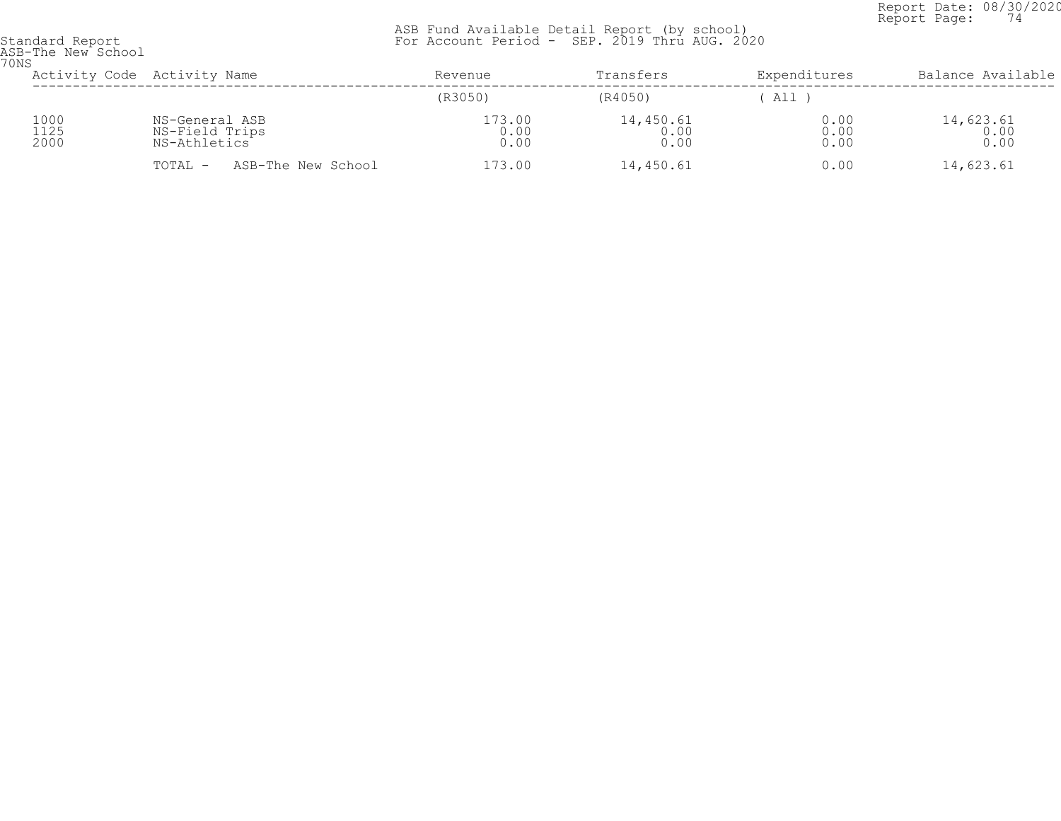Standard Report
ASB-The New School
70NS

ASB Fund Available Detail Report (by school)
For Account Period - SEP. 2019 Thru AUG. 2020

| Activity Code | Activity Name | Revenue | Transfers | Expenditures | Balance Available |
|---|---|---|---|---|---|
| | | (R3050) | (R4050) | ( All ) | |
| 1000 | NS-General ASB | 173.00 | 14,450.61 | 0.00 | 14,623.61 |
| 1125 | NS-Field Trips | 0.00 | 0.00 | 0.00 | 0.00 |
| 2000 | NS-Athletics | 0.00 | 0.00 | 0.00 | 0.00 |
| | TOTAL - ASB-The New School | 173.00 | 14,450.61 | 0.00 | 14,623.61 |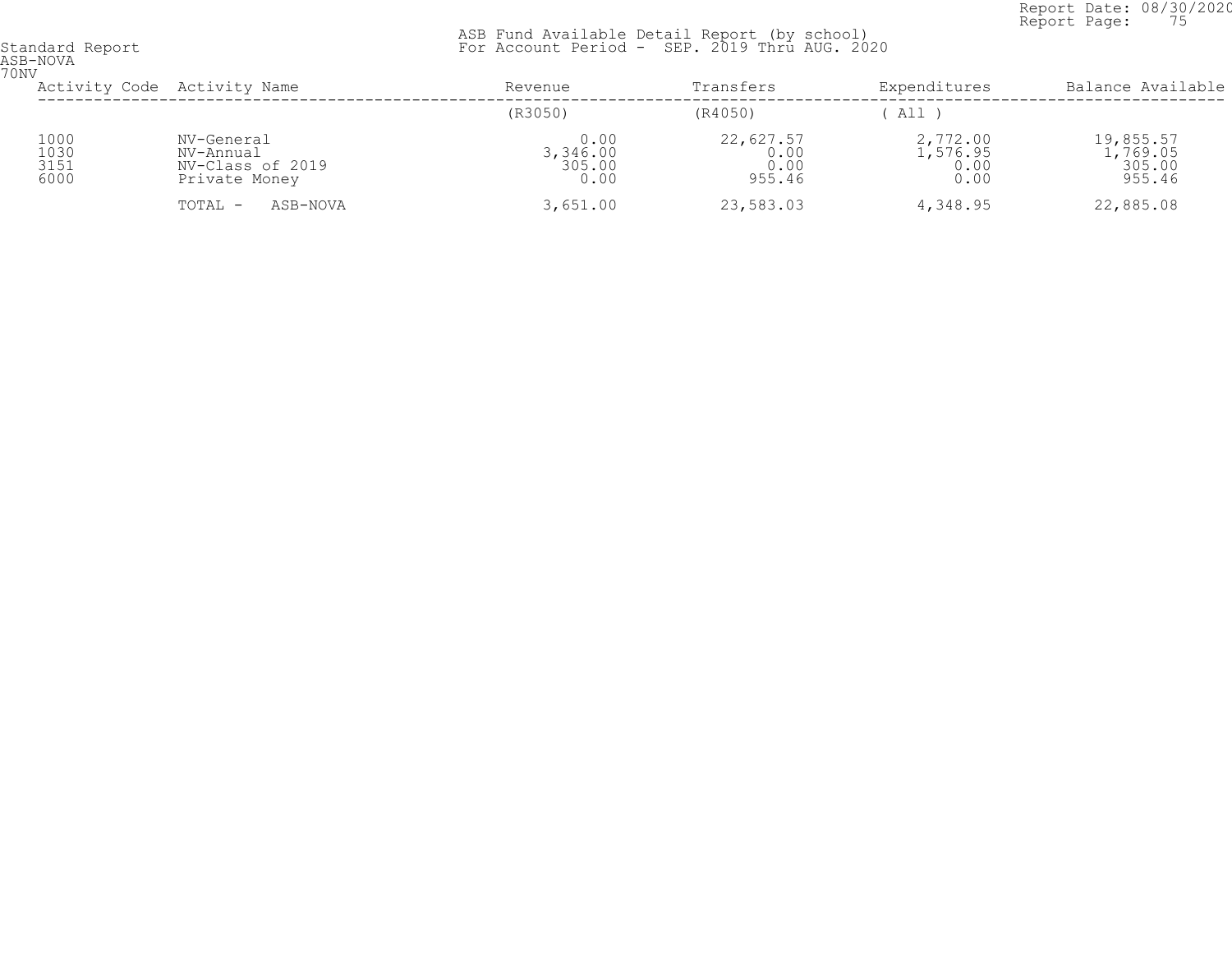Standard Report
ASB-NOVA
70NV

ASB Fund Available Detail Report (by school)
For Account Period - SEP. 2019 Thru AUG. 2020

Report Date: 08/30/2020
Report Page: 75

| Activity Code | Activity Name | Revenue | Transfers | Expenditures | Balance Available |
|---|---|---|---|---|---|
| | | (R3050) | (R4050) | ( All ) | |
| 1000 | NV-General | 0.00 | 22,627.57 | 2,772.00 | 19,855.57 |
| 1030 | NV-Annual | 3,346.00 | 0.00 | 1,576.95 | 1,769.05 |
| 3151 | NV-Class of 2019 | 305.00 | 0.00 | 0.00 | 305.00 |
| 6000 | Private Money | 0.00 | 955.46 | 0.00 | 955.46 |
| | TOTAL - ASB-NOVA | 3,651.00 | 23,583.03 | 4,348.95 | 22,885.08 |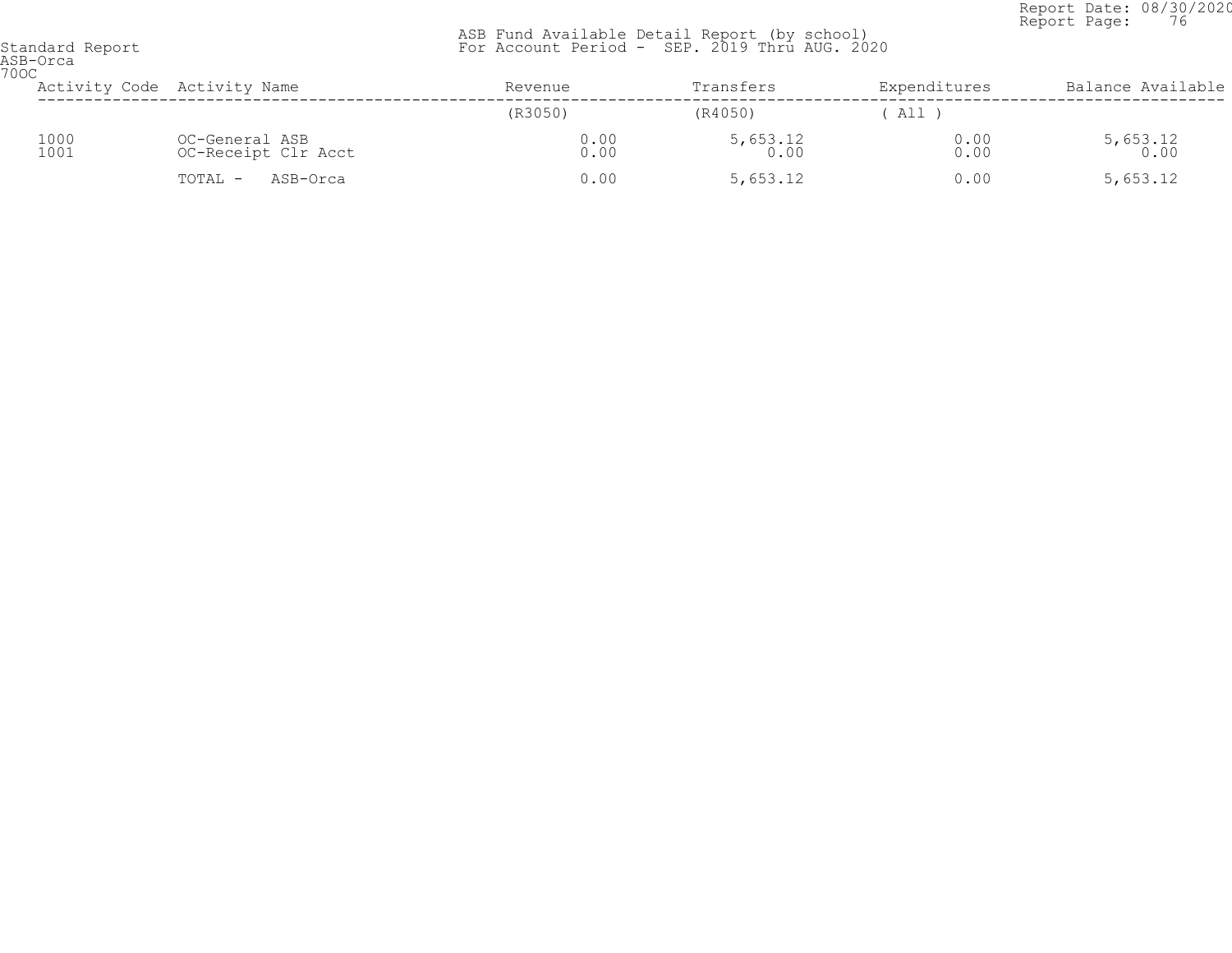Report Date: 08/30/2020
Report Page: 76

Standard Report
ASB-Orca
70OC

ASB Fund Available Detail Report (by school)
For Account Period - SEP. 2019 Thru AUG. 2020

| Activity Code | Activity Name | Revenue | Transfers | Expenditures | Balance Available |
|---|---|---|---|---|---|
| | | (R3050) | (R4050) | ( All ) | |
| 1000 | OC-General ASB | 0.00 | 5,653.12 | 0.00 | 5,653.12 |
| 1001 | OC-Receipt Clr Acct | 0.00 | 0.00 | 0.00 | 0.00 |
| | TOTAL - ASB-Orca | 0.00 | 5,653.12 | 0.00 | 5,653.12 |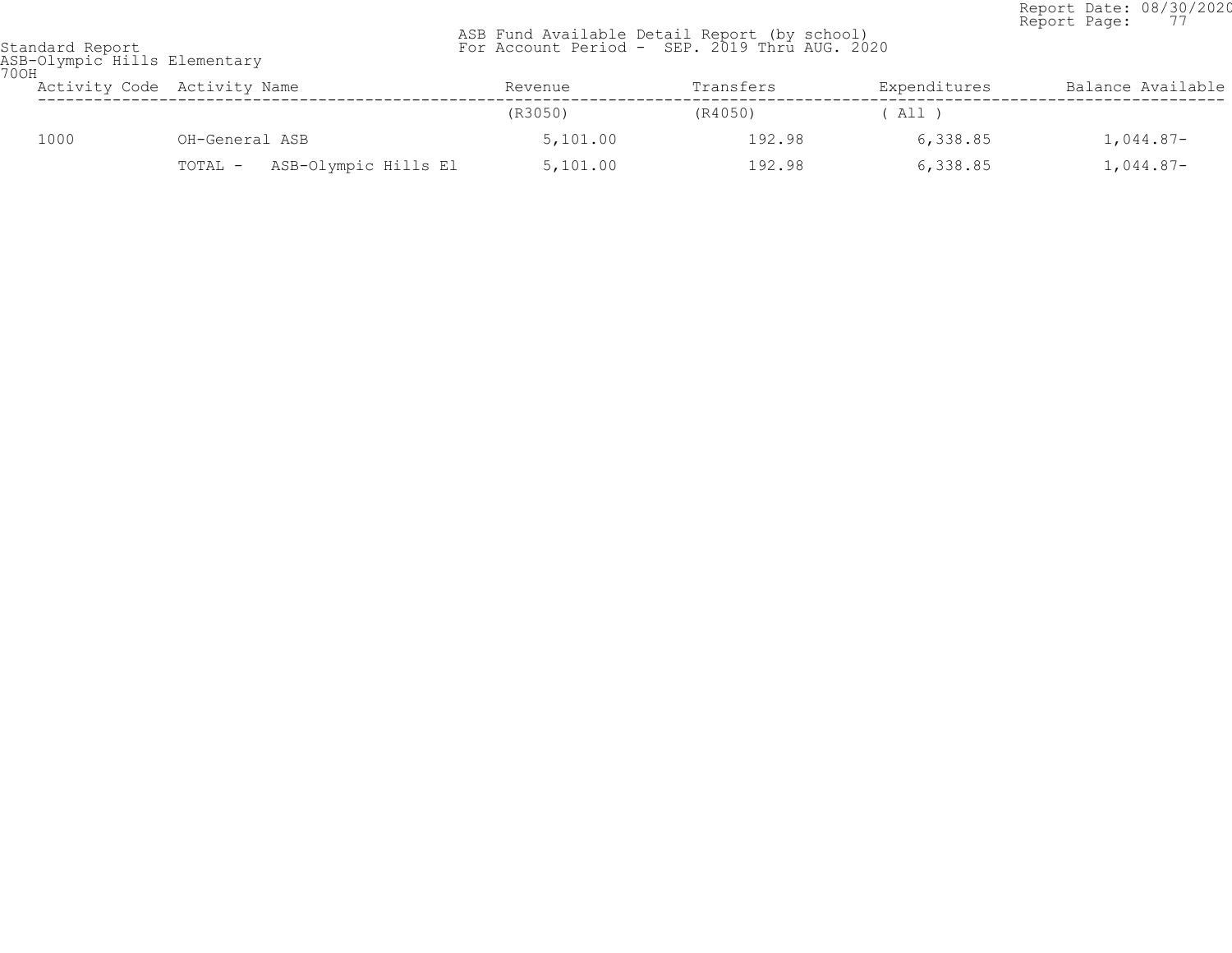Standard Report
ASB-Olympic Hills Elementary
70OH

ASB Fund Available Detail Report (by school)
For Account Period - SEP. 2019 Thru AUG. 2020

Report Date: 08/30/2020
Report Page: 77

| Activity Code | Activity Name | Revenue | Transfers | Expenditures | Balance Available |
|---|---|---|---|---|---|
| | | (R3050) | (R4050) | ( All ) | |
| 1000 | OH-General ASB | 5,101.00 | 192.98 | 6,338.85 | 1,044.87- |
| | TOTAL - ASB-Olympic Hills El | 5,101.00 | 192.98 | 6,338.85 | 1,044.87- |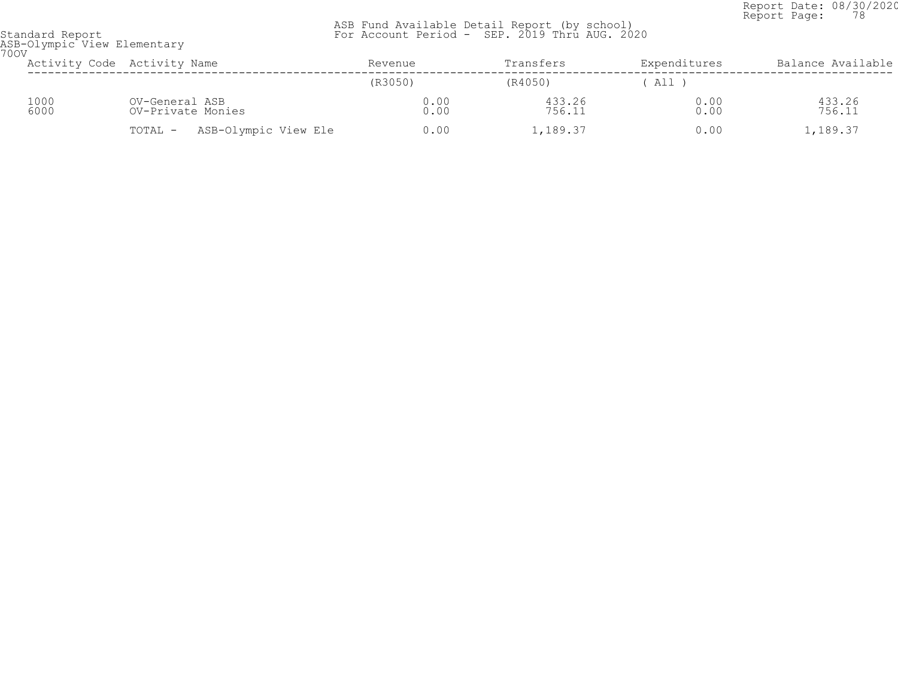Standard Report
ASB-Olympic View Elementary
70OV

ASB Fund Available Detail Report (by school)
For Account Period - SEP. 2019 Thru AUG. 2020

Report Date: 08/30/2020

| Activity Code | Activity Name | Revenue | Transfers | Expenditures | Balance Available |
|---|---|---|---|---|---|
| | | (R3050) | (R4050) | ( All ) | |
| 1000 | OV-General ASB | 0.00 | 433.26 | 0.00 | 433.26 |
| 6000 | OV-Private Monies | 0.00 | 756.11 | 0.00 | 756.11 |
| | TOTAL - ASB-Olympic View Ele | 0.00 | 1,189.37 | 0.00 | 1,189.37 |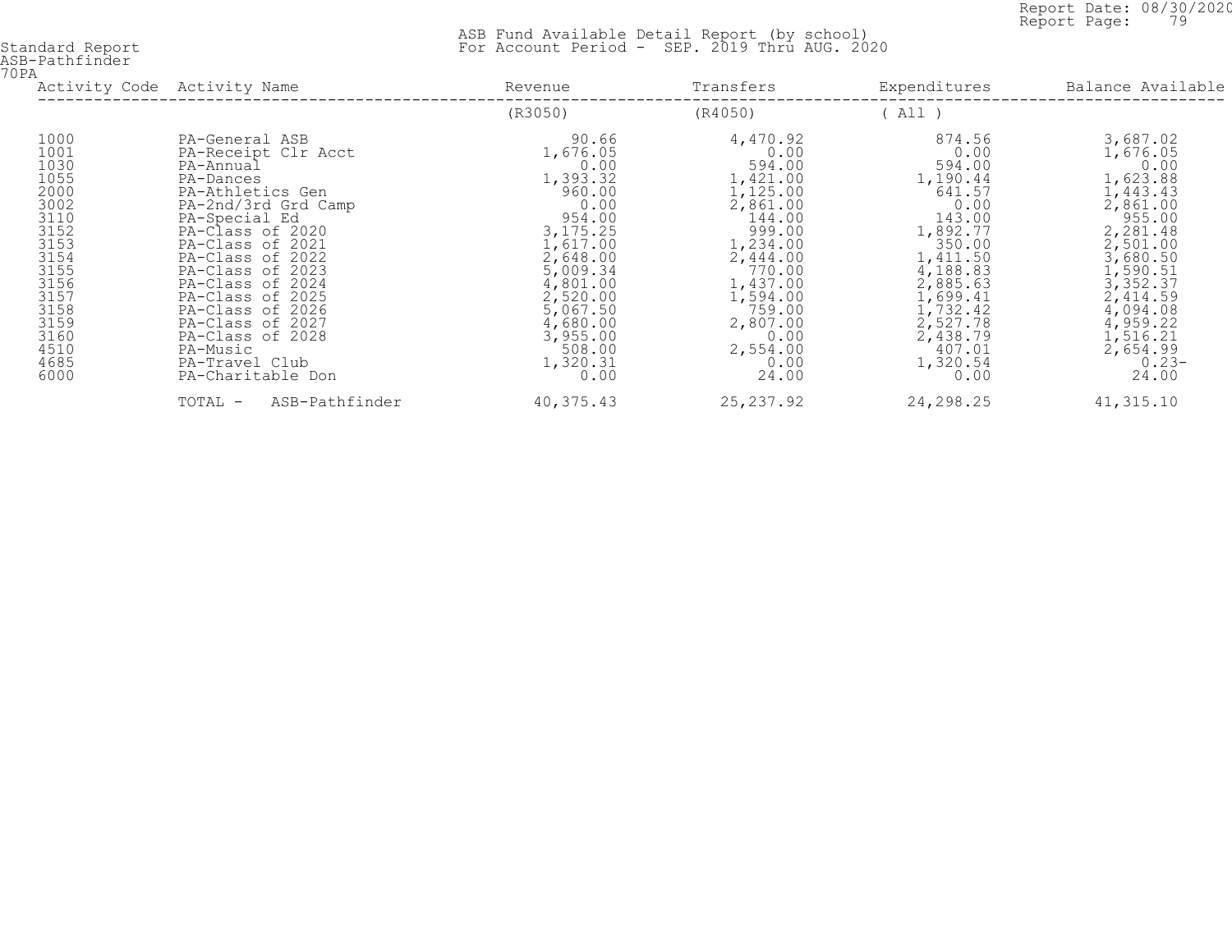Standard Report
ASB-Pathfinder
70PA

ASB Fund Available Detail Report (by school)
For Account Period - SEP. 2019 Thru AUG. 2020

Report Date: 08/30/2020

| Activity Code | Activity Name | Revenue | Transfers | Expenditures | Balance Available |
|---|---|---|---|---|---|
| | | (R3050) | (R4050) | ( All ) | |
| 1000 | PA-General ASB | 90.66 | 4,470.92 | 874.56 | 3,687.02 |
| 1001 | PA-Receipt Clr Acct | 1,676.05 | 0.00 | 0.00 | 1,676.05 |
| 1030 | PA-Annual | 0.00 | 594.00 | 594.00 | 0.00 |
| 1055 | PA-Dances | 1,393.32 | 1,421.00 | 1,190.44 | 1,623.88 |
| 2000 | PA-Athletics Gen | 960.00 | 1,125.00 | 641.57 | 1,443.43 |
| 3002 | PA-2nd/3rd Grd Camp | 0.00 | 2,861.00 | 0.00 | 2,861.00 |
| 3110 | PA-Special Ed | 954.00 | 144.00 | 143.00 | 955.00 |
| 3152 | PA-Class of 2020 | 3,175.25 | 999.00 | 1,892.77 | 2,281.48 |
| 3153 | PA-Class of 2021 | 1,617.00 | 1,234.00 | 350.00 | 2,501.00 |
| 3154 | PA-Class of 2022 | 2,648.00 | 2,444.00 | 1,411.50 | 3,680.50 |
| 3155 | PA-Class of 2023 | 5,009.34 | 770.00 | 4,188.83 | 1,590.51 |
| 3156 | PA-Class of 2024 | 4,801.00 | 1,437.00 | 2,885.63 | 3,352.37 |
| 3157 | PA-Class of 2025 | 2,520.00 | 1,594.00 | 1,699.41 | 2,414.59 |
| 3158 | PA-Class of 2026 | 5,067.50 | 759.00 | 1,732.42 | 4,094.08 |
| 3159 | PA-Class of 2027 | 4,680.00 | 2,807.00 | 2,527.78 | 4,959.22 |
| 3160 | PA-Class of 2028 | 3,955.00 | 0.00 | 2,438.79 | 1,516.21 |
| 4510 | PA-Music | 508.00 | 2,554.00 | 407.01 | 2,654.99 |
| 4685 | PA-Travel Club | 1,320.31 | 0.00 | 1,320.54 | 0.23- |
| 6000 | PA-Charitable Don | 0.00 | 24.00 | 0.00 | 24.00 |
| | TOTAL - ASB-Pathfinder | 40,375.43 | 25,237.92 | 24,298.25 | 41,315.10 |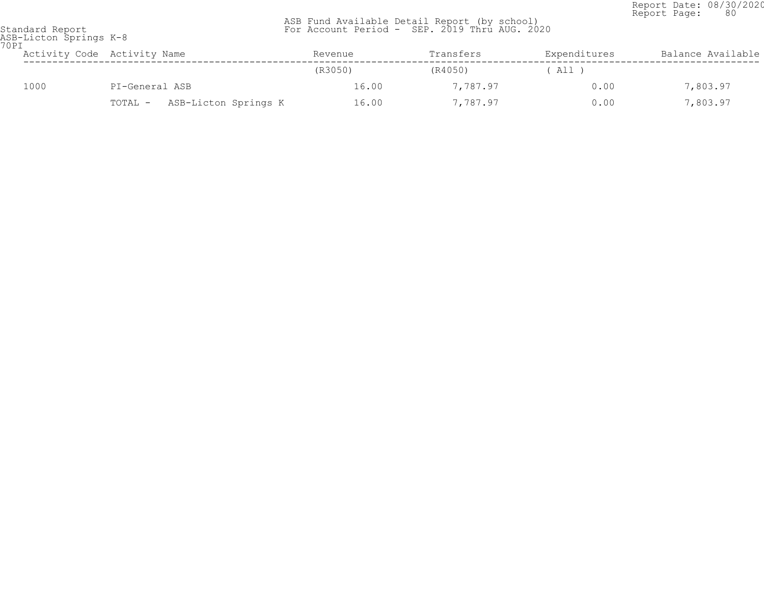Standard Report
ASB-Licton Springs K-8
70PI

ASB Fund Available Detail Report (by school)
For Account Period - SEP. 2019 Thru AUG. 2020

Report Date: 08/30/2020

| Activity Code | Activity Name | Revenue | Transfers | Expenditures | Balance Available |
|---|---|---|---|---|---|
| | | (R3050) | (R4050) | ( All ) | |
| 1000 | PI-General ASB | 16.00 | 7,787.97 | 0.00 | 7,803.97 |
| | TOTAL - ASB-Licton Springs K | 16.00 | 7,787.97 | 0.00 | 7,803.97 |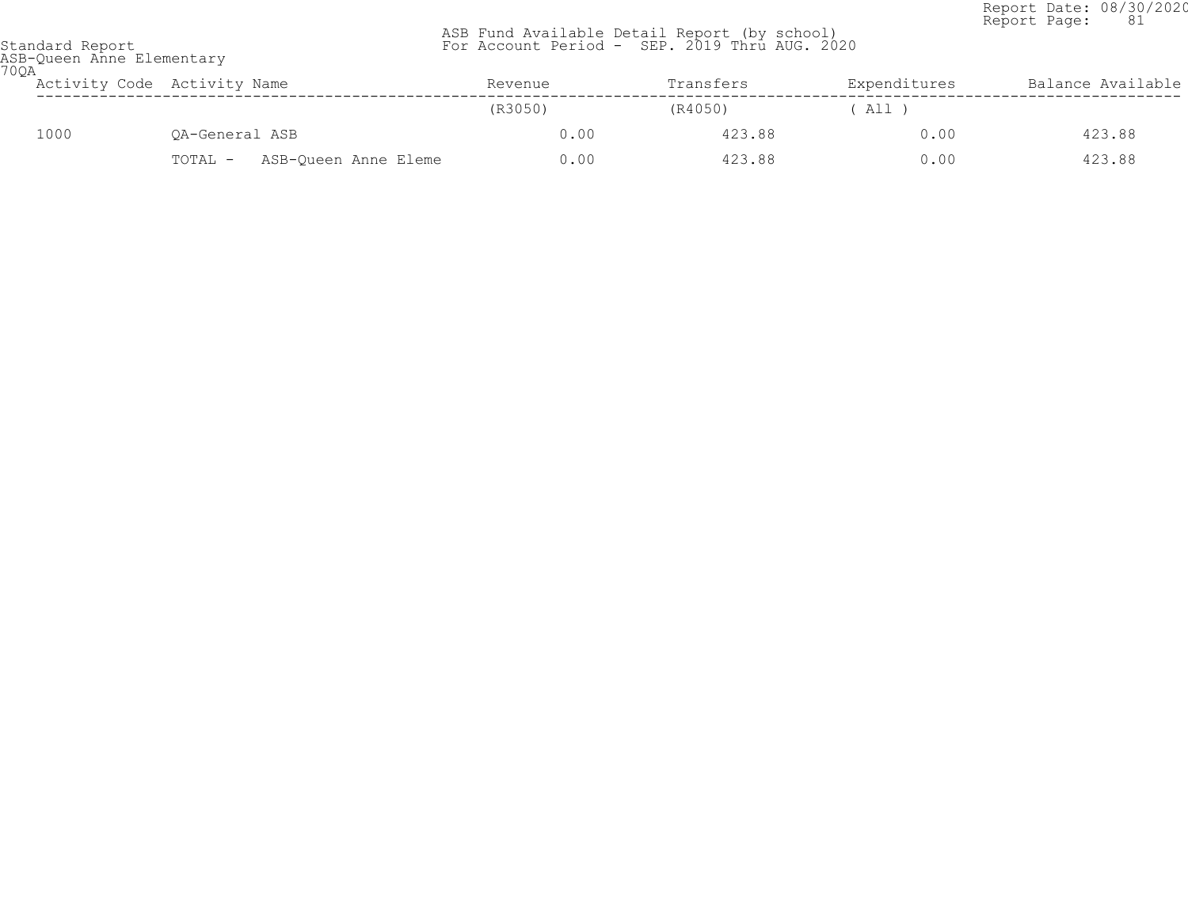Standard Report
ASB-Queen Anne Elementary
70QA

ASB Fund Available Detail Report (by school)
For Account Period - SEP. 2019 Thru AUG. 2020

Report Date: 08/30/2020
Report Page: 81

| Activity Code | Activity Name | Revenue | Transfers | Expenditures | Balance Available |
|---|---|---|---|---|---|
| | | (R3050) | (R4050) | ( All ) | |
| 1000 | QA-General ASB | 0.00 | 423.88 | 0.00 | 423.88 |
| | TOTAL - ASB-Queen Anne Eleme | 0.00 | 423.88 | 0.00 | 423.88 |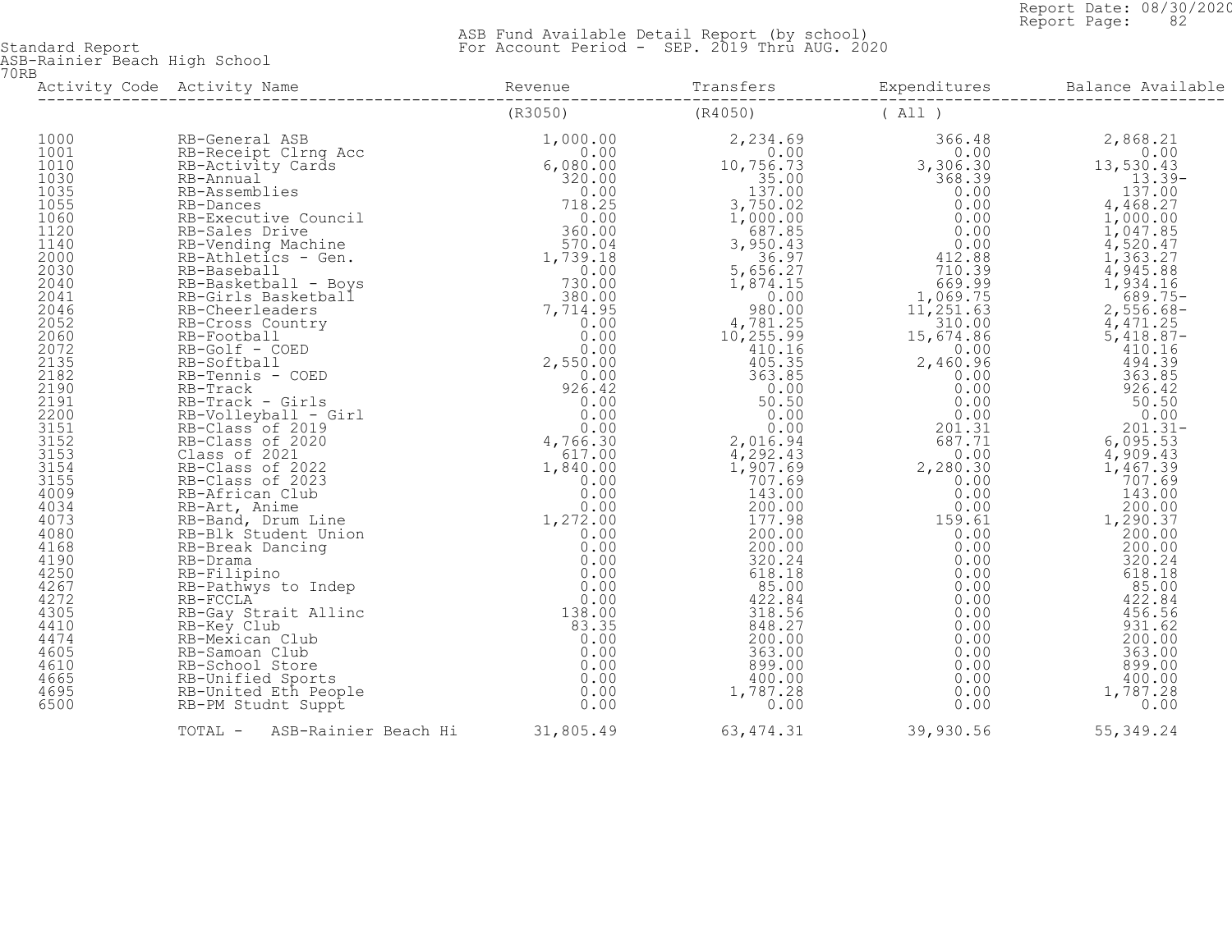Standard Report
ASB-Rainier Beach High School
70RB

ASB Fund Available Detail Report (by school)
For Account Period - SEP. 2019 Thru AUG. 2020

Report Date: 08/30/2020

| Activity Code | Activity Name | Revenue | Transfers | Expenditures | Balance Available |
|---|---|---|---|---|---|
| | | (R3050) | (R4050) | ( All ) | |
| 1000 | RB-General ASB | 1,000.00 | 2,234.69 | 366.48 | 2,868.21 |
| 1001 | RB-Receipt Clrng Acc | 0.00 | 0.00 | 0.00 | 0.00 |
| 1010 | RB-Activity Cards | 6,080.00 | 10,756.73 | 3,306.30 | 13,530.43 |
| 1030 | RB-Annual | 320.00 | 35.00 | 368.39 | 13.39- |
| 1035 | RB-Assemblies | 0.00 | 137.00 | 0.00 | 137.00 |
| 1055 | RB-Dances | 718.25 | 3,750.02 | 0.00 | 4,468.27 |
| 1060 | RB-Executive Council | 0.00 | 1,000.00 | 0.00 | 1,000.00 |
| 1120 | RB-Sales Drive | 360.00 | 687.85 | 0.00 | 1,047.85 |
| 1140 | RB-Vending Machine | 570.04 | 3,950.43 | 0.00 | 4,520.47 |
| 2000 | RB-Athletics - Gen. | 1,739.18 | 36.97 | 412.88 | 1,363.27 |
| 2030 | RB-Baseball | 0.00 | 5,656.27 | 710.39 | 4,945.88 |
| 2040 | RB-Basketball - Boys | 730.00 | 1,874.15 | 669.99 | 1,934.16 |
| 2041 | RB-Girls Basketball | 380.00 | 0.00 | 1,069.75 | 689.75- |
| 2046 | RB-Cheerleaders | 7,714.95 | 980.00 | 11,251.63 | 2,556.68- |
| 2052 | RB-Cross Country | 0.00 | 4,781.25 | 310.00 | 4,471.25 |
| 2060 | RB-Football | 0.00 | 10,255.99 | 15,674.86 | 5,418.87- |
| 2072 | RB-Golf - COED | 0.00 | 410.16 | 0.00 | 410.16 |
| 2135 | RB-Softball | 2,550.00 | 405.35 | 2,460.96 | 494.39 |
| 2182 | RB-Tennis - COED | 0.00 | 363.85 | 0.00 | 363.85 |
| 2190 | RB-Track | 926.42 | 0.00 | 0.00 | 926.42 |
| 2191 | RB-Track - Girls | 0.00 | 50.50 | 0.00 | 50.50 |
| 2200 | RB-Volleyball - Girl | 0.00 | 0.00 | 0.00 | 0.00 |
| 3151 | RB-Class of 2019 | 0.00 | 0.00 | 201.31 | 201.31- |
| 3152 | RB-Class of 2020 | 4,766.30 | 2,016.94 | 687.71 | 6,095.53 |
| 3153 | Class of 2021 | 617.00 | 4,292.43 | 0.00 | 4,909.43 |
| 3154 | RB-Class of 2022 | 1,840.00 | 1,907.69 | 2,280.30 | 1,467.39 |
| 3155 | RB-Class of 2023 | 0.00 | 707.69 | 0.00 | 707.69 |
| 4009 | RB-African Club | 0.00 | 143.00 | 0.00 | 143.00 |
| 4034 | RB-Art, Anime | 0.00 | 200.00 | 0.00 | 200.00 |
| 4073 | RB-Band, Drum Line | 1,272.00 | 177.98 | 159.61 | 1,290.37 |
| 4080 | RB-Blk Student Union | 0.00 | 200.00 | 0.00 | 200.00 |
| 4168 | RB-Break Dancing | 0.00 | 200.00 | 0.00 | 200.00 |
| 4190 | RB-Drama | 0.00 | 320.24 | 0.00 | 320.24 |
| 4250 | RB-Filipino | 0.00 | 618.18 | 0.00 | 618.18 |
| 4267 | RB-Pathwys to Indep | 0.00 | 85.00 | 0.00 | 85.00 |
| 4272 | RB-FCCLA | 0.00 | 422.84 | 0.00 | 422.84 |
| 4305 | RB-Gay Strait Allinc | 138.00 | 318.56 | 0.00 | 456.56 |
| 4410 | RB-Key Club | 83.35 | 848.27 | 0.00 | 931.62 |
| 4474 | RB-Mexican Club | 0.00 | 200.00 | 0.00 | 200.00 |
| 4605 | RB-Samoan Club | 0.00 | 363.00 | 0.00 | 363.00 |
| 4610 | RB-School Store | 0.00 | 899.00 | 0.00 | 899.00 |
| 4665 | RB-Unified Sports | 0.00 | 400.00 | 0.00 | 400.00 |
| 4695 | RB-United Eth People | 0.00 | 1,787.28 | 0.00 | 1,787.28 |
| 6500 | RB-PM Studnt Suppt | 0.00 | 0.00 | 0.00 | 0.00 |
| | TOTAL - ASB-Rainier Beach Hi | 31,805.49 | 63,474.31 | 39,930.56 | 55,349.24 |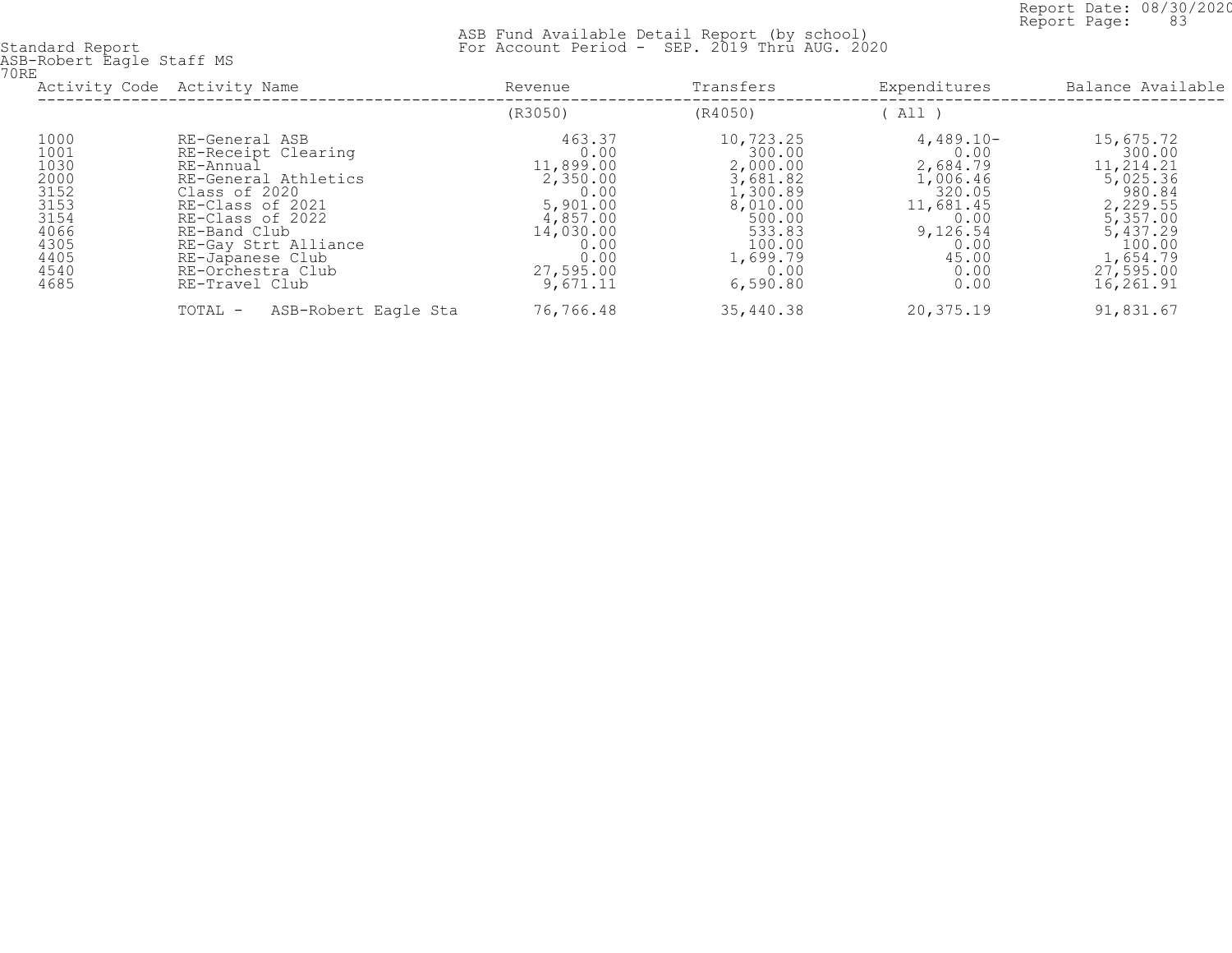Standard Report
ASB-Robert Eagle Staff MS
70RE

ASB Fund Available Detail Report (by school)
For Account Period - SEP. 2019 Thru AUG. 2020

Report Date: 08/30/2020

| Activity Code | Activity Name | Revenue | Transfers | Expenditures | Balance Available |
|---|---|---|---|---|---|
| | | (R3050) | (R4050) | ( All ) | |
| 1000 | RE-General ASB | 463.37 | 10,723.25 | 4,489.10- | 15,675.72 |
| 1001 | RE-Receipt Clearing | 0.00 | 300.00 | 0.00 | 300.00 |
| 1030 | RE-Annual | 11,899.00 | 2,000.00 | 2,684.79 | 11,214.21 |
| 2000 | RE-General Athletics | 2,350.00 | 3,681.82 | 1,006.46 | 5,025.36 |
| 3152 | Class of 2020 | 0.00 | 1,300.89 | 320.05 | 980.84 |
| 3153 | RE-Class of 2021 | 5,901.00 | 8,010.00 | 11,681.45 | 2,229.55 |
| 3154 | RE-Class of 2022 | 4,857.00 | 500.00 | 0.00 | 5,357.00 |
| 4066 | RE-Band Club | 14,030.00 | 533.83 | 9,126.54 | 5,437.29 |
| 4305 | RE-Gay Strt Alliance | 0.00 | 100.00 | 0.00 | 100.00 |
| 4405 | RE-Japanese Club | 0.00 | 1,699.79 | 45.00 | 1,654.79 |
| 4540 | RE-Orchestra Club | 27,595.00 | 0.00 | 0.00 | 27,595.00 |
| 4685 | RE-Travel Club | 9,671.11 | 6,590.80 | 0.00 | 16,261.91 |
| | TOTAL - ASB-Robert Eagle Sta | 76,766.48 | 35,440.38 | 20,375.19 | 91,831.67 |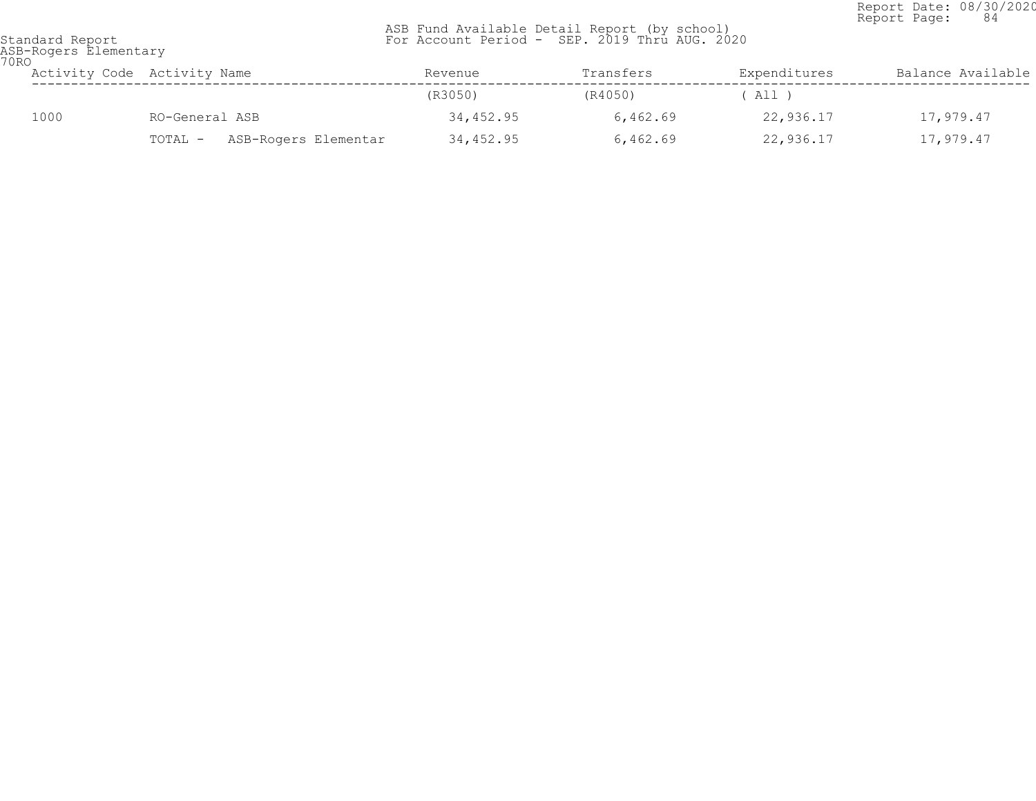Report Date: 08/30/2020
Report Page: 84

Standard Report
ASB-Rogers Elementary
70RO

ASB Fund Available Detail Report (by school)
For Account Period - SEP. 2019 Thru AUG. 2020

| Activity Code | Activity Name | Revenue | Transfers | Expenditures | Balance Available |
|---|---|---|---|---|---|
| | | (R3050) | (R4050) | ( All ) | |
| 1000 | RO-General ASB | 34,452.95 | 6,462.69 | 22,936.17 | 17,979.47 |
| | TOTAL - ASB-Rogers Elementar | 34,452.95 | 6,462.69 | 22,936.17 | 17,979.47 |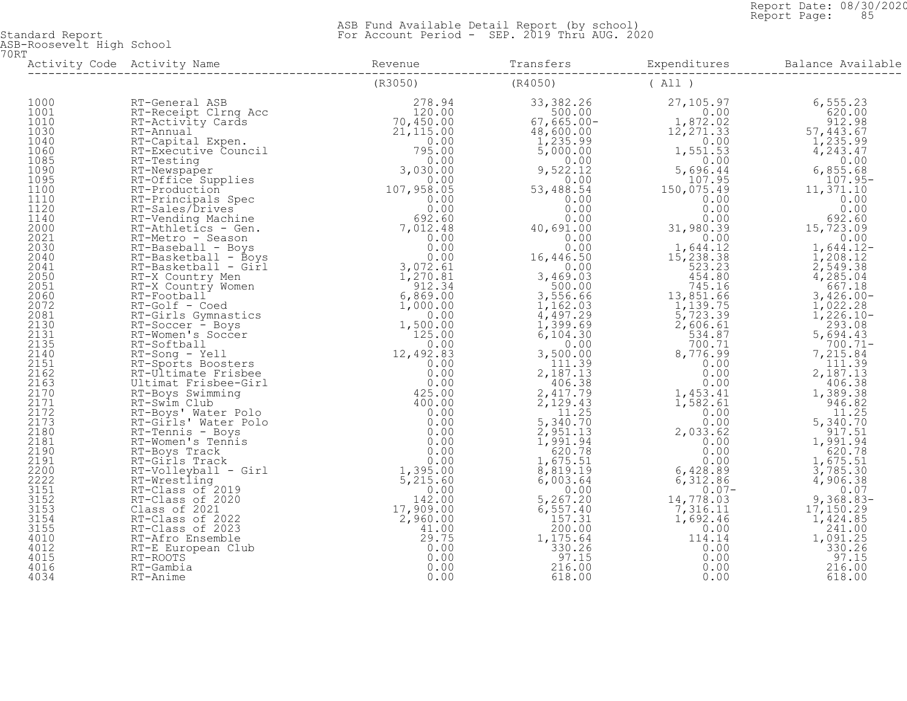Report Date: 08/30/2020
Report Page: 85

Standard Report
ASB-Roosevelt High School
70RT

ASB Fund Available Detail Report (by school)
For Account Period - SEP. 2019 Thru AUG. 2020

| Activity Code | Activity Name | Revenue | Transfers | Expenditures | Balance Available |
|---|---|---|---|---|---|
| | | (R3050) | (R4050) | ( All ) | |
| 1000 | RT-General ASB | 278.94 | 33,382.26 | 27,105.97 | 6,555.23 |
| 1001 | RT-Receipt Clrng Acc | 120.00 | 500.00 | 0.00 | 620.00 |
| 1010 | RT-Activity Cards | 70,450.00 | 67,665.00- | 1,872.02 | 912.98 |
| 1030 | RT-Annual | 21,115.00 | 48,600.00 | 12,271.33 | 57,443.67 |
| 1040 | RT-Capital Expen. | 0.00 | 1,235.99 | 0.00 | 1,235.99 |
| 1060 | RT-Executive Council | 795.00 | 5,000.00 | 1,551.53 | 4,243.47 |
| 1085 | RT-Testing | 0.00 | 0.00 | 0.00 | 0.00 |
| 1090 | RT-Newspaper | 3,030.00 | 9,522.12 | 5,696.44 | 6,855.68 |
| 1095 | RT-Office Supplies | 0.00 | 0.00 | 107.95 | 107.95- |
| 1100 | RT-Production | 107,958.05 | 53,488.54 | 150,075.49 | 11,371.10 |
| 1110 | RT-Principals Spec | 0.00 | 0.00 | 0.00 | 0.00 |
| 1120 | RT-Sales/Drives | 0.00 | 0.00 | 0.00 | 0.00 |
| 1140 | RT-Vending Machine | 692.60 | 0.00 | 0.00 | 692.60 |
| 2000 | RT-Athletics - Gen. | 7,012.48 | 40,691.00 | 31,980.39 | 15,723.09 |
| 2021 | RT-Metro - Season | 0.00 | 0.00 | 0.00 | 0.00 |
| 2030 | RT-Baseball - Boys | 0.00 | 0.00 | 1,644.12 | 1,644.12- |
| 2040 | RT-Basketball - Boys | 0.00 | 16,446.50 | 15,238.38 | 1,208.12 |
| 2041 | RT-Basketball - Girl | 3,072.61 | 0.00 | 523.23 | 2,549.38 |
| 2050 | RT-X Country Men | 1,270.81 | 3,469.03 | 454.80 | 4,285.04 |
| 2051 | RT-X Country Women | 912.34 | 500.00 | 745.16 | 667.18 |
| 2060 | RT-Football | 6,869.00 | 3,556.66 | 13,851.66 | 3,426.00- |
| 2072 | RT-Golf - Coed | 1,000.00 | 1,162.03 | 1,139.75 | 1,022.28 |
| 2081 | RT-Girls Gymnastics | 0.00 | 4,497.29 | 5,723.39 | 1,226.10- |
| 2130 | RT-Soccer - Boys | 1,500.00 | 1,399.69 | 2,606.61 | 293.08 |
| 2131 | RT-Women's Soccer | 125.00 | 6,104.30 | 534.87 | 5,694.43 |
| 2135 | RT-Softball | 0.00 | 0.00 | 700.71 | 700.71- |
| 2140 | RT-Song - Yell | 12,492.83 | 3,500.00 | 8,776.99 | 7,215.84 |
| 2151 | RT-Sports Boosters | 0.00 | 111.39 | 0.00 | 111.39 |
| 2162 | RT-Ultimate Frisbee | 0.00 | 2,187.13 | 0.00 | 2,187.13 |
| 2163 | Ultimat Frisbee-Girl | 0.00 | 406.38 | 0.00 | 406.38 |
| 2170 | RT-Boys Swimming | 425.00 | 2,417.79 | 1,453.41 | 1,389.38 |
| 2171 | RT-Swim Club | 400.00 | 2,129.43 | 1,582.61 | 946.82 |
| 2172 | RT-Boys' Water Polo | 0.00 | 11.25 | 0.00 | 11.25 |
| 2173 | RT-Girls' Water Polo | 0.00 | 5,340.70 | 0.00 | 5,340.70 |
| 2180 | RT-Tennis - Boys | 0.00 | 2,951.13 | 2,033.62 | 917.51 |
| 2181 | RT-Women's Tennis | 0.00 | 1,991.94 | 0.00 | 1,991.94 |
| 2190 | RT-Boys Track | 0.00 | 620.78 | 0.00 | 620.78 |
| 2191 | RT-Girls Track | 0.00 | 1,675.51 | 0.00 | 1,675.51 |
| 2200 | RT-Volleyball - Girl | 1,395.00 | 8,819.19 | 6,428.89 | 3,785.30 |
| 2222 | RT-Wrestling | 5,215.60 | 6,003.64 | 6,312.86 | 4,906.38 |
| 3151 | RT-Class of 2019 | 0.00 | 0.00 | 0.07- | 0.07 |
| 3152 | RT-Class of 2020 | 142.00 | 5,267.20 | 14,778.03 | 9,368.83- |
| 3153 | Class of 2021 | 17,909.00 | 6,557.40 | 7,316.11 | 17,150.29 |
| 3154 | RT-Class of 2022 | 2,960.00 | 157.31 | 1,692.46 | 1,424.85 |
| 3155 | RT-Class of 2023 | 41.00 | 200.00 | 0.00 | 241.00 |
| 4010 | RT-Afro Ensemble | 29.75 | 1,175.64 | 114.14 | 1,091.25 |
| 4012 | RT-E European Club | 0.00 | 330.26 | 0.00 | 330.26 |
| 4015 | RT-ROOTS | 0.00 | 97.15 | 0.00 | 97.15 |
| 4016 | RT-Gambia | 0.00 | 216.00 | 0.00 | 216.00 |
| 4034 | RT-Anime | 0.00 | 618.00 | 0.00 | 618.00 |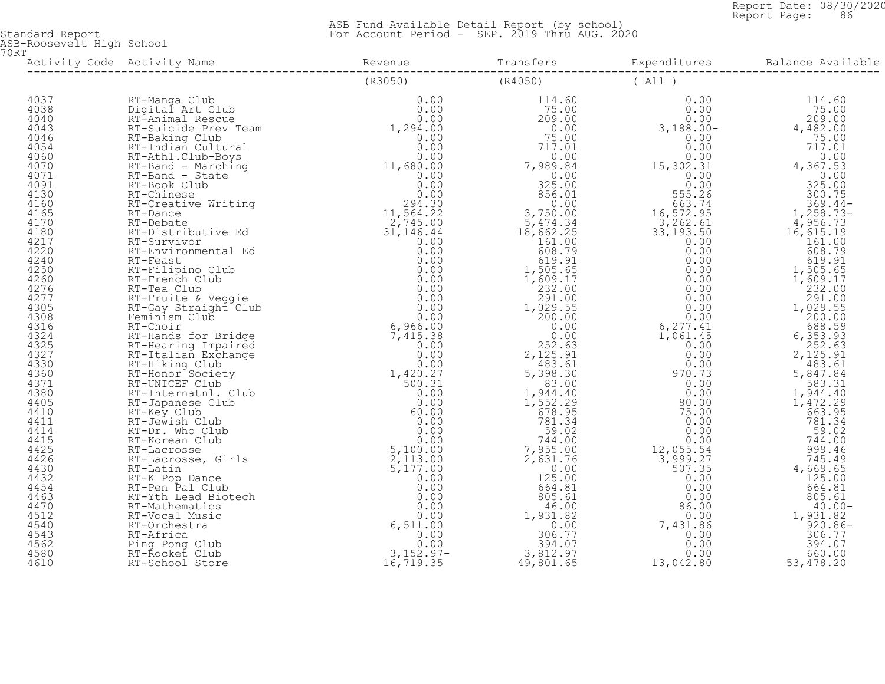Standard Report
ASB-Roosevelt High School
70RT

ASB Fund Available Detail Report (by school)
For Account Period - SEP. 2019 Thru AUG. 2020

| Activity Code | Activity Name | Revenue | Transfers | Expenditures | Balance Available |
|---|---|---|---|---|---|
| | | (R3050) | (R4050) | ( All ) | |
| 4037 | RT-Manga Club | 0.00 | 114.60 | 0.00 | 114.60 |
| 4038 | Digital Art Club | 0.00 | 75.00 | 0.00 | 75.00 |
| 4040 | RT-Animal Rescue | 0.00 | 209.00 | 0.00 | 209.00 |
| 4043 | RT-Suicide Prev Team | 1,294.00 | 0.00 | 3,188.00- | 4,482.00 |
| 4046 | RT-Baking Club | 0.00 | 75.00 | 0.00 | 75.00 |
| 4054 | RT-Indian Cultural | 0.00 | 717.01 | 0.00 | 717.01 |
| 4060 | RT-Athl.Club-Boys | 0.00 | 0.00 | 0.00 | 0.00 |
| 4070 | RT-Band - Marching | 11,680.00 | 7,989.84 | 15,302.31 | 4,367.53 |
| 4071 | RT-Band - State | 0.00 | 0.00 | 0.00 | 0.00 |
| 4091 | RT-Book Club | 0.00 | 325.00 | 0.00 | 325.00 |
| 4130 | RT-Chinese | 0.00 | 856.01 | 555.26 | 300.75 |
| 4160 | RT-Creative Writing | 294.30 | 0.00 | 663.74 | 369.44- |
| 4165 | RT-Dance | 11,564.22 | 3,750.00 | 16,572.95 | 1,258.73- |
| 4170 | RT-Debate | 2,745.00 | 5,474.34 | 3,262.61 | 4,956.73 |
| 4180 | RT-Distributive Ed | 31,146.44 | 18,662.25 | 33,193.50 | 16,615.19 |
| 4217 | RT-Survivor | 0.00 | 161.00 | 0.00 | 161.00 |
| 4220 | RT-Environmental Ed | 0.00 | 608.79 | 0.00 | 608.79 |
| 4240 | RT-Feast | 0.00 | 619.91 | 0.00 | 619.91 |
| 4250 | RT-Filipino Club | 0.00 | 1,505.65 | 0.00 | 1,505.65 |
| 4260 | RT-French Club | 0.00 | 1,609.17 | 0.00 | 1,609.17 |
| 4276 | RT-Tea Club | 0.00 | 232.00 | 0.00 | 232.00 |
| 4277 | RT-Fruite & Veggie | 0.00 | 291.00 | 0.00 | 291.00 |
| 4305 | RT-Gay Straight Club | 0.00 | 1,029.55 | 0.00 | 1,029.55 |
| 4308 | Feminism Club | 0.00 | 200.00 | 0.00 | 200.00 |
| 4316 | RT-Choir | 6,966.00 | 0.00 | 6,277.41 | 688.59 |
| 4324 | RT-Hands for Bridge | 7,415.38 | 0.00 | 1,061.45 | 6,353.93 |
| 4325 | RT-Hearing Impaired | 0.00 | 252.63 | 0.00 | 252.63 |
| 4327 | RT-Italian Exchange | 0.00 | 2,125.91 | 0.00 | 2,125.91 |
| 4330 | RT-Hiking Club | 0.00 | 483.61 | 0.00 | 483.61 |
| 4360 | RT-Honor Society | 1,420.27 | 5,398.30 | 970.73 | 5,847.84 |
| 4371 | RT-UNICEF Club | 500.31 | 83.00 | 0.00 | 583.31 |
| 4380 | RT-Internatnl. Club | 0.00 | 1,944.40 | 0.00 | 1,944.40 |
| 4405 | RT-Japanese Club | 0.00 | 1,552.29 | 80.00 | 1,472.29 |
| 4410 | RT-Key Club | 60.00 | 678.95 | 75.00 | 663.95 |
| 4411 | RT-Jewish Club | 0.00 | 781.34 | 0.00 | 781.34 |
| 4414 | RT-Dr. Who Club | 0.00 | 59.02 | 0.00 | 59.02 |
| 4415 | RT-Korean Club | 0.00 | 744.00 | 0.00 | 744.00 |
| 4425 | RT-Lacrosse | 5,100.00 | 7,955.00 | 12,055.54 | 999.46 |
| 4426 | RT-Lacrosse, Girls | 2,113.00 | 2,631.76 | 3,999.27 | 745.49 |
| 4430 | RT-Latin | 5,177.00 | 0.00 | 507.35 | 4,669.65 |
| 4432 | RT-K Pop Dance | 0.00 | 125.00 | 0.00 | 125.00 |
| 4454 | RT-Pen Pal Club | 0.00 | 664.81 | 0.00 | 664.81 |
| 4463 | RT-Yth Lead Biotech | 0.00 | 805.61 | 0.00 | 805.61 |
| 4470 | RT-Mathematics | 0.00 | 46.00 | 86.00 | 40.00- |
| 4512 | RT-Vocal Music | 0.00 | 1,931.82 | 0.00 | 1,931.82 |
| 4540 | RT-Orchestra | 6,511.00 | 0.00 | 7,431.86 | 920.86- |
| 4543 | RT-Africa | 0.00 | 306.77 | 0.00 | 306.77 |
| 4562 | Ping Pong Club | 0.00 | 394.07 | 0.00 | 394.07 |
| 4580 | RT-Rocket Club | 3,152.97- | 3,812.97 | 0.00 | 660.00 |
| 4610 | RT-School Store | 16,719.35 | 49,801.65 | 13,042.80 | 53,478.20 |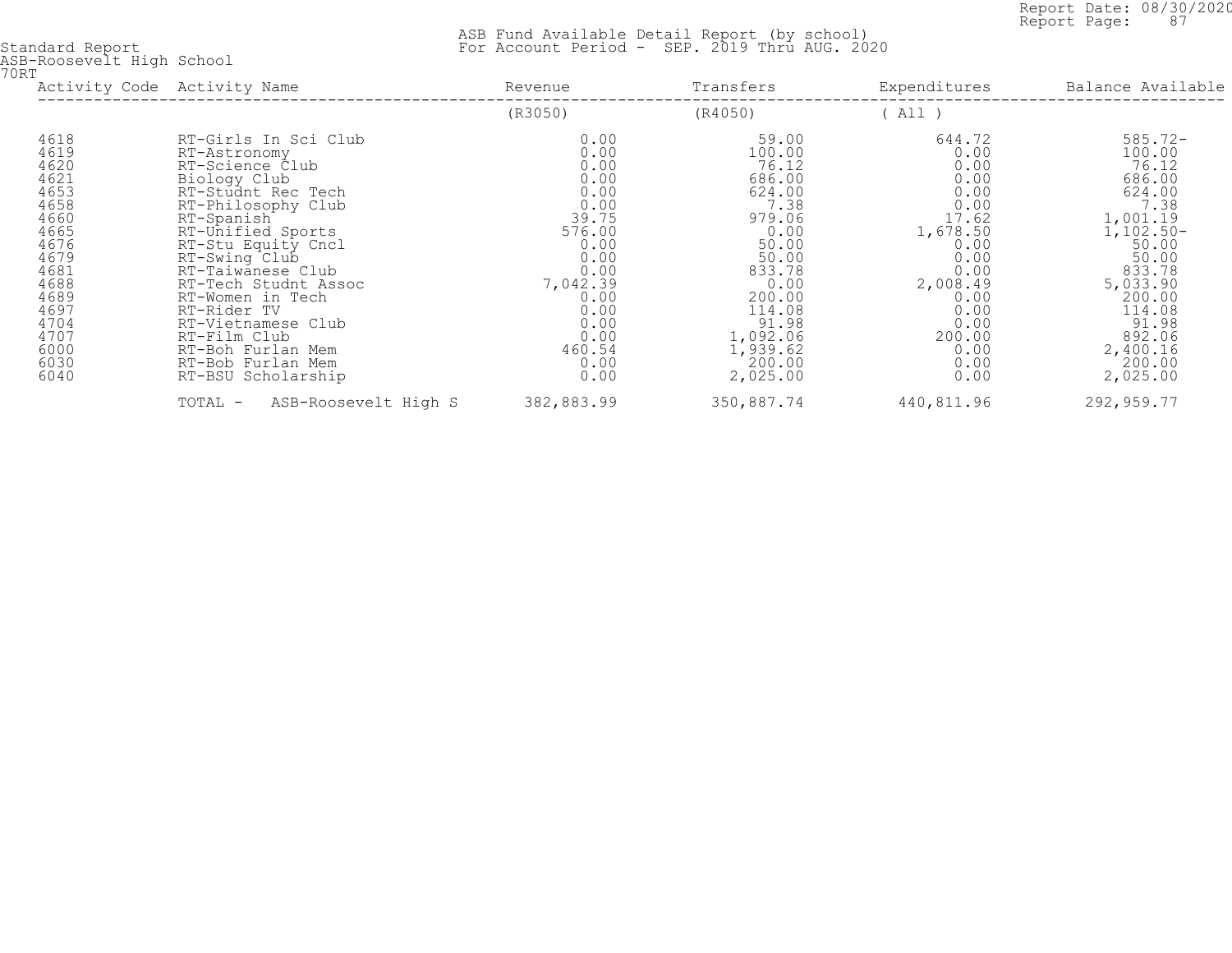Standard Report
ASB-Roosevelt High School
70RT

ASB Fund Available Detail Report (by school)
For Account Period - SEP. 2019 Thru AUG. 2020

| Activity Code | Activity Name | Revenue | Transfers | Expenditures | Balance Available |
|---|---|---|---|---|---|
| | | (R3050) | (R4050) | ( All ) | |
| 4618 | RT-Girls In Sci Club | 0.00 | 59.00 | 644.72 | 585.72- |
| 4619 | RT-Astronomy | 0.00 | 100.00 | 0.00 | 100.00 |
| 4620 | RT-Science Club | 0.00 | 76.12 | 0.00 | 76.12 |
| 4621 | Biology Club | 0.00 | 686.00 | 0.00 | 686.00 |
| 4653 | RT-Studnt Rec Tech | 0.00 | 624.00 | 0.00 | 624.00 |
| 4658 | RT-Philosophy Club | 0.00 | 7.38 | 0.00 | 7.38 |
| 4660 | RT-Spanish | 39.75 | 979.06 | 17.62 | 1,001.19 |
| 4665 | RT-Unified Sports | 576.00 | 0.00 | 1,678.50 | 1,102.50- |
| 4676 | RT-Stu Equity Cncl | 0.00 | 50.00 | 0.00 | 50.00 |
| 4679 | RT-Swing Club | 0.00 | 50.00 | 0.00 | 50.00 |
| 4681 | RT-Taiwanese Club | 0.00 | 833.78 | 0.00 | 833.78 |
| 4688 | RT-Tech Studnt Assoc | 7,042.39 | 0.00 | 2,008.49 | 5,033.90 |
| 4689 | RT-Women in Tech | 0.00 | 200.00 | 0.00 | 200.00 |
| 4697 | RT-Rider TV | 0.00 | 114.08 | 0.00 | 114.08 |
| 4704 | RT-Vietnamese Club | 0.00 | 91.98 | 0.00 | 91.98 |
| 4707 | RT-Film Club | 0.00 | 1,092.06 | 200.00 | 892.06 |
| 6000 | RT-Boh Furlan Mem | 460.54 | 1,939.62 | 0.00 | 2,400.16 |
| 6030 | RT-Bob Furlan Mem | 0.00 | 200.00 | 0.00 | 200.00 |
| 6040 | RT-BSU Scholarship | 0.00 | 2,025.00 | 0.00 | 2,025.00 |
| | TOTAL - ASB-Roosevelt High S | 382,883.99 | 350,887.74 | 440,811.96 | 292,959.77 |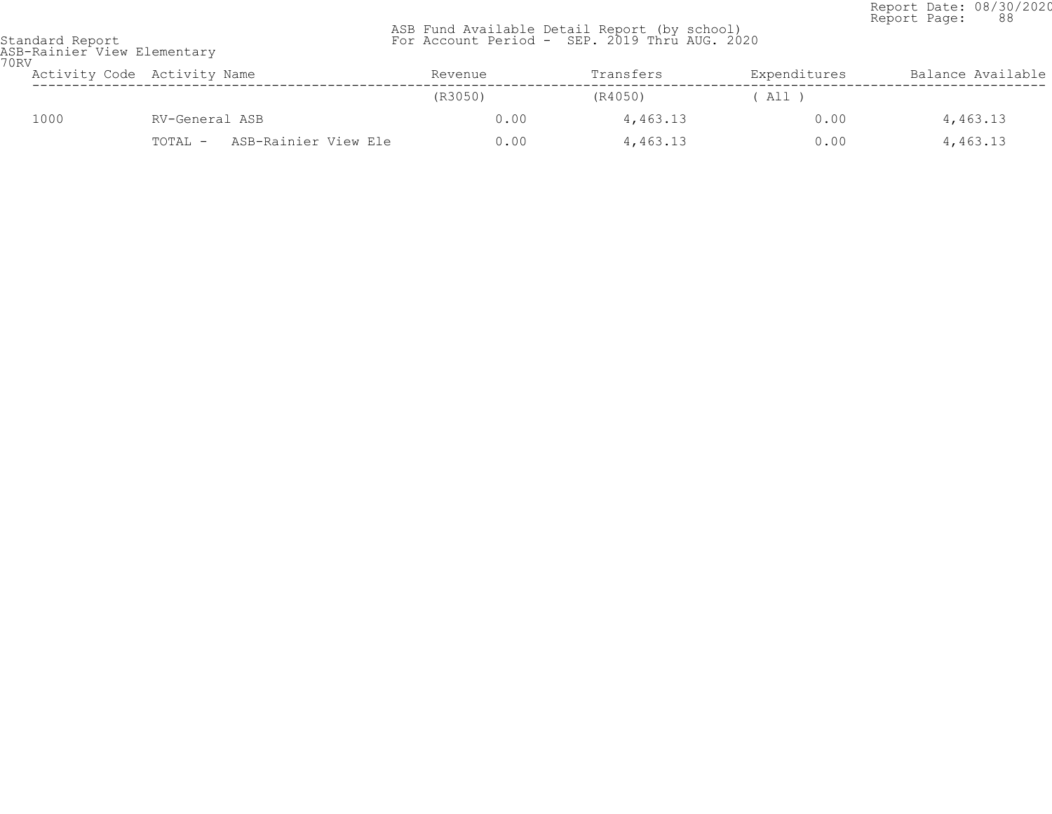Standard Report
ASB-Rainier View Elementary
70RV

ASB Fund Available Detail Report (by school)
For Account Period - SEP. 2019 Thru AUG. 2020

Report Date: 08/30/2020

| Activity Code | Activity Name | Revenue | Transfers | Expenditures | Balance Available |
|---|---|---|---|---|---|
| | | (R3050) | (R4050) | ( All ) | |
| 1000 | RV-General ASB | 0.00 | 4,463.13 | 0.00 | 4,463.13 |
| | TOTAL - ASB-Rainier View Ele | 0.00 | 4,463.13 | 0.00 | 4,463.13 |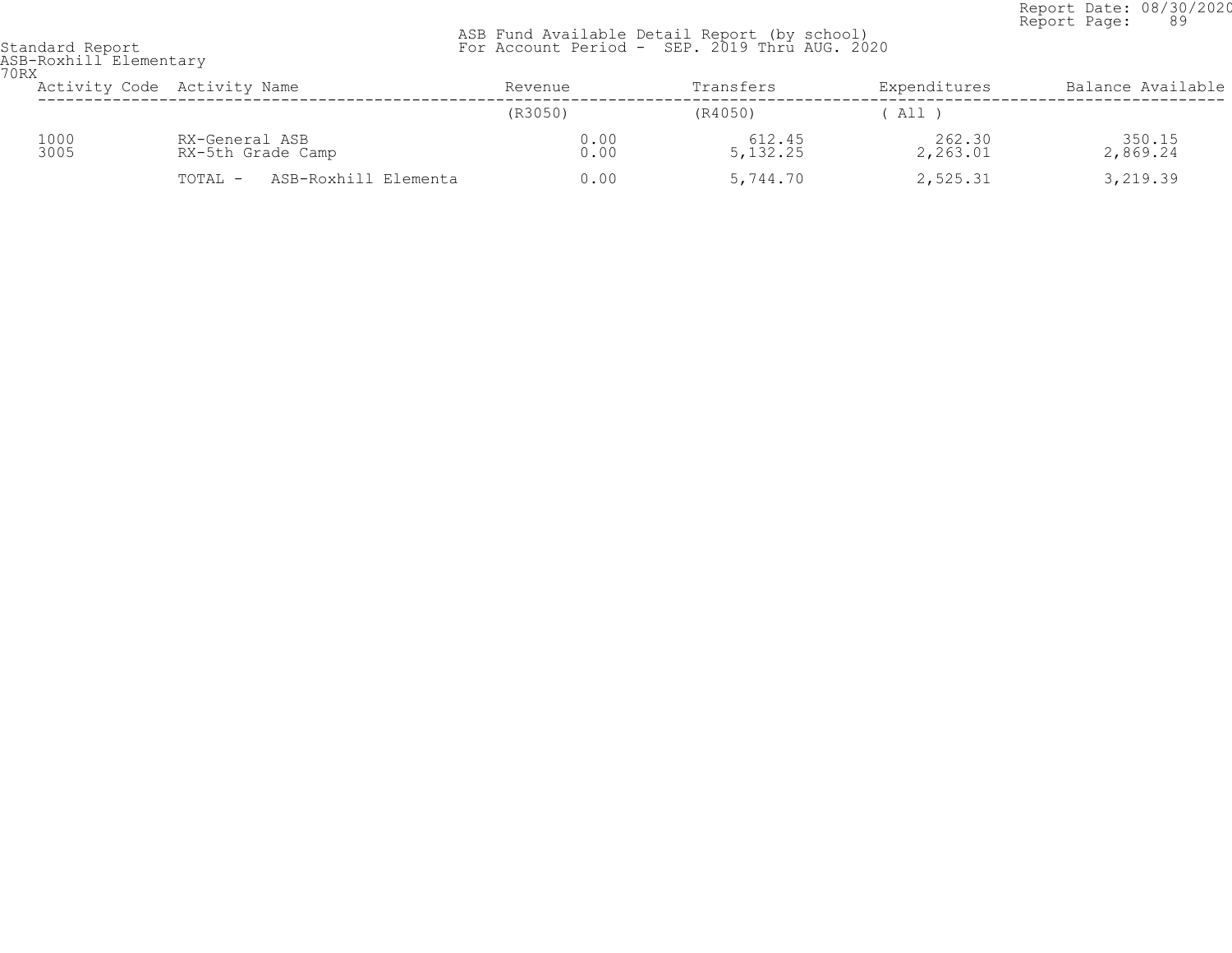Report Date: 08/30/2020
Report Page: 89

Standard Report
ASB-Roxhill Elementary
70RX

ASB Fund Available Detail Report (by school)
For Account Period - SEP. 2019 Thru AUG. 2020

| Activity Code | Activity Name | Revenue | Transfers | Expenditures | Balance Available |
|---|---|---|---|---|---|
| | | (R3050) | (R4050) | ( All ) | |
| 1000 | RX-General ASB | 0.00 | 612.45 | 262.30 | 350.15 |
| 3005 | RX-5th Grade Camp | 0.00 | 5,132.25 | 2,263.01 | 2,869.24 |
| | TOTAL - ASB-Roxhill Elementa | 0.00 | 5,744.70 | 2,525.31 | 3,219.39 |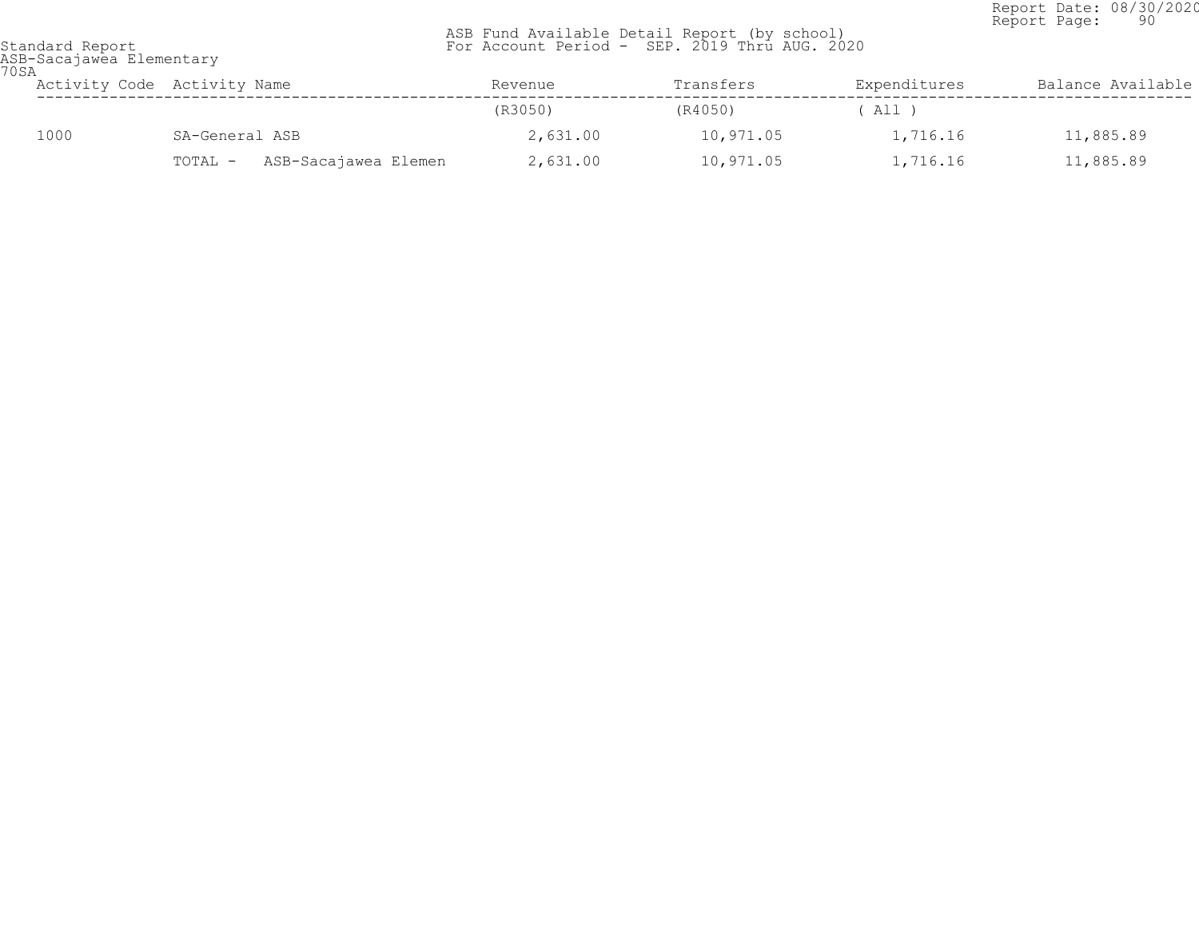Standard Report
ASB-Sacajawea Elementary
70SA

ASB Fund Available Detail Report (by school)
For Account Period - SEP. 2019 Thru AUG. 2020

Report Date: 08/30/2020

| Activity Code | Activity Name | Revenue | Transfers | Expenditures | Balance Available |
|---|---|---|---|---|---|
| | | (R3050) | (R4050) | ( All ) | |
| 1000 | SA-General ASB | 2,631.00 | 10,971.05 | 1,716.16 | 11,885.89 |
| | TOTAL - ASB-Sacajawea Elemen | 2,631.00 | 10,971.05 | 1,716.16 | 11,885.89 |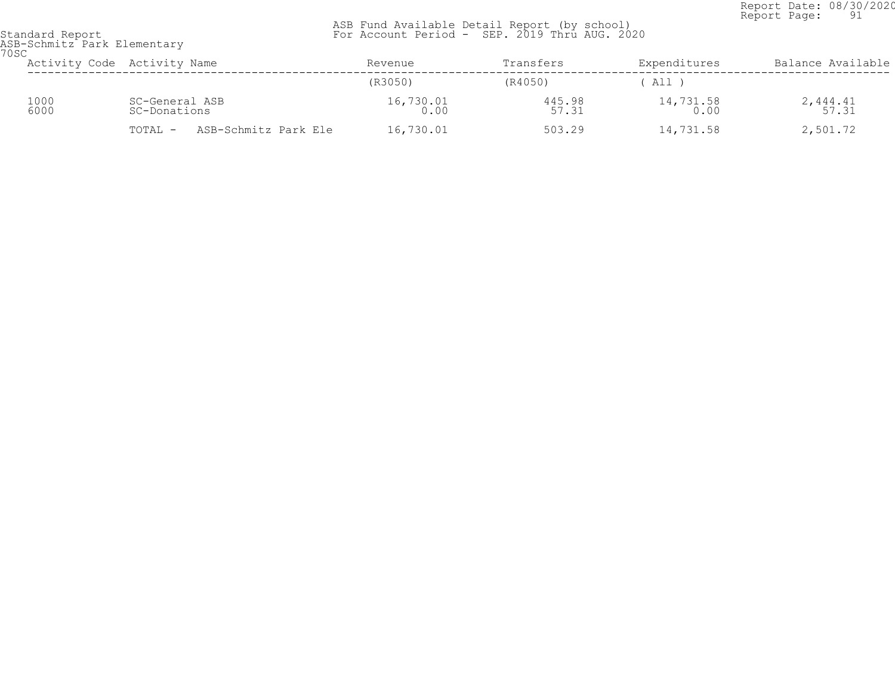Report Date: 08/30/2020
Report Page: 91

Standard Report
ASB-Schmitz Park Elementary
70SC

ASB Fund Available Detail Report (by school)
For Account Period - SEP. 2019 Thru AUG. 2020

| Activity Code | Activity Name | Revenue | Transfers | Expenditures | Balance Available |
|---|---|---|---|---|---|
| | | (R3050) | (R4050) | ( All ) | |
| 1000 | SC-General ASB | 16,730.01 | 445.98 | 14,731.58 | 2,444.41 |
| 6000 | SC-Donations | 0.00 | 57.31 | 0.00 | 57.31 |
| | TOTAL - ASB-Schmitz Park Ele | 16,730.01 | 503.29 | 14,731.58 | 2,501.72 |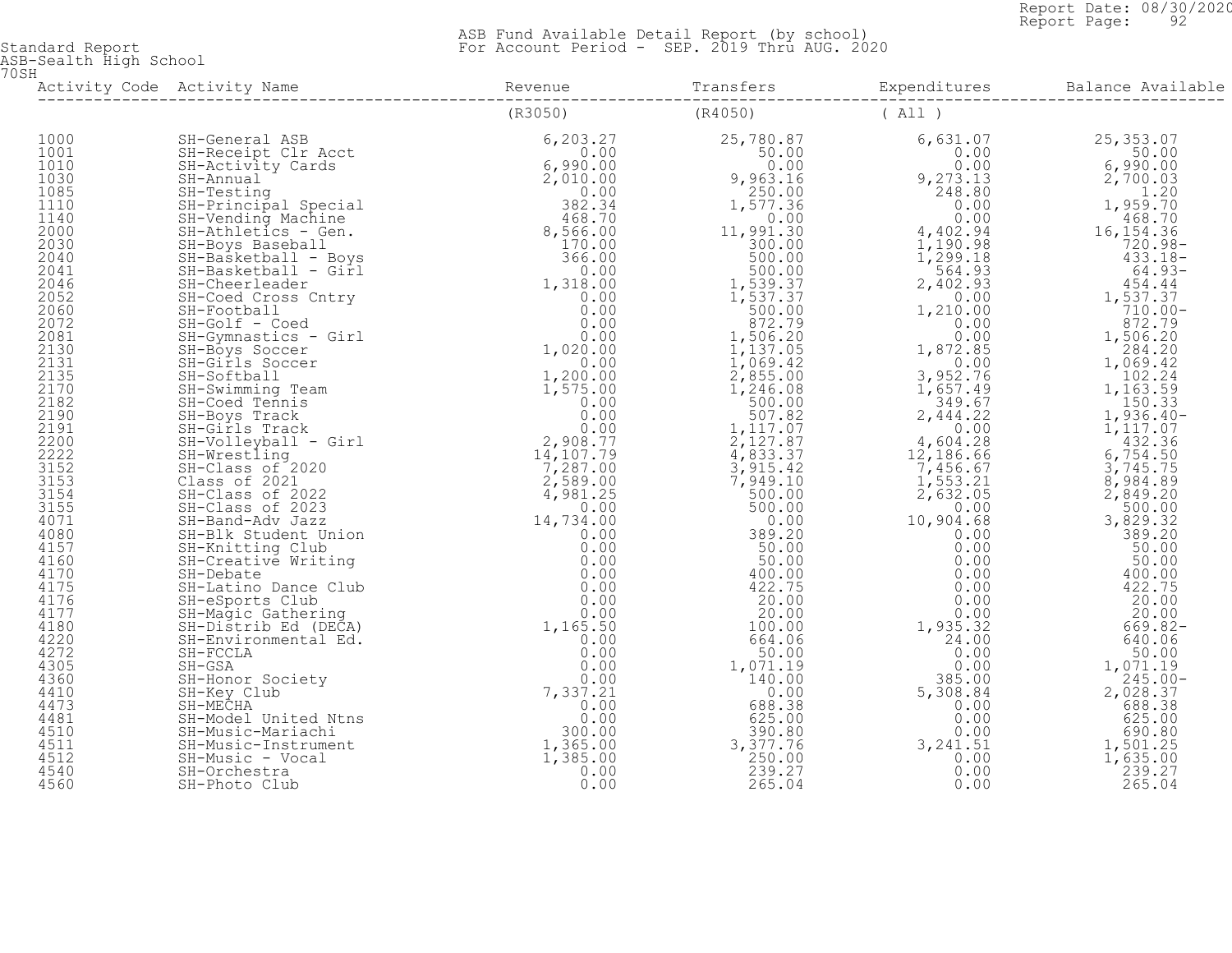Standard Report
ASB-Sealth High School
70SH

ASB Fund Available Detail Report (by school)
For Account Period - SEP. 2019 Thru AUG. 2020

Report Date: 08/30/2020
Report Page: 92

| Activity Code | Activity Name | Revenue | Transfers | Expenditures | Balance Available |
|---|---|---|---|---|---|
| | | (R3050) | (R4050) | ( All ) | |
| 1000 | SH-General ASB | 6,203.27 | 25,780.87 | 6,631.07 | 25,353.07 |
| 1001 | SH-Receipt Clr Acct | 0.00 | 50.00 | 0.00 | 50.00 |
| 1010 | SH-Activity Cards | 6,990.00 | 0.00 | 0.00 | 6,990.00 |
| 1030 | SH-Annual | 2,010.00 | 9,963.16 | 9,273.13 | 2,700.03 |
| 1085 | SH-Testing | 0.00 | 250.00 | 248.80 | 1.20 |
| 1110 | SH-Principal Special | 382.34 | 1,577.36 | 0.00 | 1,959.70 |
| 1140 | SH-Vending Machine | 468.70 | 0.00 | 0.00 | 468.70 |
| 2000 | SH-Athletics - Gen. | 8,566.00 | 11,991.30 | 4,402.94 | 16,154.36 |
| 2030 | SH-Boys Baseball | 170.00 | 300.00 | 1,190.98 | 720.98- |
| 2040 | SH-Basketball - Boys | 366.00 | 500.00 | 1,299.18 | 433.18- |
| 2041 | SH-Basketball - Girl | 0.00 | 500.00 | 564.93 | 64.93- |
| 2046 | SH-Cheerleader | 1,318.00 | 1,539.37 | 2,402.93 | 454.44 |
| 2052 | SH-Coed Cross Cntry | 0.00 | 1,537.37 | 0.00 | 1,537.37 |
| 2060 | SH-Football | 0.00 | 500.00 | 1,210.00 | 710.00- |
| 2072 | SH-Golf - Coed | 0.00 | 872.79 | 0.00 | 872.79 |
| 2081 | SH-Gymnastics - Girl | 0.00 | 1,506.20 | 0.00 | 1,506.20 |
| 2130 | SH-Boys Soccer | 1,020.00 | 1,137.05 | 1,872.85 | 284.20 |
| 2131 | SH-Girls Soccer | 0.00 | 1,069.42 | 0.00 | 1,069.42 |
| 2135 | SH-Softball | 1,200.00 | 2,855.00 | 3,952.76 | 102.24 |
| 2170 | SH-Swimming Team | 1,575.00 | 1,246.08 | 1,657.49 | 1,163.59 |
| 2182 | SH-Coed Tennis | 0.00 | 500.00 | 349.67 | 150.33 |
| 2190 | SH-Boys Track | 0.00 | 507.82 | 2,444.22 | 1,936.40- |
| 2191 | SH-Girls Track | 0.00 | 1,117.07 | 0.00 | 1,117.07 |
| 2200 | SH-Volleyball - Girl | 2,908.77 | 2,127.87 | 4,604.28 | 432.36 |
| 2222 | SH-Wrestling | 14,107.79 | 4,833.37 | 12,186.66 | 6,754.50 |
| 3152 | SH-Class of 2020 | 7,287.00 | 3,915.42 | 7,456.67 | 3,745.75 |
| 3153 | Class of 2021 | 2,589.00 | 7,949.10 | 1,553.21 | 8,984.89 |
| 3154 | SH-Class of 2022 | 4,981.25 | 500.00 | 2,632.05 | 2,849.20 |
| 3155 | SH-Class of 2023 | 0.00 | 500.00 | 0.00 | 500.00 |
| 4071 | SH-Band-Adv Jazz | 14,734.00 | 0.00 | 10,904.68 | 3,829.32 |
| 4080 | SH-Blk Student Union | 0.00 | 389.20 | 0.00 | 389.20 |
| 4157 | SH-Knitting Club | 0.00 | 50.00 | 0.00 | 50.00 |
| 4160 | SH-Creative Writing | 0.00 | 50.00 | 0.00 | 50.00 |
| 4170 | SH-Debate | 0.00 | 400.00 | 0.00 | 400.00 |
| 4175 | SH-Latino Dance Club | 0.00 | 422.75 | 0.00 | 422.75 |
| 4176 | SH-eSports Club | 0.00 | 20.00 | 0.00 | 20.00 |
| 4177 | SH-Magic Gathering | 0.00 | 20.00 | 0.00 | 20.00 |
| 4180 | SH-Distrib Ed (DECA) | 1,165.50 | 100.00 | 1,935.32 | 669.82- |
| 4220 | SH-Environmental Ed. | 0.00 | 664.06 | 24.00 | 640.06 |
| 4272 | SH-FCCLA | 0.00 | 50.00 | 0.00 | 50.00 |
| 4305 | SH-GSA | 0.00 | 1,071.19 | 0.00 | 1,071.19 |
| 4360 | SH-Honor Society | 0.00 | 140.00 | 385.00 | 245.00- |
| 4410 | SH-Key Club | 7,337.21 | 0.00 | 5,308.84 | 2,028.37 |
| 4473 | SH-MECHA | 0.00 | 688.38 | 0.00 | 688.38 |
| 4481 | SH-Model United Ntns | 0.00 | 625.00 | 0.00 | 625.00 |
| 4510 | SH-Music-Mariachi | 300.00 | 390.80 | 0.00 | 690.80 |
| 4511 | SH-Music-Instrument | 1,365.00 | 3,377.76 | 3,241.51 | 1,501.25 |
| 4512 | SH-Music - Vocal | 1,385.00 | 250.00 | 0.00 | 1,635.00 |
| 4540 | SH-Orchestra | 0.00 | 239.27 | 0.00 | 239.27 |
| 4560 | SH-Photo Club | 0.00 | 265.04 | 0.00 | 265.04 |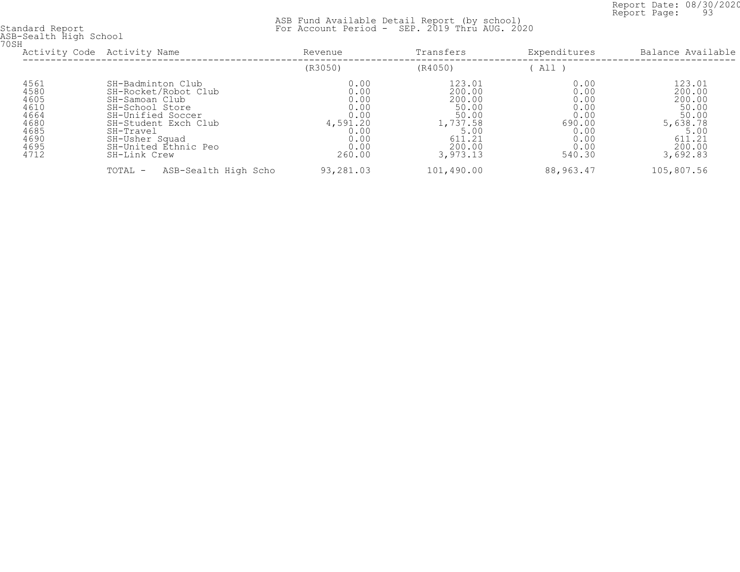Standard Report
ASB-Sealth High School
70SH

ASB Fund Available Detail Report (by school)
For Account Period - SEP. 2019 Thru AUG. 2020

| Activity Code | Activity Name | Revenue | Transfers | Expenditures | Balance Available |
|---|---|---|---|---|---|
| | | (R3050) | (R4050) | ( All ) | |
| 4561 | SH-Badminton Club | 0.00 | 123.01 | 0.00 | 123.01 |
| 4580 | SH-Rocket/Robot Club | 0.00 | 200.00 | 0.00 | 200.00 |
| 4605 | SH-Samoan Club | 0.00 | 200.00 | 0.00 | 200.00 |
| 4610 | SH-School Store | 0.00 | 50.00 | 0.00 | 50.00 |
| 4664 | SH-Unified Soccer | 0.00 | 50.00 | 0.00 | 50.00 |
| 4680 | SH-Student Exch Club | 4,591.20 | 1,737.58 | 690.00 | 5,638.78 |
| 4685 | SH-Travel | 0.00 | 5.00 | 0.00 | 5.00 |
| 4690 | SH-Usher Squad | 0.00 | 611.21 | 0.00 | 611.21 |
| 4695 | SH-United Ethnic Peo | 0.00 | 200.00 | 0.00 | 200.00 |
| 4712 | SH-Link Crew | 260.00 | 3,973.13 | 540.30 | 3,692.83 |
| | TOTAL - ASB-Sealth High Scho | 93,281.03 | 101,490.00 | 88,963.47 | 105,807.56 |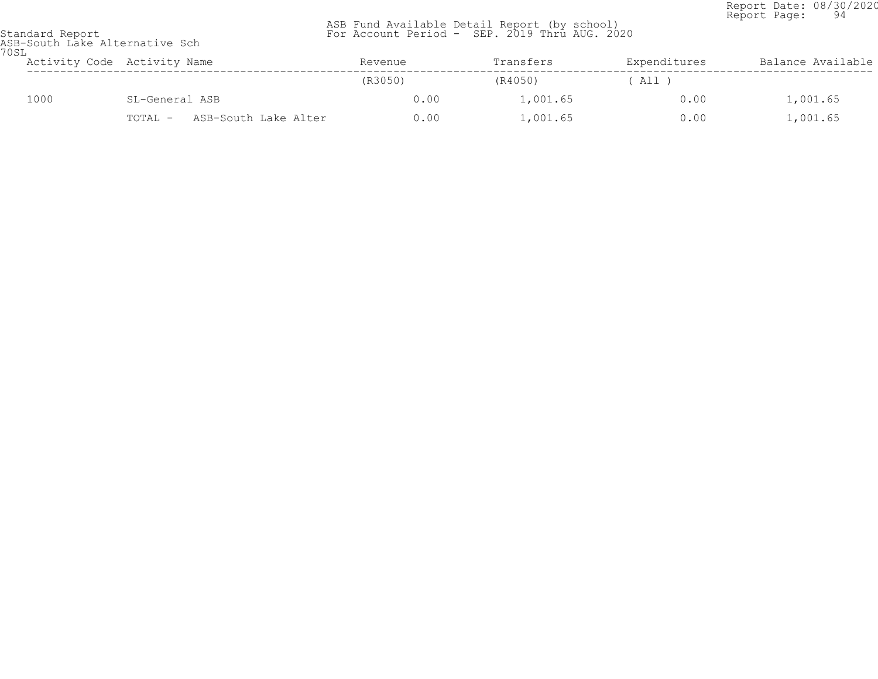Standard Report
ASB-South Lake Alternative Sch
70SL

ASB Fund Available Detail Report (by school)
For Account Period - SEP. 2019 Thru AUG. 2020

Report Date: 08/30/2020

| Activity Code | Activity Name | Revenue | Transfers | Expenditures | Balance Available |
|---|---|---|---|---|---|
| | | (R3050) | (R4050) | ( All ) | |
| 1000 | SL-General ASB | 0.00 | 1,001.65 | 0.00 | 1,001.65 |
| | TOTAL - ASB-South Lake Alter | 0.00 | 1,001.65 | 0.00 | 1,001.65 |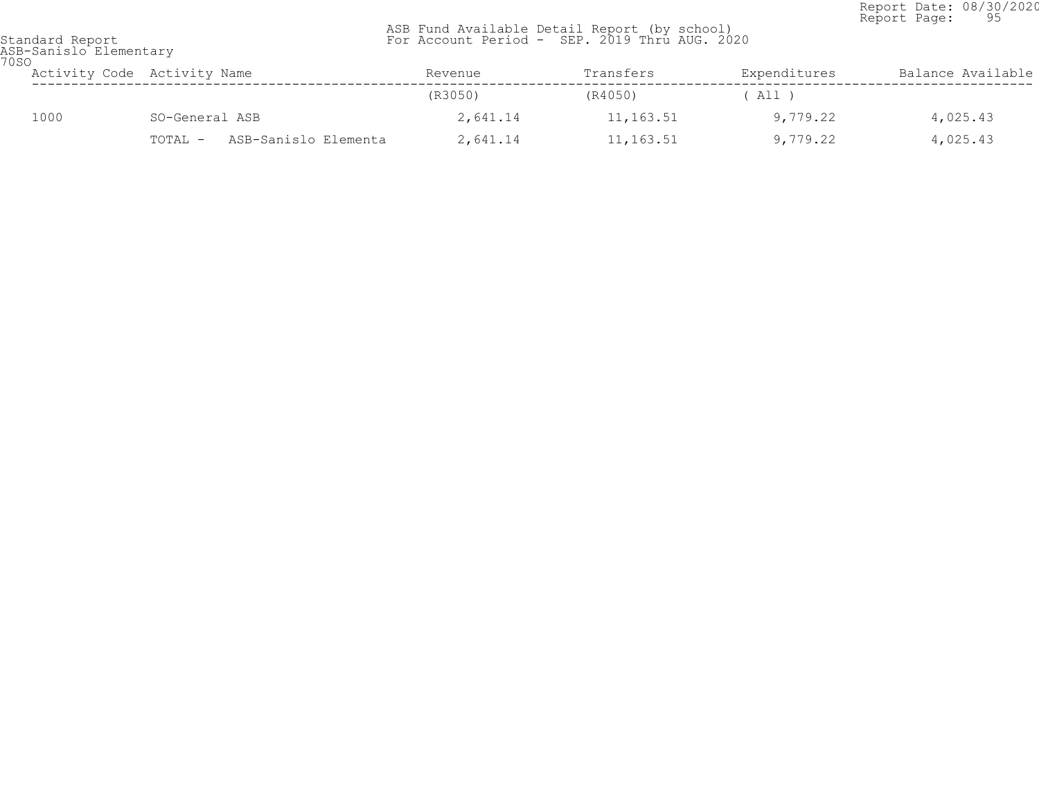Standard Report
ASB-Sanislo Elementary
70SO

ASB Fund Available Detail Report (by school)
For Account Period - SEP. 2019 Thru AUG. 2020

Report Date: 08/30/2020

| Activity Code | Activity Name | Revenue | Transfers | Expenditures | Balance Available |
|---|---|---|---|---|---|
| | | (R3050) | (R4050) | ( All ) | |
| 1000 | SO-General ASB | 2,641.14 | 11,163.51 | 9,779.22 | 4,025.43 |
| | TOTAL - ASB-Sanislo Elementa | 2,641.14 | 11,163.51 | 9,779.22 | 4,025.43 |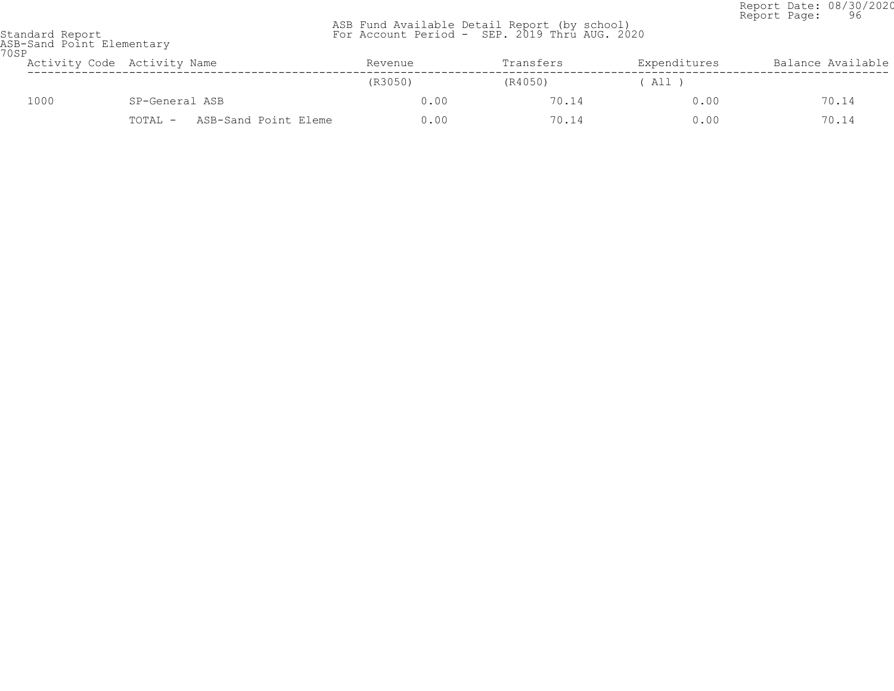Standard Report
ASB-Sand Point Elementary
70SP

ASB Fund Available Detail Report (by school)
For Account Period - SEP. 2019 Thru AUG. 2020

Report Date: 08/30/2020
Report Page: 96

| Activity Code | Activity Name | Revenue | Transfers | Expenditures | Balance Available |
|---|---|---|---|---|---|
| | | (R3050) | (R4050) | ( All ) | |
| 1000 | SP-General ASB | 0.00 | 70.14 | 0.00 | 70.14 |
| | TOTAL - ASB-Sand Point Eleme | 0.00 | 70.14 | 0.00 | 70.14 |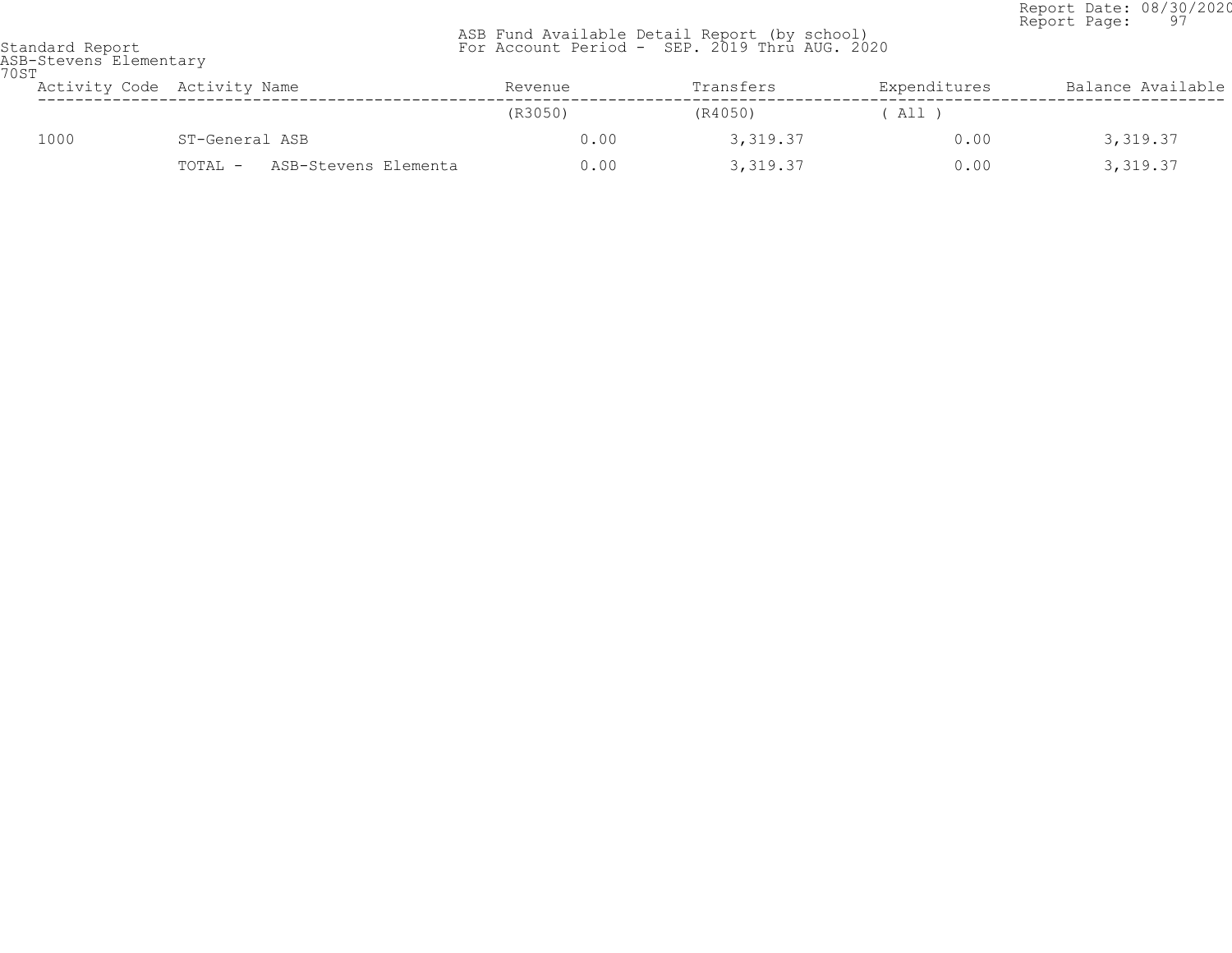Standard Report
ASB-Stevens Elementary
70ST

ASB Fund Available Detail Report (by school)
For Account Period - SEP. 2019 Thru AUG. 2020

Report Date: 08/30/2020

| Activity Code | Activity Name | Revenue | Transfers | Expenditures | Balance Available |
|---|---|---|---|---|---|
| | | (R3050) | (R4050) | ( All ) | |
| 1000 | ST-General ASB | 0.00 | 3,319.37 | 0.00 | 3,319.37 |
| | TOTAL - ASB-Stevens Elementa | 0.00 | 3,319.37 | 0.00 | 3,319.37 |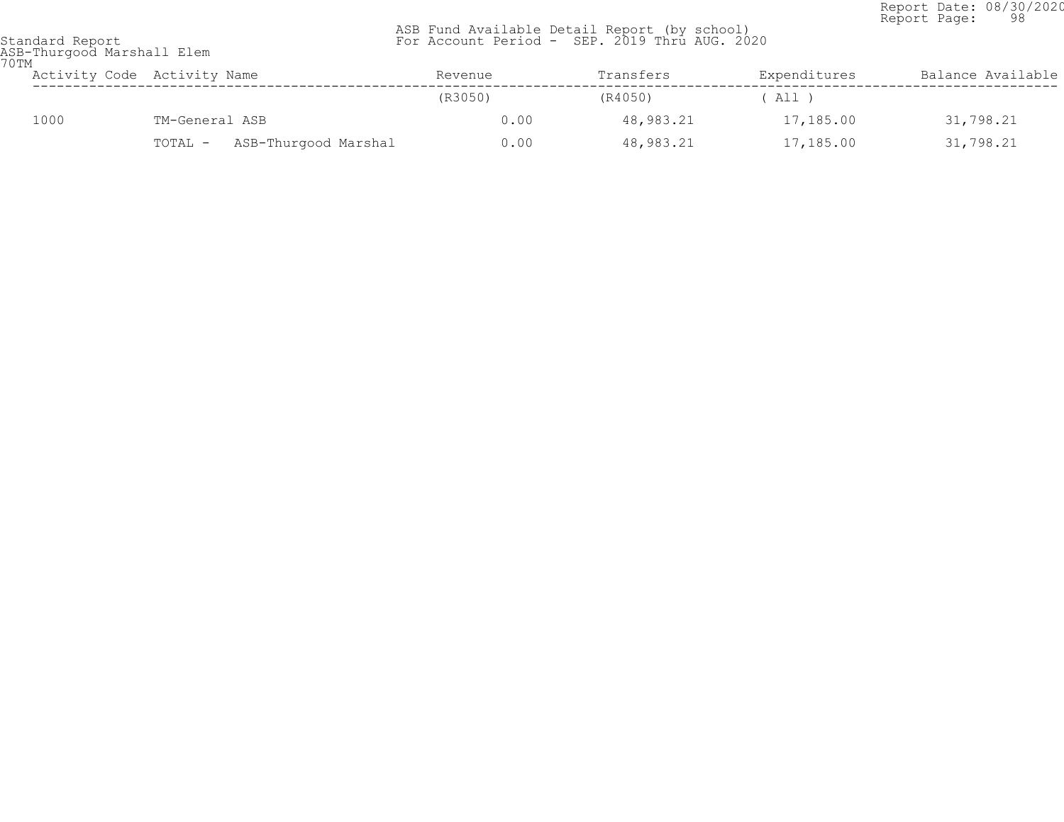Standard Report
ASB-Thurgood Marshall Elem
70TM

ASB Fund Available Detail Report (by school)
For Account Period - SEP. 2019 Thru AUG. 2020

Report Date: 08/30/2020

| Activity Code | Activity Name | Revenue | Transfers | Expenditures | Balance Available |
|---|---|---|---|---|---|
| | | (R3050) | (R4050) | ( All ) | |
| 1000 | TM-General ASB | 0.00 | 48,983.21 | 17,185.00 | 31,798.21 |
| | TOTAL - ASB-Thurgood Marshal | 0.00 | 48,983.21 | 17,185.00 | 31,798.21 |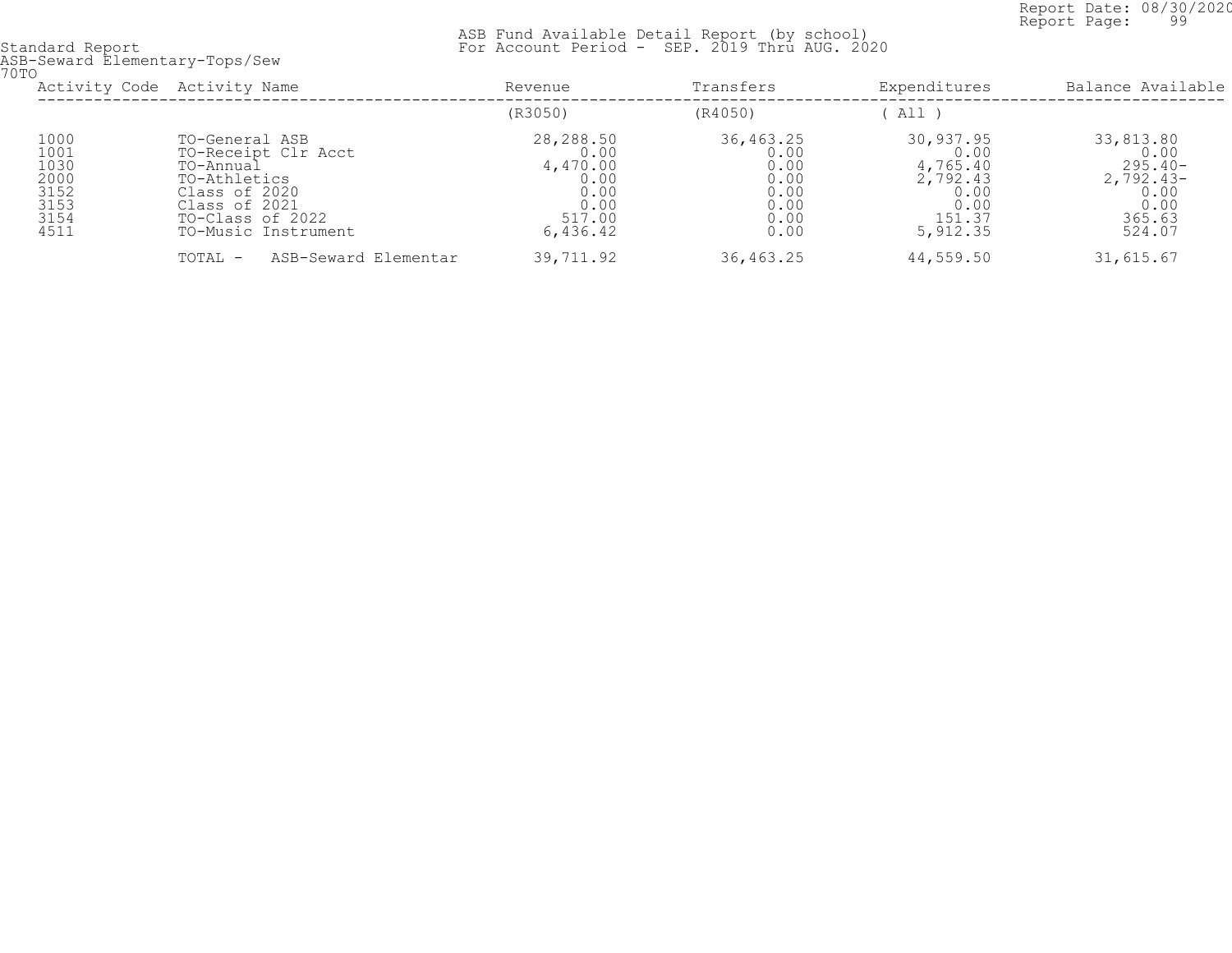Standard Report
ASB-Seward Elementary-Tops/Sew
70TO

ASB Fund Available Detail Report (by school)
For Account Period - SEP. 2019 Thru AUG. 2020

| Activity Code | Activity Name | Revenue | Transfers | Expenditures | Balance Available |
|---|---|---|---|---|---|
| | | (R3050) | (R4050) | ( All ) | |
| 1000 | TO-General ASB | 28,288.50 | 36,463.25 | 30,937.95 | 33,813.80 |
| 1001 | TO-Receipt Clr Acct | 0.00 | 0.00 | 0.00 | 0.00 |
| 1030 | TO-Annual | 4,470.00 | 0.00 | 4,765.40 | 295.40- |
| 2000 | TO-Athletics | 0.00 | 0.00 | 2,792.43 | 2,792.43- |
| 3152 | Class of 2020 | 0.00 | 0.00 | 0.00 | 0.00 |
| 3153 | Class of 2021 | 0.00 | 0.00 | 0.00 | 0.00 |
| 3154 | TO-Class of 2022 | 517.00 | 0.00 | 151.37 | 365.63 |
| 4511 | TO-Music Instrument | 6,436.42 | 0.00 | 5,912.35 | 524.07 |
| | TOTAL - ASB-Seward Elementar | 39,711.92 | 36,463.25 | 44,559.50 | 31,615.67 |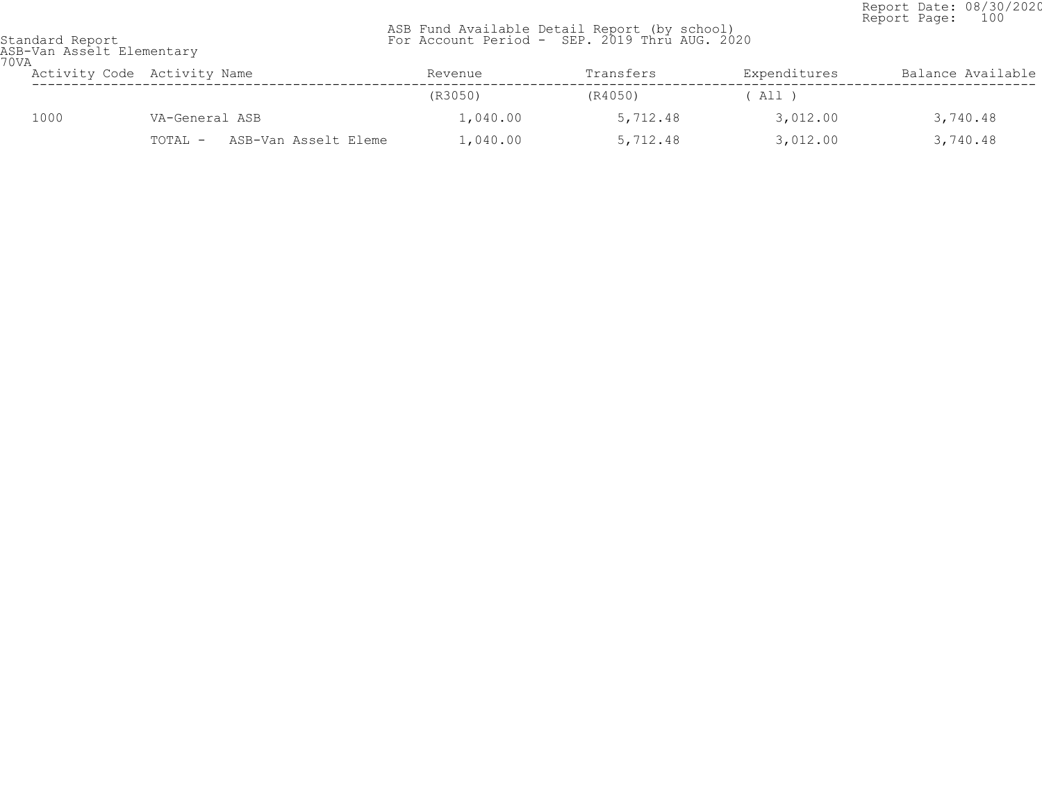Standard Report
ASB-Van Asselt Elementary
70VA

ASB Fund Available Detail Report (by school)
For Account Period - SEP. 2019 Thru AUG. 2020

Report Date: 08/30/2020

| Activity Code | Activity Name | Revenue | Transfers | Expenditures | Balance Available |
|---|---|---|---|---|---|
| | | (R3050) | (R4050) | ( All ) | |
| 1000 | VA-General ASB | 1,040.00 | 5,712.48 | 3,012.00 | 3,740.48 |
| | TOTAL - ASB-Van Asselt Eleme | 1,040.00 | 5,712.48 | 3,012.00 | 3,740.48 |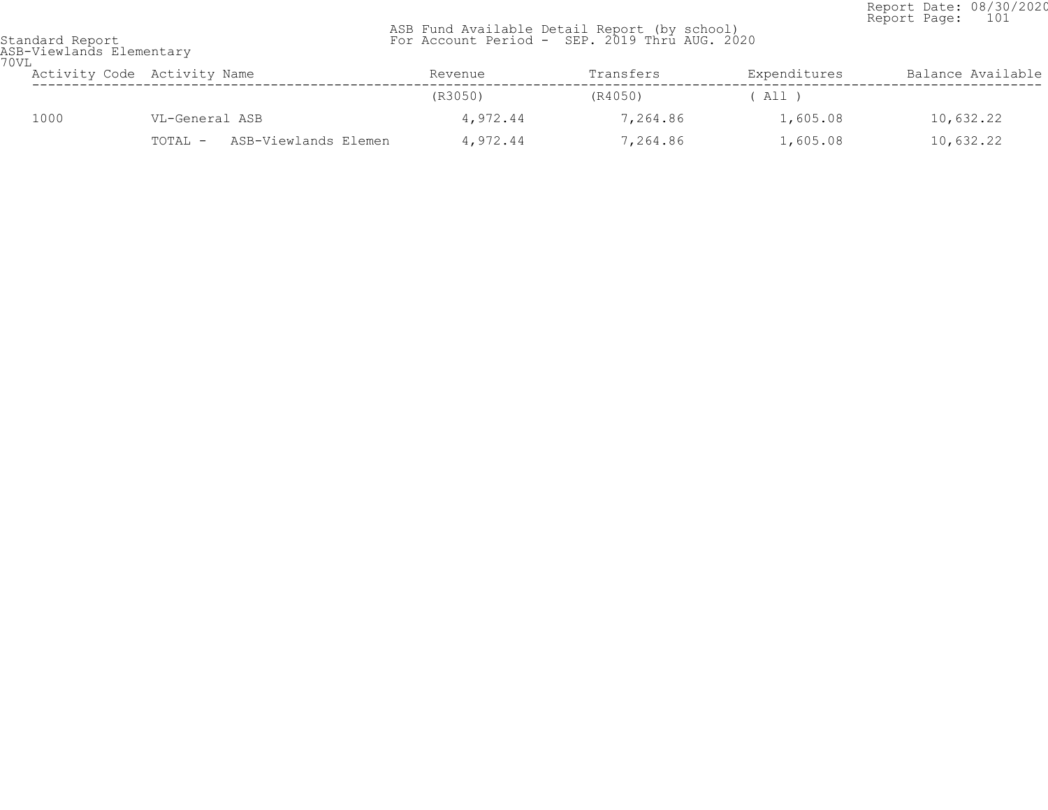Standard Report
ASB-Viewlands Elementary
70VL

ASB Fund Available Detail Report (by school)
For Account Period - SEP. 2019 Thru AUG. 2020

Report Date: 08/30/2020
Report Page: 101

| Activity Code | Activity Name | Revenue | Transfers | Expenditures | Balance Available |
|---|---|---|---|---|---|
| | | (R3050) | (R4050) | ( All ) | |
| 1000 | VL-General ASB | 4,972.44 | 7,264.86 | 1,605.08 | 10,632.22 |
| | TOTAL - ASB-Viewlands Elemen | 4,972.44 | 7,264.86 | 1,605.08 | 10,632.22 |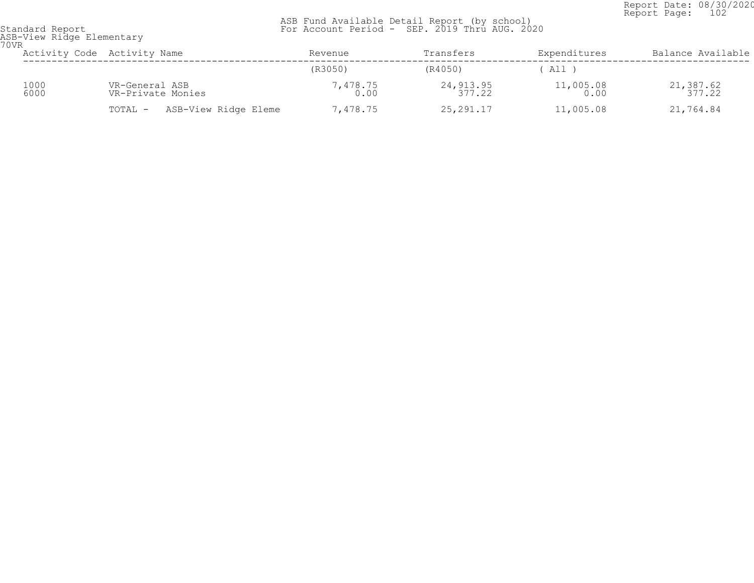Standard Report
ASB-View Ridge Elementary
70VR

ASB Fund Available Detail Report (by school)
For Account Period - SEP. 2019 Thru AUG. 2020

Report Date: 08/30/2020
Report Page: 102

| Activity Code | Activity Name | Revenue | Transfers | Expenditures | Balance Available |
|---|---|---|---|---|---|
| | | (R3050) | (R4050) | ( All ) | |
| 1000 | VR-General ASB | 7,478.75 | 24,913.95 | 11,005.08 | 21,387.62 |
| 6000 | VR-Private Monies | 0.00 | 377.22 | 0.00 | 377.22 |
| | TOTAL - ASB-View Ridge Eleme | 7,478.75 | 25,291.17 | 11,005.08 | 21,764.84 |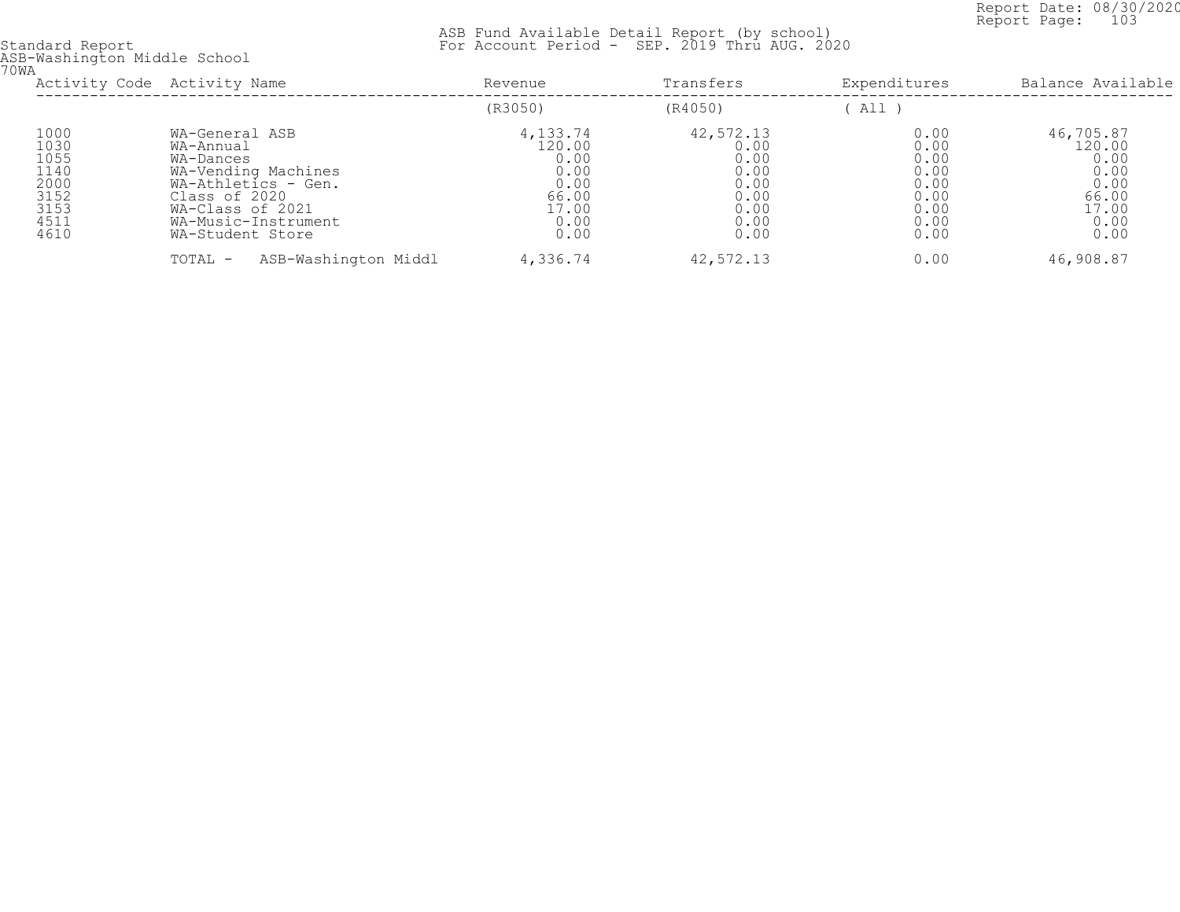Standard Report
ASB-Washington Middle School
70WA

ASB Fund Available Detail Report (by school)
For Account Period - SEP. 2019 Thru AUG. 2020

Report Date: 08/30/2020
Report Page: 103

| Activity Code | Activity Name | Revenue | Transfers | Expenditures | Balance Available |
|---|---|---|---|---|---|
| | | (R3050) | (R4050) | ( All ) | |
| 1000 | WA-General ASB | 4,133.74 | 42,572.13 | 0.00 | 46,705.87 |
| 1030 | WA-Annual | 120.00 | 0.00 | 0.00 | 120.00 |
| 1055 | WA-Dances | 0.00 | 0.00 | 0.00 | 0.00 |
| 1140 | WA-Vending Machines | 0.00 | 0.00 | 0.00 | 0.00 |
| 2000 | WA-Athletics - Gen. | 0.00 | 0.00 | 0.00 | 0.00 |
| 3152 | Class of 2020 | 66.00 | 0.00 | 0.00 | 66.00 |
| 3153 | WA-Class of 2021 | 17.00 | 0.00 | 0.00 | 17.00 |
| 4511 | WA-Music-Instrument | 0.00 | 0.00 | 0.00 | 0.00 |
| 4610 | WA-Student Store | 0.00 | 0.00 | 0.00 | 0.00 |
| | TOTAL - ASB-Washington Middl | 4,336.74 | 42,572.13 | 0.00 | 46,908.87 |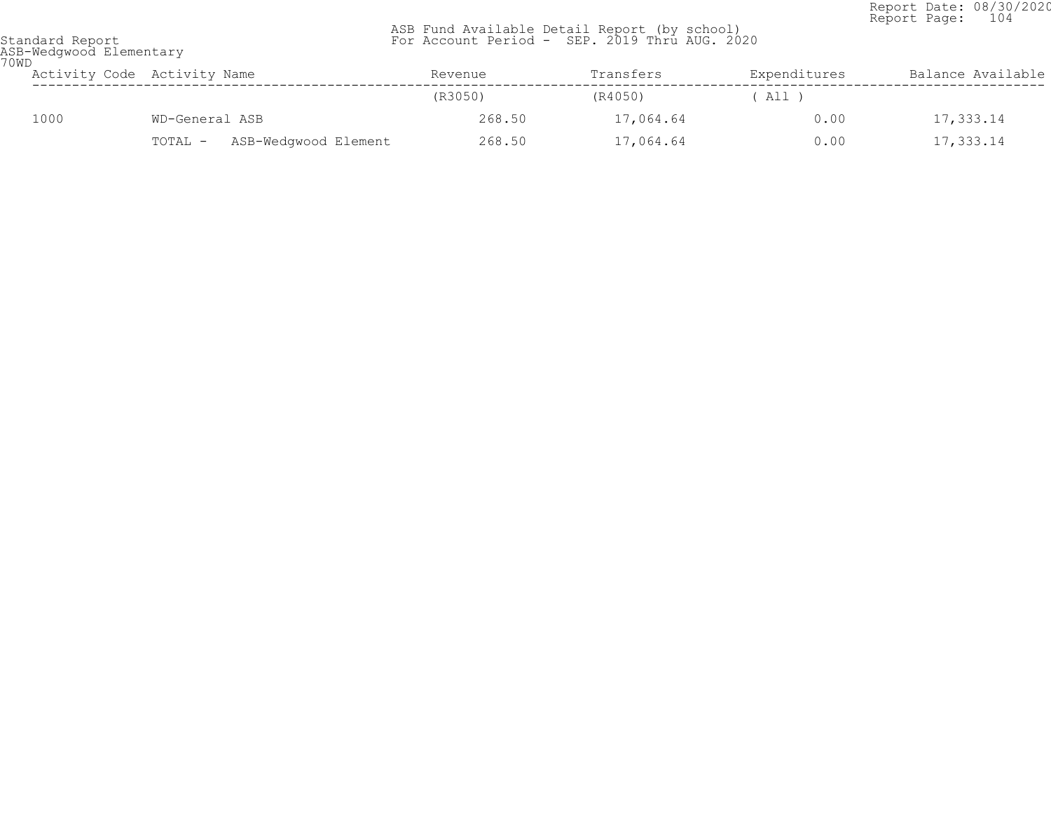Standard Report
ASB-Wedgwood Elementary
70WD

ASB Fund Available Detail Report (by school)
For Account Period - SEP. 2019 Thru AUG. 2020

Report Date: 08/30/2020

| Activity Code | Activity Name | Revenue | Transfers | Expenditures | Balance Available |
|---|---|---|---|---|---|
| | | (R3050) | (R4050) | ( All ) | |
| 1000 | WD-General ASB | 268.50 | 17,064.64 | 0.00 | 17,333.14 |
| | TOTAL - ASB-Wedgwood Element | 268.50 | 17,064.64 | 0.00 | 17,333.14 |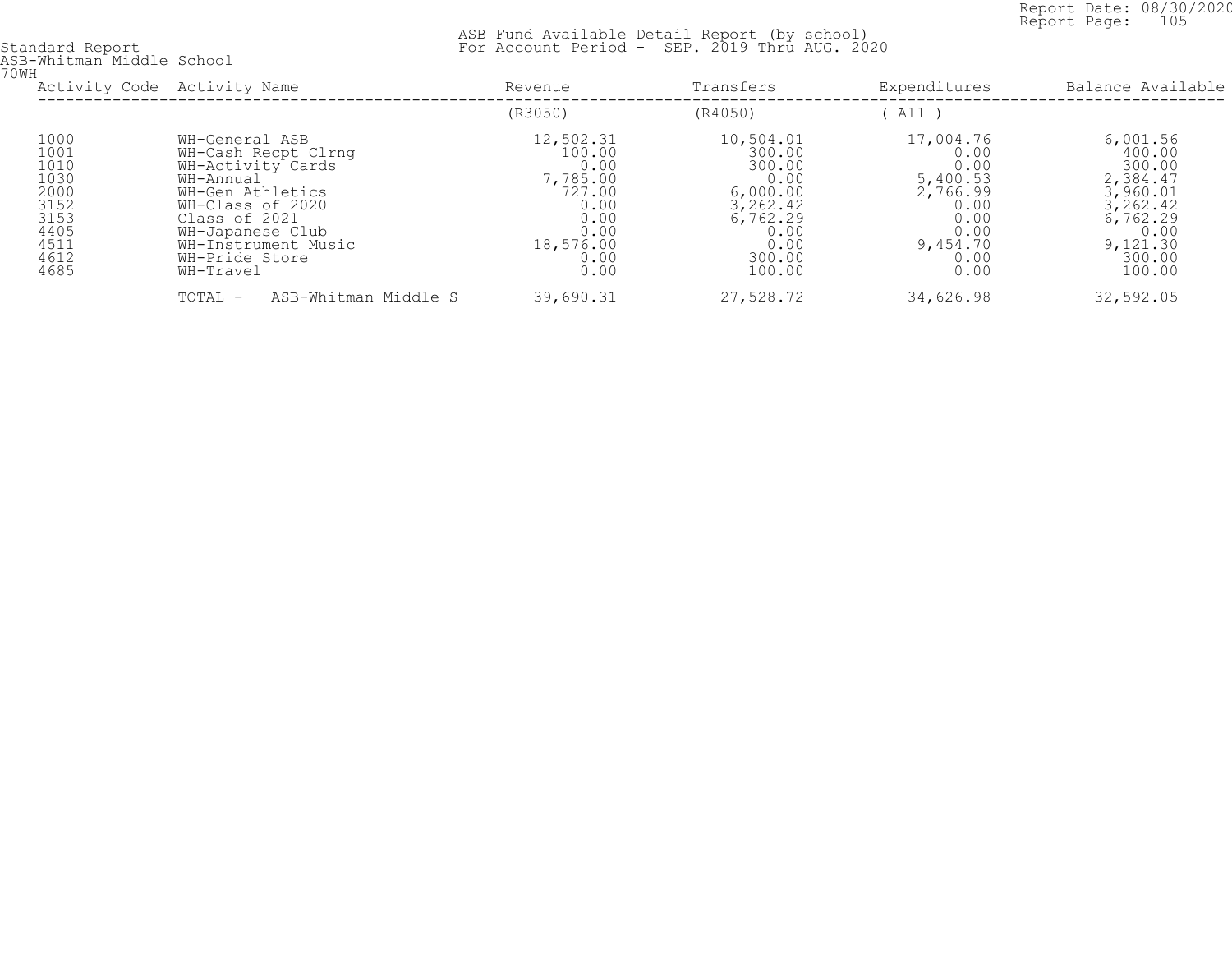Standard Report
ASB-Whitman Middle School
70WH

ASB Fund Available Detail Report (by school)
For Account Period - SEP. 2019 Thru AUG. 2020

Report Date: 08/30/2020
Report Page: 105

| Activity Code | Activity Name | Revenue | Transfers | Expenditures | Balance Available |
|---|---|---|---|---|---|
| | | (R3050) | (R4050) | ( All ) | |
| 1000 | WH-General ASB | 12,502.31 | 10,504.01 | 17,004.76 | 6,001.56 |
| 1001 | WH-Cash Recpt Clrng | 100.00 | 300.00 | 0.00 | 400.00 |
| 1010 | WH-Activity Cards | 0.00 | 300.00 | 0.00 | 300.00 |
| 1030 | WH-Annual | 7,785.00 | 0.00 | 5,400.53 | 2,384.47 |
| 2000 | WH-Gen Athletics | 727.00 | 6,000.00 | 2,766.99 | 3,960.01 |
| 3152 | WH-Class of 2020 | 0.00 | 3,262.42 | 0.00 | 3,262.42 |
| 3153 | Class of 2021 | 0.00 | 6,762.29 | 0.00 | 6,762.29 |
| 4405 | WH-Japanese Club | 0.00 | 0.00 | 0.00 | 0.00 |
| 4511 | WH-Instrument Music | 18,576.00 | 0.00 | 9,454.70 | 9,121.30 |
| 4612 | WH-Pride Store | 0.00 | 300.00 | 0.00 | 300.00 |
| 4685 | WH-Travel | 0.00 | 100.00 | 0.00 | 100.00 |
| | TOTAL - ASB-Whitman Middle S | 39,690.31 | 27,528.72 | 34,626.98 | 32,592.05 |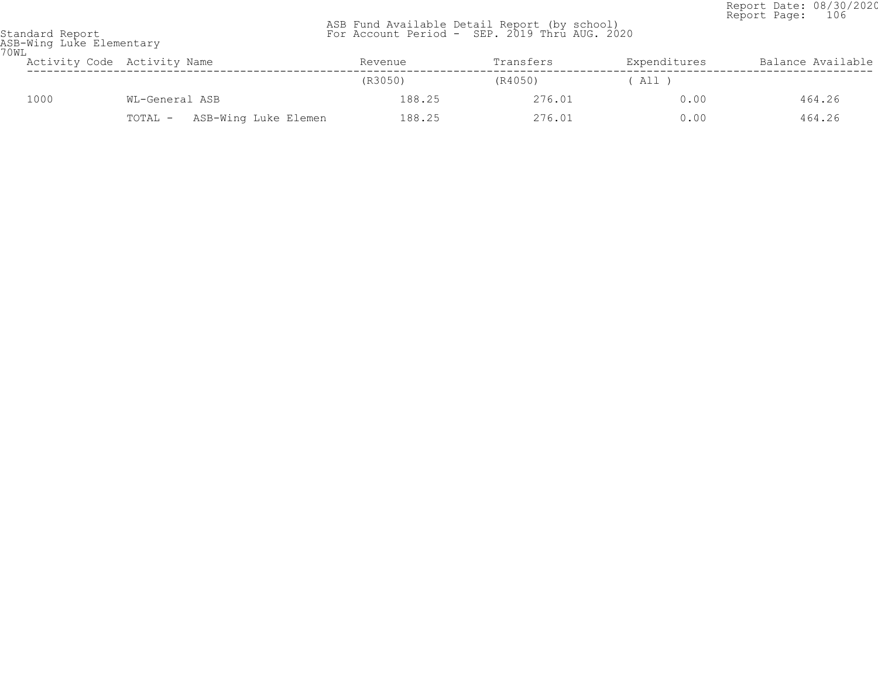Standard Report
ASB-Wing Luke Elementary
70WL

ASB Fund Available Detail Report (by school)
For Account Period - SEP. 2019 Thru AUG. 2020

Report Date: 08/30/2020

| Activity Code | Activity Name | Revenue | Transfers | Expenditures | Balance Available |
|---|---|---|---|---|---|
| | | (R3050) | (R4050) | ( All ) | |
| 1000 | WL-General ASB | 188.25 | 276.01 | 0.00 | 464.26 |
| | TOTAL - ASB-Wing Luke Elemen | 188.25 | 276.01 | 0.00 | 464.26 |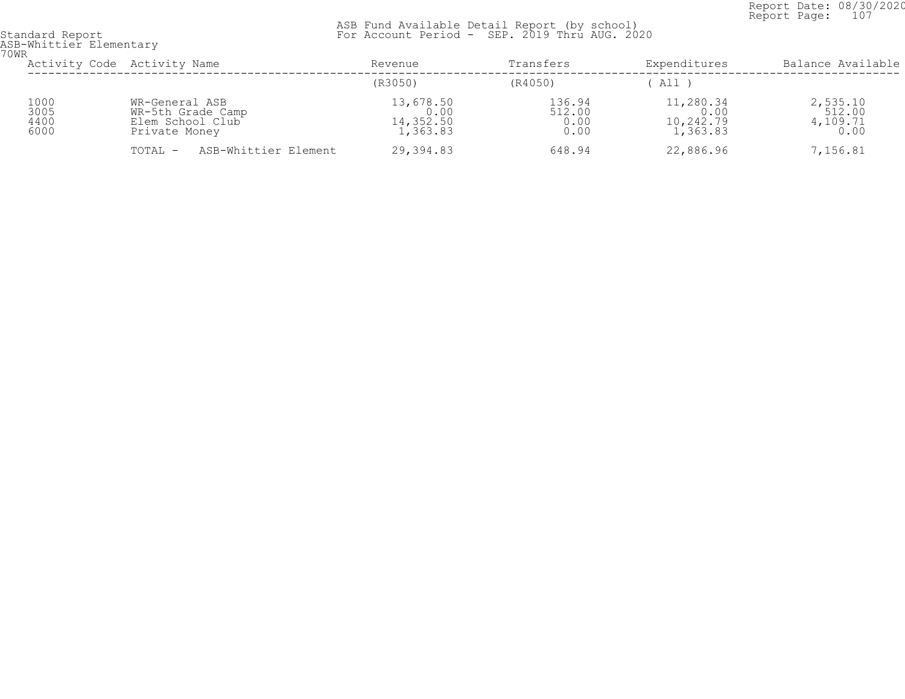Standard Report
ASB-Whittier Elementary
70WR

ASB Fund Available Detail Report (by school)
For Account Period - SEP. 2019 Thru AUG. 2020

Report Date: 08/30/2020
Report Page: 107

| Activity Code | Activity Name | Revenue | Transfers | Expenditures | Balance Available |
|---|---|---|---|---|---|
| | | (R3050) | (R4050) | ( All ) | |
| 1000 | WR-General ASB | 13,678.50 | 136.94 | 11,280.34 | 2,535.10 |
| 3005 | WR-5th Grade Camp | 0.00 | 512.00 | 0.00 | 512.00 |
| 4400 | Elem School Club | 14,352.50 | 0.00 | 10,242.79 | 4,109.71 |
| 6000 | Private Money | 1,363.83 | 0.00 | 1,363.83 | 0.00 |
| | TOTAL - ASB-Whittier Element | 29,394.83 | 648.94 | 22,886.96 | 7,156.81 |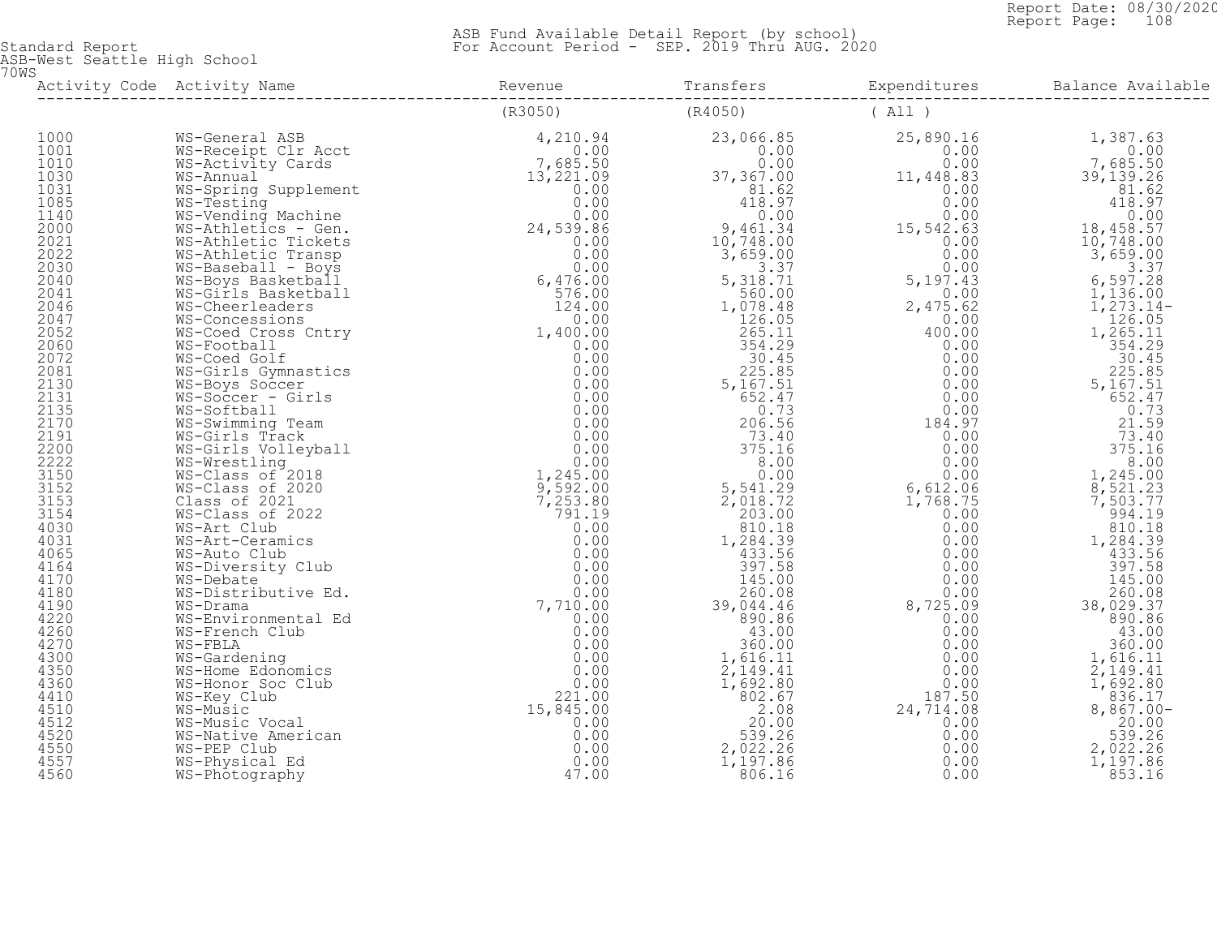Standard Report
ASB-West Seattle High School
70WS

ASB Fund Available Detail Report (by school)
For Account Period - SEP. 2019 Thru AUG. 2020

Report Date: 08/30/2020
Report Page: 108

| Activity Code | Activity Name | Revenue | Transfers | Expenditures | Balance Available |
|---|---|---|---|---|---|
| | | (R3050) | (R4050) | ( All ) | |
| 1000 | WS-General ASB | 4,210.94 | 23,066.85 | 25,890.16 | 1,387.63 |
| 1001 | WS-Receipt Clr Acct | 0.00 | 0.00 | 0.00 | 0.00 |
| 1010 | WS-Activity Cards | 7,685.50 | 0.00 | 0.00 | 7,685.50 |
| 1030 | WS-Annual | 13,221.09 | 37,367.00 | 11,448.83 | 39,139.26 |
| 1031 | WS-Spring Supplement | 0.00 | 81.62 | 0.00 | 81.62 |
| 1085 | WS-Testing | 0.00 | 418.97 | 0.00 | 418.97 |
| 1140 | WS-Vending Machine | 0.00 | 0.00 | 0.00 | 0.00 |
| 2000 | WS-Athletics - Gen. | 24,539.86 | 9,461.34 | 15,542.63 | 18,458.57 |
| 2021 | WS-Athletic Tickets | 0.00 | 10,748.00 | 0.00 | 10,748.00 |
| 2022 | WS-Athletic Transp | 0.00 | 3,659.00 | 0.00 | 3,659.00 |
| 2030 | WS-Baseball - Boys | 0.00 | 3.37 | 0.00 | 3.37 |
| 2040 | WS-Boys Basketball | 6,476.00 | 5,318.71 | 5,197.43 | 6,597.28 |
| 2041 | WS-Girls Basketball | 576.00 | 560.00 | 0.00 | 1,136.00 |
| 2046 | WS-Cheerleaders | 124.00 | 1,078.48 | 2,475.62 | 1,273.14- |
| 2047 | WS-Concessions | 0.00 | 126.05 | 0.00 | 126.05 |
| 2052 | WS-Coed Cross Cntry | 1,400.00 | 265.11 | 400.00 | 1,265.11 |
| 2060 | WS-Football | 0.00 | 354.29 | 0.00 | 354.29 |
| 2072 | WS-Coed Golf | 0.00 | 30.45 | 0.00 | 30.45 |
| 2081 | WS-Girls Gymnastics | 0.00 | 225.85 | 0.00 | 225.85 |
| 2130 | WS-Boys Soccer | 0.00 | 5,167.51 | 0.00 | 5,167.51 |
| 2131 | WS-Soccer - Girls | 0.00 | 652.47 | 0.00 | 652.47 |
| 2135 | WS-Softball | 0.00 | 0.73 | 0.00 | 0.73 |
| 2170 | WS-Swimming Team | 0.00 | 206.56 | 184.97 | 21.59 |
| 2191 | WS-Girls Track | 0.00 | 73.40 | 0.00 | 73.40 |
| 2200 | WS-Girls Volleyball | 0.00 | 375.16 | 0.00 | 375.16 |
| 2222 | WS-Wrestling | 0.00 | 8.00 | 0.00 | 8.00 |
| 3150 | WS-Class of 2018 | 1,245.00 | 0.00 | 0.00 | 1,245.00 |
| 3152 | WS-Class of 2020 | 9,592.00 | 5,541.29 | 6,612.06 | 8,521.23 |
| 3153 | Class of 2021 | 7,253.80 | 2,018.72 | 1,768.75 | 7,503.77 |
| 3154 | WS-Class of 2022 | 791.19 | 203.00 | 0.00 | 994.19 |
| 4030 | WS-Art Club | 0.00 | 810.18 | 0.00 | 810.18 |
| 4031 | WS-Art-Ceramics | 0.00 | 1,284.39 | 0.00 | 1,284.39 |
| 4065 | WS-Auto Club | 0.00 | 433.56 | 0.00 | 433.56 |
| 4164 | WS-Diversity Club | 0.00 | 397.58 | 0.00 | 397.58 |
| 4170 | WS-Debate | 0.00 | 145.00 | 0.00 | 145.00 |
| 4180 | WS-Distributive Ed. | 0.00 | 260.08 | 0.00 | 260.08 |
| 4190 | WS-Drama | 7,710.00 | 39,044.46 | 8,725.09 | 38,029.37 |
| 4220 | WS-Environmental Ed | 0.00 | 890.86 | 0.00 | 890.86 |
| 4260 | WS-French Club | 0.00 | 43.00 | 0.00 | 43.00 |
| 4270 | WS-FBLA | 0.00 | 360.00 | 0.00 | 360.00 |
| 4300 | WS-Gardening | 0.00 | 1,616.11 | 0.00 | 1,616.11 |
| 4350 | WS-Home Edonomics | 0.00 | 2,149.41 | 0.00 | 2,149.41 |
| 4360 | WS-Honor Soc Club | 0.00 | 1,692.80 | 0.00 | 1,692.80 |
| 4410 | WS-Key Club | 221.00 | 802.67 | 187.50 | 836.17 |
| 4510 | WS-Music | 15,845.00 | 2.08 | 24,714.08 | 8,867.00- |
| 4512 | WS-Music Vocal | 0.00 | 20.00 | 0.00 | 20.00 |
| 4520 | WS-Native American | 0.00 | 539.26 | 0.00 | 539.26 |
| 4550 | WS-PEP Club | 0.00 | 2,022.26 | 0.00 | 2,022.26 |
| 4557 | WS-Physical Ed | 0.00 | 1,197.86 | 0.00 | 1,197.86 |
| 4560 | WS-Photography | 47.00 | 806.16 | 0.00 | 853.16 |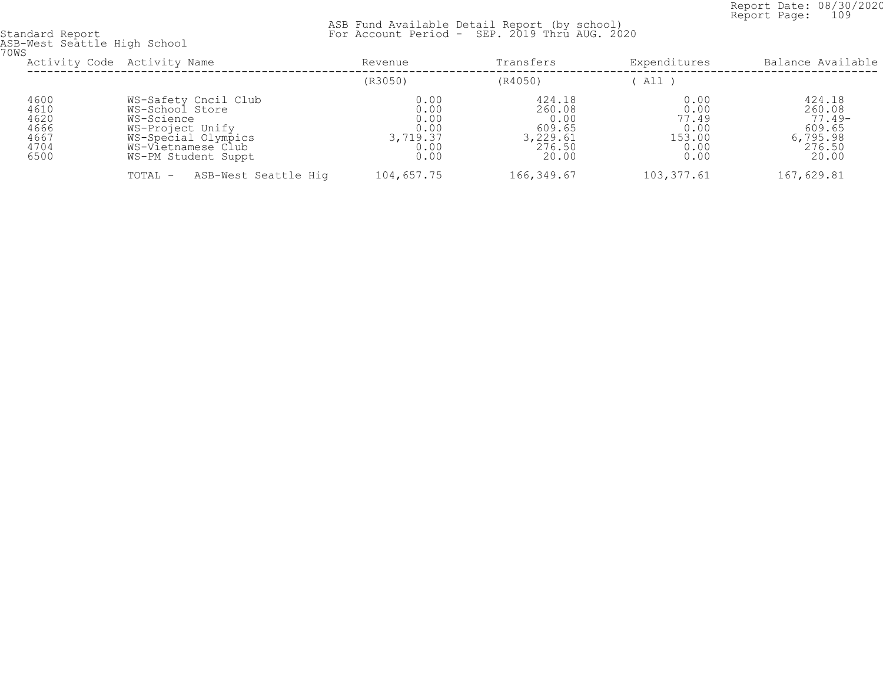Standard Report
ASB-West Seattle High School
70WS

ASB Fund Available Detail Report (by school)
For Account Period - SEP. 2019 Thru AUG. 2020

| Activity Code | Activity Name | Revenue | Transfers | Expenditures | Balance Available |
|---|---|---|---|---|---|
| | | (R3050) | (R4050) | ( All ) | |
| 4600 | WS-Safety Cncil Club | 0.00 | 424.18 | 0.00 | 424.18 |
| 4610 | WS-School Store | 0.00 | 260.08 | 0.00 | 260.08 |
| 4620 | WS-Science | 0.00 | 0.00 | 77.49 | 77.49- |
| 4666 | WS-Project Unify | 0.00 | 609.65 | 0.00 | 609.65 |
| 4667 | WS-Special Olympics | 3,719.37 | 3,229.61 | 153.00 | 6,795.98 |
| 4704 | WS-Vietnamese Club | 0.00 | 276.50 | 0.00 | 276.50 |
| 6500 | WS-PM Student Suppt | 0.00 | 20.00 | 0.00 | 20.00 |
| | TOTAL - ASB-West Seattle Hig | 104,657.75 | 166,349.67 | 103,377.61 | 167,629.81 |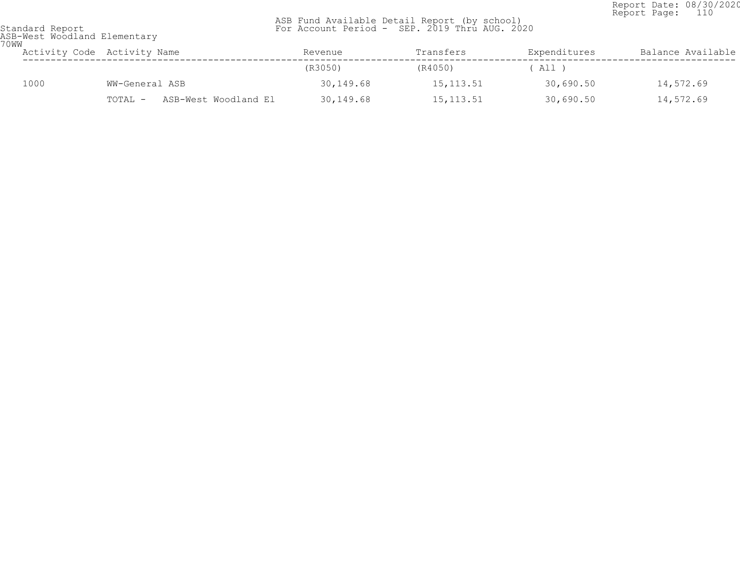Report Date: 08/30/2020
Report Page: 110

Standard Report
ASB-West Woodland Elementary
70WW

ASB Fund Available Detail Report (by school)
For Account Period - SEP. 2019 Thru AUG. 2020

| Activity Code | Activity Name | Revenue | Transfers | Expenditures | Balance Available |
|---|---|---|---|---|---|
| | | (R3050) | (R4050) | ( All ) | |
| 1000 | WW-General ASB | 30,149.68 | 15,113.51 | 30,690.50 | 14,572.69 |
| | TOTAL - ASB-West Woodland El | 30,149.68 | 15,113.51 | 30,690.50 | 14,572.69 |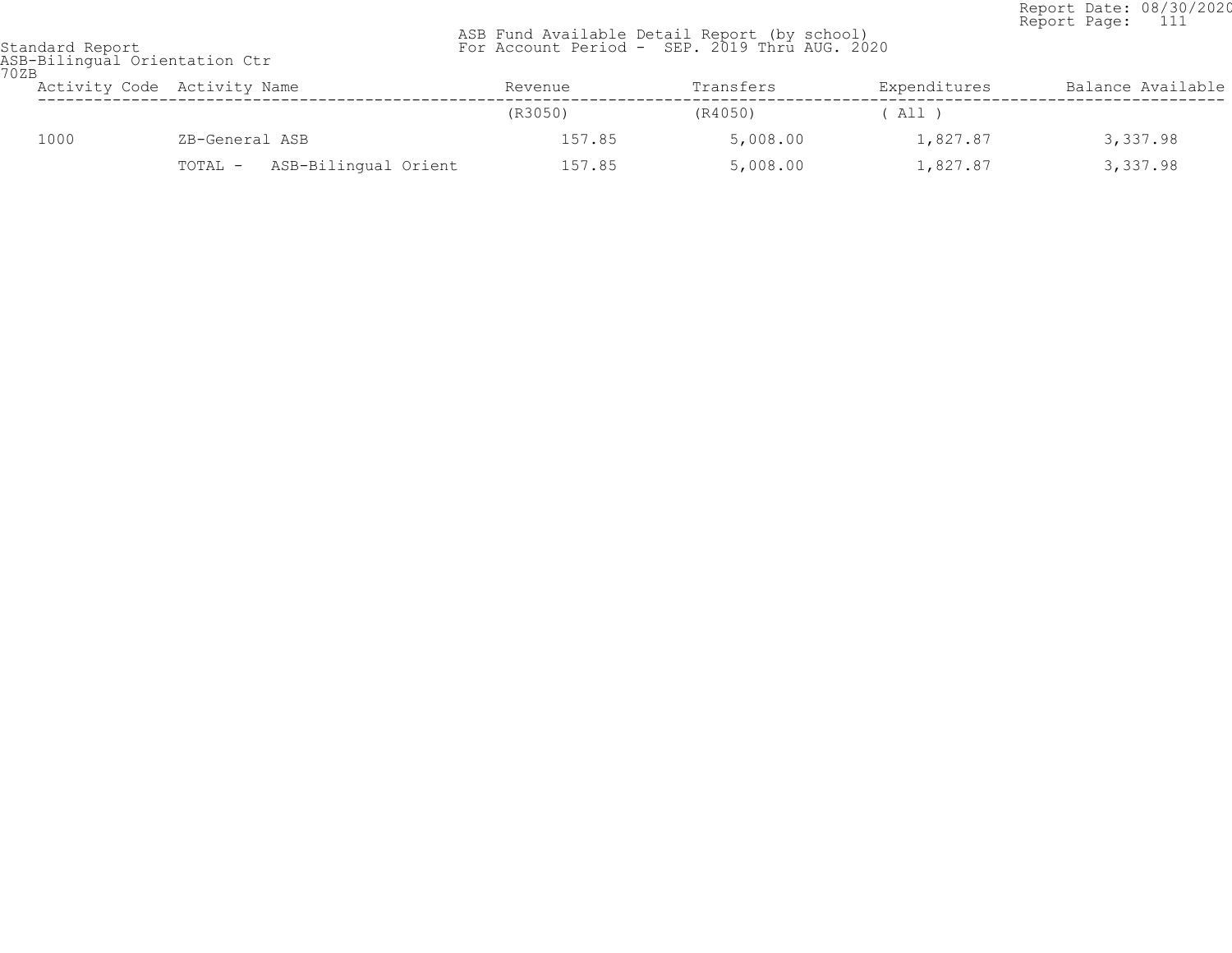Standard Report
ASB-Bilingual Orientation Ctr
70ZB

ASB Fund Available Detail Report (by school)
For Account Period - SEP. 2019 Thru AUG. 2020

Report Date: 08/30/2020
Report Page: 111

| Activity Code | Activity Name | Revenue | Transfers | Expenditures | Balance Available |
|---|---|---|---|---|---|
| | | (R3050) | (R4050) | ( All ) | |
| 1000 | ZB-General ASB | 157.85 | 5,008.00 | 1,827.87 | 3,337.98 |
| | TOTAL - ASB-Bilingual Orient | 157.85 | 5,008.00 | 1,827.87 | 3,337.98 |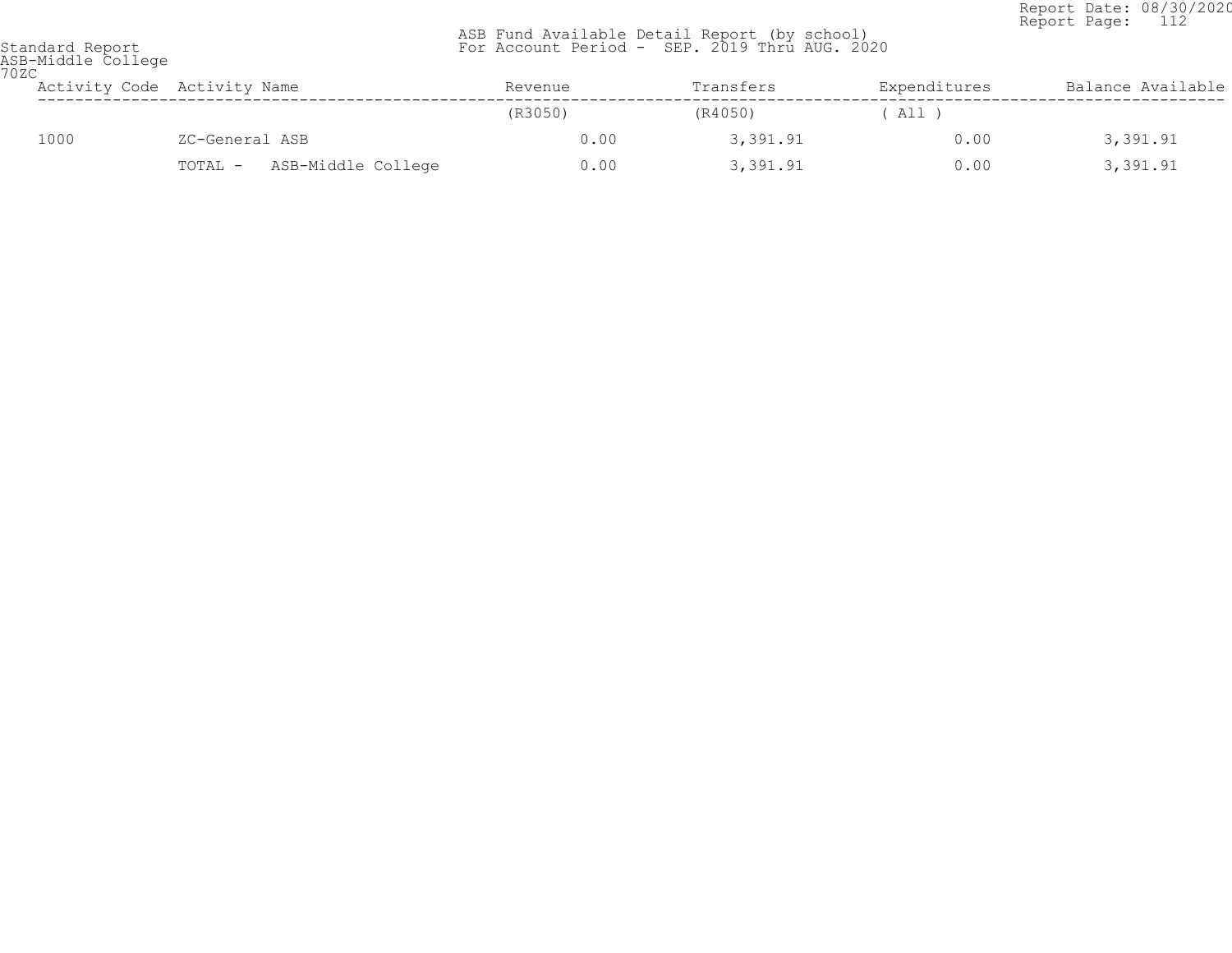Standard Report
ASB-Middle College
70ZC

ASB Fund Available Detail Report (by school)
For Account Period - SEP. 2019 Thru AUG. 2020

Report Date: 08/30/2020
Report Page: 112

| Activity Code | Activity Name | Revenue | Transfers | Expenditures | Balance Available |
|---|---|---|---|---|---|
| | | (R3050) | (R4050) | ( All ) | |
| 1000 | ZC-General ASB | 0.00 | 3,391.91 | 0.00 | 3,391.91 |
| | TOTAL - ASB-Middle College | 0.00 | 3,391.91 | 0.00 | 3,391.91 |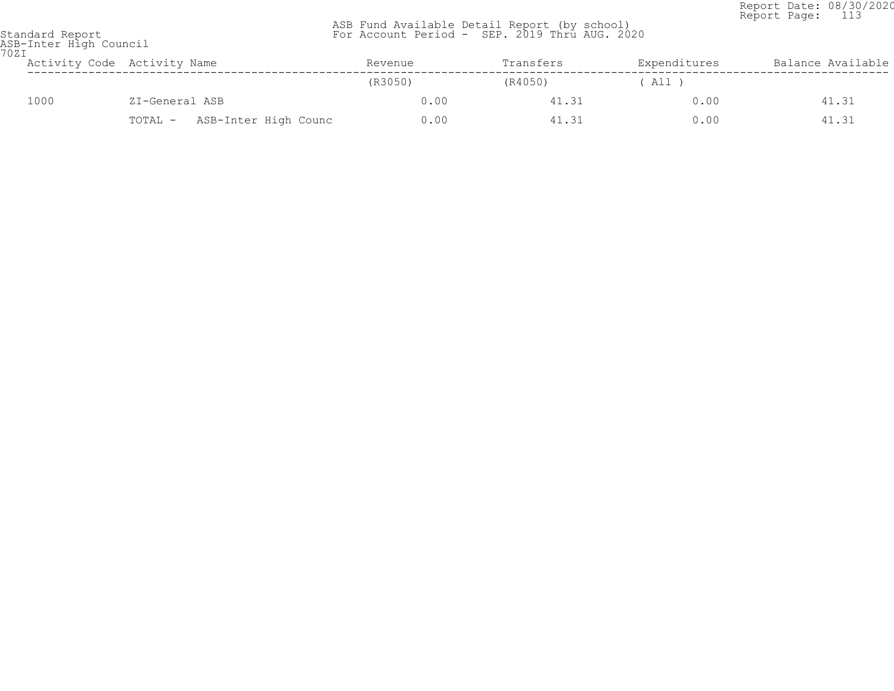Report Date: 08/30/2020
Report Page: 113

Standard Report
ASB-Inter High Council
70ZI

ASB Fund Available Detail Report (by school)
For Account Period - SEP. 2019 Thru AUG. 2020

| Activity Code | Activity Name | Revenue | Transfers | Expenditures | Balance Available |
|---|---|---|---|---|---|
| | | (R3050) | (R4050) | ( All ) | |
| 1000 | ZI-General ASB | 0.00 | 41.31 | 0.00 | 41.31 |
| | TOTAL - ASB-Inter High Counc | 0.00 | 41.31 | 0.00 | 41.31 |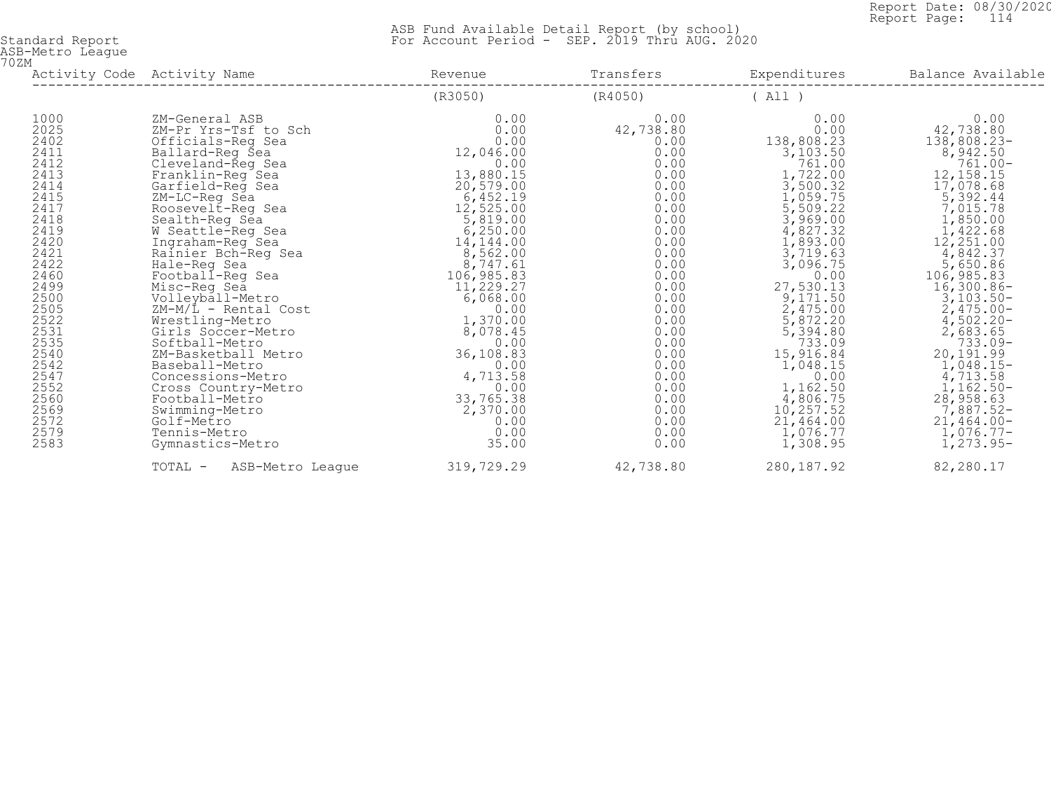Standard Report
ASB-Metro League
70ZM

# ASB Fund Available Detail Report (by school)
For Account Period - SEP. 2019 Thru AUG. 2020

Report Date: 08/30/2020
Report Page: 114

| Activity Code | Activity Name | Revenue | Transfers | Expenditures | Balance Available |
|---|---|---|---|---|---|
| | | (R3050) | (R4050) | ( All ) | |
| 1000 | ZM-General ASB | 0.00 | 0.00 | 0.00 | 0.00 |
| 2025 | ZM-Pr Yrs-Tsf to Sch | 0.00 | 42,738.80 | 0.00 | 42,738.80 |
| 2402 | Officials-Reg Sea | 0.00 | 0.00 | 138,808.23 | 138,808.23- |
| 2411 | Ballard-Reg Sea | 12,046.00 | 0.00 | 3,103.50 | 8,942.50 |
| 2412 | Cleveland-Reg Sea | 0.00 | 0.00 | 761.00 | 761.00- |
| 2413 | Franklin-Reg Sea | 13,880.15 | 0.00 | 1,722.00 | 12,158.15 |
| 2414 | Garfield-Reg Sea | 20,579.00 | 0.00 | 3,500.32 | 17,078.68 |
| 2415 | ZM-LC-Reg Sea | 6,452.19 | 0.00 | 1,059.75 | 5,392.44 |
| 2417 | Roosevelt-Reg Sea | 12,525.00 | 0.00 | 5,509.22 | 7,015.78 |
| 2418 | Sealth-Reg Sea | 5,819.00 | 0.00 | 3,969.00 | 1,850.00 |
| 2419 | W Seattle-Reg Sea | 6,250.00 | 0.00 | 4,827.32 | 1,422.68 |
| 2420 | Ingraham-Reg Sea | 14,144.00 | 0.00 | 1,893.00 | 12,251.00 |
| 2421 | Rainier Bch-Reg Sea | 8,562.00 | 0.00 | 3,719.63 | 4,842.37 |
| 2422 | Hale-Reg Sea | 8,747.61 | 0.00 | 3,096.75 | 5,650.86 |
| 2460 | Football-Reg Sea | 106,985.83 | 0.00 | 0.00 | 106,985.83 |
| 2499 | Misc-Reg Sea | 11,229.27 | 0.00 | 27,530.13 | 16,300.86- |
| 2500 | Volleyball-Metro | 6,068.00 | 0.00 | 9,171.50 | 3,103.50- |
| 2505 | ZM-M/L - Rental Cost | 0.00 | 0.00 | 2,475.00 | 2,475.00- |
| 2522 | Wrestling-Metro | 1,370.00 | 0.00 | 5,872.20 | 4,502.20- |
| 2531 | Girls Soccer-Metro | 8,078.45 | 0.00 | 5,394.80 | 2,683.65 |
| 2535 | Softball-Metro | 0.00 | 0.00 | 733.09 | 733.09- |
| 2540 | ZM-Basketball Metro | 36,108.83 | 0.00 | 15,916.84 | 20,191.99 |
| 2542 | Baseball-Metro | 0.00 | 0.00 | 1,048.15 | 1,048.15- |
| 2547 | Concessions-Metro | 4,713.58 | 0.00 | 0.00 | 4,713.58 |
| 2552 | Cross Country-Metro | 0.00 | 0.00 | 1,162.50 | 1,162.50- |
| 2560 | Football-Metro | 33,765.38 | 0.00 | 4,806.75 | 28,958.63 |
| 2569 | Swimming-Metro | 2,370.00 | 0.00 | 10,257.52 | 7,887.52- |
| 2572 | Golf-Metro | 0.00 | 0.00 | 21,464.00 | 21,464.00- |
| 2579 | Tennis-Metro | 0.00 | 0.00 | 1,076.77 | 1,076.77- |
| 2583 | Gymnastics-Metro | 35.00 | 0.00 | 1,308.95 | 1,273.95- |
| | TOTAL - ASB-Metro League | 319,729.29 | 42,738.80 | 280,187.92 | 82,280.17 |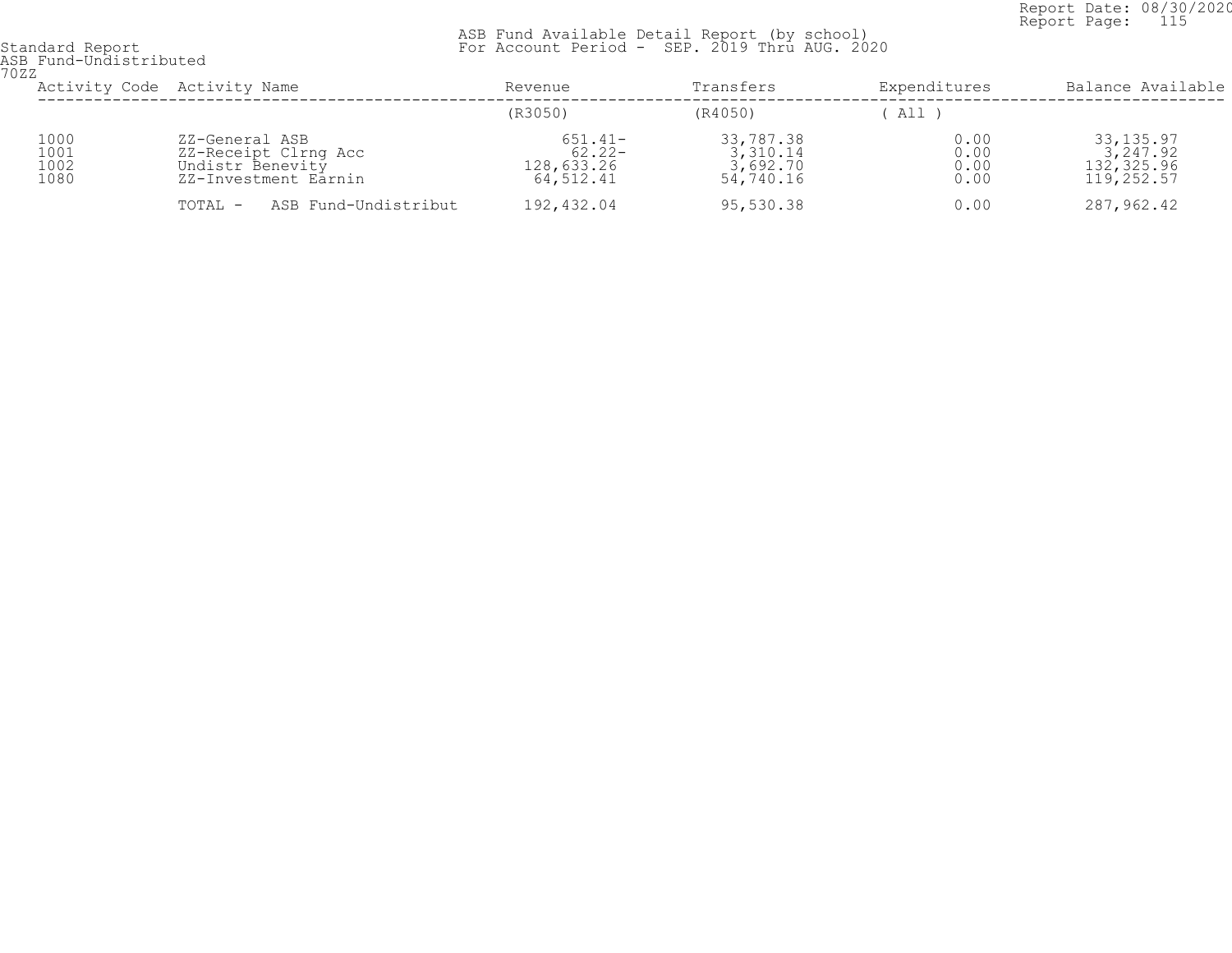Standard Report
ASB Fund-Undistributed
70ZZ

ASB Fund Available Detail Report (by school)
For Account Period - SEP. 2019 Thru AUG. 2020

Report Date: 08/30/2020

| Activity Code | Activity Name | Revenue | Transfers | Expenditures | Balance Available |
|---|---|---|---|---|---|
| | | (R3050) | (R4050) | ( All ) | |
| 1000 | ZZ-General ASB | 651.41- | 33,787.38 | 0.00 | 33,135.97 |
| 1001 | ZZ-Receipt Clrng Acc | 62.22- | 3,310.14 | 0.00 | 3,247.92 |
| 1002 | Undistr Benevity | 128,633.26 | 3,692.70 | 0.00 | 132,325.96 |
| 1080 | ZZ-Investment Earnin | 64,512.41 | 54,740.16 | 0.00 | 119,252.57 |
| | TOTAL - ASB Fund-Undistribut | 192,432.04 | 95,530.38 | 0.00 | 287,962.42 |